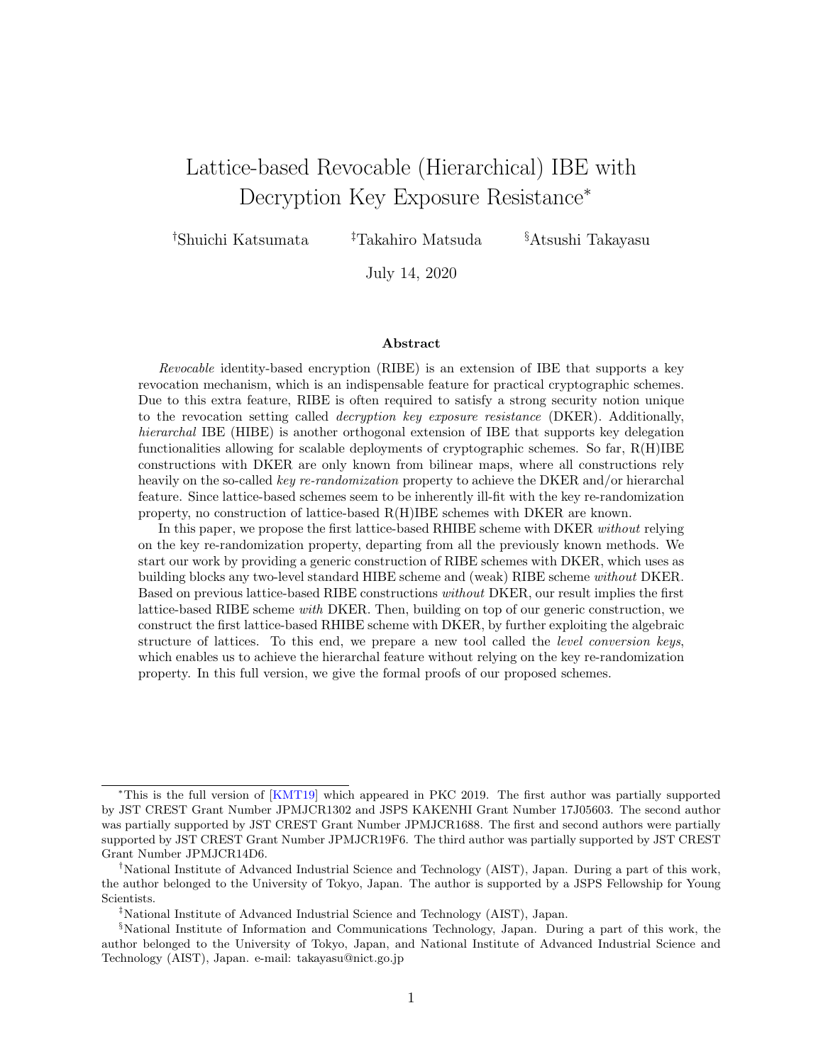# Lattice-based Revocable (Hierarchical) IBE with Decryption Key Exposure Resistance*

[†]Shuichi Katsumata [‡]Takahiro Matsuda [§]Atsushi Takayasu

July 14, 2020

## Abstract

*Revocable* identity-based encryption (RIBE) is an extension of IBE that supports a key revocation mechanism, which is an indispensable feature for practical cryptographic schemes. Due to this extra feature, RIBE is often required to satisfy a strong security notion unique to the revocation setting called *decryption key exposure resistance* (DKER). Additionally, *hierarchal* IBE (HIBE) is another orthogonal extension of IBE that supports key delegation functionalities allowing for scalable deployments of cryptographic schemes. So far, R(H)IBE constructions with DKER are only known from bilinear maps, where all constructions rely heavily on the so-called *key re-randomization* property to achieve the DKER and/or hierarchal feature. Since lattice-based schemes seem to be inherently ill-fit with the key re-randomization property, no construction of lattice-based R(H)IBE schemes with DKER are known.

In this paper, we propose the first lattice-based RHIBE scheme with DKER *without* relying on the key re-randomization property, departing from all the previously known methods. We start our work by providing a generic construction of RIBE schemes with DKER, which uses as building blocks any two-level standard HIBE scheme and (weak) RIBE scheme *without* DKER. Based on previous lattice-based RIBE constructions *without* DKER, our result implies the first lattice-based RIBE scheme *with* DKER. Then, building on top of our generic construction, we construct the first lattice-based RHIBE scheme with DKER, by further exploiting the algebraic structure of lattices. To this end, we prepare a new tool called the *level conversion keys*, which enables us to achieve the hierarchal feature without relying on the key re-randomization property. In this full version, we give the formal proofs of our proposed schemes.

---

*This is the full version of [KMT19] which appeared in PKC 2019. The first author was partially supported by JST CREST Grant Number JPMJCR1302 and JSPS KAKENHI Grant Number 17J05603. The second author was partially supported by JST CREST Grant Number JPMJCR1688. The first and second authors were partially supported by JST CREST Grant Number JPMJCR19F6. The third author was partially supported by JST CREST Grant Number JPMJCR14D6.

[†]National Institute of Advanced Industrial Science and Technology (AIST), Japan. During a part of this work, the author belonged to the University of Tokyo, Japan. The author is supported by a JSPS Fellowship for Young Scientists.

[‡]National Institute of Advanced Industrial Science and Technology (AIST), Japan.

[§]National Institute of Information and Communications Technology, Japan. During a part of this work, the author belonged to the University of Tokyo, Japan, and National Institute of Advanced Industrial Science and Technology (AIST), Japan. e-mail: takayasu@nict.go.jp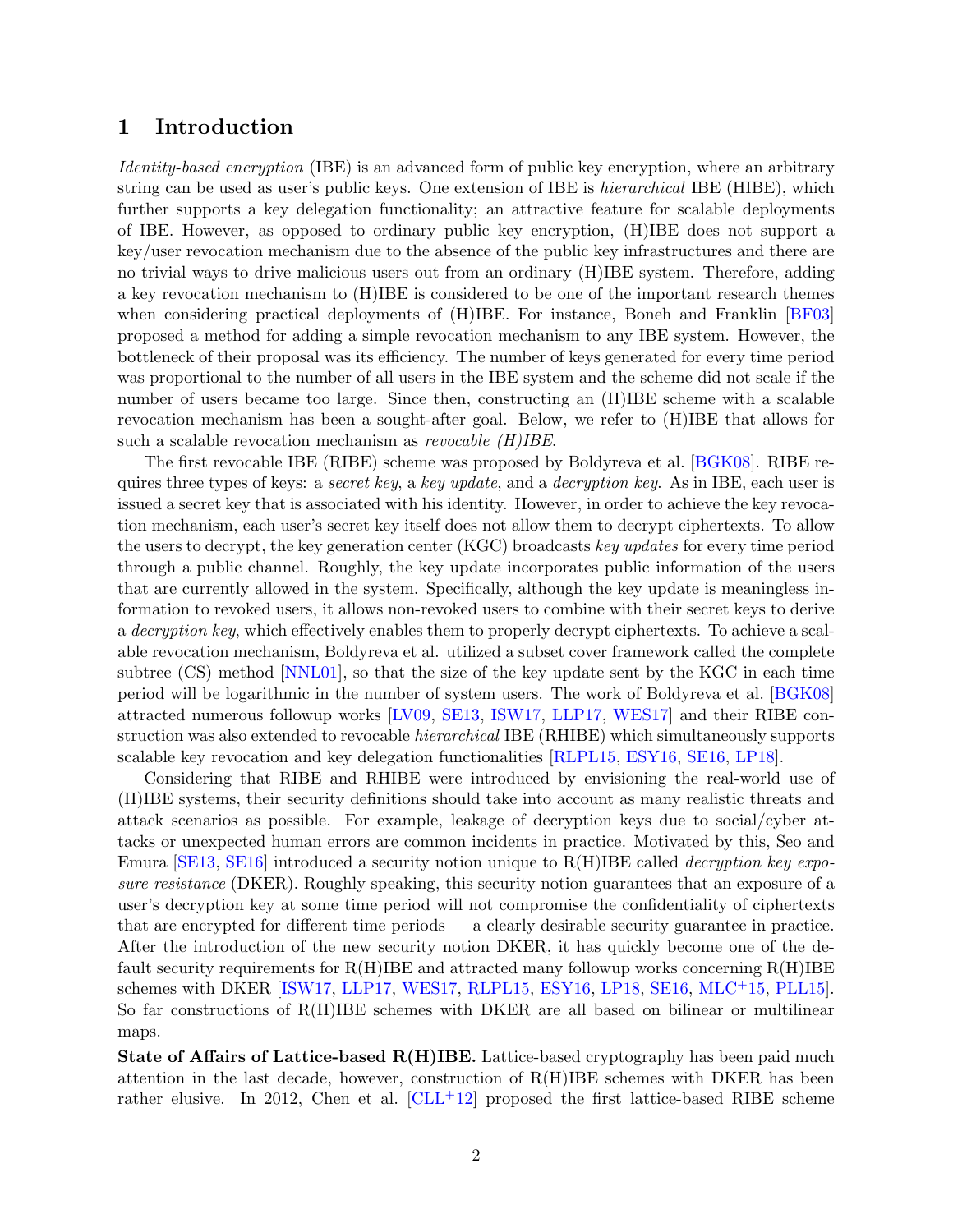## 1 Introduction

*Identity-based encryption* (IBE) is an advanced form of public key encryption, where an arbitrary string can be used as user's public keys. One extension of IBE is *hierarchical* IBE (HIBE), which further supports a key delegation functionality; an attractive feature for scalable deployments of IBE. However, as opposed to ordinary public key encryption, (H)IBE does not support a key/user revocation mechanism due to the absence of the public key infrastructures and there are no trivial ways to drive malicious users out from an ordinary (H)IBE system. Therefore, adding a key revocation mechanism to (H)IBE is considered to be one of the important research themes when considering practical deployments of (H)IBE. For instance, Boneh and Franklin [BF03] proposed a method for adding a simple revocation mechanism to any IBE system. However, the bottleneck of their proposal was its efficiency. The number of keys generated for every time period was proportional to the number of all users in the IBE system and the scheme did not scale if the number of users became too large. Since then, constructing an (H)IBE scheme with a scalable revocation mechanism has been a sought-after goal. Below, we refer to (H)IBE that allows for such a scalable revocation mechanism as *revocable (H)IBE*.

The first revocable IBE (RIBE) scheme was proposed by Boldyreva et al. [BGK08]. RIBE requires three types of keys: a *secret key*, a *key update*, and a *decryption key*. As in IBE, each user is issued a secret key that is associated with his identity. However, in order to achieve the key revocation mechanism, each user's secret key itself does not allow them to decrypt ciphertexts. To allow the users to decrypt, the key generation center (KGC) broadcasts *key updates* for every time period through a public channel. Roughly, the key update incorporates public information of the users that are currently allowed in the system. Specifically, although the key update is meaningless information to revoked users, it allows non-revoked users to combine with their secret keys to derive a *decryption key*, which effectively enables them to properly decrypt ciphertexts. To achieve a scalable revocation mechanism, Boldyreva et al. utilized a subset cover framework called the complete subtree (CS) method [NNL01], so that the size of the key update sent by the KGC in each time period will be logarithmic in the number of system users. The work of Boldyreva et al. [BGK08] attracted numerous followup works [LV09, SE13, ISW17, LLP17, WES17] and their RIBE construction was also extended to revocable *hierarchical* IBE (RHIBE) which simultaneously supports scalable key revocation and key delegation functionalities [RLPL15, ESY16, SE16, LP18].

Considering that RIBE and RHIBE were introduced by envisioning the real-world use of (H)IBE systems, their security definitions should take into account as many realistic threats and attack scenarios as possible. For example, leakage of decryption keys due to social/cyber attacks or unexpected human errors are common incidents in practice. Motivated by this, Seo and Emura [SE13, SE16] introduced a security notion unique to R(H)IBE called *decryption key exposure resistance* (DKER). Roughly speaking, this security notion guarantees that an exposure of a user's decryption key at some time period will not compromise the confidentiality of ciphertexts that are encrypted for different time periods — a clearly desirable security guarantee in practice. After the introduction of the new security notion DKER, it has quickly become one of the default security requirements for R(H)IBE and attracted many followup works concerning R(H)IBE schemes with DKER [ISW17, LLP17, WES17, RLPL15, ESY16, LP18, SE16, MLC+15, PLL15]. So far constructions of R(H)IBE schemes with DKER are all based on bilinear or multilinear maps.

**State of Affairs of Lattice-based R(H)IBE.** Lattice-based cryptography has been paid much attention in the last decade, however, construction of R(H)IBE schemes with DKER has been rather elusive. In 2012, Chen et al. [CLL+12] proposed the first lattice-based RIBE scheme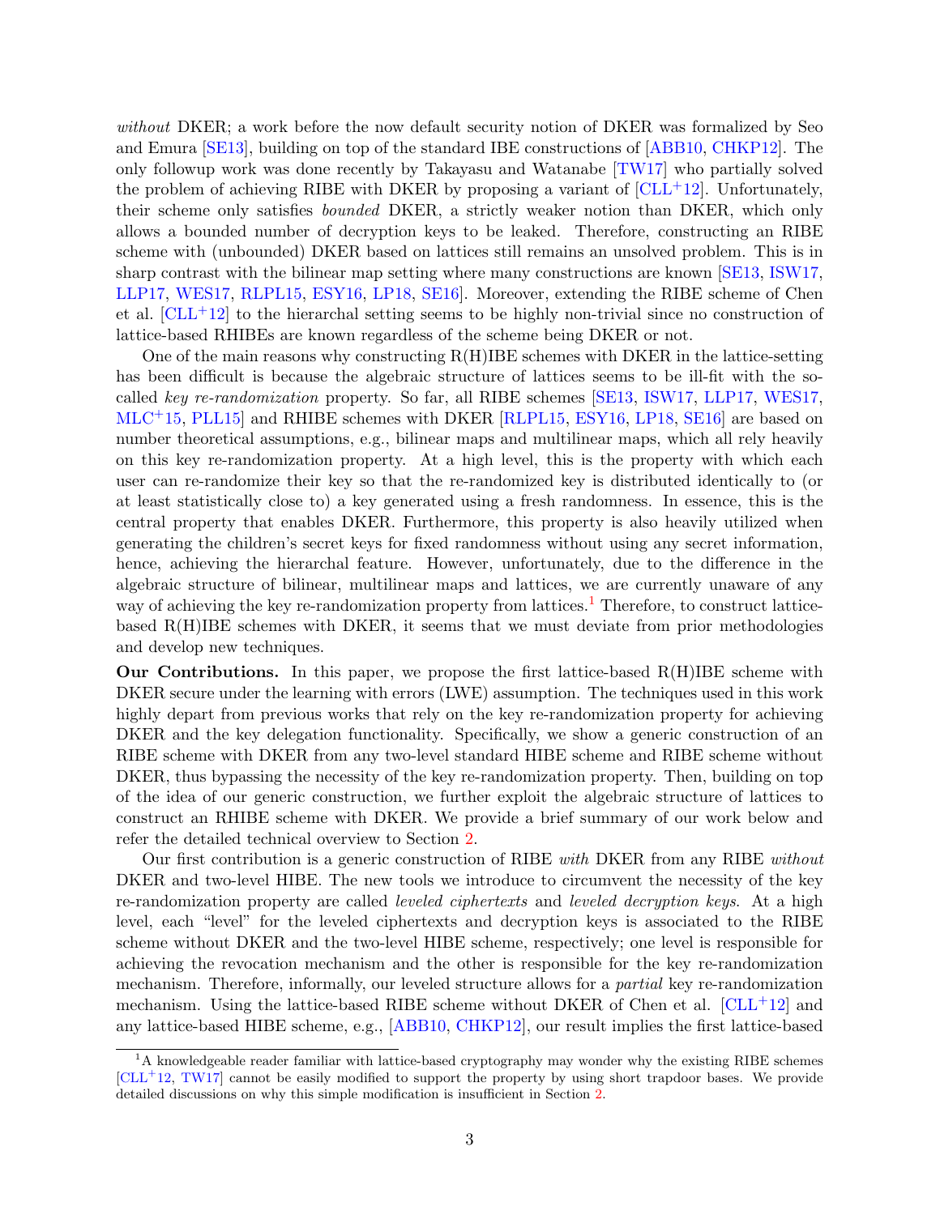*without* DKER; a work before the now default security notion of DKER was formalized by Seo and Emura [SE13], building on top of the standard IBE constructions of [ABB10, CHKP12]. The only followup work was done recently by Takayasu and Watanabe [TW17] who partially solved the problem of achieving RIBE with DKER by proposing a variant of [CLL+12]. Unfortunately, their scheme only satisfies *bounded* DKER, a strictly weaker notion than DKER, which only allows a bounded number of decryption keys to be leaked. Therefore, constructing an RIBE scheme with (unbounded) DKER based on lattices still remains an unsolved problem. This is in sharp contrast with the bilinear map setting where many constructions are known [SE13, ISW17, LLP17, WES17, RLPL15, ESY16, LP18, SE16]. Moreover, extending the RIBE scheme of Chen et al. [CLL+12] to the hierarchal setting seems to be highly non-trivial since no construction of lattice-based RHIBEs are known regardless of the scheme being DKER or not.

One of the main reasons why constructing R(H)IBE schemes with DKER in the lattice-setting has been difficult is because the algebraic structure of lattices seems to be ill-fit with the so-called *key re-randomization* property. So far, all RIBE schemes [SE13, ISW17, LLP17, WES17, MLC+15, PLL15] and RHIBE schemes with DKER [RLPL15, ESY16, LP18, SE16] are based on number theoretical assumptions, e.g., bilinear maps and multilinear maps, which all rely heavily on this key re-randomization property. At a high level, this is the property with which each user can re-randomize their key so that the re-randomized key is distributed identically to (or at least statistically close to) a key generated using a fresh randomness. In essence, this is the central property that enables DKER. Furthermore, this property is also heavily utilized when generating the children's secret keys for fixed randomness without using any secret information, hence, achieving the hierarchal feature. However, unfortunately, due to the difference in the algebraic structure of bilinear, multilinear maps and lattices, we are currently unaware of any way of achieving the key re-randomization property from lattices.[1] Therefore, to construct lattice-based R(H)IBE schemes with DKER, it seems that we must deviate from prior methodologies and develop new techniques.

**Our Contributions.** In this paper, we propose the first lattice-based R(H)IBE scheme with DKER secure under the learning with errors (LWE) assumption. The techniques used in this work highly depart from previous works that rely on the key re-randomization property for achieving DKER and the key delegation functionality. Specifically, we show a generic construction of an RIBE scheme with DKER from any two-level standard HIBE scheme and RIBE scheme without DKER, thus bypassing the necessity of the key re-randomization property. Then, building on top of the idea of our generic construction, we further exploit the algebraic structure of lattices to construct an RHIBE scheme with DKER. We provide a brief summary of our work below and refer the detailed technical overview to Section 2.

Our first contribution is a generic construction of RIBE *with* DKER from any RIBE *without* DKER and two-level HIBE. The new tools we introduce to circumvent the necessity of the key re-randomization property are called *leveled ciphertexts* and *leveled decryption keys*. At a high level, each "level" for the leveled ciphertexts and decryption keys is associated to the RIBE scheme without DKER and the two-level HIBE scheme, respectively; one level is responsible for achieving the revocation mechanism and the other is responsible for the key re-randomization mechanism. Therefore, informally, our leveled structure allows for a *partial* key re-randomization mechanism. Using the lattice-based RIBE scheme without DKER of Chen et al. [CLL+12] and any lattice-based HIBE scheme, e.g., [ABB10, CHKP12], our result implies the first lattice-based

[1] A knowledgeable reader familiar with lattice-based cryptography may wonder why the existing RIBE schemes [CLL+12, TW17] cannot be easily modified to support the property by using short trapdoor bases. We provide detailed discussions on why this simple modification is insufficient in Section 2.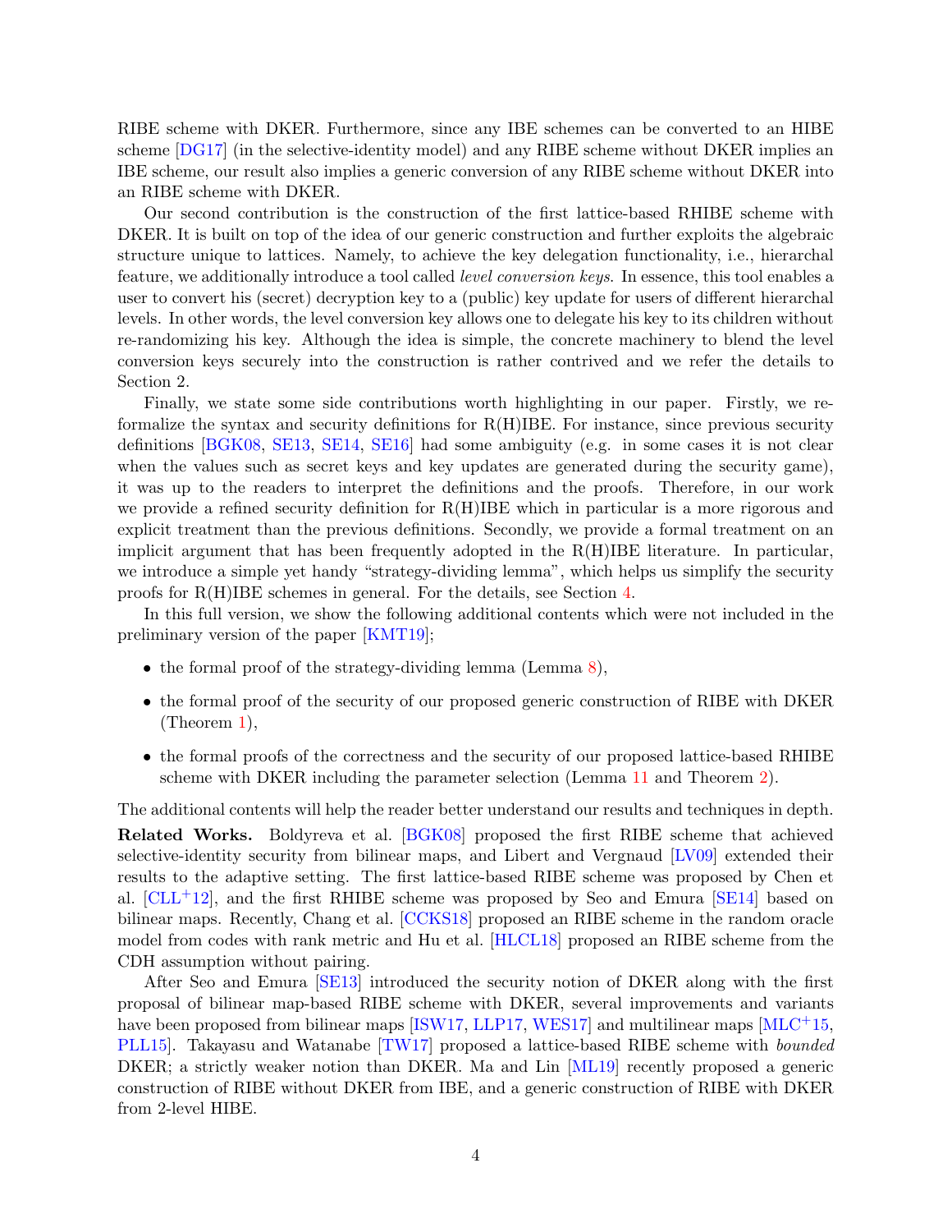RIBE scheme with DKER. Furthermore, since any IBE schemes can be converted to an HIBE scheme [DG17] (in the selective-identity model) and any RIBE scheme without DKER implies an IBE scheme, our result also implies a generic conversion of any RIBE scheme without DKER into an RIBE scheme with DKER.

Our second contribution is the construction of the first lattice-based RHIBE scheme with DKER. It is built on top of the idea of our generic construction and further exploits the algebraic structure unique to lattices. Namely, to achieve the key delegation functionality, i.e., hierarchal feature, we additionally introduce a tool called *level conversion keys*. In essence, this tool enables a user to convert his (secret) decryption key to a (public) key update for users of different hierarchal levels. In other words, the level conversion key allows one to delegate his key to its children without re-randomizing his key. Although the idea is simple, the concrete machinery to blend the level conversion keys securely into the construction is rather contrived and we refer the details to Section 2.

Finally, we state some side contributions worth highlighting in our paper. Firstly, we re-formalize the syntax and security definitions for R(H)IBE. For instance, since previous security definitions [BGK08, SE13, SE14, SE16] had some ambiguity (e.g. in some cases it is not clear when the values such as secret keys and key updates are generated during the security game), it was up to the readers to interpret the definitions and the proofs. Therefore, in our work we provide a refined security definition for R(H)IBE which in particular is a more rigorous and explicit treatment than the previous definitions. Secondly, we provide a formal treatment on an implicit argument that has been frequently adopted in the R(H)IBE literature. In particular, we introduce a simple yet handy "strategy-dividing lemma", which helps us simplify the security proofs for R(H)IBE schemes in general. For the details, see Section 4.

In this full version, we show the following additional contents which were not included in the preliminary version of the paper [KMT19];

- the formal proof of the strategy-dividing lemma (Lemma 8),
- the formal proof of the security of our proposed generic construction of RIBE with DKER (Theorem 1),
- the formal proofs of the correctness and the security of our proposed lattice-based RHIBE scheme with DKER including the parameter selection (Lemma 11 and Theorem 2).

The additional contents will help the reader better understand our results and techniques in depth.

**Related Works.** Boldyreva et al. [BGK08] proposed the first RIBE scheme that achieved selective-identity security from bilinear maps, and Libert and Vergnaud [LV09] extended their results to the adaptive setting. The first lattice-based RIBE scheme was proposed by Chen et al. [CLL+12], and the first RHIBE scheme was proposed by Seo and Emura [SE14] based on bilinear maps. Recently, Chang et al. [CCKS18] proposed an RIBE scheme in the random oracle model from codes with rank metric and Hu et al. [HLCL18] proposed an RIBE scheme from the CDH assumption without pairing.

After Seo and Emura [SE13] introduced the security notion of DKER along with the first proposal of bilinear map-based RIBE scheme with DKER, several improvements and variants have been proposed from bilinear maps [ISW17, LLP17, WES17] and multilinear maps [MLC+15, PLL15]. Takayasu and Watanabe [TW17] proposed a lattice-based RIBE scheme with *bounded* DKER; a strictly weaker notion than DKER. Ma and Lin [ML19] recently proposed a generic construction of RIBE without DKER from IBE, and a generic construction of RIBE with DKER from 2-level HIBE.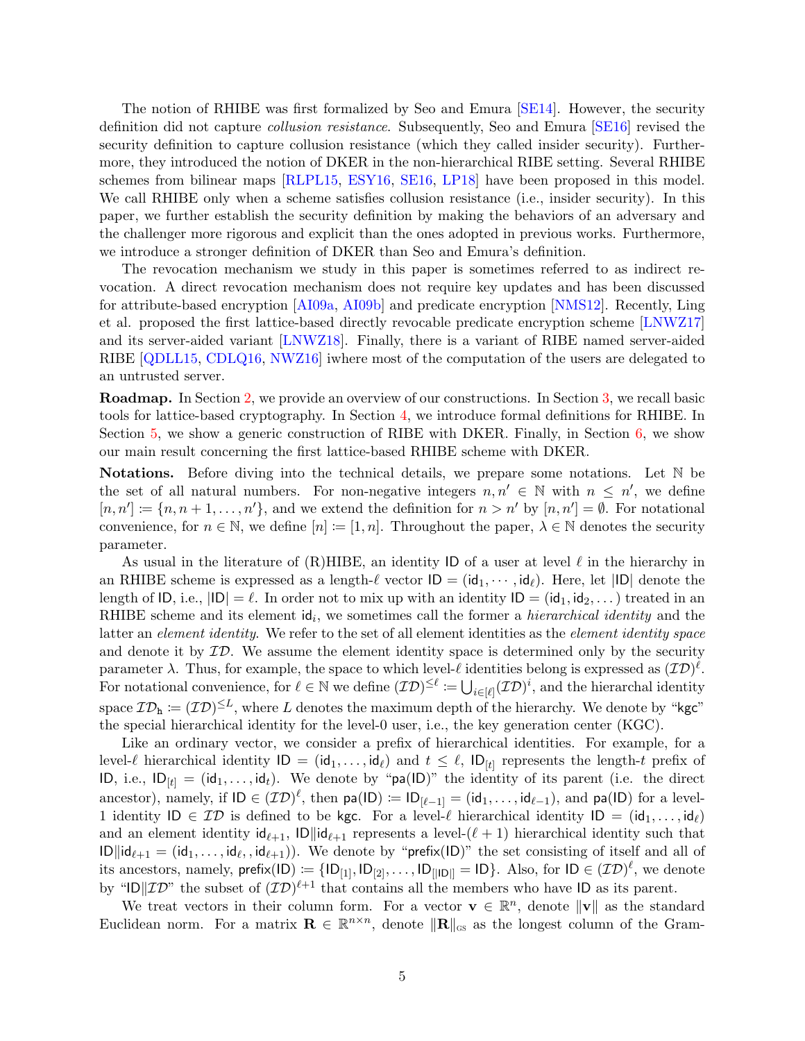The notion of RHIBE was first formalized by Seo and Emura [SE14]. However, the security definition did not capture *collusion resistance*. Subsequently, Seo and Emura [SE16] revised the security definition to capture collusion resistance (which they called insider security). Furthermore, they introduced the notion of DKER in the non-hierarchical RIBE setting. Several RHIBE schemes from bilinear maps [RLPL15, ESY16, SE16, LP18] have been proposed in this model. We call RHIBE only when a scheme satisfies collusion resistance (i.e., insider security). In this paper, we further establish the security definition by making the behaviors of an adversary and the challenger more rigorous and explicit than the ones adopted in previous works. Furthermore, we introduce a stronger definition of DKER than Seo and Emura's definition.

The revocation mechanism we study in this paper is sometimes referred to as indirect revocation. A direct revocation mechanism does not require key updates and has been discussed for attribute-based encryption [AI09a, AI09b] and predicate encryption [NMS12]. Recently, Ling et al. proposed the first lattice-based directly revocable predicate encryption scheme [LNWZ17] and its server-aided variant [LNWZ18]. Finally, there is a variant of RIBE named server-aided RIBE [QDLL15, CDLQ16, NWZ16] iwhere most of the computation of the users are delegated to an untrusted server.

**Roadmap.** In Section 2, we provide an overview of our constructions. In Section 3, we recall basic tools for lattice-based cryptography. In Section 4, we introduce formal definitions for RHIBE. In Section 5, we show a generic construction of RIBE with DKER. Finally, in Section 6, we show our main result concerning the first lattice-based RHIBE scheme with DKER.

**Notations.** Before diving into the technical details, we prepare some notations. Let $\mathbb{N}$ be the set of all natural numbers. For non-negative integers $n, n' \in \mathbb{N}$ with $n \leq n'$, we define $[n, n'] := \{n, n+1, \dots, n'\}$, and we extend the definition for $n > n'$ by $[n, n'] = \emptyset$. For notational convenience, for $n \in \mathbb{N}$, we define $[n] := [1, n]$. Throughout the paper, $\lambda \in \mathbb{N}$ denotes the security parameter.

As usual in the literature of (R)HIBE, an identity $\mathsf{ID}$ of a user at level $\ell$ in the hierarchy in an RHIBE scheme is expressed as a length-$\ell$ vector $\mathsf{ID} = (\mathsf{id}_1, \cdots, \mathsf{id}_\ell)$. Here, let $|\mathsf{ID}|$ denote the length of $\mathsf{ID}$, i.e., $|\mathsf{ID}| = \ell$. In order not to mix up with an identity $\mathsf{ID} = (\mathsf{id}_1, \mathsf{id}_2, \dots)$ treated in an RHIBE scheme and its element $\mathsf{id}_i$, we sometimes call the former a *hierarchical identity* and the latter an *element identity*. We refer to the set of all element identities as the *element identity space* and denote it by $\mathcal{ID}$. We assume the element identity space is determined only by the security parameter $\lambda$. Thus, for example, the space to which level-$\ell$ identities belong is expressed as $(\mathcal{ID})^\ell$. For notational convenience, for $\ell \in \mathbb{N}$ we define $(\mathcal{ID})^{\leq \ell} := \bigcup_{i \in [\ell]} (\mathcal{ID})^i$, and the hierarchal identity space $\mathcal{ID}_\mathsf{h} := (\mathcal{ID})^{\leq L}$, where $L$ denotes the maximum depth of the hierarchy. We denote by "$\mathsf{kgc}$" the special hierarchical identity for the level-0 user, i.e., the key generation center (KGC).

Like an ordinary vector, we consider a prefix of hierarchical identities. For example, for a level-$\ell$ hierarchical identity $\mathsf{ID} = (\mathsf{id}_1, \dots, \mathsf{id}_\ell)$ and $t \leq \ell$, $\mathsf{ID}_{[t]}$ represents the length-$t$ prefix of $\mathsf{ID}$, i.e., $\mathsf{ID}_{[t]} = (\mathsf{id}_1, \dots, \mathsf{id}_t)$. We denote by "$\mathsf{pa}(\mathsf{ID})$" the identity of its parent (i.e. the direct ancestor), namely, if $\mathsf{ID} \in (\mathcal{ID})^\ell$, then $\mathsf{pa}(\mathsf{ID}) := \mathsf{ID}_{[\ell-1]} = (\mathsf{id}_1, \dots, \mathsf{id}_{\ell-1})$, and $\mathsf{pa}(\mathsf{ID})$ for a level-1 identity $\mathsf{ID} \in \mathcal{ID}$ is defined to be $\mathsf{kgc}$. For a level-$\ell$ hierarchical identity $\mathsf{ID} = (\mathsf{id}_1, \dots, \mathsf{id}_\ell)$ and an element identity $\mathsf{id}_{\ell+1}$, $\mathsf{ID} \| \mathsf{id}_{\ell+1}$ represents a level-$(\ell+1)$ hierarchical identity such that $\mathsf{ID} \| \mathsf{id}_{\ell+1} = (\mathsf{id}_1, \dots, \mathsf{id}_\ell, , \mathsf{id}_{\ell+1}))$. We denote by "$\mathsf{prefix}(\mathsf{ID})$" the set consisting of itself and all of its ancestors, namely, $\mathsf{prefix}(\mathsf{ID}) := \{\mathsf{ID}_{[1]}, \mathsf{ID}_{[2]}, \dots, \mathsf{ID}_{[|\mathsf{ID}|]} = \mathsf{ID}\}$. Also, for $\mathsf{ID} \in (\mathcal{ID})^\ell$, we denote by "$\mathsf{ID} \| \mathcal{ID}$" the subset of $(\mathcal{ID})^{\ell+1}$ that contains all the members who have $\mathsf{ID}$ as its parent.

We treat vectors in their column form. For a vector $\mathbf{v} \in \mathbb{R}^n$, denote $\|\mathbf{v}\|$ as the standard Euclidean norm. For a matrix $\mathbf{R} \in \mathbb{R}^{n \times n}$, denote $\|\mathbf{R}\|_{\text{GS}}$ as the longest column of the Gram-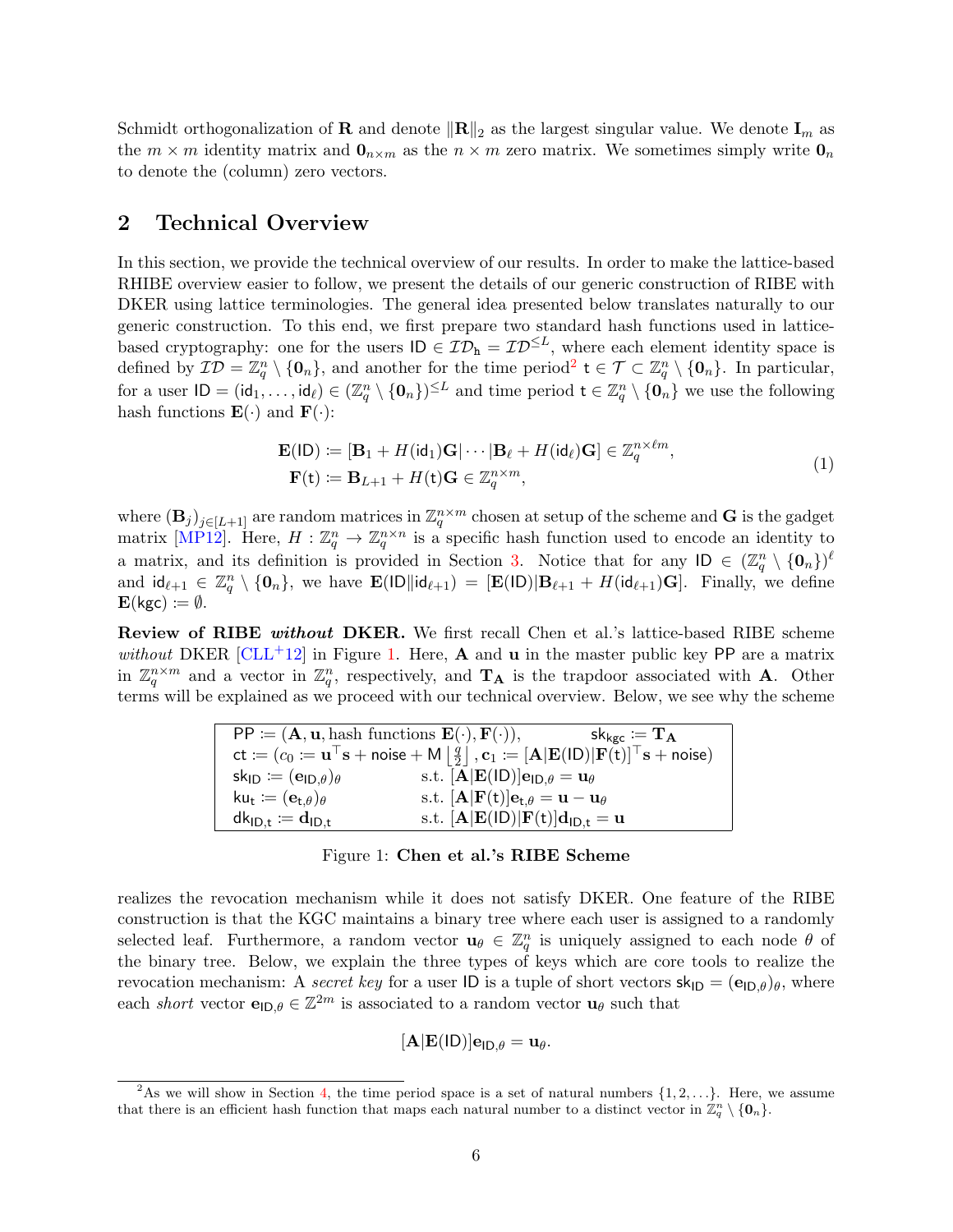Schmidt orthogonalization of $\mathbf{R}$ and denote $\|\mathbf{R}\|_2$ as the largest singular value. We denote $\mathbf{I}_m$ as the $m \times m$ identity matrix and $\mathbf{0}_{n\times m}$ as the $n \times m$ zero matrix. We sometimes simply write $\mathbf{0}_n$ to denote the (column) zero vectors.

## 2 Technical Overview

In this section, we provide the technical overview of our results. In order to make the lattice-based RHIBE overview easier to follow, we present the details of our generic construction of RIBE with DKER using lattice terminologies. The general idea presented below translates naturally to our generic construction. To this end, we first prepare two standard hash functions used in lattice-based cryptography: one for the users $\mathsf{ID} \in \mathcal{ID}_\mathtt{h} = \mathcal{ID}^{\leq L}$, where each element identity space is defined by $\mathcal{ID} = \mathbb{Z}_q^n \setminus \{\mathbf{0}_n\}$, and another for the time period[2] $\mathsf{t} \in \mathcal{T} \subset \mathbb{Z}_q^n \setminus \{\mathbf{0}_n\}$. In particular, for a user $\mathsf{ID} = (\mathsf{id}_1, \ldots, \mathsf{id}_\ell) \in (\mathbb{Z}_q^n \setminus \{\mathbf{0}_n\})^{\leq L}$ and time period $\mathsf{t} \in \mathbb{Z}_q^n \setminus \{\mathbf{0}_n\}$ we use the following hash functions $\mathbf{E}(\cdot)$ and $\mathbf{F}(\cdot)$:

$$
\begin{aligned}
\mathbf{E}(\mathsf{ID}) &\coloneqq [\mathbf{B}_1 + H(\mathsf{id}_1)\mathbf{G} | \cdots | \mathbf{B}_\ell + H(\mathsf{id}_\ell)\mathbf{G}] \in \mathbb{Z}_q^{n\times \ell m}, \\
\mathbf{F}(\mathsf{t}) &\coloneqq \mathbf{B}_{L+1} + H(\mathsf{t})\mathbf{G} \in \mathbb{Z}_q^{n\times m},
\end{aligned}
\tag{1}
$$

where $(\mathbf{B}_j)_{j\in[L+1]}$ are random matrices in $\mathbb{Z}_q^{n\times m}$ chosen at setup of the scheme and $\mathbf{G}$ is the gadget matrix [MP12]. Here, $H : \mathbb{Z}_q^n \to \mathbb{Z}_q^{n\times n}$ is a specific hash function used to encode an identity to a matrix, and its definition is provided in Section 3. Notice that for any $\mathsf{ID} \in (\mathbb{Z}_q^n \setminus \{\mathbf{0}_n\})^\ell$ and $\mathsf{id}_{\ell+1} \in \mathbb{Z}_q^n \setminus \{\mathbf{0}_n\}$, we have $\mathbf{E}(\mathsf{ID}\|\mathsf{id}_{\ell+1}) = [\mathbf{E}(\mathsf{ID}) | \mathbf{B}_{\ell+1} + H(\mathsf{id}_{\ell+1})\mathbf{G}]$. Finally, we define $\mathbf{E}(\mathsf{kgc}) \coloneqq \emptyset$.

**Review of RIBE *without* DKER.** We first recall Chen et al.'s lattice-based RIBE scheme *without* DKER [CLL+12] in Figure 1. Here, $\mathbf{A}$ and $\mathbf{u}$ in the master public key $\mathsf{PP}$ are a matrix in $\mathbb{Z}_q^{n\times m}$ and a vector in $\mathbb{Z}_q^n$, respectively, and $\mathbf{T}_\mathbf{A}$ is the trapdoor associated with $\mathbf{A}$. Other terms will be explained as we proceed with our technical overview. Below, we see why the scheme

| | |
|---|---|
| $\mathsf{PP} \coloneqq (\mathbf{A}, \mathbf{u}, \text{hash functions } \mathbf{E}(\cdot), \mathbf{F}(\cdot))$, | $\mathsf{sk}_\mathsf{kgc} \coloneqq \mathbf{T}_\mathbf{A}$ |
| $\mathsf{ct} \coloneqq (c_0 \coloneqq \mathbf{u}^\top \mathbf{s} + \mathsf{noise} + \mathsf{M}\left\lfloor \frac{q}{2} \right\rfloor, \mathbf{c}_1 \coloneqq [\mathbf{A}\vert\mathbf{E}(\mathsf{ID})\vert\mathbf{F}(\mathsf{t})]^\top \mathbf{s} + \mathsf{noise})$ | |
| $\mathsf{sk}_\mathsf{ID} \coloneqq (\mathbf{e}_{\mathsf{ID},\theta})_\theta$ | s.t. $[\mathbf{A}\vert\mathbf{E}(\mathsf{ID})]\mathbf{e}_{\mathsf{ID},\theta} = \mathbf{u}_\theta$ |
| $\mathsf{ku}_\mathsf{t} \coloneqq (\mathbf{e}_{\mathsf{t},\theta})_\theta$ | s.t. $[\mathbf{A}\vert\mathbf{F}(\mathsf{t})]\mathbf{e}_{\mathsf{t},\theta} = \mathbf{u} - \mathbf{u}_\theta$ |
| $\mathsf{dk}_{\mathsf{ID},\mathsf{t}} \coloneqq \mathbf{d}_{\mathsf{ID},\mathsf{t}}$ | s.t. $[\mathbf{A}\vert\mathbf{E}(\mathsf{ID})\vert\mathbf{F}(\mathsf{t})]\mathbf{d}_{\mathsf{ID},\mathsf{t}} = \mathbf{u}$ |

Figure 1: **Chen et al.'s RIBE Scheme**

realizes the revocation mechanism while it does not satisfy DKER. One feature of the RIBE construction is that the KGC maintains a binary tree where each user is assigned to a randomly selected leaf. Furthermore, a random vector $\mathbf{u}_\theta \in \mathbb{Z}_q^n$ is uniquely assigned to each node $\theta$ of the binary tree. Below, we explain the three types of keys which are core tools to realize the revocation mechanism: A *secret key* for a user $\mathsf{ID}$ is a tuple of short vectors $\mathsf{sk}_\mathsf{ID} = (\mathbf{e}_{\mathsf{ID},\theta})_\theta$, where each *short* vector $\mathbf{e}_{\mathsf{ID},\theta} \in \mathbb{Z}^{2m}$ is associated to a random vector $\mathbf{u}_\theta$ such that

$$[\mathbf{A}|\mathbf{E}(\mathsf{ID})]\mathbf{e}_{\mathsf{ID},\theta} = \mathbf{u}_\theta.$$

[2] As we will show in Section 4, the time period space is a set of natural numbers $\{1, 2, \ldots\}$. Here, we assume that there is an efficient hash function that maps each natural number to a distinct vector in $\mathbb{Z}_q^n \setminus \{\mathbf{0}_n\}$.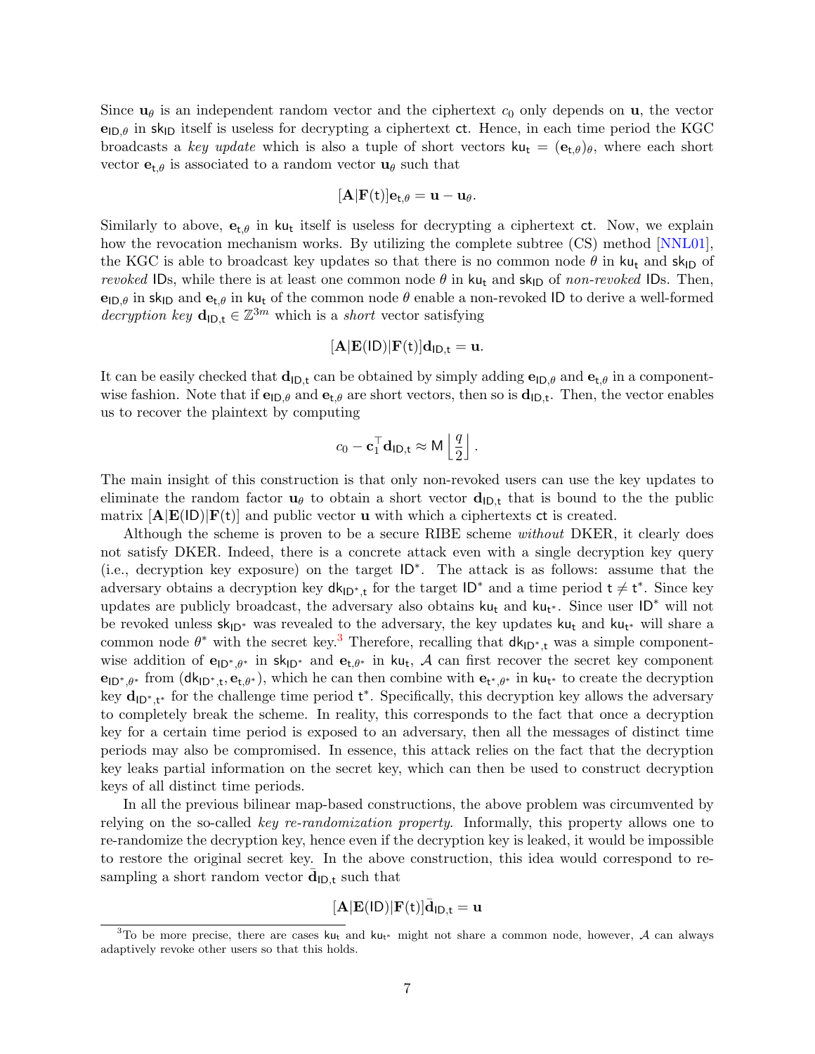Since $\mathbf{u}_\theta$ is an independent random vector and the ciphertext $c_0$ only depends on $\mathbf{u}$, the vector $\mathbf{e}_{\mathsf{ID},\theta}$ in $\mathsf{sk}_{\mathsf{ID}}$ itself is useless for decrypting a ciphertext $\mathsf{ct}$. Hence, in each time period the KGC broadcasts a *key update* which is also a tuple of short vectors $\mathsf{ku}_\mathsf{t} = (\mathbf{e}_{\mathsf{t},\theta})_\theta$, where each short vector $\mathbf{e}_{\mathsf{t},\theta}$ is associated to a random vector $\mathbf{u}_\theta$ such that

$$[\mathbf{A}|\mathbf{F}(\mathsf{t})]\mathbf{e}_{\mathsf{t},\theta} = \mathbf{u} - \mathbf{u}_\theta.$$

Similarly to above, $\mathbf{e}_{\mathsf{t},\theta}$ in $\mathsf{ku}_\mathsf{t}$ itself is useless for decrypting a ciphertext $\mathsf{ct}$. Now, we explain how the revocation mechanism works. By utilizing the complete subtree (CS) method [NNL01], the KGC is able to broadcast key updates so that there is no common node $\theta$ in $\mathsf{ku}_\mathsf{t}$ and $\mathsf{sk}_{\mathsf{ID}}$ of *revoked* IDs, while there is at least one common node $\theta$ in $\mathsf{ku}_\mathsf{t}$ and $\mathsf{sk}_{\mathsf{ID}}$ of *non-revoked* IDs. Then, $\mathbf{e}_{\mathsf{ID},\theta}$ in $\mathsf{sk}_{\mathsf{ID}}$ and $\mathbf{e}_{\mathsf{t},\theta}$ in $\mathsf{ku}_\mathsf{t}$ of the common node $\theta$ enable a non-revoked ID to derive a well-formed *decryption key* $\mathbf{d}_{\mathsf{ID},\mathsf{t}} \in \mathbb{Z}^{3m}$ which is a *short* vector satisfying

$$[\mathbf{A}|\mathbf{E}(\mathsf{ID})|\mathbf{F}(\mathsf{t})]\mathbf{d}_{\mathsf{ID},\mathsf{t}} = \mathbf{u}.$$

It can be easily checked that $\mathbf{d}_{\mathsf{ID},\mathsf{t}}$ can be obtained by simply adding $\mathbf{e}_{\mathsf{ID},\theta}$ and $\mathbf{e}_{\mathsf{t},\theta}$ in a component-wise fashion. Note that if $\mathbf{e}_{\mathsf{ID},\theta}$ and $\mathbf{e}_{\mathsf{t},\theta}$ are short vectors, then so is $\mathbf{d}_{\mathsf{ID},\mathsf{t}}$. Then, the vector enables us to recover the plaintext by computing

$$c_0 - \mathbf{c}_1^\top \mathbf{d}_{\mathsf{ID},\mathsf{t}} \approx \mathsf{M}\left\lfloor \frac{q}{2} \right\rfloor.$$

The main insight of this construction is that only non-revoked users can use the key updates to eliminate the random factor $\mathbf{u}_\theta$ to obtain a short vector $\mathbf{d}_{\mathsf{ID},\mathsf{t}}$ that is bound to the the public matrix $[\mathbf{A}|\mathbf{E}(\mathsf{ID})|\mathbf{F}(\mathsf{t})]$ and public vector $\mathbf{u}$ with which a ciphertexts $\mathsf{ct}$ is created.

Although the scheme is proven to be a secure RIBE scheme *without* DKER, it clearly does not satisfy DKER. Indeed, there is a concrete attack even with a single decryption key query (i.e., decryption key exposure) on the target $\mathsf{ID}^*$. The attack is as follows: assume that the adversary obtains a decryption key $\mathsf{dk}_{\mathsf{ID}^*,\mathsf{t}}$ for the target $\mathsf{ID}^*$ and a time period $\mathsf{t} \neq \mathsf{t}^*$. Since key updates are publicly broadcast, the adversary also obtains $\mathsf{ku}_\mathsf{t}$ and $\mathsf{ku}_{\mathsf{t}^*}$. Since user $\mathsf{ID}^*$ will not be revoked unless $\mathsf{sk}_{\mathsf{ID}^*}$ was revealed to the adversary, the key updates $\mathsf{ku}_\mathsf{t}$ and $\mathsf{ku}_{\mathsf{t}^*}$ will share a common node $\theta^*$ with the secret key.[3] Therefore, recalling that $\mathsf{dk}_{\mathsf{ID}^*,\mathsf{t}}$ was a simple component-wise addition of $\mathbf{e}_{\mathsf{ID}^*,\theta^*}$ in $\mathsf{sk}_{\mathsf{ID}^*}$ and $\mathbf{e}_{\mathsf{t},\theta^*}$ in $\mathsf{ku}_\mathsf{t}$, $\mathcal{A}$ can first recover the secret key component $\mathbf{e}_{\mathsf{ID}^*,\theta^*}$ from $(\mathsf{dk}_{\mathsf{ID}^*,\mathsf{t}}, \mathbf{e}_{\mathsf{t},\theta^*})$, which he can then combine with $\mathbf{e}_{\mathsf{t}^*,\theta^*}$ in $\mathsf{ku}_{\mathsf{t}^*}$ to create the decryption key $\mathbf{d}_{\mathsf{ID}^*,\mathsf{t}^*}$ for the challenge time period $\mathsf{t}^*$. Specifically, this decryption key allows the adversary to completely break the scheme. In reality, this corresponds to the fact that once a decryption key for a certain time period is exposed to an adversary, then all the messages of distinct time periods may also be compromised. In essence, this attack relies on the fact that the decryption key leaks partial information on the secret key, which can then be used to construct decryption keys of all distinct time periods.

In all the previous bilinear map-based constructions, the above problem was circumvented by relying on the so-called *key re-randomization property*. Informally, this property allows one to re-randomize the decryption key, hence even if the decryption key is leaked, it would be impossible to restore the original secret key. In the above construction, this idea would correspond to re-sampling a short random vector $\bar{\mathbf{d}}_{\mathsf{ID},\mathsf{t}}$ such that

$$[\mathbf{A}|\mathbf{E}(\mathsf{ID})|\mathbf{F}(\mathsf{t})]\bar{\mathbf{d}}_{\mathsf{ID},\mathsf{t}} = \mathbf{u}$$

[3] To be more precise, there are cases $\mathsf{ku}_\mathsf{t}$ and $\mathsf{ku}_{\mathsf{t}^*}$ might not share a common node, however, $\mathcal{A}$ can always adaptively revoke other users so that this holds.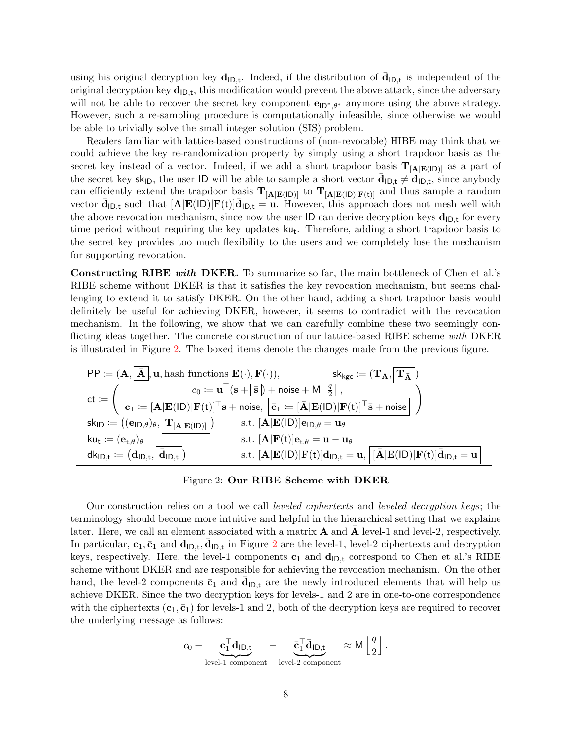using his original decryption key $\mathbf{d}_{\mathsf{ID},\mathsf{t}}$. Indeed, if the distribution of $\bar{\mathbf{d}}_{\mathsf{ID},\mathsf{t}}$ is independent of the original decryption key $\mathbf{d}_{\mathsf{ID},\mathsf{t}}$, this modification would prevent the above attack, since the adversary will not be able to recover the secret key component $\mathbf{e}_{\mathsf{ID}^*,\theta^*}$ anymore using the above strategy. However, such a re-sampling procedure is computationally infeasible, since otherwise we would be able to trivially solve the small integer solution (SIS) problem.

Readers familiar with lattice-based constructions of (non-revocable) HIBE may think that we could achieve the key re-randomization property by simply using a short trapdoor basis as the secret key instead of a vector. Indeed, if we add a short trapdoor basis $\mathbf{T}_{[\mathbf{A}|\mathbf{E}(\mathsf{ID})]}$ as a part of the secret key $\mathsf{sk}_{\mathsf{ID}}$, the user $\mathsf{ID}$ will be able to sample a short vector $\bar{\mathbf{d}}_{\mathsf{ID},\mathsf{t}} \neq \mathbf{d}_{\mathsf{ID},\mathsf{t}}$, since anybody can efficiently extend the trapdoor basis $\mathbf{T}_{[\mathbf{A}|\mathbf{E}(\mathsf{ID})]}$ to $\mathbf{T}_{[\mathbf{A}|\mathbf{E}(\mathsf{ID})|\mathbf{F}(\mathsf{t})]}$ and thus sample a random vector $\bar{\mathbf{d}}_{\mathsf{ID},\mathsf{t}}$ such that $[\mathbf{A}|\mathbf{E}(\mathsf{ID})|\mathbf{F}(\mathsf{t})]\bar{\mathbf{d}}_{\mathsf{ID},\mathsf{t}} = \mathbf{u}$. However, this approach does not mesh well with the above revocation mechanism, since now the user $\mathsf{ID}$ can derive decryption keys $\mathbf{d}_{\mathsf{ID},\mathsf{t}}$ for every time period without requiring the key updates $\mathsf{ku}_{\mathsf{t}}$. Therefore, adding a short trapdoor basis to the secret key provides too much flexibility to the users and we completely lose the mechanism for supporting revocation.

**Constructing RIBE *with* DKER.** To summarize so far, the main bottleneck of Chen et al.'s RIBE scheme without DKER is that it satisfies the key revocation mechanism, but seems challenging to extend it to satisfy DKER. On the other hand, adding a short trapdoor basis would definitely be useful for achieving DKER, however, it seems to contradict with the revocation mechanism. In the following, we show that we can carefully combine these two seemingly conflicting ideas together. The concrete construction of our lattice-based RIBE scheme *with* DKER is illustrated in Figure 2. The boxed items denote the changes made from the previous figure.

$$
\begin{aligned}
&\mathsf{PP} := (\mathbf{A}, \boxed{\bar{\mathbf{A}}}, \mathbf{u}, \text{hash functions } \mathbf{E}(\cdot), \mathbf{F}(\cdot)), \qquad \mathsf{sk}_{\mathsf{kgc}} := (\mathbf{T}_{\mathbf{A}}, \boxed{\mathbf{T}_{\bar{\mathbf{A}}}}) \\
&\mathsf{ct} := \left( \begin{array}{c} c_0 := \mathbf{u}^\top(\mathbf{s} + \boxed{\bar{\mathbf{s}}}) + \text{noise} + \mathsf{M}\left\lfloor \frac{q}{2} \right\rfloor, \\ \mathbf{c}_1 := [\mathbf{A}|\mathbf{E}(\mathsf{ID})|\mathbf{F}(\mathsf{t})]^\top\mathbf{s} + \text{noise}, \ \boxed{\bar{\mathbf{c}}_1 := [\bar{\mathbf{A}}|\mathbf{E}(\mathsf{ID})|\mathbf{F}(\mathsf{t})]^\top\bar{\mathbf{s}} + \text{noise}} \end{array} \right) \\
&\mathsf{sk}_{\mathsf{ID}} := \left((\mathbf{e}_{\mathsf{ID},\theta})_\theta, \boxed{\mathbf{T}_{[\bar{\mathbf{A}}|\mathbf{E}(\mathsf{ID})]}}\right) \qquad \text{s.t. } [\mathbf{A}|\mathbf{E}(\mathsf{ID})]\mathbf{e}_{\mathsf{ID},\theta} = \mathbf{u}_\theta \\
&\mathsf{ku}_{\mathsf{t}} := (\mathbf{e}_{\mathsf{t},\theta})_\theta \qquad \text{s.t. } [\mathbf{A}|\mathbf{F}(\mathsf{t})]\mathbf{e}_{\mathsf{t},\theta} = \mathbf{u} - \mathbf{u}_\theta \\
&\mathsf{dk}_{\mathsf{ID},\mathsf{t}} := \left(\mathbf{d}_{\mathsf{ID},\mathsf{t}}, \boxed{\bar{\mathbf{d}}_{\mathsf{ID},\mathsf{t}}}\right) \qquad \text{s.t. } [\mathbf{A}|\mathbf{E}(\mathsf{ID})|\mathbf{F}(\mathsf{t})]\mathbf{d}_{\mathsf{ID},\mathsf{t}} = \mathbf{u}, \ \boxed{[\bar{\mathbf{A}}|\mathbf{E}(\mathsf{ID})|\mathbf{F}(\mathsf{t})]\bar{\mathbf{d}}_{\mathsf{ID},\mathsf{t}} = \mathbf{u}}
\end{aligned}
$$

Figure 2: **Our RIBE Scheme with DKER**

Our construction relies on a tool we call *leveled ciphertexts* and *leveled decryption keys*; the terminology should become more intuitive and helpful in the hierarchical setting that we explaine later. Here, we call an element associated with a matrix $\mathbf{A}$ and $\bar{\mathbf{A}}$ level-1 and level-2, respectively. In particular, $\mathbf{c}_1, \bar{\mathbf{c}}_1$ and $\mathbf{d}_{\mathsf{ID},\mathsf{t}}, \bar{\mathbf{d}}_{\mathsf{ID},\mathsf{t}}$ in Figure 2 are the level-1, level-2 ciphertexts and decryption keys, respectively. Here, the level-1 components $\mathbf{c}_1$ and $\mathbf{d}_{\mathsf{ID},\mathsf{t}}$ correspond to Chen et al.'s RIBE scheme without DKER and are responsible for achieving the revocation mechanism. On the other hand, the level-2 components $\bar{\mathbf{c}}_1$ and $\bar{\mathbf{d}}_{\mathsf{ID},\mathsf{t}}$ are the newly introduced elements that will help us achieve DKER. Since the two decryption keys for levels-1 and 2 are in one-to-one correspondence with the ciphertexts $(\mathbf{c}_1, \bar{\mathbf{c}}_1)$ for levels-1 and 2, both of the decryption keys are required to recover the underlying message as follows:

$$
c_0 - \underbrace{\mathbf{c}_1^\top \mathbf{d}_{\mathsf{ID},\mathsf{t}}}_{\text{level-1 component}} - \underbrace{\bar{\mathbf{c}}_1^\top \bar{\mathbf{d}}_{\mathsf{ID},\mathsf{t}}}_{\text{level-2 component}} \approx \mathsf{M}\left\lfloor \frac{q}{2} \right\rfloor.
$$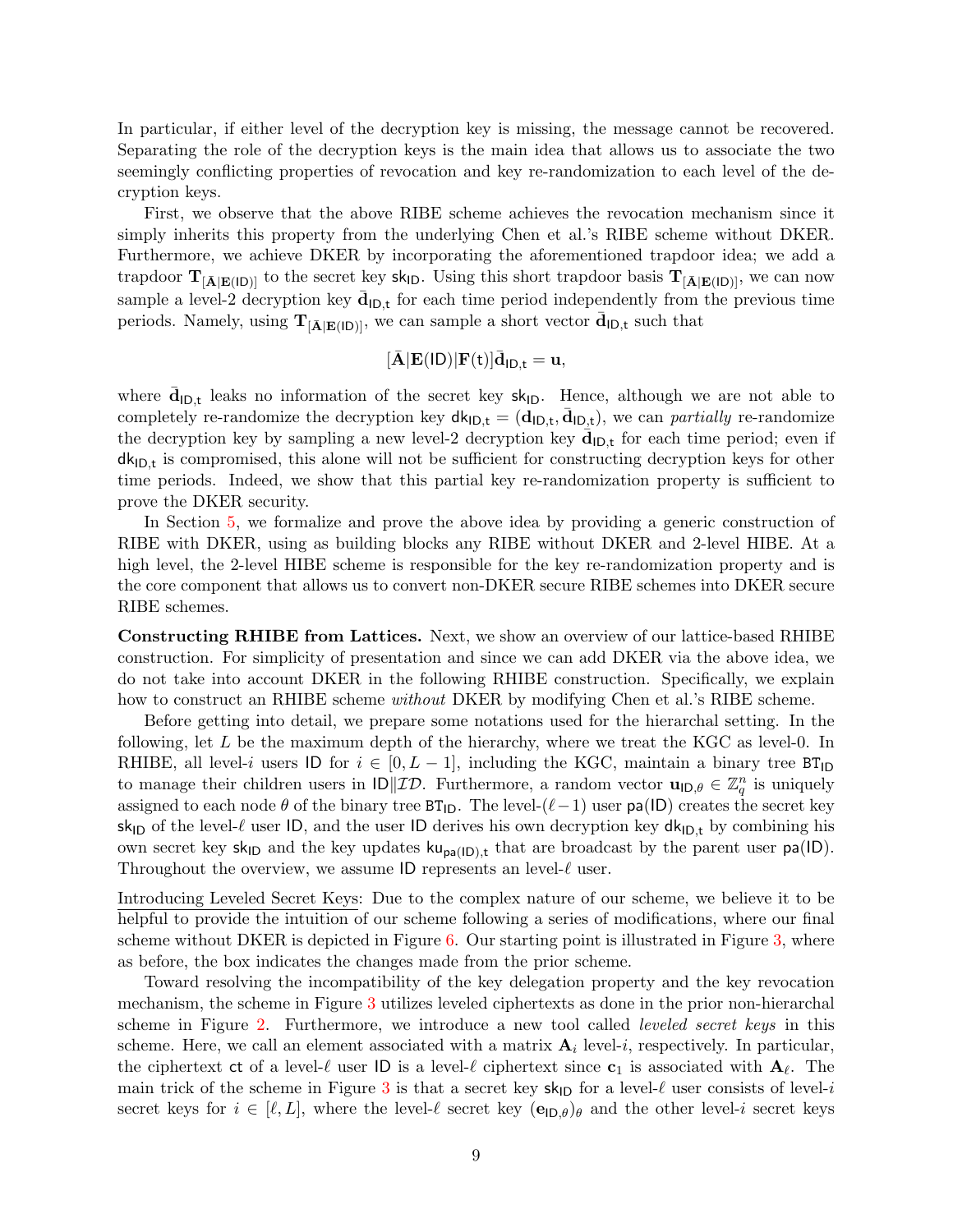In particular, if either level of the decryption key is missing, the message cannot be recovered. Separating the role of the decryption keys is the main idea that allows us to associate the two seemingly conflicting properties of revocation and key re-randomization to each level of the decryption keys.

First, we observe that the above RIBE scheme achieves the revocation mechanism since it simply inherits this property from the underlying Chen et al.'s RIBE scheme without DKER. Furthermore, we achieve DKER by incorporating the aforementioned trapdoor idea; we add a trapdoor $\mathbf{T}_{[\bar{\mathbf{A}}|\mathbf{E}(\mathsf{ID})]}$ to the secret key $\mathsf{sk}_{\mathsf{ID}}$. Using this short trapdoor basis $\mathbf{T}_{[\bar{\mathbf{A}}|\mathbf{E}(\mathsf{ID})]}$, we can now sample a level-2 decryption key $\bar{\mathbf{d}}_{\mathsf{ID,t}}$ for each time period independently from the previous time periods. Namely, using $\mathbf{T}_{[\bar{\mathbf{A}}|\mathbf{E}(\mathsf{ID})]}$, we can sample a short vector $\bar{\mathbf{d}}_{\mathsf{ID,t}}$ such that

$$[\bar{\mathbf{A}}|\mathbf{E}(\mathsf{ID})|\mathbf{F}(\mathsf{t})]\bar{\mathbf{d}}_{\mathsf{ID,t}} = \mathbf{u},$$

where $\bar{\mathbf{d}}_{\mathsf{ID,t}}$ leaks no information of the secret key $\mathsf{sk}_{\mathsf{ID}}$. Hence, although we are not able to completely re-randomize the decryption key $\mathsf{dk}_{\mathsf{ID,t}} = (\mathbf{d}_{\mathsf{ID,t}}, \bar{\mathbf{d}}_{\mathsf{ID,t}})$, we can *partially* re-randomize the decryption key by sampling a new level-2 decryption key $\bar{\mathbf{d}}_{\mathsf{ID,t}}$ for each time period; even if $\mathsf{dk}_{\mathsf{ID,t}}$ is compromised, this alone will not be sufficient for constructing decryption keys for other time periods. Indeed, we show that this partial key re-randomization property is sufficient to prove the DKER security.

In Section 5, we formalize and prove the above idea by providing a generic construction of RIBE with DKER, using as building blocks any RIBE without DKER and 2-level HIBE. At a high level, the 2-level HIBE scheme is responsible for the key re-randomization property and is the core component that allows us to convert non-DKER secure RIBE schemes into DKER secure RIBE schemes.

**Constructing RHIBE from Lattices.** Next, we show an overview of our lattice-based RHIBE construction. For simplicity of presentation and since we can add DKER via the above idea, we do not take into account DKER in the following RHIBE construction. Specifically, we explain how to construct an RHIBE scheme *without* DKER by modifying Chen et al.'s RIBE scheme.

Before getting into detail, we prepare some notations used for the hierarchal setting. In the following, let $L$ be the maximum depth of the hierarchy, where we treat the KGC as level-0. In RHIBE, all level-$i$ users $\mathsf{ID}$ for $i \in [0, L-1]$, including the KGC, maintain a binary tree $\mathsf{BT}_{\mathsf{ID}}$ to manage their children users in $\mathsf{ID}\|\mathcal{ID}$. Furthermore, a random vector $\mathbf{u}_{\mathsf{ID},\theta} \in \mathbb{Z}_q^n$ is uniquely assigned to each node $\theta$ of the binary tree $\mathsf{BT}_{\mathsf{ID}}$. The level-$(\ell-1)$ user $\mathsf{pa}(\mathsf{ID})$ creates the secret key $\mathsf{sk}_{\mathsf{ID}}$ of the level-$\ell$ user $\mathsf{ID}$, and the user $\mathsf{ID}$ derives his own decryption key $\mathsf{dk}_{\mathsf{ID,t}}$ by combining his own secret key $\mathsf{sk}_{\mathsf{ID}}$ and the key updates $\mathsf{ku}_{\mathsf{pa}(\mathsf{ID}),\mathsf{t}}$ that are broadcast by the parent user $\mathsf{pa}(\mathsf{ID})$. Throughout the overview, we assume $\mathsf{ID}$ represents an level-$\ell$ user.

<u>Introducing Leveled Secret Keys:</u> Due to the complex nature of our scheme, we believe it to be helpful to provide the intuition of our scheme following a series of modifications, where our final scheme without DKER is depicted in Figure 6. Our starting point is illustrated in Figure 3, where as before, the box indicates the changes made from the prior scheme.

Toward resolving the incompatibility of the key delegation property and the key revocation mechanism, the scheme in Figure 3 utilizes leveled ciphertexts as done in the prior non-hierarchal scheme in Figure 2. Furthermore, we introduce a new tool called *leveled secret keys* in this scheme. Here, we call an element associated with a matrix $\mathbf{A}_i$ level-$i$, respectively. In particular, the ciphertext $\mathsf{ct}$ of a level-$\ell$ user $\mathsf{ID}$ is a level-$\ell$ ciphertext since $\mathbf{c}_1$ is associated with $\mathbf{A}_\ell$. The main trick of the scheme in Figure 3 is that a secret key $\mathsf{sk}_{\mathsf{ID}}$ for a level-$\ell$ user consists of level-$i$ secret keys for $i \in [\ell, L]$, where the level-$\ell$ secret key $(\mathbf{e}_{\mathsf{ID},\theta})_\theta$ and the other level-$i$ secret keys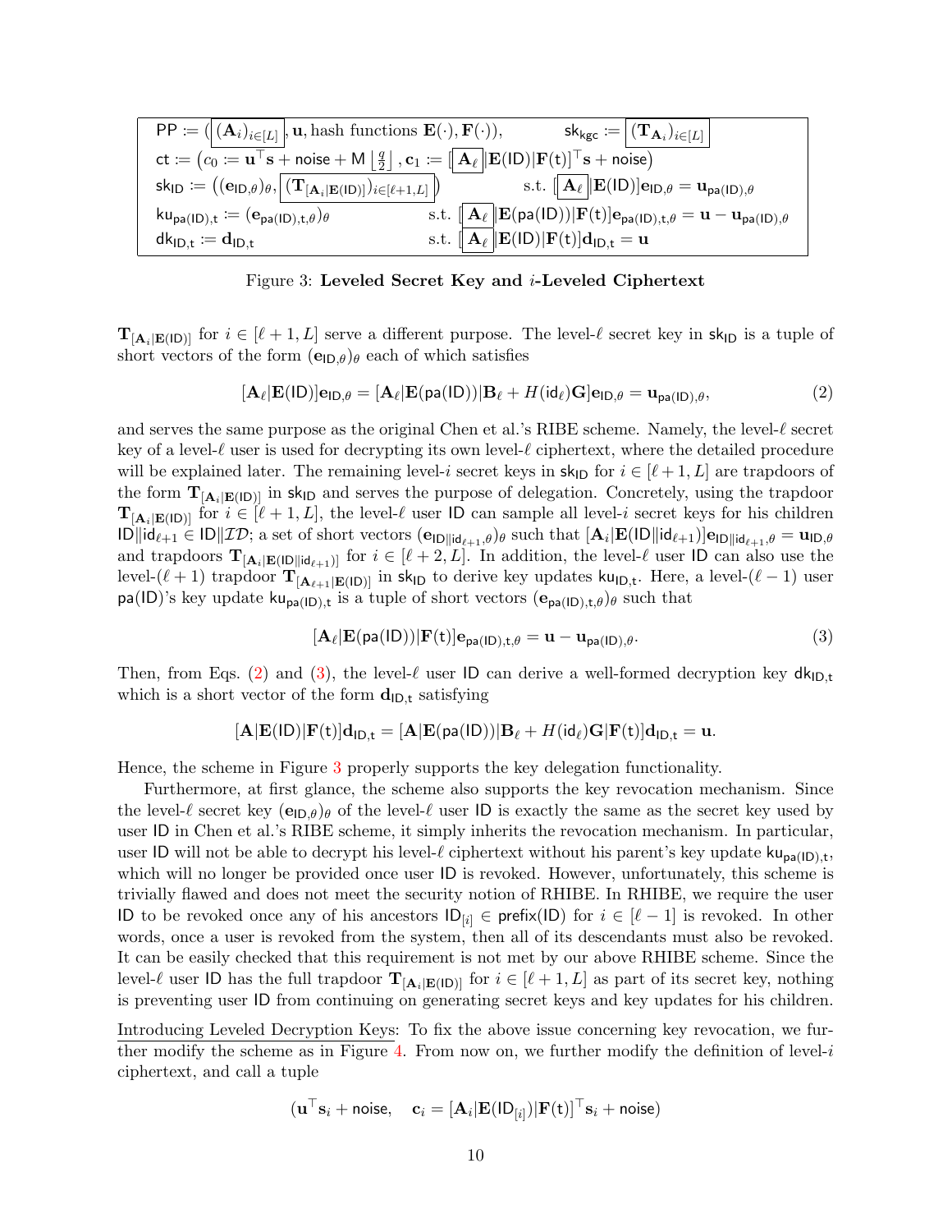$$
\begin{array}{|ll|}
\hline
\mathsf{PP} := (\boxed{(\mathbf{A}_i)_{i\in[L]}}, \mathbf{u}, \text{hash functions } \mathbf{E}(\cdot), \mathbf{F}(\cdot)), & \mathsf{sk}_{\mathsf{kgc}} := \boxed{(\mathbf{T}_{\mathbf{A}_i})_{i\in[L]}} \\
\mathsf{ct} := (c_0 := \mathbf{u}^\top \mathbf{s} + \mathsf{noise} + \mathsf{M}\left\lfloor \frac{q}{2} \right\rfloor, \mathbf{c}_1 := [\boxed{\mathbf{A}_\ell}|\mathbf{E}(\mathsf{ID})|\mathbf{F}(\mathsf{t})]^\top \mathbf{s} + \mathsf{noise}) & \\
\mathsf{sk}_{\mathsf{ID}} := ((\mathbf{e}_{\mathsf{ID},\theta})_\theta, \boxed{(\mathbf{T}_{[\mathbf{A}_i|\mathbf{E}(\mathsf{ID})]})_{i\in[\ell+1,L]}}) & \text{s.t. } [\boxed{\mathbf{A}_\ell}|\mathbf{E}(\mathsf{ID})]\mathbf{e}_{\mathsf{ID},\theta} = \mathbf{u}_{\mathsf{pa}(\mathsf{ID}),\theta} \\
\mathsf{ku}_{\mathsf{pa}(\mathsf{ID}),\mathsf{t}} := (\mathbf{e}_{\mathsf{pa}(\mathsf{ID}),\mathsf{t},\theta})_\theta & \text{s.t. } [\boxed{\mathbf{A}_\ell}|\mathbf{E}(\mathsf{pa}(\mathsf{ID}))|\mathbf{F}(\mathsf{t})]\mathbf{e}_{\mathsf{pa}(\mathsf{ID}),\mathsf{t},\theta} = \mathbf{u} - \mathbf{u}_{\mathsf{pa}(\mathsf{ID}),\theta} \\
\mathsf{dk}_{\mathsf{ID},\mathsf{t}} := \mathbf{d}_{\mathsf{ID},\mathsf{t}} & \text{s.t. } [\boxed{\mathbf{A}_\ell}|\mathbf{E}(\mathsf{ID})|\mathbf{F}(\mathsf{t})]\mathbf{d}_{\mathsf{ID},\mathsf{t}} = \mathbf{u} \\
\hline
\end{array}
$$

Figure 3: **Leveled Secret Key and $i$-Leveled Ciphertext**

$\mathbf{T}_{[\mathbf{A}_i|\mathbf{E}(\mathsf{ID})]}$ for $i \in [\ell+1, L]$ serve a different purpose. The level-$\ell$ secret key in $\mathsf{sk}_{\mathsf{ID}}$ is a tuple of short vectors of the form $(\mathbf{e}_{\mathsf{ID},\theta})_\theta$ each of which satisfies

$$[\mathbf{A}_\ell|\mathbf{E}(\mathsf{ID})]\mathbf{e}_{\mathsf{ID},\theta} = [\mathbf{A}_\ell|\mathbf{E}(\mathsf{pa}(\mathsf{ID}))|\mathbf{B}_\ell + H(\mathsf{id}_\ell)\mathbf{G}]\mathbf{e}_{\mathsf{ID},\theta} = \mathbf{u}_{\mathsf{pa}(\mathsf{ID}),\theta}, \tag{2}$$

and serves the same purpose as the original Chen et al.'s RIBE scheme. Namely, the level-$\ell$ secret key of a level-$\ell$ user is used for decrypting its own level-$\ell$ ciphertext, where the detailed procedure will be explained later. The remaining level-$i$ secret keys in $\mathsf{sk}_{\mathsf{ID}}$ for $i \in [\ell+1, L]$ are trapdoors of the form $\mathbf{T}_{[\mathbf{A}_i|\mathbf{E}(\mathsf{ID})]}$ in $\mathsf{sk}_{\mathsf{ID}}$ and serves the purpose of delegation. Concretely, using the trapdoor $\mathbf{T}_{[\mathbf{A}_i|\mathbf{E}(\mathsf{ID})]}$ for $i \in [\ell+1, L]$, the level-$\ell$ user $\mathsf{ID}$ can sample all level-$i$ secret keys for his children $\mathsf{ID}\|\mathsf{id}_{\ell+1} \in \mathsf{ID}\|\mathcal{ID}$; a set of short vectors $(\mathbf{e}_{\mathsf{ID}\|\mathsf{id}_{\ell+1},\theta})_\theta$ such that $[\mathbf{A}_i|\mathbf{E}(\mathsf{ID}\|\mathsf{id}_{\ell+1})]\mathbf{e}_{\mathsf{ID}\|\mathsf{id}_{\ell+1},\theta} = \mathbf{u}_{\mathsf{ID},\theta}$ and trapdoors $\mathbf{T}_{[\mathbf{A}_i|\mathbf{E}(\mathsf{ID}\|\mathsf{id}_{\ell+1})]}$ for $i \in [\ell+2, L]$. In addition, the level-$\ell$ user $\mathsf{ID}$ can also use the level-$(\ell+1)$ trapdoor $\mathbf{T}_{[\mathbf{A}_{\ell+1}|\mathbf{E}(\mathsf{ID})]}$ in $\mathsf{sk}_{\mathsf{ID}}$ to derive key updates $\mathsf{ku}_{\mathsf{ID},\mathsf{t}}$. Here, a level-$(\ell-1)$ user $\mathsf{pa}(\mathsf{ID})$'s key update $\mathsf{ku}_{\mathsf{pa}(\mathsf{ID}),\mathsf{t}}$ is a tuple of short vectors $(\mathbf{e}_{\mathsf{pa}(\mathsf{ID}),\mathsf{t},\theta})_\theta$ such that

$$[\mathbf{A}_\ell|\mathbf{E}(\mathsf{pa}(\mathsf{ID}))|\mathbf{F}(\mathsf{t})]\mathbf{e}_{\mathsf{pa}(\mathsf{ID}),\mathsf{t},\theta} = \mathbf{u} - \mathbf{u}_{\mathsf{pa}(\mathsf{ID}),\theta}. \tag{3}$$

Then, from Eqs. (2) and (3), the level-$\ell$ user $\mathsf{ID}$ can derive a well-formed decryption key $\mathsf{dk}_{\mathsf{ID},\mathsf{t}}$ which is a short vector of the form $\mathbf{d}_{\mathsf{ID},\mathsf{t}}$ satisfying

$$[\mathbf{A}|\mathbf{E}(\mathsf{ID})|\mathbf{F}(\mathsf{t})]\mathbf{d}_{\mathsf{ID},\mathsf{t}} = [\mathbf{A}|\mathbf{E}(\mathsf{pa}(\mathsf{ID}))|\mathbf{B}_\ell + H(\mathsf{id}_\ell)\mathbf{G}|\mathbf{F}(\mathsf{t})]\mathbf{d}_{\mathsf{ID},\mathsf{t}} = \mathbf{u}.$$

Hence, the scheme in Figure 3 properly supports the key delegation functionality.

Furthermore, at first glance, the scheme also supports the key revocation mechanism. Since the level-$\ell$ secret key $(\mathbf{e}_{\mathsf{ID},\theta})_\theta$ of the level-$\ell$ user $\mathsf{ID}$ is exactly the same as the secret key used by user $\mathsf{ID}$ in Chen et al.'s RIBE scheme, it simply inherits the revocation mechanism. In particular, user $\mathsf{ID}$ will not be able to decrypt his level-$\ell$ ciphertext without his parent's key update $\mathsf{ku}_{\mathsf{pa}(\mathsf{ID}),\mathsf{t}}$, which will no longer be provided once user $\mathsf{ID}$ is revoked. However, unfortunately, this scheme is trivially flawed and does not meet the security notion of RHIBE. In RHIBE, we require the user $\mathsf{ID}$ to be revoked once any of his ancestors $\mathsf{ID}_{[i]} \in \mathsf{prefix}(\mathsf{ID})$ for $i \in [\ell-1]$ is revoked. In other words, once a user is revoked from the system, then all of its descendants must also be revoked. It can be easily checked that this requirement is not met by our above RHIBE scheme. Since the level-$\ell$ user $\mathsf{ID}$ has the full trapdoor $\mathbf{T}_{[\mathbf{A}_i|\mathbf{E}(\mathsf{ID})]}$ for $i \in [\ell+1, L]$ as part of its secret key, nothing is preventing user $\mathsf{ID}$ from continuing on generating secret keys and key updates for his children.

<u>Introducing Leveled Decryption Keys</u>: To fix the above issue concerning key revocation, we further modify the scheme as in Figure 4. From now on, we further modify the definition of level-$i$ ciphertext, and call a tuple

$$(\mathbf{u}^\top \mathbf{s}_i + \mathsf{noise}, \quad \mathbf{c}_i = [\mathbf{A}_i|\mathbf{E}(\mathsf{ID}_{[i]})|\mathbf{F}(\mathsf{t})]^\top \mathbf{s}_i + \mathsf{noise})$$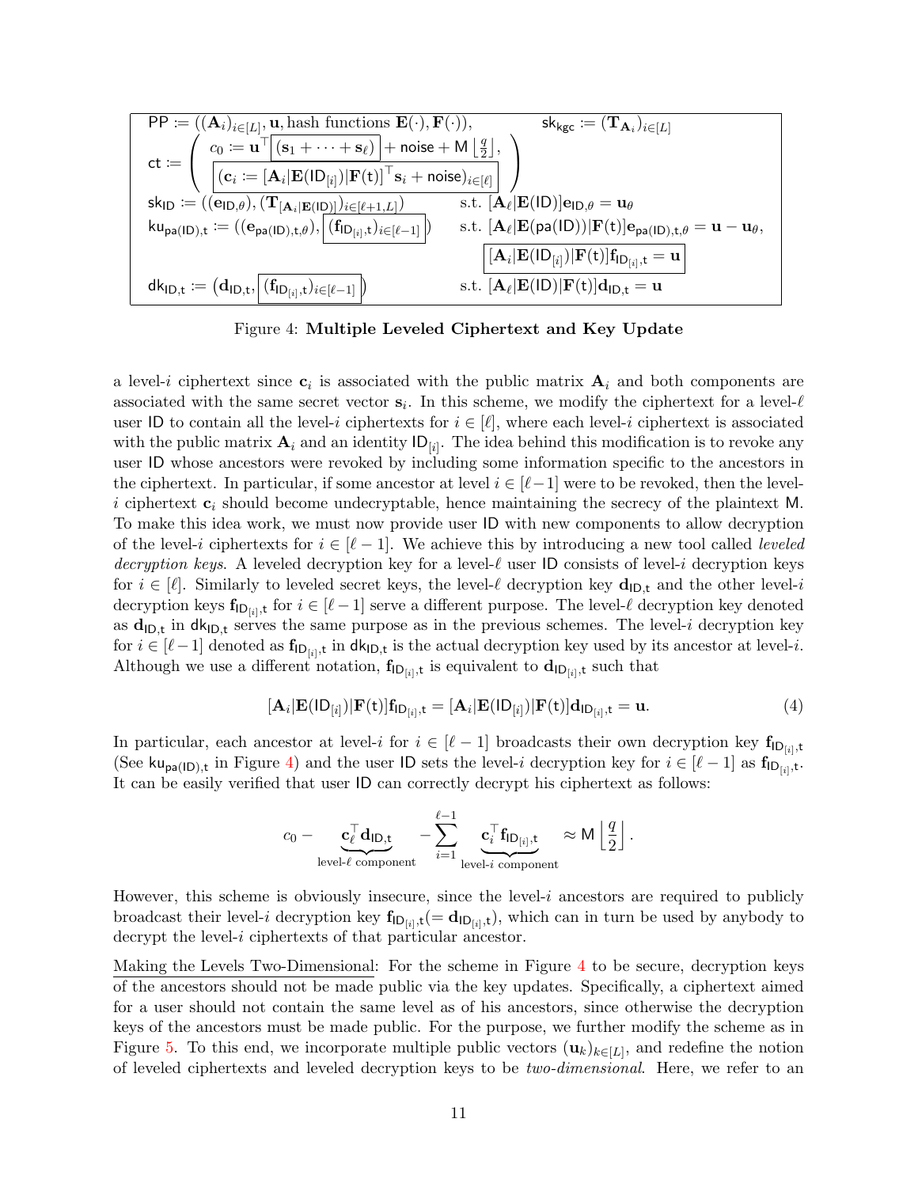$$
\begin{array}{ll}
\mathsf{PP} := ((\mathbf{A}_i)_{i\in[L]}, \mathbf{u}, \text{hash functions } \mathbf{E}(\cdot), \mathbf{F}(\cdot)), & \mathsf{sk}_{\mathsf{kgc}} := (\mathbf{T}_{\mathbf{A}_i})_{i\in[L]} \\
\mathsf{ct} := \left( \begin{array}{l} c_0 := \mathbf{u}^\top \boxed{(\mathbf{s}_1 + \cdots + \mathbf{s}_\ell)} + \mathsf{noise} + \mathsf{M}\left\lfloor \frac{q}{2} \right\rfloor, \\ \boxed{(\mathbf{c}_i := [\mathbf{A}_i | \mathbf{E}(\mathsf{ID}_{[i]}) | \mathbf{F}(\mathsf{t})]^\top \mathbf{s}_i + \mathsf{noise})_{i\in[\ell]}} \end{array} \right) & \\
\mathsf{sk}_{\mathsf{ID}} := ((\mathbf{e}_{\mathsf{ID},\theta}), (\mathbf{T}_{[\mathbf{A}_i|\mathbf{E}(\mathsf{ID})]})_{i\in[\ell+1,L]}) & \text{s.t. } [\mathbf{A}_\ell | \mathbf{E}(\mathsf{ID})]\mathbf{e}_{\mathsf{ID},\theta} = \mathbf{u}_\theta \\
\mathsf{ku}_{\mathsf{pa}(\mathsf{ID}),\mathsf{t}} := ((\mathbf{e}_{\mathsf{pa}(\mathsf{ID}),\mathsf{t},\theta}), \boxed{(\mathbf{f}_{\mathsf{ID}_{[i]},\mathsf{t}})_{i\in[\ell-1]}}) & \text{s.t. } [\mathbf{A}_\ell | \mathbf{E}(\mathsf{pa}(\mathsf{ID})) | \mathbf{F}(\mathsf{t})]\mathbf{e}_{\mathsf{pa}(\mathsf{ID}),\mathsf{t},\theta} = \mathbf{u} - \mathbf{u}_\theta, \\
& \boxed{[\mathbf{A}_i | \mathbf{E}(\mathsf{ID}_{[i]}) | \mathbf{F}(\mathsf{t})]\mathbf{f}_{\mathsf{ID}_{[i]},\mathsf{t}} = \mathbf{u}} \\
\mathsf{dk}_{\mathsf{ID},\mathsf{t}} := (\mathbf{d}_{\mathsf{ID},\mathsf{t}}, \boxed{(\mathbf{f}_{\mathsf{ID}_{[i]},\mathsf{t}})_{i\in[\ell-1]}}) & \text{s.t. } [\mathbf{A}_\ell | \mathbf{E}(\mathsf{ID}) | \mathbf{F}(\mathsf{t})]\mathbf{d}_{\mathsf{ID},\mathsf{t}} = \mathbf{u}
\end{array}
$$

Figure 4: **Multiple Leveled Ciphertext and Key Update**

a level-$i$ ciphertext since $\mathbf{c}_i$ is associated with the public matrix $\mathbf{A}_i$ and both components are associated with the same secret vector $\mathbf{s}_i$. In this scheme, we modify the ciphertext for a level-$\ell$ user $\mathsf{ID}$ to contain all the level-$i$ ciphertexts for $i \in [\ell]$, where each level-$i$ ciphertext is associated with the public matrix $\mathbf{A}_i$ and an identity $\mathsf{ID}_{[i]}$. The idea behind this modification is to revoke any user $\mathsf{ID}$ whose ancestors were revoked by including some information specific to the ancestors in the ciphertext. In particular, if some ancestor at level $i \in [\ell-1]$ were to be revoked, then the level-$i$ ciphertext $\mathbf{c}_i$ should become undecryptable, hence maintaining the secrecy of the plaintext $\mathsf{M}$. To make this idea work, we must now provide user $\mathsf{ID}$ with new components to allow decryption of the level-$i$ ciphertexts for $i \in [\ell-1]$. We achieve this by introducing a new tool called *leveled decryption keys*. A leveled decryption key for a level-$\ell$ user $\mathsf{ID}$ consists of level-$i$ decryption keys for $i \in [\ell]$. Similarly to leveled secret keys, the level-$\ell$ decryption key $\mathbf{d}_{\mathsf{ID},\mathsf{t}}$ and the other level-$i$ decryption keys $\mathbf{f}_{\mathsf{ID}_{[i]},\mathsf{t}}$ for $i \in [\ell-1]$ serve a different purpose. The level-$\ell$ decryption key denoted as $\mathbf{d}_{\mathsf{ID},\mathsf{t}}$ in $\mathsf{dk}_{\mathsf{ID},\mathsf{t}}$ serves the same purpose as in the previous schemes. The level-$i$ decryption key for $i \in [\ell-1]$ denoted as $\mathbf{f}_{\mathsf{ID}_{[i]},\mathsf{t}}$ in $\mathsf{dk}_{\mathsf{ID},\mathsf{t}}$ is the actual decryption key used by its ancestor at level-$i$. Although we use a different notation, $\mathbf{f}_{\mathsf{ID}_{[i]},\mathsf{t}}$ is equivalent to $\mathbf{d}_{\mathsf{ID}_{[i]},\mathsf{t}}$ such that

$$
[\mathbf{A}_i | \mathbf{E}(\mathsf{ID}_{[i]}) | \mathbf{F}(\mathsf{t})]\mathbf{f}_{\mathsf{ID}_{[i]},\mathsf{t}} = [\mathbf{A}_i | \mathbf{E}(\mathsf{ID}_{[i]}) | \mathbf{F}(\mathsf{t})]\mathbf{d}_{\mathsf{ID}_{[i]},\mathsf{t}} = \mathbf{u}. \tag{4}
$$

In particular, each ancestor at level-$i$ for $i \in [\ell-1]$ broadcasts their own decryption key $\mathbf{f}_{\mathsf{ID}_{[i]},\mathsf{t}}$ (See $\mathsf{ku}_{\mathsf{pa}(\mathsf{ID}),\mathsf{t}}$ in Figure 4) and the user $\mathsf{ID}$ sets the level-$i$ decryption key for $i \in [\ell-1]$ as $\mathbf{f}_{\mathsf{ID}_{[i]},\mathsf{t}}$. It can be easily verified that user $\mathsf{ID}$ can correctly decrypt his ciphertext as follows:

$$
c_0 - \underbrace{\mathbf{c}_\ell^\top \mathbf{d}_{\mathsf{ID},\mathsf{t}}}_{\text{level-}\ell \text{ component}} - \sum_{i=1}^{\ell-1} \underbrace{\mathbf{c}_i^\top \mathbf{f}_{\mathsf{ID}_{[i]},\mathsf{t}}}_{\text{level-}i \text{ component}} \approx \mathsf{M}\left\lfloor \frac{q}{2} \right\rfloor.
$$

However, this scheme is obviously insecure, since the level-$i$ ancestors are required to publicly broadcast their level-$i$ decryption key $\mathbf{f}_{\mathsf{ID}_{[i]},\mathsf{t}} (= \mathbf{d}_{\mathsf{ID}_{[i]},\mathsf{t}})$, which can in turn be used by anybody to decrypt the level-$i$ ciphertexts of that particular ancestor.

Making the Levels Two-Dimensional: For the scheme in Figure 4 to be secure, decryption keys of the ancestors should not be made public via the key updates. Specifically, a ciphertext aimed for a user should not contain the same level as of his ancestors, since otherwise the decryption keys of the ancestors must be made public. For the purpose, we further modify the scheme as in Figure 5. To this end, we incorporate multiple public vectors $(\mathbf{u}_k)_{k\in[L]}$, and redefine the notion of leveled ciphertexts and leveled decryption keys to be *two-dimensional*. Here, we refer to an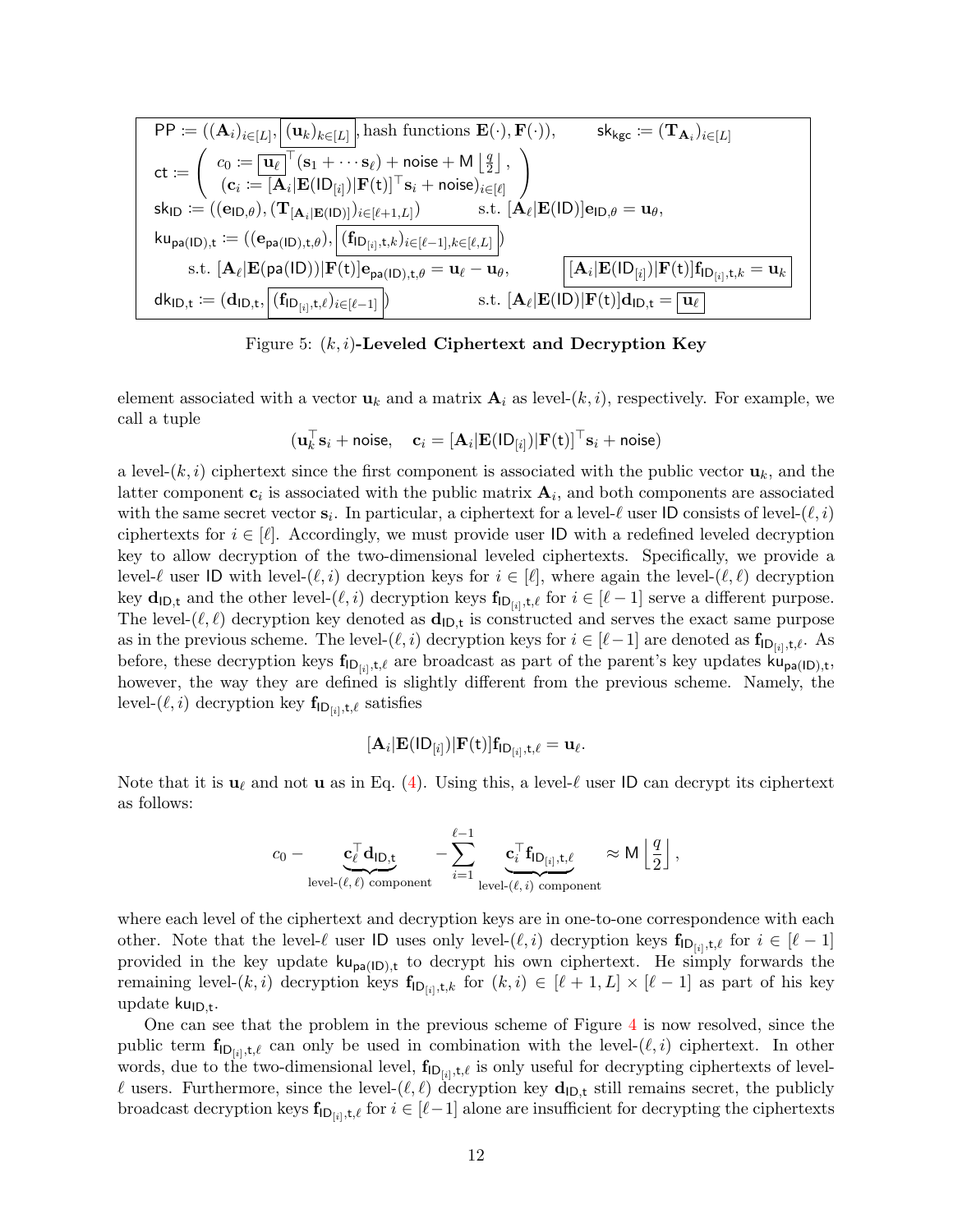$$
\begin{array}{l}
\mathsf{PP} := ((\mathbf{A}_i)_{i\in[L]}, \boxed{(\mathbf{u}_k)_{k\in[L]}}, \text{hash functions } \mathbf{E}(\cdot), \mathbf{F}(\cdot)), \qquad \mathsf{sk}_{\mathsf{kgc}} := (\mathbf{T}_{\mathbf{A}_i})_{i\in[L]} \\
\mathsf{ct} := \left( \begin{array}{c} c_0 := \boxed{\mathbf{u}_\ell}^\top (\mathbf{s}_1 + \cdots \mathbf{s}_\ell) + \mathsf{noise} + \mathsf{M} \left\lfloor \frac{q}{2} \right\rfloor, \\ (\mathbf{c}_i := [\mathbf{A}_i | \mathbf{E}(\mathsf{ID}_{[i]}) | \mathbf{F}(\mathsf{t})]^\top \mathbf{s}_i + \mathsf{noise})_{i\in[\ell]} \end{array} \right) \\
\mathsf{sk}_{\mathsf{ID}} := ((\mathbf{e}_{\mathsf{ID},\theta}), (\mathbf{T}_{[\mathbf{A}_i|\mathbf{E}(\mathsf{ID})]})_{i\in[\ell+1,L]}) \qquad \text{s.t. } [\mathbf{A}_\ell | \mathbf{E}(\mathsf{ID})]\mathbf{e}_{\mathsf{ID},\theta} = \mathbf{u}_\theta, \\
\mathsf{ku}_{\mathsf{pa}(\mathsf{ID}),\mathsf{t}} := ((\mathbf{e}_{\mathsf{pa}(\mathsf{ID}),\mathsf{t},\theta}), \boxed{(\mathbf{f}_{\mathsf{ID}_{[i]},\mathsf{t},k})_{i\in[\ell-1],k\in[\ell,L]}}) \\
\qquad \text{s.t. } [\mathbf{A}_\ell | \mathbf{E}(\mathsf{pa}(\mathsf{ID})) | \mathbf{F}(\mathsf{t})]\mathbf{e}_{\mathsf{pa}(\mathsf{ID}),\mathsf{t},\theta} = \mathbf{u}_\ell - \mathbf{u}_\theta, \qquad \boxed{[\mathbf{A}_i | \mathbf{E}(\mathsf{ID}_{[i]}) | \mathbf{F}(\mathsf{t})]\mathbf{f}_{\mathsf{ID}_{[i]},\mathsf{t},k} = \mathbf{u}_k} \\
\mathsf{dk}_{\mathsf{ID},\mathsf{t}} := (\mathbf{d}_{\mathsf{ID},\mathsf{t}}, \boxed{(\mathbf{f}_{\mathsf{ID}_{[i]},\mathsf{t},\ell})_{i\in[\ell-1]}}) \qquad \text{s.t. } [\mathbf{A}_\ell | \mathbf{E}(\mathsf{ID}) | \mathbf{F}(\mathsf{t})]\mathbf{d}_{\mathsf{ID},\mathsf{t}} = \boxed{\mathbf{u}_\ell}
\end{array}
$$

Figure 5: $(k, i)$**-Leveled Ciphertext and Decryption Key**

element associated with a vector $\mathbf{u}_k$ and a matrix $\mathbf{A}_i$ as level-$(k, i)$, respectively. For example, we call a tuple

$$
(\mathbf{u}_k^\top \mathbf{s}_i + \mathsf{noise}, \quad \mathbf{c}_i = [\mathbf{A}_i | \mathbf{E}(\mathsf{ID}_{[i]}) | \mathbf{F}(\mathsf{t})]^\top \mathbf{s}_i + \mathsf{noise})
$$

a level-$(k, i)$ ciphertext since the first component is associated with the public vector $\mathbf{u}_k$, and the latter component $\mathbf{c}_i$ is associated with the public matrix $\mathbf{A}_i$, and both components are associated with the same secret vector $\mathbf{s}_i$. In particular, a ciphertext for a level-$\ell$ user $\mathsf{ID}$ consists of level-$(\ell, i)$ ciphertexts for $i \in [\ell]$. Accordingly, we must provide user $\mathsf{ID}$ with a redefined leveled decryption key to allow decryption of the two-dimensional leveled ciphertexts. Specifically, we provide a level-$\ell$ user $\mathsf{ID}$ with level-$(\ell, i)$ decryption keys for $i \in [\ell]$, where again the level-$(\ell, \ell)$ decryption key $\mathbf{d}_{\mathsf{ID},\mathsf{t}}$ and the other level-$(\ell, i)$ decryption keys $\mathbf{f}_{\mathsf{ID}_{[i]},\mathsf{t},\ell}$ for $i \in [\ell - 1]$ serve a different purpose. The level-$(\ell, \ell)$ decryption key denoted as $\mathbf{d}_{\mathsf{ID},\mathsf{t}}$ is constructed and serves the exact same purpose as in the previous scheme. The level-$(\ell, i)$ decryption keys for $i \in [\ell-1]$ are denoted as $\mathbf{f}_{\mathsf{ID}_{[i]},\mathsf{t},\ell}$. As before, these decryption keys $\mathbf{f}_{\mathsf{ID}_{[i]},\mathsf{t},\ell}$ are broadcast as part of the parent's key updates $\mathsf{ku}_{\mathsf{pa}(\mathsf{ID}),\mathsf{t}}$, however, the way they are defined is slightly different from the previous scheme. Namely, the level-$(\ell, i)$ decryption key $\mathbf{f}_{\mathsf{ID}_{[i]},\mathsf{t},\ell}$ satisfies

$$
[\mathbf{A}_i | \mathbf{E}(\mathsf{ID}_{[i]}) | \mathbf{F}(\mathsf{t})]\mathbf{f}_{\mathsf{ID}_{[i]},\mathsf{t},\ell} = \mathbf{u}_\ell.
$$

Note that it is $\mathbf{u}_\ell$ and not $\mathbf{u}$ as in Eq. (4). Using this, a level-$\ell$ user $\mathsf{ID}$ can decrypt its ciphertext as follows:

$$
c_0 - \underbrace{\mathbf{c}_\ell^\top \mathbf{d}_{\mathsf{ID},\mathsf{t}}}_{\text{level-}(\ell,\ell)\text{ component}} - \sum_{i=1}^{\ell-1} \underbrace{\mathbf{c}_i^\top \mathbf{f}_{\mathsf{ID}_{[i]},\mathsf{t},\ell}}_{\text{level-}(\ell,i)\text{ component}} \approx \mathsf{M} \left\lfloor \frac{q}{2} \right\rfloor,
$$

where each level of the ciphertext and decryption keys are in one-to-one correspondence with each other. Note that the level-$\ell$ user $\mathsf{ID}$ uses only level-$(\ell, i)$ decryption keys $\mathbf{f}_{\mathsf{ID}_{[i]},\mathsf{t},\ell}$ for $i \in [\ell - 1]$ provided in the key update $\mathsf{ku}_{\mathsf{pa}(\mathsf{ID}),\mathsf{t}}$ to decrypt his own ciphertext. He simply forwards the remaining level-$(k, i)$ decryption keys $\mathbf{f}_{\mathsf{ID}_{[i]},\mathsf{t},k}$ for $(k, i) \in [\ell + 1, L] \times [\ell - 1]$ as part of his key update $\mathsf{ku}_{\mathsf{ID},\mathsf{t}}$.

One can see that the problem in the previous scheme of Figure 4 is now resolved, since the public term $\mathbf{f}_{\mathsf{ID}_{[i]},\mathsf{t},\ell}$ can only be used in combination with the level-$(\ell, i)$ ciphertext. In other words, due to the two-dimensional level, $\mathbf{f}_{\mathsf{ID}_{[i]},\mathsf{t},\ell}$ is only useful for decrypting ciphertexts of level-$\ell$ users. Furthermore, since the level-$(\ell, \ell)$ decryption key $\mathbf{d}_{\mathsf{ID},\mathsf{t}}$ still remains secret, the publicly broadcast decryption keys $\mathbf{f}_{\mathsf{ID}_{[i]},\mathsf{t},\ell}$ for $i \in [\ell-1]$ alone are insufficient for decrypting the ciphertexts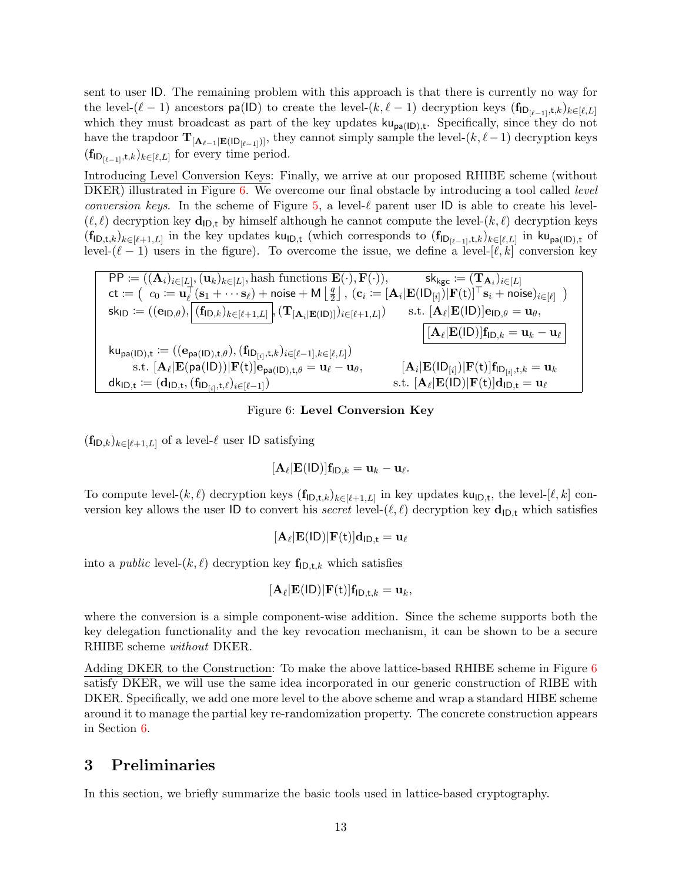sent to user $\mathsf{ID}$. The remaining problem with this approach is that there is currently no way for the level-$(\ell-1)$ ancestors $\mathsf{pa}(\mathsf{ID})$ to create the level-$(k, \ell-1)$ decryption keys $(\mathbf{f}_{\mathsf{ID}_{[\ell-1]},\mathsf{t},k})_{k\in[\ell,L]}$ which they must broadcast as part of the key updates $\mathsf{ku}_{\mathsf{pa}(\mathsf{ID}),\mathsf{t}}$. Specifically, since they do not have the trapdoor $\mathbf{T}_{[\mathbf{A}_{\ell-1}|\mathbf{E}(\mathsf{ID}_{[\ell-1]})]}$, they cannot simply sample the level-$(k,\ell-1)$ decryption keys $(\mathbf{f}_{\mathsf{ID}_{[\ell-1]},\mathsf{t},k})_{k\in[\ell,L]}$ for every time period.

Introducing Level Conversion Keys: Finally, we arrive at our proposed RHIBE scheme (without DKER) illustrated in Figure 6. We overcome our final obstacle by introducing a tool called *level conversion keys*. In the scheme of Figure 5, a level-$\ell$ parent user $\mathsf{ID}$ is able to create his level-$(\ell,\ell)$ decryption key $\mathbf{d}_{\mathsf{ID},\mathsf{t}}$ by himself although he cannot compute the level-$(k,\ell)$ decryption keys $(\mathbf{f}_{\mathsf{ID},\mathsf{t},k})_{k\in[\ell+1,L]}$ in the key updates $\mathsf{ku}_{\mathsf{ID},\mathsf{t}}$ (which corresponds to $(\mathbf{f}_{\mathsf{ID}_{[\ell-1]},\mathsf{t},k})_{k\in[\ell,L]}$ in $\mathsf{ku}_{\mathsf{pa}(\mathsf{ID}),\mathsf{t}}$ of level-$(\ell-1)$ users in the figure). To overcome the issue, we define a level-$[\ell,k]$ conversion key

$$
\begin{array}{ll}
\mathsf{PP} := ((\mathbf{A}_i)_{i\in[L]}, (\mathbf{u}_k)_{k\in[L]}, \text{hash functions } \mathbf{E}(\cdot), \mathbf{F}(\cdot)), & \mathsf{sk}_{\mathsf{kgc}} := (\mathbf{T}_{\mathbf{A}_i})_{i\in[L]} \\
\mathsf{ct} := \left(\ c_0 := \mathbf{u}_\ell^\top(\mathbf{s}_1 + \cdots + \mathbf{s}_\ell) + \mathsf{noise} + \mathsf{M}\left\lfloor \frac{q}{2} \right\rfloor,\ (\mathbf{c}_i := [\mathbf{A}_i|\mathbf{E}(\mathsf{ID}_{[i]})|\mathbf{F}(\mathsf{t})]^\top \mathbf{s}_i + \mathsf{noise})_{i\in[\ell]}\ \right) & \\
\mathsf{sk}_{\mathsf{ID}} := ((\mathbf{e}_{\mathsf{ID},\theta}), \boxed{(\mathbf{f}_{\mathsf{ID},k})_{k\in[\ell+1,L]}}, (\mathbf{T}_{[\mathbf{A}_i|\mathbf{E}(\mathsf{ID})]})_{i\in[\ell+1,L]}) & \text{s.t. } [\mathbf{A}_\ell|\mathbf{E}(\mathsf{ID})]\mathbf{e}_{\mathsf{ID},\theta} = \mathbf{u}_\theta, \\
& \boxed{[\mathbf{A}_\ell|\mathbf{E}(\mathsf{ID})]\mathbf{f}_{\mathsf{ID},k} = \mathbf{u}_k - \mathbf{u}_\ell} \\
\mathsf{ku}_{\mathsf{pa}(\mathsf{ID}),\mathsf{t}} := ((\mathbf{e}_{\mathsf{pa}(\mathsf{ID}),\mathsf{t},\theta}), (\mathbf{f}_{\mathsf{ID}_{[i]},\mathsf{t},k})_{i\in[\ell-1],k\in[\ell,L]}) & \\
\quad \text{s.t. } [\mathbf{A}_\ell|\mathbf{E}(\mathsf{pa}(\mathsf{ID}))|\mathbf{F}(\mathsf{t})]\mathbf{e}_{\mathsf{pa}(\mathsf{ID}),\mathsf{t},\theta} = \mathbf{u}_\ell - \mathbf{u}_\theta, & [\mathbf{A}_i|\mathbf{E}(\mathsf{ID}_{[i]})|\mathbf{F}(\mathsf{t})]\mathbf{f}_{\mathsf{ID}_{[i]},\mathsf{t},k} = \mathbf{u}_k \\
\mathsf{dk}_{\mathsf{ID},\mathsf{t}} := (\mathbf{d}_{\mathsf{ID},\mathsf{t}}, (\mathbf{f}_{\mathsf{ID}_{[i]},\mathsf{t},\ell})_{i\in[\ell-1]}) & \text{s.t. } [\mathbf{A}_\ell|\mathbf{E}(\mathsf{ID})|\mathbf{F}(\mathsf{t})]\mathbf{d}_{\mathsf{ID},\mathsf{t}} = \mathbf{u}_\ell
\end{array}
$$

Figure 6: **Level Conversion Key**

$(\mathbf{f}_{\mathsf{ID},k})_{k\in[\ell+1,L]}$ of a level-$\ell$ user $\mathsf{ID}$ satisfying

$$[\mathbf{A}_\ell|\mathbf{E}(\mathsf{ID})]\mathbf{f}_{\mathsf{ID},k} = \mathbf{u}_k - \mathbf{u}_\ell.$$

To compute level-$(k,\ell)$ decryption keys $(\mathbf{f}_{\mathsf{ID},\mathsf{t},k})_{k\in[\ell+1,L]}$ in key updates $\mathsf{ku}_{\mathsf{ID},\mathsf{t}}$, the level-$[\ell,k]$ conversion key allows the user $\mathsf{ID}$ to convert his *secret* level-$(\ell,\ell)$ decryption key $\mathbf{d}_{\mathsf{ID},\mathsf{t}}$ which satisfies

$$[\mathbf{A}_\ell|\mathbf{E}(\mathsf{ID})|\mathbf{F}(\mathsf{t})]\mathbf{d}_{\mathsf{ID},\mathsf{t}} = \mathbf{u}_\ell$$

into a *public* level-$(k,\ell)$ decryption key $\mathbf{f}_{\mathsf{ID},\mathsf{t},k}$ which satisfies

$$[\mathbf{A}_\ell|\mathbf{E}(\mathsf{ID})|\mathbf{F}(\mathsf{t})]\mathbf{f}_{\mathsf{ID},\mathsf{t},k} = \mathbf{u}_k,$$

where the conversion is a simple component-wise addition. Since the scheme supports both the key delegation functionality and the key revocation mechanism, it can be shown to be a secure RHIBE scheme *without* DKER.

Adding DKER to the Construction: To make the above lattice-based RHIBE scheme in Figure 6 satisfy DKER, we will use the same idea incorporated in our generic construction of RIBE with DKER. Specifically, we add one more level to the above scheme and wrap a standard HIBE scheme around it to manage the partial key re-randomization property. The concrete construction appears in Section 6.

# 3 Preliminaries

In this section, we briefly summarize the basic tools used in lattice-based cryptography.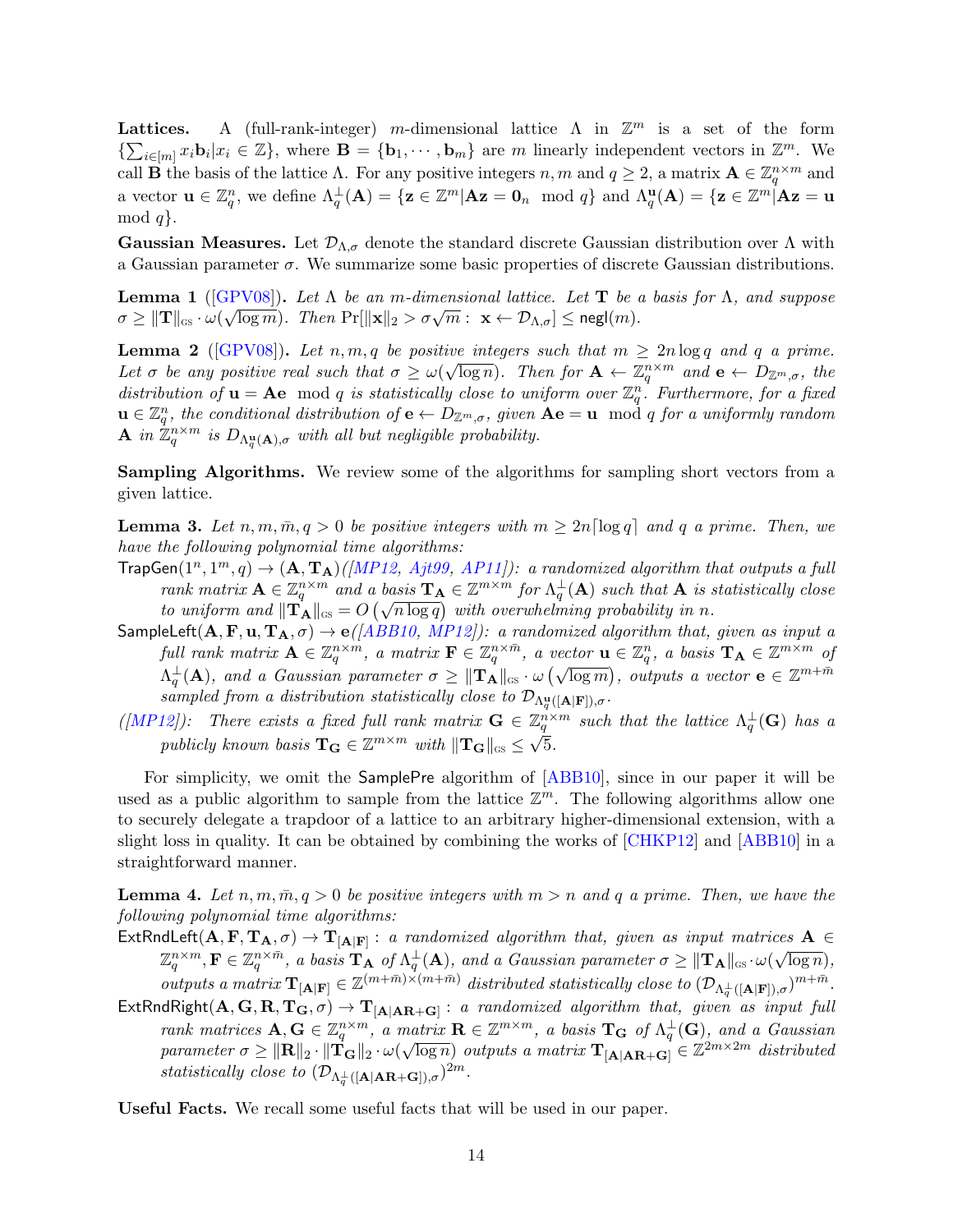**Lattices.** A (full-rank-integer) $m$-dimensional lattice $\Lambda$ in $\mathbb{Z}^m$ is a set of the form $\{\sum_{i\in[m]} x_i\mathbf{b}_i | x_i \in \mathbb{Z}\}$, where $\mathbf{B} = \{\mathbf{b}_1, \cdots, \mathbf{b}_m\}$ are $m$ linearly independent vectors in $\mathbb{Z}^m$. We call $\mathbf{B}$ the basis of the lattice $\Lambda$. For any positive integers $n, m$ and $q \geq 2$, a matrix $\mathbf{A} \in \mathbb{Z}_q^{n\times m}$ and a vector $\mathbf{u} \in \mathbb{Z}_q^n$, we define $\Lambda_q^\perp(\mathbf{A}) = \{\mathbf{z} \in \mathbb{Z}^m | \mathbf{A}\mathbf{z} = \mathbf{0}_n \mod q\}$ and $\Lambda_q^{\mathbf{u}}(\mathbf{A}) = \{\mathbf{z} \in \mathbb{Z}^m | \mathbf{A}\mathbf{z} = \mathbf{u} \mod q\}$.

**Gaussian Measures.** Let $\mathcal{D}_{\Lambda,\sigma}$ denote the standard discrete Gaussian distribution over $\Lambda$ with a Gaussian parameter $\sigma$. We summarize some basic properties of discrete Gaussian distributions.

**Lemma 1** ([GPV08]). *Let $\Lambda$ be an $m$-dimensional lattice. Let $\mathbf{T}$ be a basis for $\Lambda$, and suppose $\sigma \geq \|\mathbf{T}\|_{\text{GS}} \cdot \omega(\sqrt{\log m})$. Then $\Pr[\|\mathbf{x}\|_2 > \sigma\sqrt{m} : \mathbf{x} \leftarrow \mathcal{D}_{\Lambda,\sigma}] \leq \mathsf{negl}(m)$.*

**Lemma 2** ([GPV08]). *Let $n, m, q$ be positive integers such that $m \geq 2n\log q$ and $q$ a prime. Let $\sigma$ be any positive real such that $\sigma \geq \omega(\sqrt{\log n})$. Then for $\mathbf{A} \leftarrow \mathbb{Z}_q^{n\times m}$ and $\mathbf{e} \leftarrow D_{\mathbb{Z}^m,\sigma}$, the distribution of $\mathbf{u} = \mathbf{A}\mathbf{e} \mod q$ is statistically close to uniform over $\mathbb{Z}_q^n$. Furthermore, for a fixed $\mathbf{u} \in \mathbb{Z}_q^n$, the conditional distribution of $\mathbf{e} \leftarrow D_{\mathbb{Z}^m,\sigma}$, given $\mathbf{A}\mathbf{e} = \mathbf{u} \mod q$ for a uniformly random $\mathbf{A}$ in $\mathbb{Z}_q^{n\times m}$ is $D_{\Lambda_q^{\mathbf{u}}(\mathbf{A}),\sigma}$ with all but negligible probability.*

**Sampling Algorithms.** We review some of the algorithms for sampling short vectors from a given lattice.

**Lemma 3.** *Let $n, m, \bar{m}, q > 0$ be positive integers with $m \geq 2n\lceil\log q\rceil$ and $q$ a prime. Then, we have the following polynomial time algorithms:*

$\mathsf{TrapGen}(1^n, 1^m, q) \to (\mathbf{A}, \mathbf{T}_\mathbf{A})$*([MP12, Ajt99, AP11]): a randomized algorithm that outputs a full rank matrix $\mathbf{A} \in \mathbb{Z}_q^{n\times m}$ and a basis $\mathbf{T}_\mathbf{A} \in \mathbb{Z}^{m\times m}$ for $\Lambda_q^\perp(\mathbf{A})$ such that $\mathbf{A}$ is statistically close to uniform and $\|\mathbf{T}_\mathbf{A}\|_{\text{GS}} = O\left(\sqrt{n\log q}\right)$ with overwhelming probability in $n$.*

$\mathsf{SampleLeft}(\mathbf{A}, \mathbf{F}, \mathbf{u}, \mathbf{T}_\mathbf{A}, \sigma) \to \mathbf{e}$*([ABB10, MP12]): a randomized algorithm that, given as input a full rank matrix $\mathbf{A} \in \mathbb{Z}_q^{n\times m}$, a matrix $\mathbf{F} \in \mathbb{Z}_q^{n\times \bar{m}}$, a vector $\mathbf{u} \in \mathbb{Z}_q^n$, a basis $\mathbf{T}_\mathbf{A} \in \mathbb{Z}^{m\times m}$ of $\Lambda_q^\perp(\mathbf{A})$, and a Gaussian parameter $\sigma \geq \|\mathbf{T}_\mathbf{A}\|_{\text{GS}} \cdot \omega\left(\sqrt{\log m}\right)$, outputs a vector $\mathbf{e} \in \mathbb{Z}^{m+\bar{m}}$ sampled from a distribution statistically close to $\mathcal{D}_{\Lambda_q^{\mathbf{u}}([\mathbf{A}|\mathbf{F}]),\sigma}$.*

*([MP12]): There exists a fixed full rank matrix $\mathbf{G} \in \mathbb{Z}_q^{n\times m}$ such that the lattice $\Lambda_q^\perp(\mathbf{G})$ has a publicly known basis $\mathbf{T}_\mathbf{G} \in \mathbb{Z}^{m\times m}$ with $\|\mathbf{T}_\mathbf{G}\|_{\text{GS}} \leq \sqrt{5}$.*

For simplicity, we omit the $\mathsf{SamplePre}$ algorithm of [ABB10], since in our paper it will be used as a public algorithm to sample from the lattice $\mathbb{Z}^m$. The following algorithms allow one to securely delegate a trapdoor of a lattice to an arbitrary higher-dimensional extension, with a slight loss in quality. It can be obtained by combining the works of [CHKP12] and [ABB10] in a straightforward manner.

**Lemma 4.** *Let $n, m, \bar{m}, q > 0$ be positive integers with $m > n$ and $q$ a prime. Then, we have the following polynomial time algorithms:*

$\mathsf{ExtRndLeft}(\mathbf{A}, \mathbf{F}, \mathbf{T}_\mathbf{A}, \sigma) \to \mathbf{T}_{[\mathbf{A}|\mathbf{F}]}$ *: a randomized algorithm that, given as input matrices $\mathbf{A} \in \mathbb{Z}_q^{n\times m}, \mathbf{F} \in \mathbb{Z}_q^{n\times\bar{m}}$, a basis $\mathbf{T}_\mathbf{A}$ of $\Lambda_q^\perp(\mathbf{A})$, and a Gaussian parameter $\sigma \geq \|\mathbf{T}_\mathbf{A}\|_{\text{GS}} \cdot \omega(\sqrt{\log n})$, outputs a matrix $\mathbf{T}_{[\mathbf{A}|\mathbf{F}]} \in \mathbb{Z}^{(m+\bar{m})\times(m+\bar{m})}$ distributed statistically close to $(\mathcal{D}_{\Lambda_q^\perp([\mathbf{A}|\mathbf{F}]),\sigma})^{m+\bar{m}}$.*

$\mathsf{ExtRndRight}(\mathbf{A}, \mathbf{G}, \mathbf{R}, \mathbf{T}_\mathbf{G}, \sigma) \to \mathbf{T}_{[\mathbf{A}|\mathbf{A}\mathbf{R}+\mathbf{G}]}$ *: a randomized algorithm that, given as input full rank matrices $\mathbf{A}, \mathbf{G} \in \mathbb{Z}_q^{n\times m}$, a matrix $\mathbf{R} \in \mathbb{Z}^{m\times m}$, a basis $\mathbf{T}_\mathbf{G}$ of $\Lambda_q^\perp(\mathbf{G})$, and a Gaussian parameter $\sigma \geq \|\mathbf{R}\|_2 \cdot \|\mathbf{T}_\mathbf{G}\|_2 \cdot \omega(\sqrt{\log n})$ outputs a matrix $\mathbf{T}_{[\mathbf{A}|\mathbf{A}\mathbf{R}+\mathbf{G}]} \in \mathbb{Z}^{2m\times 2m}$ distributed statistically close to $(\mathcal{D}_{\Lambda_q^\perp([\mathbf{A}|\mathbf{A}\mathbf{R}+\mathbf{G}]),\sigma})^{2m}$.*

**Useful Facts.** We recall some useful facts that will be used in our paper.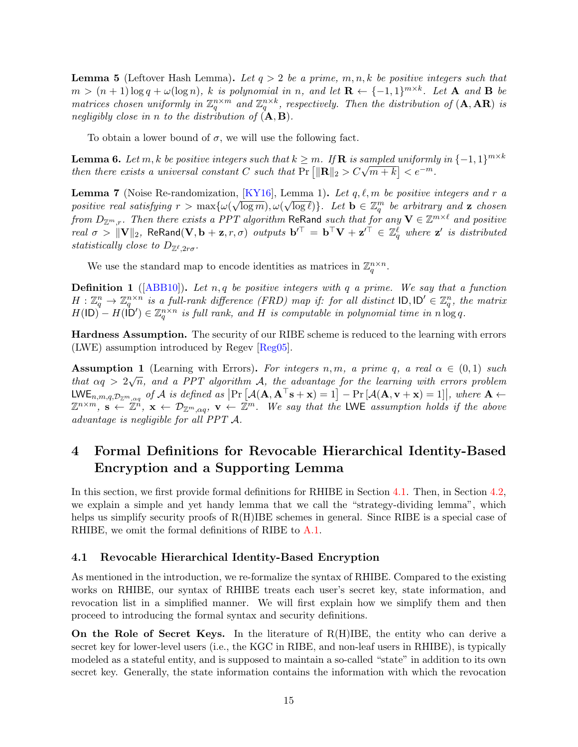**Lemma 5** (Leftover Hash Lemma)**.** *Let $q > 2$ be a prime, $m, n, k$ be positive integers such that $m > (n + 1) \log q + \omega(\log n)$, $k$ is polynomial in $n$, and let $\mathbf{R} \leftarrow \{-1, 1\}^{m\times k}$. Let $\mathbf{A}$ and $\mathbf{B}$ be matrices chosen uniformly in $\mathbb{Z}_q^{n\times m}$ and $\mathbb{Z}_q^{n\times k}$, respectively. Then the distribution of $(\mathbf{A}, \mathbf{AR})$ is negligibly close in $n$ to the distribution of $(\mathbf{A}, \mathbf{B})$.*

To obtain a lower bound of $\sigma$, we will use the following fact.

**Lemma 6.** *Let $m, k$ be positive integers such that $k \geq m$. If $\mathbf{R}$ is sampled uniformly in $\{-1, 1\}^{m\times k}$ then there exists a universal constant $C$ such that $\Pr\left[\|\mathbf{R}\|_2 > C\sqrt{m + k}\right] < e^{-m}$.*

**Lemma 7** (Noise Re-randomization, [KY16], Lemma 1)**.** *Let $q, \ell, m$ be positive integers and $r$ a positive real satisfying $r > \max\{\omega(\sqrt{\log m}), \omega(\sqrt{\log \ell})\}$. Let $\mathbf{b} \in \mathbb{Z}_q^m$ be arbitrary and $\mathbf{z}$ chosen from $D_{\mathbb{Z}^m,r}$. Then there exists a PPT algorithm* $\mathsf{ReRand}$ *such that for any $\mathbf{V} \in \mathbb{Z}^{m\times\ell}$ and positive real $\sigma > \|\mathbf{V}\|_2$,* $\mathsf{ReRand}(\mathbf{V}, \mathbf{b} + \mathbf{z}, r, \sigma)$ *outputs $\mathbf{b}'^{\top} = \mathbf{b}^{\top}\mathbf{V} + \mathbf{z}'^{\top} \in \mathbb{Z}_q^{\ell}$ where $\mathbf{z}'$ is distributed statistically close to $D_{\mathbb{Z}^{\ell},2r\sigma}$.*

We use the standard map to encode identities as matrices in $\mathbb{Z}_q^{n\times n}$.

**Definition 1** ([ABB10])**.** *Let $n, q$ be positive integers with $q$ a prime. We say that a function $H : \mathbb{Z}_q^n \to \mathbb{Z}_q^{n\times n}$ is a full-rank difference (FRD) map if: for all distinct $\mathsf{ID}, \mathsf{ID}' \in \mathbb{Z}_q^n$, the matrix $H(\mathsf{ID}) - H(\mathsf{ID}') \in \mathbb{Z}_q^{n\times n}$ is full rank, and $H$ is computable in polynomial time in $n \log q$.*

**Hardness Assumption.** The security of our RIBE scheme is reduced to the learning with errors (LWE) assumption introduced by Regev [Reg05].

**Assumption 1** (Learning with Errors)**.** *For integers $n, m$, a prime $q$, a real $\alpha \in (0, 1)$ such that $\alpha q > 2\sqrt{n}$, and a PPT algorithm $\mathcal{A}$, the advantage for the learning with errors problem $\mathsf{LWE}_{n,m,q,\mathcal{D}_{\mathbb{Z}^m,\alpha q}}$ of $\mathcal{A}$ is defined as $\left|\Pr\left[\mathcal{A}(\mathbf{A}, \mathbf{A}^{\top}\mathbf{s} + \mathbf{x}) = 1\right] - \Pr\left[\mathcal{A}(\mathbf{A}, \mathbf{v} + \mathbf{x}) = 1\right]\right|$, where $\mathbf{A} \leftarrow \mathbb{Z}^{n\times m}$, $\mathbf{s} \leftarrow \mathbb{Z}^n$, $\mathbf{x} \leftarrow \mathcal{D}_{\mathbb{Z}^m,\alpha q}$, $\mathbf{v} \leftarrow \mathbb{Z}^m$. We say that the* $\mathsf{LWE}$ *assumption holds if the above advantage is negligible for all PPT $\mathcal{A}$.*

# 4 Formal Definitions for Revocable Hierarchical Identity-Based Encryption and a Supporting Lemma

In this section, we first provide formal definitions for RHIBE in Section 4.1. Then, in Section 4.2, we explain a simple and yet handy lemma that we call the "strategy-dividing lemma", which helps us simplify security proofs of R(H)IBE schemes in general. Since RIBE is a special case of RHIBE, we omit the formal definitions of RIBE to A.1.

## 4.1 Revocable Hierarchical Identity-Based Encryption

As mentioned in the introduction, we re-formalize the syntax of RHIBE. Compared to the existing works on RHIBE, our syntax of RHIBE treats each user's secret key, state information, and revocation list in a simplified manner. We will first explain how we simplify them and then proceed to introducing the formal syntax and security definitions.

**On the Role of Secret Keys.** In the literature of R(H)IBE, the entity who can derive a secret key for lower-level users (i.e., the KGC in RIBE, and non-leaf users in RHIBE), is typically modeled as a stateful entity, and is supposed to maintain a so-called "state" in addition to its own secret key. Generally, the state information contains the information with which the revocation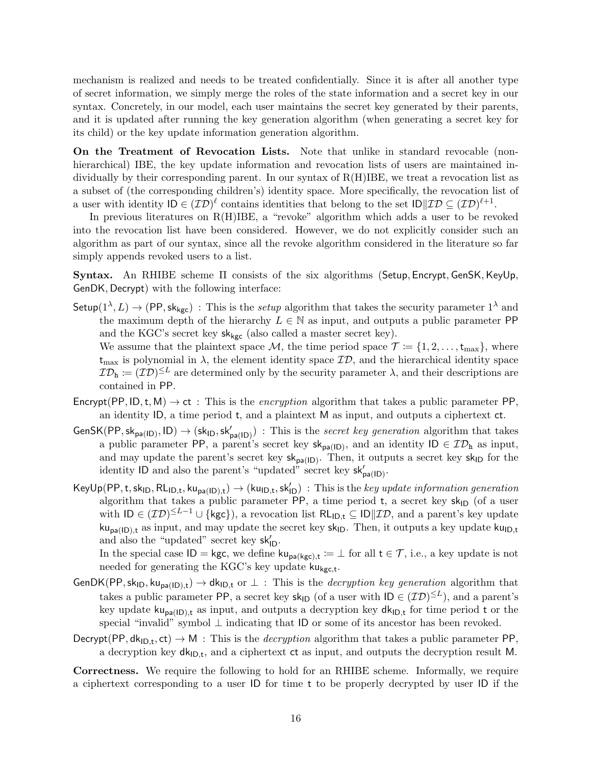mechanism is realized and needs to be treated confidentially. Since it is after all another type of secret information, we simply merge the roles of the state information and a secret key in our syntax. Concretely, in our model, each user maintains the secret key generated by their parents, and it is updated after running the key generation algorithm (when generating a secret key for its child) or the key update information generation algorithm.

**On the Treatment of Revocation Lists.** Note that unlike in standard revocable (non-hierarchical) IBE, the key update information and revocation lists of users are maintained individually by their corresponding parent. In our syntax of R(H)IBE, we treat a revocation list as a subset of (the corresponding children's) identity space. More specifically, the revocation list of a user with identity $\mathsf{ID} \in (\mathcal{ID})^{\ell}$ contains identities that belong to the set $\mathsf{ID}\|\mathcal{ID} \subseteq (\mathcal{ID})^{\ell+1}$.

In previous literatures on R(H)IBE, a "revoke" algorithm which adds a user to be revoked into the revocation list have been considered. However, we do not explicitly consider such an algorithm as part of our syntax, since all the revoke algorithm considered in the literature so far simply appends revoked users to a list.

**Syntax.** An RHIBE scheme $\Pi$ consists of the six algorithms ($\mathsf{Setup}, \mathsf{Encrypt}, \mathsf{GenSK}, \mathsf{KeyUp}, \mathsf{GenDK}, \mathsf{Decrypt}$) with the following interface:

$\mathsf{Setup}(1^{\lambda}, L) \to (\mathsf{PP}, \mathsf{sk}_{\mathsf{kgc}})$ : This is the *setup* algorithm that takes the security parameter $1^{\lambda}$ and the maximum depth of the hierarchy $L \in \mathbb{N}$ as input, and outputs a public parameter $\mathsf{PP}$ and the KGC's secret key $\mathsf{sk}_{\mathsf{kgc}}$ (also called a master secret key).
  We assume that the plaintext space $\mathcal{M}$, the time period space $\mathcal{T} \coloneqq \{1, 2, \ldots, \mathsf{t}_{\max}\}$, where $\mathsf{t}_{\max}$ is polynomial in $\lambda$, the element identity space $\mathcal{ID}$, and the hierarchical identity space $\mathcal{ID}_{\mathtt{h}} \coloneqq (\mathcal{ID})^{\leq L}$ are determined only by the security parameter $\lambda$, and their descriptions are contained in $\mathsf{PP}$.

$\mathsf{Encrypt}(\mathsf{PP}, \mathsf{ID}, \mathsf{t}, \mathsf{M}) \to \mathsf{ct}$ : This is the *encryption* algorithm that takes a public parameter $\mathsf{PP}$, an identity $\mathsf{ID}$, a time period $\mathsf{t}$, and a plaintext $\mathsf{M}$ as input, and outputs a ciphertext $\mathsf{ct}$.

$\mathsf{GenSK}(\mathsf{PP}, \mathsf{sk}_{\mathsf{pa(ID)}}, \mathsf{ID}) \to (\mathsf{sk}_{\mathsf{ID}}, \mathsf{sk}'_{\mathsf{pa(ID)}})$ : This is the *secret key generation* algorithm that takes a public parameter $\mathsf{PP}$, a parent's secret key $\mathsf{sk}_{\mathsf{pa(ID)}}$, and an identity $\mathsf{ID} \in \mathcal{ID}_{\mathtt{h}}$ as input, and may update the parent's secret key $\mathsf{sk}_{\mathsf{pa(ID)}}$. Then, it outputs a secret key $\mathsf{sk}_{\mathsf{ID}}$ for the identity $\mathsf{ID}$ and also the parent's "updated" secret key $\mathsf{sk}'_{\mathsf{pa(ID)}}$.

$\mathsf{KeyUp}(\mathsf{PP}, \mathsf{t}, \mathsf{sk}_{\mathsf{ID}}, \mathsf{RL}_{\mathsf{ID},\mathsf{t}}, \mathsf{ku}_{\mathsf{pa(ID)},\mathsf{t}}) \to (\mathsf{ku}_{\mathsf{ID},\mathsf{t}}, \mathsf{sk}'_{\mathsf{ID}})$ : This is the *key update information generation* algorithm that takes a public parameter $\mathsf{PP}$, a time period $\mathsf{t}$, a secret key $\mathsf{sk}_{\mathsf{ID}}$ (of a user with $\mathsf{ID} \in (\mathcal{ID})^{\leq L-1} \cup \{\mathsf{kgc}\}$), a revocation list $\mathsf{RL}_{\mathsf{ID},\mathsf{t}} \subseteq \mathsf{ID}\|\mathcal{ID}$, and a parent's key update $\mathsf{ku}_{\mathsf{pa(ID)},\mathsf{t}}$ as input, and may update the secret key $\mathsf{sk}_{\mathsf{ID}}$. Then, it outputs a key update $\mathsf{ku}_{\mathsf{ID},\mathsf{t}}$ and also the "updated" secret key $\mathsf{sk}'_{\mathsf{ID}}$.
  In the special case $\mathsf{ID} = \mathsf{kgc}$, we define $\mathsf{ku}_{\mathsf{pa(kgc)},\mathsf{t}} \coloneqq \bot$ for all $\mathsf{t} \in \mathcal{T}$, i.e., a key update is not needed for generating the KGC's key update $\mathsf{ku}_{\mathsf{kgc},\mathsf{t}}$.

$\mathsf{GenDK}(\mathsf{PP}, \mathsf{sk}_{\mathsf{ID}}, \mathsf{ku}_{\mathsf{pa(ID)},\mathsf{t}}) \to \mathsf{dk}_{\mathsf{ID},\mathsf{t}}$ or $\bot$ : This is the *decryption key generation* algorithm that takes a public parameter $\mathsf{PP}$, a secret key $\mathsf{sk}_{\mathsf{ID}}$ (of a user with $\mathsf{ID} \in (\mathcal{ID})^{\leq L}$), and a parent's key update $\mathsf{ku}_{\mathsf{pa(ID)},\mathsf{t}}$ as input, and outputs a decryption key $\mathsf{dk}_{\mathsf{ID},\mathsf{t}}$ for time period $\mathsf{t}$ or the special "invalid" symbol $\bot$ indicating that $\mathsf{ID}$ or some of its ancestor has been revoked.

$\mathsf{Decrypt}(\mathsf{PP}, \mathsf{dk}_{\mathsf{ID},\mathsf{t}}, \mathsf{ct}) \to \mathsf{M}$ : This is the *decryption* algorithm that takes a public parameter $\mathsf{PP}$, a decryption key $\mathsf{dk}_{\mathsf{ID},\mathsf{t}}$, and a ciphertext $\mathsf{ct}$ as input, and outputs the decryption result $\mathsf{M}$.

**Correctness.** We require the following to hold for an RHIBE scheme. Informally, we require a ciphertext corresponding to a user $\mathsf{ID}$ for time $\mathsf{t}$ to be properly decrypted by user $\mathsf{ID}$ if the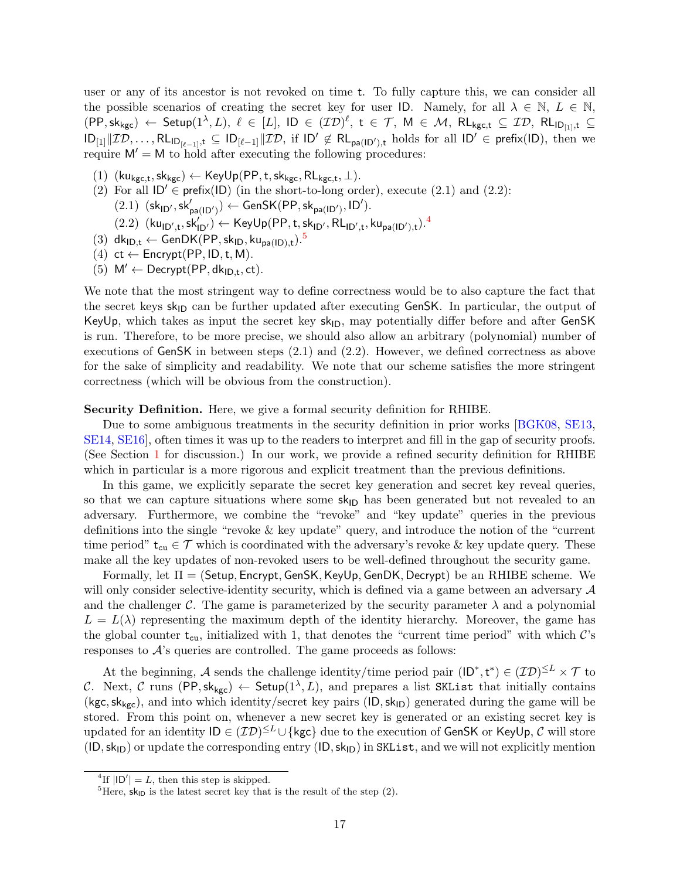user or any of its ancestor is not revoked on time t. To fully capture this, we can consider all the possible scenarios of creating the secret key for user ID. Namely, for all $\lambda \in \mathbb{N}$, $L \in \mathbb{N}$, $(\mathsf{PP}, \mathsf{sk}_{\mathsf{kgc}}) \leftarrow \mathsf{Setup}(1^\lambda, L)$, $\ell \in [L]$, $\mathsf{ID} \in (\mathcal{ID})^\ell$, $\mathsf{t} \in \mathcal{T}$, $\mathsf{M} \in \mathcal{M}$, $\mathsf{RL}_{\mathsf{kgc},\mathsf{t}} \subseteq \mathcal{ID}$, $\mathsf{RL}_{\mathsf{ID}_{[1]},\mathsf{t}} \subseteq \mathsf{ID}_{[1]} \| \mathcal{ID}, \dots, \mathsf{RL}_{\mathsf{ID}_{[\ell-1]},\mathsf{t}} \subseteq \mathsf{ID}_{[\ell-1]} \| \mathcal{ID}$, if $\mathsf{ID}' \notin \mathsf{RL}_{\mathsf{pa}(\mathsf{ID}'),\mathsf{t}}$ holds for all $\mathsf{ID}' \in \mathsf{prefix}(\mathsf{ID})$, then we require $\mathsf{M}' = \mathsf{M}$ to hold after executing the following procedures:

(1) $(\mathsf{ku}_{\mathsf{kgc},\mathsf{t}}, \mathsf{sk}_{\mathsf{kgc}}) \leftarrow \mathsf{KeyUp}(\mathsf{PP}, \mathsf{t}, \mathsf{sk}_{\mathsf{kgc}}, \mathsf{RL}_{\mathsf{kgc},\mathsf{t}}, \perp)$.

(2) For all $\mathsf{ID}' \in \mathsf{prefix}(\mathsf{ID})$ (in the short-to-long order), execute (2.1) and (2.2):

  (2.1) $(\mathsf{sk}_{\mathsf{ID}'}, \mathsf{sk}'_{\mathsf{pa}(\mathsf{ID}')}) \leftarrow \mathsf{GenSK}(\mathsf{PP}, \mathsf{sk}_{\mathsf{pa}(\mathsf{ID}')}, \mathsf{ID}')$.

  (2.2) $(\mathsf{ku}_{\mathsf{ID}',\mathsf{t}}, \mathsf{sk}'_{\mathsf{ID}'}) \leftarrow \mathsf{KeyUp}(\mathsf{PP}, \mathsf{t}, \mathsf{sk}_{\mathsf{ID}'}, \mathsf{RL}_{\mathsf{ID}',\mathsf{t}}, \mathsf{ku}_{\mathsf{pa}(\mathsf{ID}'),\mathsf{t}})$.[4]

(3) $\mathsf{dk}_{\mathsf{ID},\mathsf{t}} \leftarrow \mathsf{GenDK}(\mathsf{PP}, \mathsf{sk}_{\mathsf{ID}}, \mathsf{ku}_{\mathsf{pa}(\mathsf{ID}),\mathsf{t}})$.[5]

(4) $\mathsf{ct} \leftarrow \mathsf{Encrypt}(\mathsf{PP}, \mathsf{ID}, \mathsf{t}, \mathsf{M})$.

(5) $\mathsf{M}' \leftarrow \mathsf{Decrypt}(\mathsf{PP}, \mathsf{dk}_{\mathsf{ID},\mathsf{t}}, \mathsf{ct})$.

We note that the most stringent way to define correctness would be to also capture the fact that the secret keys $\mathsf{sk}_{\mathsf{ID}}$ can be further updated after executing GenSK. In particular, the output of KeyUp, which takes as input the secret key $\mathsf{sk}_{\mathsf{ID}}$, may potentially differ before and after GenSK is run. Therefore, to be more precise, we should also allow an arbitrary (polynomial) number of executions of GenSK in between steps (2.1) and (2.2). However, we defined correctness as above for the sake of simplicity and readability. We note that our scheme satisfies the more stringent correctness (which will be obvious from the construction).

**Security Definition.** Here, we give a formal security definition for RHIBE.

Due to some ambiguous treatments in the security definition in prior works [BGK08, SE13, SE14, SE16], often times it was up to the readers to interpret and fill in the gap of security proofs. (See Section 1 for discussion.) In our work, we provide a refined security definition for RHIBE which in particular is a more rigorous and explicit treatment than the previous definitions.

In this game, we explicitly separate the secret key generation and secret key reveal queries, so that we can capture situations where some $\mathsf{sk}_{\mathsf{ID}}$ has been generated but not revealed to an adversary. Furthermore, we combine the "revoke" and "key update" queries in the previous definitions into the single "revoke & key update" query, and introduce the notion of the "current time period" $\mathsf{t}_{\mathsf{cu}} \in \mathcal{T}$ which is coordinated with the adversary's revoke & key update query. These make all the key updates of non-revoked users to be well-defined throughout the security game.

Formally, let $\Pi = (\mathsf{Setup}, \mathsf{Encrypt}, \mathsf{GenSK}, \mathsf{KeyUp}, \mathsf{GenDK}, \mathsf{Decrypt})$ be an RHIBE scheme. We will only consider selective-identity security, which is defined via a game between an adversary $\mathcal{A}$ and the challenger $\mathcal{C}$. The game is parameterized by the security parameter $\lambda$ and a polynomial $L = L(\lambda)$ representing the maximum depth of the identity hierarchy. Moreover, the game has the global counter $\mathsf{t}_{\mathsf{cu}}$, initialized with 1, that denotes the "current time period" with which $\mathcal{C}$'s responses to $\mathcal{A}$'s queries are controlled. The game proceeds as follows:

At the beginning, $\mathcal{A}$ sends the challenge identity/time period pair $(\mathsf{ID}^*, \mathsf{t}^*) \in (\mathcal{ID})^{\leq L} \times \mathcal{T}$ to $\mathcal{C}$. Next, $\mathcal{C}$ runs $(\mathsf{PP}, \mathsf{sk}_{\mathsf{kgc}}) \leftarrow \mathsf{Setup}(1^\lambda, L)$, and prepares a list SKList that initially contains $(\mathsf{kgc}, \mathsf{sk}_{\mathsf{kgc}})$, and into which identity/secret key pairs $(\mathsf{ID}, \mathsf{sk}_{\mathsf{ID}})$ generated during the game will be stored. From this point on, whenever a new secret key is generated or an existing secret key is updated for an identity $\mathsf{ID} \in (\mathcal{ID})^{\leq L} \cup \{\mathsf{kgc}\}$ due to the execution of GenSK or KeyUp, $\mathcal{C}$ will store $(\mathsf{ID}, \mathsf{sk}_{\mathsf{ID}})$ or update the corresponding entry $(\mathsf{ID}, \mathsf{sk}_{\mathsf{ID}})$ in SKList, and we will not explicitly mention

[4] If $|\mathsf{ID}'| = L$, then this step is skipped.

[5] Here, $\mathsf{sk}_{\mathsf{ID}}$ is the latest secret key that is the result of the step (2).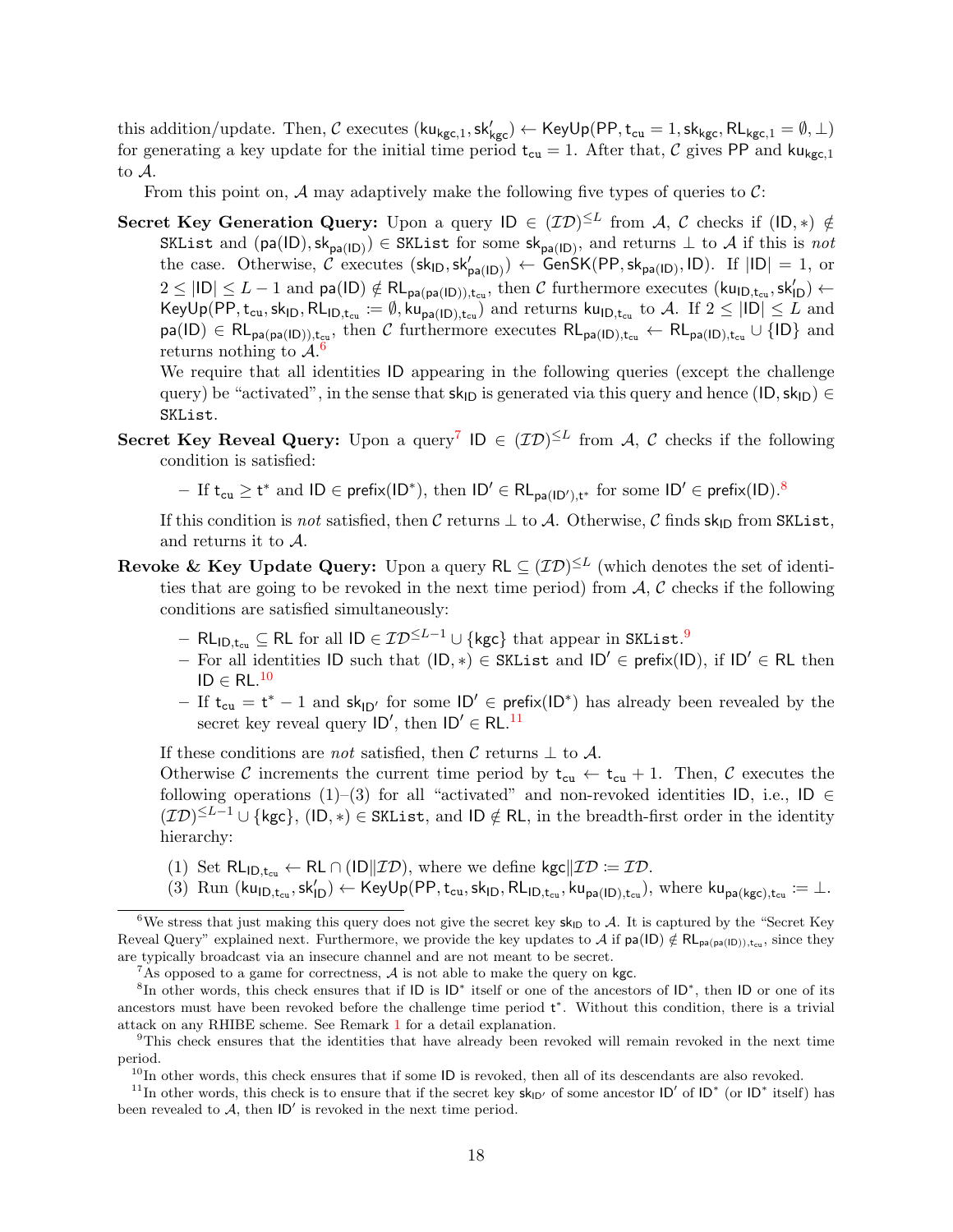this addition/update. Then, $\mathcal{C}$ executes $(\mathsf{ku}_{\mathsf{kgc},1}, \mathsf{sk}'_{\mathsf{kgc}}) \leftarrow \mathsf{KeyUp}(\mathsf{PP}, \mathsf{t}_{\mathsf{cu}} = 1, \mathsf{sk}_{\mathsf{kgc}}, \mathsf{RL}_{\mathsf{kgc},1} = \emptyset, \perp)$ for generating a key update for the initial time period $\mathsf{t}_{\mathsf{cu}} = 1$. After that, $\mathcal{C}$ gives $\mathsf{PP}$ and $\mathsf{ku}_{\mathsf{kgc},1}$ to $\mathcal{A}$.

From this point on, $\mathcal{A}$ may adaptively make the following five types of queries to $\mathcal{C}$:

**Secret Key Generation Query:** Upon a query $\mathsf{ID} \in (\mathcal{ID})^{\le L}$ from $\mathcal{A}$, $\mathcal{C}$ checks if $(\mathsf{ID}, *) \notin$ SKList and $(\mathsf{pa}(\mathsf{ID}), \mathsf{sk}_{\mathsf{pa}(\mathsf{ID})}) \in$ SKList for some $\mathsf{sk}_{\mathsf{pa}(\mathsf{ID})}$, and returns $\perp$ to $\mathcal{A}$ if this is *not* the case. Otherwise, $\mathcal{C}$ executes $(\mathsf{sk}_{\mathsf{ID}}, \mathsf{sk}'_{\mathsf{pa}(\mathsf{ID})}) \leftarrow \mathsf{GenSK}(\mathsf{PP}, \mathsf{sk}_{\mathsf{pa}(\mathsf{ID})}, \mathsf{ID})$. If $|\mathsf{ID}| = 1$, or $2 \le |\mathsf{ID}| \le L-1$ and $\mathsf{pa}(\mathsf{ID}) \notin \mathsf{RL}_{\mathsf{pa}(\mathsf{pa}(\mathsf{ID})),\mathsf{t}_{\mathsf{cu}}}$, then $\mathcal{C}$ furthermore executes $(\mathsf{ku}_{\mathsf{ID},\mathsf{t}_{\mathsf{cu}}}, \mathsf{sk}'_{\mathsf{ID}}) \leftarrow \mathsf{KeyUp}(\mathsf{PP}, \mathsf{t}_{\mathsf{cu}}, \mathsf{sk}_{\mathsf{ID}}, \mathsf{RL}_{\mathsf{ID},\mathsf{t}_{\mathsf{cu}}} := \emptyset, \mathsf{ku}_{\mathsf{pa}(\mathsf{ID}),\mathsf{t}_{\mathsf{cu}}})$ and returns $\mathsf{ku}_{\mathsf{ID},\mathsf{t}_{\mathsf{cu}}}$ to $\mathcal{A}$. If $2 \le |\mathsf{ID}| \le L$ and $\mathsf{pa}(\mathsf{ID}) \in \mathsf{RL}_{\mathsf{pa}(\mathsf{pa}(\mathsf{ID})),\mathsf{t}_{\mathsf{cu}}}$, then $\mathcal{C}$ furthermore executes $\mathsf{RL}_{\mathsf{pa}(\mathsf{ID}),\mathsf{t}_{\mathsf{cu}}} \leftarrow \mathsf{RL}_{\mathsf{pa}(\mathsf{ID}),\mathsf{t}_{\mathsf{cu}}} \cup \{\mathsf{ID}\}$ and returns nothing to $\mathcal{A}$.[6]

We require that all identities $\mathsf{ID}$ appearing in the following queries (except the challenge query) be "activated", in the sense that $\mathsf{sk}_{\mathsf{ID}}$ is generated via this query and hence $(\mathsf{ID}, \mathsf{sk}_{\mathsf{ID}}) \in$ SKList.

**Secret Key Reveal Query:** Upon a query[7] $\mathsf{ID} \in (\mathcal{ID})^{\le L}$ from $\mathcal{A}$, $\mathcal{C}$ checks if the following condition is satisfied:

- If $\mathsf{t}_{\mathsf{cu}} \ge \mathsf{t}^*$ and $\mathsf{ID} \in \mathsf{prefix}(\mathsf{ID}^*)$, then $\mathsf{ID}' \in \mathsf{RL}_{\mathsf{pa}(\mathsf{ID}'),\mathsf{t}^*}$ for some $\mathsf{ID}' \in \mathsf{prefix}(\mathsf{ID})$.[8]

If this condition is *not* satisfied, then $\mathcal{C}$ returns $\perp$ to $\mathcal{A}$. Otherwise, $\mathcal{C}$ finds $\mathsf{sk}_{\mathsf{ID}}$ from SKList, and returns it to $\mathcal{A}$.

**Revoke & Key Update Query:** Upon a query $\mathsf{RL} \subseteq (\mathcal{ID})^{\le L}$ (which denotes the set of identities that are going to be revoked in the next time period) from $\mathcal{A}$, $\mathcal{C}$ checks if the following conditions are satisfied simultaneously:

- $\mathsf{RL}_{\mathsf{ID},\mathsf{t}_{\mathsf{cu}}} \subseteq \mathsf{RL}$ for all $\mathsf{ID} \in \mathcal{ID}^{\le L-1} \cup \{\mathsf{kgc}\}$ that appear in SKList.[9]
- For all identities $\mathsf{ID}$ such that $(\mathsf{ID}, *) \in$ SKList and $\mathsf{ID}' \in \mathsf{prefix}(\mathsf{ID})$, if $\mathsf{ID}' \in \mathsf{RL}$ then $\mathsf{ID} \in \mathsf{RL}$.[10]
- If $\mathsf{t}_{\mathsf{cu}} = \mathsf{t}^* - 1$ and $\mathsf{sk}_{\mathsf{ID}'}$ for some $\mathsf{ID}' \in \mathsf{prefix}(\mathsf{ID}^*)$ has already been revealed by the secret key reveal query $\mathsf{ID}'$, then $\mathsf{ID}' \in \mathsf{RL}$.[11]

If these conditions are *not* satisfied, then $\mathcal{C}$ returns $\perp$ to $\mathcal{A}$.
Otherwise $\mathcal{C}$ increments the current time period by $\mathsf{t}_{\mathsf{cu}} \leftarrow \mathsf{t}_{\mathsf{cu}} + 1$. Then, $\mathcal{C}$ executes the following operations (1)–(3) for all "activated" and non-revoked identities $\mathsf{ID}$, i.e., $\mathsf{ID} \in (\mathcal{ID})^{\le L-1} \cup \{\mathsf{kgc}\}$, $(\mathsf{ID}, *) \in$ SKList, and $\mathsf{ID} \notin \mathsf{RL}$, in the breadth-first order in the identity hierarchy:

(1) Set $\mathsf{RL}_{\mathsf{ID},\mathsf{t}_{\mathsf{cu}}} \leftarrow \mathsf{RL} \cap (\mathsf{ID} \| \mathcal{ID})$, where we define $\mathsf{kgc} \| \mathcal{ID} := \mathcal{ID}$.

(3) Run $(\mathsf{ku}_{\mathsf{ID},\mathsf{t}_{\mathsf{cu}}}, \mathsf{sk}'_{\mathsf{ID}}) \leftarrow \mathsf{KeyUp}(\mathsf{PP}, \mathsf{t}_{\mathsf{cu}}, \mathsf{sk}_{\mathsf{ID}}, \mathsf{RL}_{\mathsf{ID},\mathsf{t}_{\mathsf{cu}}}, \mathsf{ku}_{\mathsf{pa}(\mathsf{ID}),\mathsf{t}_{\mathsf{cu}}})$, where $\mathsf{ku}_{\mathsf{pa}(\mathsf{kgc}),\mathsf{t}_{\mathsf{cu}}} := \perp$.

---

[6] We stress that just making this query does not give the secret key $\mathsf{sk}_{\mathsf{ID}}$ to $\mathcal{A}$. It is captured by the "Secret Key Reveal Query" explained next. Furthermore, we provide the key updates to $\mathcal{A}$ if $\mathsf{pa}(\mathsf{ID}) \notin \mathsf{RL}_{\mathsf{pa}(\mathsf{pa}(\mathsf{ID})),\mathsf{t}_{\mathsf{cu}}}$, since they are typically broadcast via an insecure channel and are not meant to be secret.

[7] As opposed to a game for correctness, $\mathcal{A}$ is not able to make the query on $\mathsf{kgc}$.

[8] In other words, this check ensures that if $\mathsf{ID}$ is $\mathsf{ID}^*$ itself or one of the ancestors of $\mathsf{ID}^*$, then $\mathsf{ID}$ or one of its ancestors must have been revoked before the challenge time period $\mathsf{t}^*$. Without this condition, there is a trivial attack on any RHIBE scheme. See Remark 1 for a detail explanation.

[9] This check ensures that the identities that have already been revoked will remain revoked in the next time period.

[10] In other words, this check ensures that if some $\mathsf{ID}$ is revoked, then all of its descendants are also revoked.

[11] In other words, this check is to ensure that if the secret key $\mathsf{sk}_{\mathsf{ID}'}$ of some ancestor $\mathsf{ID}'$ of $\mathsf{ID}^*$ (or $\mathsf{ID}^*$ itself) has been revealed to $\mathcal{A}$, then $\mathsf{ID}'$ is revoked in the next time period.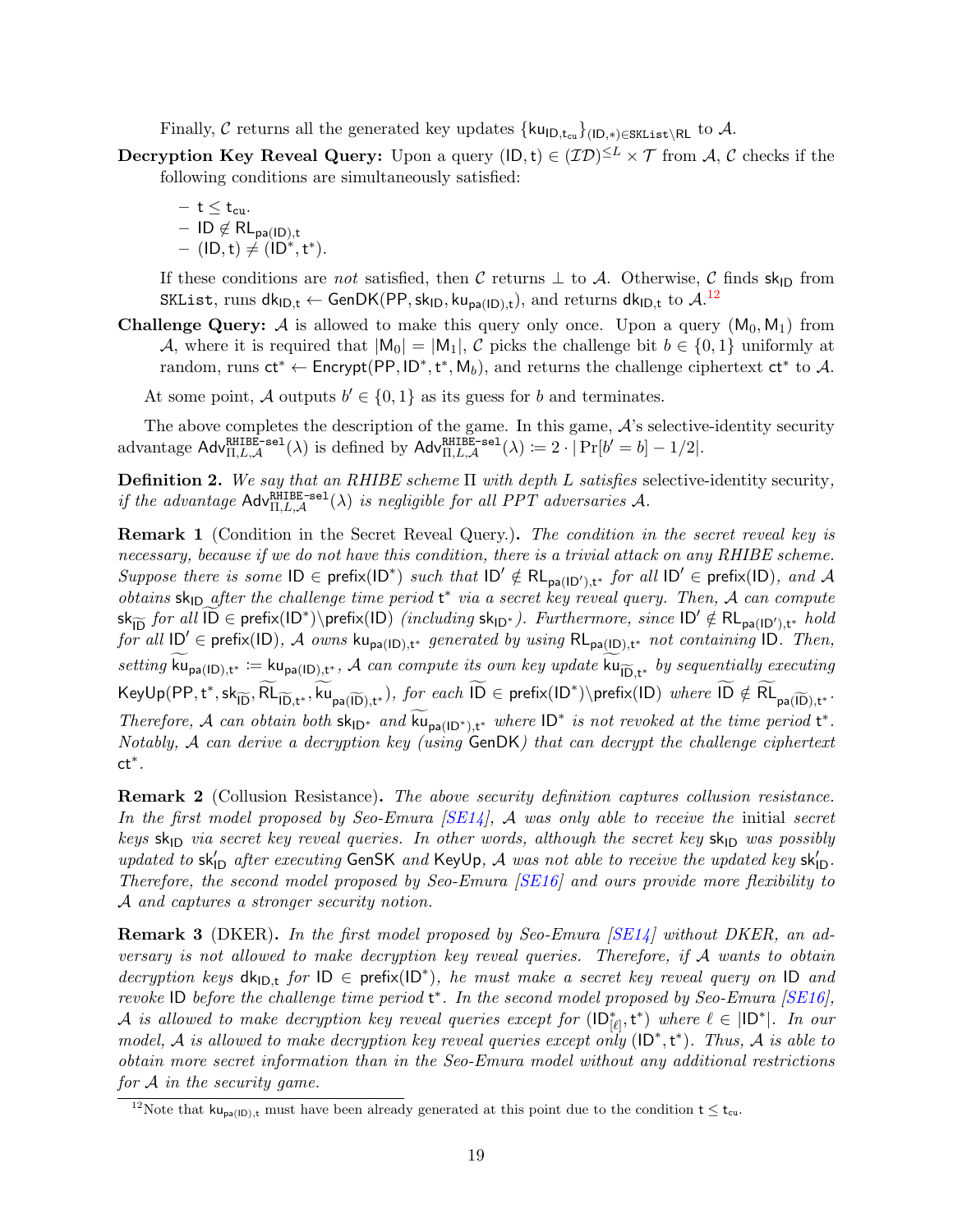Finally, $\mathcal{C}$ returns all the generated key updates $\{\mathsf{ku}_{\mathsf{ID},\mathsf{t}_{\mathsf{cu}}}\}_{(\mathsf{ID},*)\in\mathtt{SKList}\setminus\mathsf{RL}}$ to $\mathcal{A}$.

**Decryption Key Reveal Query:** Upon a query $(\mathsf{ID},\mathsf{t}) \in (\mathcal{ID})^{\leq L} \times \mathcal{T}$ from $\mathcal{A}$, $\mathcal{C}$ checks if the following conditions are simultaneously satisfied:

- $\mathsf{t} \leq \mathsf{t}_{\mathsf{cu}}$.
- $\mathsf{ID} \notin \mathsf{RL}_{\mathsf{pa}(\mathsf{ID}),\mathsf{t}}$
- $(\mathsf{ID},\mathsf{t}) \neq (\mathsf{ID}^*,\mathsf{t}^*)$.

If these conditions are *not* satisfied, then $\mathcal{C}$ returns $\perp$ to $\mathcal{A}$. Otherwise, $\mathcal{C}$ finds $\mathsf{sk}_{\mathsf{ID}}$ from $\mathtt{SKList}$, runs $\mathsf{dk}_{\mathsf{ID},\mathsf{t}} \leftarrow \mathsf{GenDK}(\mathsf{PP},\mathsf{sk}_{\mathsf{ID}},\mathsf{ku}_{\mathsf{pa}(\mathsf{ID}),\mathsf{t}})$, and returns $\mathsf{dk}_{\mathsf{ID},\mathsf{t}}$ to $\mathcal{A}$.[12]

**Challenge Query:** $\mathcal{A}$ is allowed to make this query only once. Upon a query $(\mathsf{M}_0,\mathsf{M}_1)$ from $\mathcal{A}$, where it is required that $|\mathsf{M}_0| = |\mathsf{M}_1|$, $\mathcal{C}$ picks the challenge bit $b \in \{0,1\}$ uniformly at random, runs $\mathsf{ct}^* \leftarrow \mathsf{Encrypt}(\mathsf{PP},\mathsf{ID}^*,\mathsf{t}^*,\mathsf{M}_b)$, and returns the challenge ciphertext $\mathsf{ct}^*$ to $\mathcal{A}$.

At some point, $\mathcal{A}$ outputs $b' \in \{0,1\}$ as its guess for $b$ and terminates.

The above completes the description of the game. In this game, $\mathcal{A}$'s selective-identity security advantage $\mathsf{Adv}^{\mathtt{RHIBE\text{-}sel}}_{\Pi,L,\mathcal{A}}(\lambda)$ is defined by $\mathsf{Adv}^{\mathtt{RHIBE\text{-}sel}}_{\Pi,L,\mathcal{A}}(\lambda) := 2 \cdot |\Pr[b' = b] - 1/2|$.

**Definition 2.** *We say that an RHIBE scheme $\Pi$ with depth $L$ satisfies* selective-identity security*, if the advantage $\mathsf{Adv}^{\mathtt{RHIBE\text{-}sel}}_{\Pi,L,\mathcal{A}}(\lambda)$ is negligible for all PPT adversaries $\mathcal{A}$.*

**Remark 1** (Condition in the Secret Reveal Query.)**.** *The condition in the secret reveal key is necessary, because if we do not have this condition, there is a trivial attack on any RHIBE scheme. Suppose there is some $\mathsf{ID} \in \mathsf{prefix}(\mathsf{ID}^*)$ such that $\mathsf{ID}' \notin \mathsf{RL}_{\mathsf{pa}(\mathsf{ID}'),\mathsf{t}^*}$ for all $\mathsf{ID}' \in \mathsf{prefix}(\mathsf{ID})$, and $\mathcal{A}$ obtains $\mathsf{sk}_{\mathsf{ID}}$ after the challenge time period $\mathsf{t}^*$ via a secret key reveal query. Then, $\mathcal{A}$ can compute $\mathsf{sk}_{\widetilde{\mathsf{ID}}}$ for all $\widetilde{\mathsf{ID}} \in \mathsf{prefix}(\mathsf{ID}^*)\setminus\mathsf{prefix}(\mathsf{ID})$ (including $\mathsf{sk}_{\mathsf{ID}^*}$). Furthermore, since $\mathsf{ID}' \notin \mathsf{RL}_{\mathsf{pa}(\mathsf{ID}'),\mathsf{t}^*}$ hold for all $\mathsf{ID}' \in \mathsf{prefix}(\mathsf{ID})$, $\mathcal{A}$ owns $\mathsf{ku}_{\mathsf{pa}(\mathsf{ID}),\mathsf{t}^*}$ generated by using $\mathsf{RL}_{\mathsf{pa}(\mathsf{ID}),\mathsf{t}^*}$ not containing $\mathsf{ID}$. Then, setting $\widetilde{\mathsf{ku}}_{\mathsf{pa}(\mathsf{ID}),\mathsf{t}^*} := \mathsf{ku}_{\mathsf{pa}(\mathsf{ID}),\mathsf{t}^*}$, $\mathcal{A}$ can compute its own key update $\widetilde{\mathsf{ku}}_{\widetilde{\mathsf{ID}},\mathsf{t}^*}$ by sequentially executing $\mathsf{KeyUp}(\mathsf{PP},\mathsf{t}^*,\mathsf{sk}_{\widetilde{\mathsf{ID}}},\widetilde{\mathsf{RL}}_{\widetilde{\mathsf{ID}},\mathsf{t}^*},\widetilde{\mathsf{ku}}_{\mathsf{pa}(\widetilde{\mathsf{ID}}),\mathsf{t}^*})$, for each $\widetilde{\mathsf{ID}} \in \mathsf{prefix}(\mathsf{ID}^*)\setminus\mathsf{prefix}(\mathsf{ID})$ where $\widetilde{\mathsf{ID}} \notin \widetilde{\mathsf{RL}}_{\mathsf{pa}(\widetilde{\mathsf{ID}}),\mathsf{t}^*}$. Therefore, $\mathcal{A}$ can obtain both $\mathsf{sk}_{\mathsf{ID}^*}$ and $\widetilde{\mathsf{ku}}_{\mathsf{pa}(\mathsf{ID}^*),\mathsf{t}^*}$ where $\mathsf{ID}^*$ is not revoked at the time period $\mathsf{t}^*$. Notably, $\mathcal{A}$ can derive a decryption key (using $\mathsf{GenDK}$) that can decrypt the challenge ciphertext $\mathsf{ct}^*$.*

**Remark 2** (Collusion Resistance)**.** *The above security definition captures collusion resistance. In the first model proposed by Seo-Emura [SE14], $\mathcal{A}$ was only able to receive the* initial *secret keys $\mathsf{sk}_{\mathsf{ID}}$ via secret key reveal queries. In other words, although the secret key $\mathsf{sk}_{\mathsf{ID}}$ was possibly updated to $\mathsf{sk}'_{\mathsf{ID}}$ after executing $\mathsf{GenSK}$ and $\mathsf{KeyUp}$, $\mathcal{A}$ was not able to receive the updated key $\mathsf{sk}'_{\mathsf{ID}}$. Therefore, the second model proposed by Seo-Emura [SE16] and ours provide more flexibility to $\mathcal{A}$ and captures a stronger security notion.*

**Remark 3** (DKER)**.** *In the first model proposed by Seo-Emura [SE14] without DKER, an adversary is not allowed to make decryption key reveal queries. Therefore, if $\mathcal{A}$ wants to obtain decryption keys $\mathsf{dk}_{\mathsf{ID},\mathsf{t}}$ for $\mathsf{ID} \in \mathsf{prefix}(\mathsf{ID}^*)$, he must make a secret key reveal query on $\mathsf{ID}$ and revoke $\mathsf{ID}$ before the challenge time period $\mathsf{t}^*$. In the second model proposed by Seo-Emura [SE16], $\mathcal{A}$ is allowed to make decryption key reveal queries except for $(\mathsf{ID}^*_{[\ell]},\mathsf{t}^*)$ where $\ell \in |\mathsf{ID}^*|$. In our model, $\mathcal{A}$ is allowed to make decryption key reveal queries except only $(\mathsf{ID}^*,\mathsf{t}^*)$. Thus, $\mathcal{A}$ is able to obtain more secret information than in the Seo-Emura model without any additional restrictions for $\mathcal{A}$ in the security game.*

[12] Note that $\mathsf{ku}_{\mathsf{pa}(\mathsf{ID}),\mathsf{t}}$ must have been already generated at this point due to the condition $\mathsf{t} \leq \mathsf{t}_{\mathsf{cu}}$.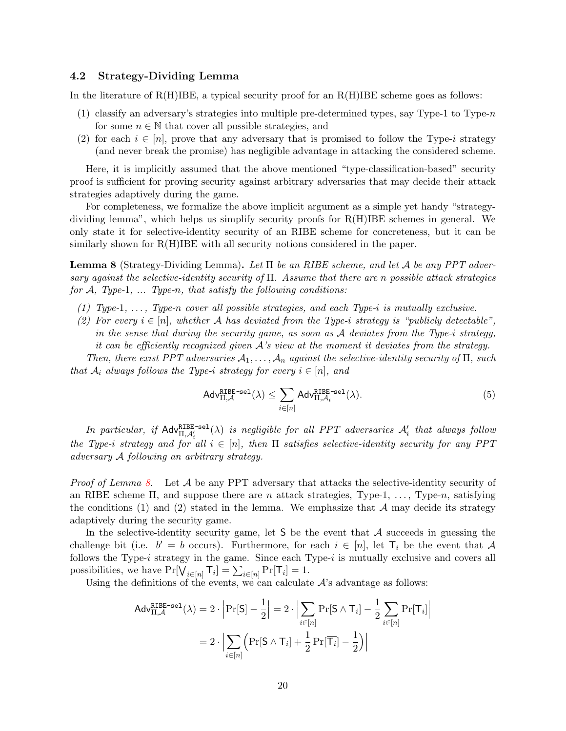### 4.2 Strategy-Dividing Lemma

In the literature of R(H)IBE, a typical security proof for an R(H)IBE scheme goes as follows:

(1) classify an adversary's strategies into multiple pre-determined types, say Type-1 to Type-$n$ for some $n \in \mathbb{N}$ that cover all possible strategies, and
(2) for each $i \in [n]$, prove that any adversary that is promised to follow the Type-$i$ strategy (and never break the promise) has negligible advantage in attacking the considered scheme.

Here, it is implicitly assumed that the above mentioned "type-classification-based" security proof is sufficient for proving security against arbitrary adversaries that may decide their attack strategies adaptively during the game.

For completeness, we formalize the above implicit argument as a simple yet handy "strategy-dividing lemma", which helps us simplify security proofs for R(H)IBE schemes in general. We only state it for selective-identity security of an RIBE scheme for concreteness, but it can be similarly shown for R(H)IBE with all security notions considered in the paper.

**Lemma 8** (Strategy-Dividing Lemma)**.** *Let $\Pi$ be an RIBE scheme, and let $\mathcal{A}$ be any PPT adversary against the selective-identity security of $\Pi$. Assume that there are $n$ possible attack strategies for $\mathcal{A}$, Type-1, ... Type-$n$, that satisfy the following conditions:*

*(1) Type-1, ..., Type-$n$ cover all possible strategies, and each Type-$i$ is mutually exclusive.*
*(2) For every $i \in [n]$, whether $\mathcal{A}$ has deviated from the Type-$i$ strategy is "publicly detectable", in the sense that during the security game, as soon as $\mathcal{A}$ deviates from the Type-$i$ strategy, it can be efficiently recognized given $\mathcal{A}$'s view at the moment it deviates from the strategy.*

*Then, there exist PPT adversaries $\mathcal{A}_1, \dots, \mathcal{A}_n$ against the selective-identity security of $\Pi$, such that $\mathcal{A}_i$ always follows the Type-$i$ strategy for every $i \in [n]$, and*

$$\mathsf{Adv}^{\mathtt{RIBE\text{-}sel}}_{\Pi,\mathcal{A}}(\lambda) \leq \sum_{i \in [n]} \mathsf{Adv}^{\mathtt{RIBE\text{-}sel}}_{\Pi,\mathcal{A}_i}(\lambda). \tag{5}$$

*In particular, if $\mathsf{Adv}^{\mathtt{RIBE\text{-}sel}}_{\Pi,\mathcal{A}'_i}(\lambda)$ is negligible for all PPT adversaries $\mathcal{A}'_i$ that always follow the Type-$i$ strategy and for all $i \in [n]$, then $\Pi$ satisfies selective-identity security for any PPT adversary $\mathcal{A}$ following an arbitrary strategy.*

*Proof of Lemma 8.* Let $\mathcal{A}$ be any PPT adversary that attacks the selective-identity security of an RIBE scheme $\Pi$, and suppose there are $n$ attack strategies, Type-1, ..., Type-$n$, satisfying the conditions (1) and (2) stated in the lemma. We emphasize that $\mathcal{A}$ may decide its strategy adaptively during the security game.

In the selective-identity security game, let $\mathsf{S}$ be the event that $\mathcal{A}$ succeeds in guessing the challenge bit (i.e. $b' = b$ occurs). Furthermore, for each $i \in [n]$, let $\mathsf{T}_i$ be the event that $\mathcal{A}$ follows the Type-$i$ strategy in the game. Since each Type-$i$ is mutually exclusive and covers all possibilities, we have $\Pr[\bigvee_{i \in [n]} \mathsf{T}_i] = \sum_{i \in [n]} \Pr[\mathsf{T}_i] = 1$.

Using the definitions of the events, we can calculate $\mathcal{A}$'s advantage as follows:

$$\begin{aligned}
\mathsf{Adv}^{\mathtt{RIBE\text{-}sel}}_{\Pi,\mathcal{A}}(\lambda) &= 2 \cdot \left| \Pr[\mathsf{S}] - \frac{1}{2} \right| = 2 \cdot \left| \sum_{i \in [n]} \Pr[\mathsf{S} \wedge \mathsf{T}_i] - \frac{1}{2} \sum_{i \in [n]} \Pr[\mathsf{T}_i] \right| \\
&= 2 \cdot \left| \sum_{i \in [n]} \Big( \Pr[\mathsf{S} \wedge \mathsf{T}_i] + \frac{1}{2} \Pr[\overline{\mathsf{T}_i}] - \frac{1}{2} \Big) \right|
\end{aligned}$$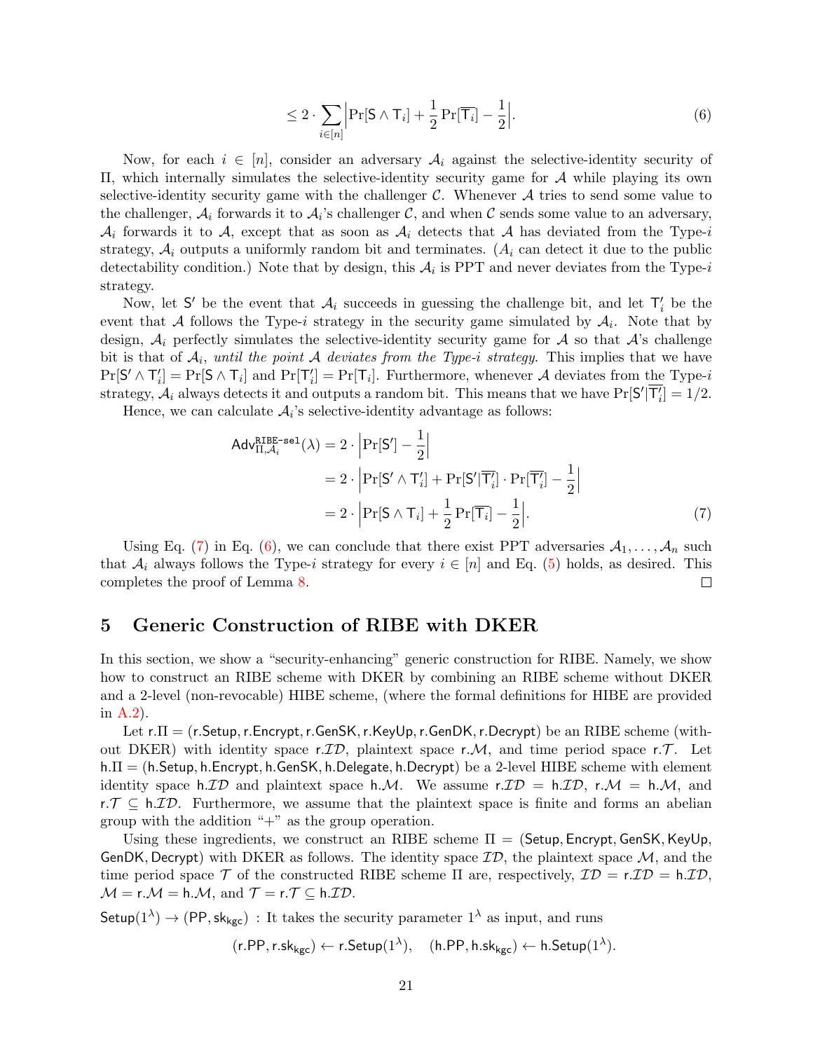$$\leq 2 \cdot \sum_{i \in [n]} \left| \Pr[\mathsf{S} \wedge \mathsf{T}_i] + \frac{1}{2} \Pr[\overline{\mathsf{T}_i}] - \frac{1}{2} \right|. \tag{6}$$

Now, for each $i \in [n]$, consider an adversary $\mathcal{A}_i$ against the selective-identity security of $\Pi$, which internally simulates the selective-identity security game for $\mathcal{A}$ while playing its own selective-identity security game with the challenger $\mathcal{C}$. Whenever $\mathcal{A}$ tries to send some value to the challenger, $\mathcal{A}_i$ forwards it to $\mathcal{A}_i$'s challenger $\mathcal{C}$, and when $\mathcal{C}$ sends some value to an adversary, $\mathcal{A}_i$ forwards it to $\mathcal{A}$, except that as soon as $\mathcal{A}_i$ detects that $\mathcal{A}$ has deviated from the Type-$i$ strategy, $\mathcal{A}_i$ outputs a uniformly random bit and terminates. ($A_i$ can detect it due to the public detectability condition.) Note that by design, this $\mathcal{A}_i$ is PPT and never deviates from the Type-$i$ strategy.

Now, let $\mathsf{S}'$ be the event that $\mathcal{A}_i$ succeeds in guessing the challenge bit, and let $\mathsf{T}'_i$ be the event that $\mathcal{A}$ follows the Type-$i$ strategy in the security game simulated by $\mathcal{A}_i$. Note that by design, $\mathcal{A}_i$ perfectly simulates the selective-identity security game for $\mathcal{A}$ so that $\mathcal{A}$'s challenge bit is that of $\mathcal{A}_i$, *until the point $\mathcal{A}$ deviates from the Type-$i$ strategy.* This implies that we have $\Pr[\mathsf{S}' \wedge \mathsf{T}'_i] = \Pr[\mathsf{S} \wedge \mathsf{T}_i]$ and $\Pr[\mathsf{T}'_i] = \Pr[\mathsf{T}_i]$. Furthermore, whenever $\mathcal{A}$ deviates from the Type-$i$ strategy, $\mathcal{A}_i$ always detects it and outputs a random bit. This means that we have $\Pr[\mathsf{S}' | \overline{\mathsf{T}'_i}] = 1/2$.

Hence, we can calculate $\mathcal{A}_i$'s selective-identity advantage as follows:

$$\begin{aligned}
\mathsf{Adv}^{\mathtt{RIBE\text{-}sel}}_{\Pi,\mathcal{A}_i}(\lambda) &= 2 \cdot \left| \Pr[\mathsf{S}'] - \frac{1}{2} \right| \\
&= 2 \cdot \left| \Pr[\mathsf{S}' \wedge \mathsf{T}'_i] + \Pr[\mathsf{S}' | \overline{\mathsf{T}'_i}] \cdot \Pr[\overline{\mathsf{T}'_i}] - \frac{1}{2} \right| \\
&= 2 \cdot \left| \Pr[\mathsf{S} \wedge \mathsf{T}_i] + \frac{1}{2} \Pr[\overline{\mathsf{T}_i}] - \frac{1}{2} \right|.
\end{aligned} \tag{7}$$

Using Eq. (7) in Eq. (6), we can conclude that there exist PPT adversaries $\mathcal{A}_1, \dots, \mathcal{A}_n$ such that $\mathcal{A}_i$ always follows the Type-$i$ strategy for every $i \in [n]$ and Eq. (5) holds, as desired. This completes the proof of Lemma 8. □

# 5 Generic Construction of RIBE with DKER

In this section, we show a "security-enhancing" generic construction for RIBE. Namely, we show how to construct an RIBE scheme with DKER by combining an RIBE scheme without DKER and a 2-level (non-revocable) HIBE scheme, (where the formal definitions for HIBE are provided in A.2).

Let $\mathsf{r}.\Pi = (\mathsf{r.Setup}, \mathsf{r.Encrypt}, \mathsf{r.GenSK}, \mathsf{r.KeyUp}, \mathsf{r.GenDK}, \mathsf{r.Decrypt})$ be an RIBE scheme (without DKER) with identity space $\mathsf{r}.\mathcal{ID}$, plaintext space $\mathsf{r}.\mathcal{M}$, and time period space $\mathsf{r}.\mathcal{T}$. Let $\mathsf{h}.\Pi = (\mathsf{h.Setup}, \mathsf{h.Encrypt}, \mathsf{h.GenSK}, \mathsf{h.Delegate}, \mathsf{h.Decrypt})$ be a 2-level HIBE scheme with element identity space $\mathsf{h}.\mathcal{ID}$ and plaintext space $\mathsf{h}.\mathcal{M}$. We assume $\mathsf{r}.\mathcal{ID} = \mathsf{h}.\mathcal{ID}$, $\mathsf{r}.\mathcal{M} = \mathsf{h}.\mathcal{M}$, and $\mathsf{r}.\mathcal{T} \subseteq \mathsf{h}.\mathcal{ID}$. Furthermore, we assume that the plaintext space is finite and forms an abelian group with the addition "+" as the group operation.

Using these ingredients, we construct an RIBE scheme $\Pi = (\mathsf{Setup}, \mathsf{Encrypt}, \mathsf{GenSK}, \mathsf{KeyUp}, \mathsf{GenDK}, \mathsf{Decrypt})$ with DKER as follows. The identity space $\mathcal{ID}$, the plaintext space $\mathcal{M}$, and the time period space $\mathcal{T}$ of the constructed RIBE scheme $\Pi$ are, respectively, $\mathcal{ID} = \mathsf{r}.\mathcal{ID} = \mathsf{h}.\mathcal{ID}$, $\mathcal{M} = \mathsf{r}.\mathcal{M} = \mathsf{h}.\mathcal{M}$, and $\mathcal{T} = \mathsf{r}.\mathcal{T} \subseteq \mathsf{h}.\mathcal{ID}$.

$\mathsf{Setup}(1^\lambda) \to (\mathsf{PP}, \mathsf{sk}_{\mathsf{kgc}})$ : It takes the security parameter $1^\lambda$ as input, and runs

$$(\mathsf{r.PP}, \mathsf{r.sk}_{\mathsf{kgc}}) \leftarrow \mathsf{r.Setup}(1^\lambda), \quad (\mathsf{h.PP}, \mathsf{h.sk}_{\mathsf{kgc}}) \leftarrow \mathsf{h.Setup}(1^\lambda).$$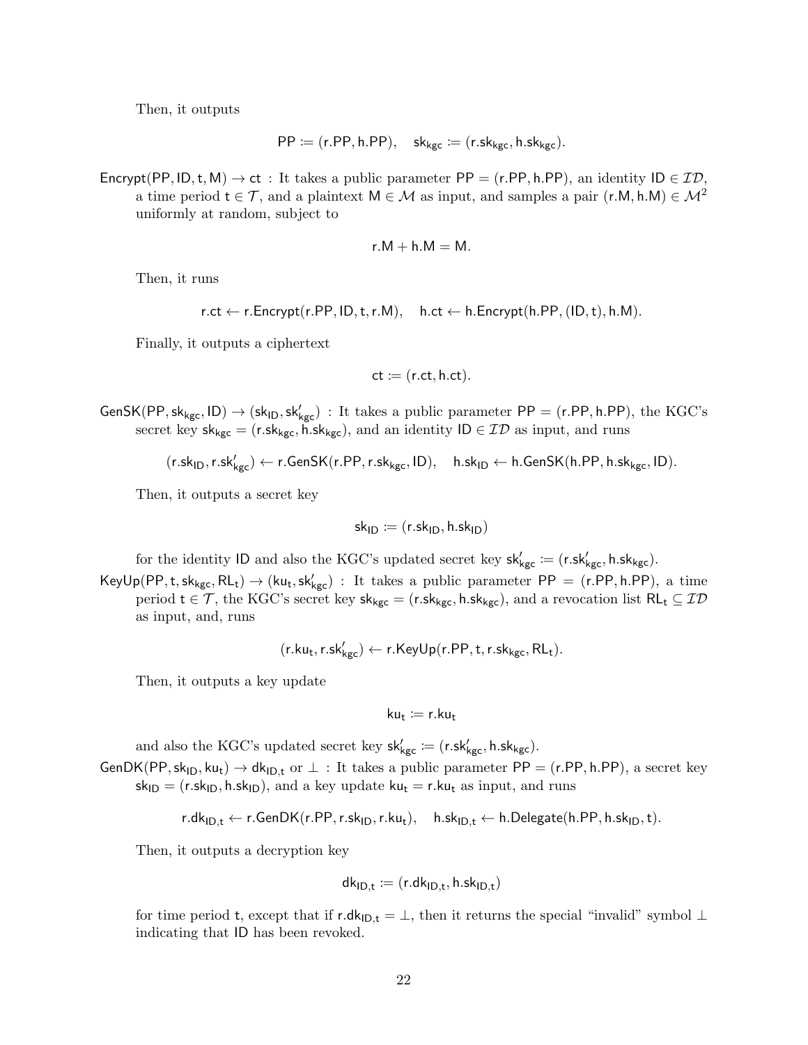Then, it outputs

$$\mathsf{PP} \coloneqq (\mathsf{r.PP}, \mathsf{h.PP}), \quad \mathsf{sk_{kgc}} \coloneqq (\mathsf{r.sk_{kgc}}, \mathsf{h.sk_{kgc}}).$$

$\mathsf{Encrypt}(\mathsf{PP}, \mathsf{ID}, \mathsf{t}, \mathsf{M}) \to \mathsf{ct}$ : It takes a public parameter $\mathsf{PP} = (\mathsf{r.PP}, \mathsf{h.PP})$, an identity $\mathsf{ID} \in \mathcal{ID}$, a time period $\mathsf{t} \in \mathcal{T}$, and a plaintext $\mathsf{M} \in \mathcal{M}$ as input, and samples a pair $(\mathsf{r.M}, \mathsf{h.M}) \in \mathcal{M}^2$ uniformly at random, subject to

$$\mathsf{r.M} + \mathsf{h.M} = \mathsf{M}.$$

Then, it runs

$$\mathsf{r.ct} \leftarrow \mathsf{r.Encrypt}(\mathsf{r.PP}, \mathsf{ID}, \mathsf{t}, \mathsf{r.M}), \quad \mathsf{h.ct} \leftarrow \mathsf{h.Encrypt}(\mathsf{h.PP}, (\mathsf{ID}, \mathsf{t}), \mathsf{h.M}).$$

Finally, it outputs a ciphertext

$$\mathsf{ct} \coloneqq (\mathsf{r.ct}, \mathsf{h.ct}).$$

$\mathsf{GenSK}(\mathsf{PP}, \mathsf{sk_{kgc}}, \mathsf{ID}) \to (\mathsf{sk_{ID}}, \mathsf{sk'_{kgc}})$ : It takes a public parameter $\mathsf{PP} = (\mathsf{r.PP}, \mathsf{h.PP})$, the KGC's secret key $\mathsf{sk_{kgc}} = (\mathsf{r.sk_{kgc}}, \mathsf{h.sk_{kgc}})$, and an identity $\mathsf{ID} \in \mathcal{ID}$ as input, and runs

$$(\mathsf{r.sk_{ID}}, \mathsf{r.sk'_{kgc}}) \leftarrow \mathsf{r.GenSK}(\mathsf{r.PP}, \mathsf{r.sk_{kgc}}, \mathsf{ID}), \quad \mathsf{h.sk_{ID}} \leftarrow \mathsf{h.GenSK}(\mathsf{h.PP}, \mathsf{h.sk_{kgc}}, \mathsf{ID}).$$

Then, it outputs a secret key

$$\mathsf{sk_{ID}} \coloneqq (\mathsf{r.sk_{ID}}, \mathsf{h.sk_{ID}})$$

for the identity $\mathsf{ID}$ and also the KGC's updated secret key $\mathsf{sk'_{kgc}} \coloneqq (\mathsf{r.sk'_{kgc}}, \mathsf{h.sk_{kgc}})$.

$\mathsf{KeyUp}(\mathsf{PP}, \mathsf{t}, \mathsf{sk_{kgc}}, \mathsf{RL_t}) \to (\mathsf{ku_t}, \mathsf{sk'_{kgc}})$ : It takes a public parameter $\mathsf{PP} = (\mathsf{r.PP}, \mathsf{h.PP})$, a time period $\mathsf{t} \in \mathcal{T}$, the KGC's secret key $\mathsf{sk_{kgc}} = (\mathsf{r.sk_{kgc}}, \mathsf{h.sk_{kgc}})$, and a revocation list $\mathsf{RL_t} \subseteq \mathcal{ID}$ as input, and, runs

$$(\mathsf{r.ku_t}, \mathsf{r.sk'_{kgc}}) \leftarrow \mathsf{r.KeyUp}(\mathsf{r.PP}, \mathsf{t}, \mathsf{r.sk_{kgc}}, \mathsf{RL_t}).$$

Then, it outputs a key update

$$\mathsf{ku_t} \coloneqq \mathsf{r.ku_t}$$

and also the KGC's updated secret key $\mathsf{sk'_{kgc}} \coloneqq (\mathsf{r.sk'_{kgc}}, \mathsf{h.sk_{kgc}})$.

$\mathsf{GenDK}(\mathsf{PP}, \mathsf{sk_{ID}}, \mathsf{ku_t}) \to \mathsf{dk_{ID,t}}$ or $\perp$ : It takes a public parameter $\mathsf{PP} = (\mathsf{r.PP}, \mathsf{h.PP})$, a secret key $\mathsf{sk_{ID}} = (\mathsf{r.sk_{ID}}, \mathsf{h.sk_{ID}})$, and a key update $\mathsf{ku_t} = \mathsf{r.ku_t}$ as input, and runs

$$\mathsf{r.dk_{ID,t}} \leftarrow \mathsf{r.GenDK}(\mathsf{r.PP}, \mathsf{r.sk_{ID}}, \mathsf{r.ku_t}), \quad \mathsf{h.sk_{ID,t}} \leftarrow \mathsf{h.Delegate}(\mathsf{h.PP}, \mathsf{h.sk_{ID}}, \mathsf{t}).$$

Then, it outputs a decryption key

$$\mathsf{dk_{ID,t}} \coloneqq (\mathsf{r.dk_{ID,t}}, \mathsf{h.sk_{ID,t}})$$

for time period $\mathsf{t}$, except that if $\mathsf{r.dk_{ID,t}} = \perp$, then it returns the special "invalid" symbol $\perp$ indicating that $\mathsf{ID}$ has been revoked.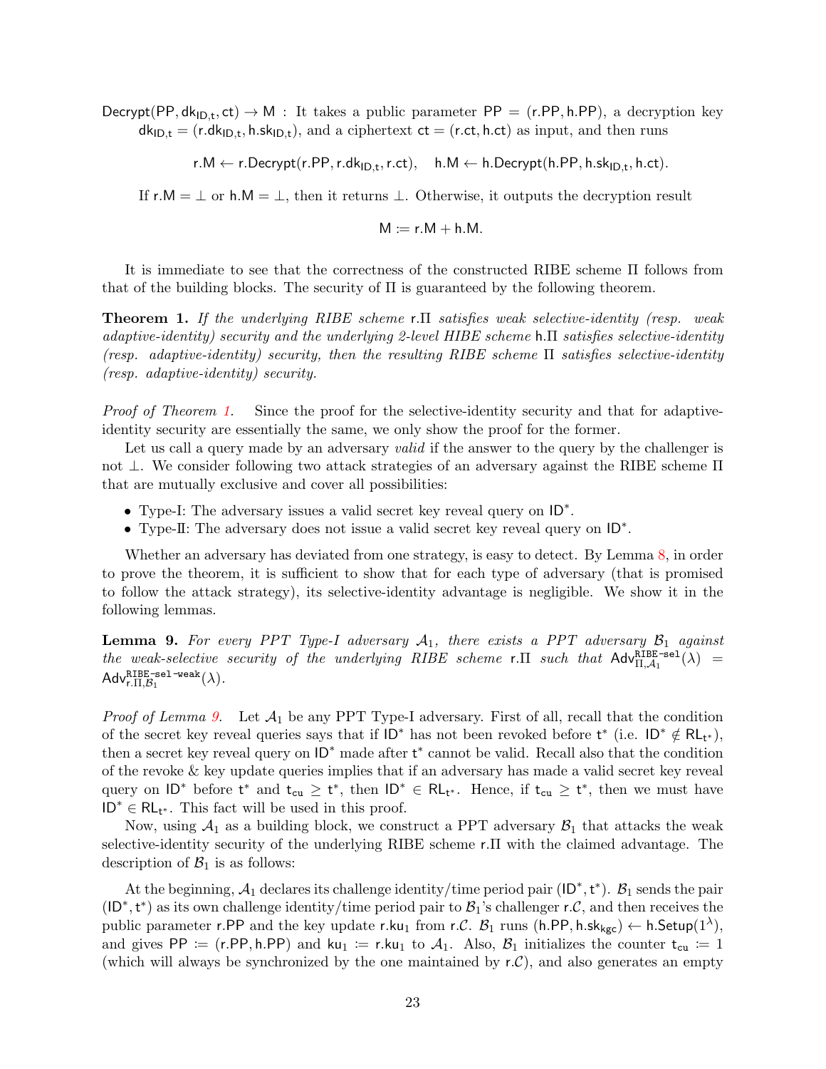$\mathsf{Decrypt}(\mathsf{PP}, \mathsf{dk}_{\mathsf{ID},\mathsf{t}}, \mathsf{ct}) \to \mathsf{M}$ : It takes a public parameter $\mathsf{PP} = (\mathsf{r.PP}, \mathsf{h.PP})$, a decryption key $\mathsf{dk}_{\mathsf{ID},\mathsf{t}} = (\mathsf{r.dk}_{\mathsf{ID},\mathsf{t}}, \mathsf{h.sk}_{\mathsf{ID},\mathsf{t}})$, and a ciphertext $\mathsf{ct} = (\mathsf{r.ct}, \mathsf{h.ct})$ as input, and then runs

$$\mathsf{r.M} \leftarrow \mathsf{r.Decrypt}(\mathsf{r.PP}, \mathsf{r.dk}_{\mathsf{ID},\mathsf{t}}, \mathsf{r.ct}), \quad \mathsf{h.M} \leftarrow \mathsf{h.Decrypt}(\mathsf{h.PP}, \mathsf{h.sk}_{\mathsf{ID},\mathsf{t}}, \mathsf{h.ct}).$$

If $\mathsf{r.M} = \bot$ or $\mathsf{h.M} = \bot$, then it returns $\bot$. Otherwise, it outputs the decryption result

$$\mathsf{M} := \mathsf{r.M} + \mathsf{h.M}.$$

It is immediate to see that the correctness of the constructed RIBE scheme $\Pi$ follows from that of the building blocks. The security of $\Pi$ is guaranteed by the following theorem.

**Theorem 1.** *If the underlying RIBE scheme $\mathsf{r}.\Pi$ satisfies weak selective-identity (resp. weak adaptive-identity) security and the underlying 2-level HIBE scheme $\mathsf{h}.\Pi$ satisfies selective-identity (resp. adaptive-identity) security, then the resulting RIBE scheme $\Pi$ satisfies selective-identity (resp. adaptive-identity) security.*

*Proof of Theorem 1.* Since the proof for the selective-identity security and that for adaptive-identity security are essentially the same, we only show the proof for the former.

Let us call a query made by an adversary *valid* if the answer to the query by the challenger is not $\bot$. We consider following two attack strategies of an adversary against the RIBE scheme $\Pi$ that are mutually exclusive and cover all possibilities:

- Type-I: The adversary issues a valid secret key reveal query on $\mathsf{ID}^*$.
- Type-II: The adversary does not issue a valid secret key reveal query on $\mathsf{ID}^*$.

Whether an adversary has deviated from one strategy, is easy to detect. By Lemma 8, in order to prove the theorem, it is sufficient to show that for each type of adversary (that is promised to follow the attack strategy), its selective-identity advantage is negligible. We show it in the following lemmas.

**Lemma 9.** *For every PPT Type-I adversary $\mathcal{A}_1$, there exists a PPT adversary $\mathcal{B}_1$ against the weak-selective security of the underlying RIBE scheme $\mathsf{r}.\Pi$ such that $\mathsf{Adv}^{\mathtt{RIBE\text{-}sel}}_{\Pi,\mathcal{A}_1}(\lambda) = \mathsf{Adv}^{\mathtt{RIBE\text{-}sel\text{-}weak}}_{\mathsf{r}.\Pi,\mathcal{B}_1}(\lambda)$.*

*Proof of Lemma 9.* Let $\mathcal{A}_1$ be any PPT Type-I adversary. First of all, recall that the condition of the secret key reveal queries says that if $\mathsf{ID}^*$ has not been revoked before $\mathsf{t}^*$ (i.e. $\mathsf{ID}^* \notin \mathsf{RL}_{\mathsf{t}^*}$), then a secret key reveal query on $\mathsf{ID}^*$ made after $\mathsf{t}^*$ cannot be valid. Recall also that the condition of the revoke & key update queries implies that if an adversary has made a valid secret key reveal query on $\mathsf{ID}^*$ before $\mathsf{t}^*$ and $\mathsf{t}_{\mathsf{cu}} \geq \mathsf{t}^*$, then $\mathsf{ID}^* \in \mathsf{RL}_{\mathsf{t}^*}$. Hence, if $\mathsf{t}_{\mathsf{cu}} \geq \mathsf{t}^*$, then we must have $\mathsf{ID}^* \in \mathsf{RL}_{\mathsf{t}^*}$. This fact will be used in this proof.

Now, using $\mathcal{A}_1$ as a building block, we construct a PPT adversary $\mathcal{B}_1$ that attacks the weak selective-identity security of the underlying RIBE scheme $\mathsf{r}.\Pi$ with the claimed advantage. The description of $\mathcal{B}_1$ is as follows:

At the beginning, $\mathcal{A}_1$ declares its challenge identity/time period pair $(\mathsf{ID}^*, \mathsf{t}^*)$. $\mathcal{B}_1$ sends the pair $(\mathsf{ID}^*, \mathsf{t}^*)$ as its own challenge identity/time period pair to $\mathcal{B}_1$'s challenger $\mathsf{r}.\mathcal{C}$, and then receives the public parameter $\mathsf{r.PP}$ and the key update $\mathsf{r.ku}_1$ from $\mathsf{r}.\mathcal{C}$. $\mathcal{B}_1$ runs $(\mathsf{h.PP}, \mathsf{h.sk}_{\mathsf{kgc}}) \leftarrow \mathsf{h.Setup}(1^\lambda)$, and gives $\mathsf{PP} := (\mathsf{r.PP}, \mathsf{h.PP})$ and $\mathsf{ku}_1 := \mathsf{r.ku}_1$ to $\mathcal{A}_1$. Also, $\mathcal{B}_1$ initializes the counter $\mathsf{t}_{\mathsf{cu}} := 1$ (which will always be synchronized by the one maintained by $\mathsf{r}.\mathcal{C}$), and also generates an empty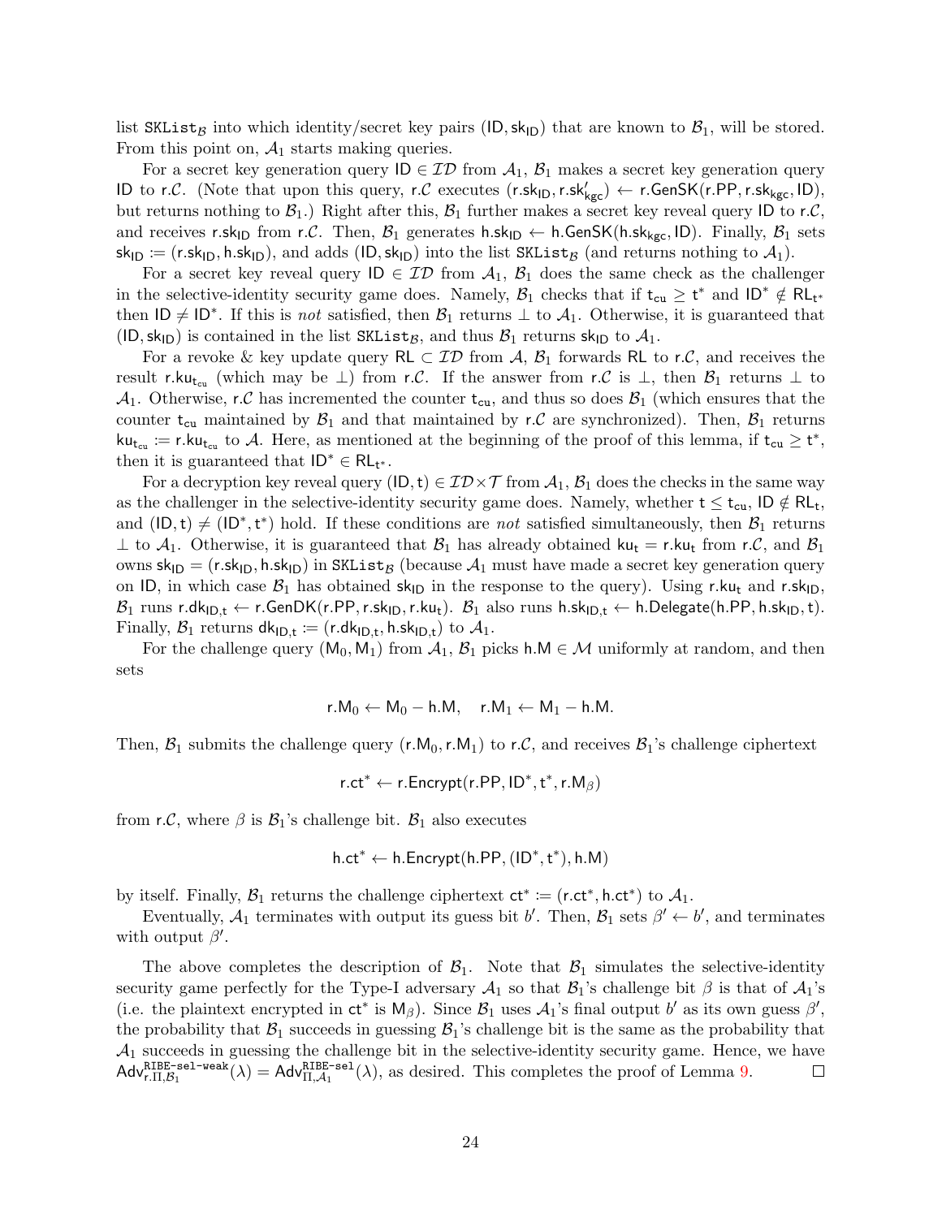list $\mathtt{SKList}_{\mathcal{B}}$ into which identity/secret key pairs $(\mathsf{ID}, \mathsf{sk}_{\mathsf{ID}})$ that are known to $\mathcal{B}_1$, will be stored. From this point on, $\mathcal{A}_1$ starts making queries.

For a secret key generation query $\mathsf{ID} \in \mathcal{ID}$ from $\mathcal{A}_1$, $\mathcal{B}_1$ makes a secret key generation query $\mathsf{ID}$ to $\mathsf{r}.\mathcal{C}$. (Note that upon this query, $\mathsf{r}.\mathcal{C}$ executes $(\mathsf{r.sk}_{\mathsf{ID}}, \mathsf{r.sk}'_{\mathsf{kgc}}) \leftarrow \mathsf{r.GenSK}(\mathsf{r.PP}, \mathsf{r.sk}_{\mathsf{kgc}}, \mathsf{ID})$, but returns nothing to $\mathcal{B}_1$.) Right after this, $\mathcal{B}_1$ further makes a secret key reveal query $\mathsf{ID}$ to $\mathsf{r}.\mathcal{C}$, and receives $\mathsf{r.sk}_{\mathsf{ID}}$ from $\mathsf{r}.\mathcal{C}$. Then, $\mathcal{B}_1$ generates $\mathsf{h.sk}_{\mathsf{ID}} \leftarrow \mathsf{h.GenSK}(\mathsf{h.sk}_{\mathsf{kgc}}, \mathsf{ID})$. Finally, $\mathcal{B}_1$ sets $\mathsf{sk}_{\mathsf{ID}} := (\mathsf{r.sk}_{\mathsf{ID}}, \mathsf{h.sk}_{\mathsf{ID}})$, and adds $(\mathsf{ID}, \mathsf{sk}_{\mathsf{ID}})$ into the list $\mathtt{SKList}_{\mathcal{B}}$ (and returns nothing to $\mathcal{A}_1$).

For a secret key reveal query $\mathsf{ID} \in \mathcal{ID}$ from $\mathcal{A}_1$, $\mathcal{B}_1$ does the same check as the challenger in the selective-identity security game does. Namely, $\mathcal{B}_1$ checks that if $\mathsf{t_{cu}} \geq \mathsf{t}^*$ and $\mathsf{ID}^* \notin \mathsf{RL}_{\mathsf{t}^*}$ then $\mathsf{ID} \neq \mathsf{ID}^*$. If this is *not* satisfied, then $\mathcal{B}_1$ returns $\perp$ to $\mathcal{A}_1$. Otherwise, it is guaranteed that $(\mathsf{ID}, \mathsf{sk}_{\mathsf{ID}})$ is contained in the list $\mathtt{SKList}_{\mathcal{B}}$, and thus $\mathcal{B}_1$ returns $\mathsf{sk}_{\mathsf{ID}}$ to $\mathcal{A}_1$.

For a revoke & key update query $\mathsf{RL} \subset \mathcal{ID}$ from $\mathcal{A}$, $\mathcal{B}_1$ forwards $\mathsf{RL}$ to $\mathsf{r}.\mathcal{C}$, and receives the result $\mathsf{r.ku}_{\mathsf{t_{cu}}}$ (which may be $\perp$) from $\mathsf{r}.\mathcal{C}$. If the answer from $\mathsf{r}.\mathcal{C}$ is $\perp$, then $\mathcal{B}_1$ returns $\perp$ to $\mathcal{A}_1$. Otherwise, $\mathsf{r}.\mathcal{C}$ has incremented the counter $\mathsf{t_{cu}}$, and thus so does $\mathcal{B}_1$ (which ensures that the counter $\mathsf{t_{cu}}$ maintained by $\mathcal{B}_1$ and that maintained by $\mathsf{r}.\mathcal{C}$ are synchronized). Then, $\mathcal{B}_1$ returns $\mathsf{ku}_{\mathsf{t_{cu}}} := \mathsf{r.ku}_{\mathsf{t_{cu}}}$ to $\mathcal{A}$. Here, as mentioned at the beginning of the proof of this lemma, if $\mathsf{t_{cu}} \geq \mathsf{t}^*$, then it is guaranteed that $\mathsf{ID}^* \in \mathsf{RL}_{\mathsf{t}^*}$.

For a decryption key reveal query $(\mathsf{ID}, \mathsf{t}) \in \mathcal{ID} \times \mathcal{T}$ from $\mathcal{A}_1$, $\mathcal{B}_1$ does the checks in the same way as the challenger in the selective-identity security game does. Namely, whether $\mathsf{t} \leq \mathsf{t_{cu}}$, $\mathsf{ID} \notin \mathsf{RL}_{\mathsf{t}}$, and $(\mathsf{ID}, \mathsf{t}) \neq (\mathsf{ID}^*, \mathsf{t}^*)$ hold. If these conditions are *not* satisfied simultaneously, then $\mathcal{B}_1$ returns $\perp$ to $\mathcal{A}_1$. Otherwise, it is guaranteed that $\mathcal{B}_1$ has already obtained $\mathsf{ku}_{\mathsf{t}} = \mathsf{r.ku}_{\mathsf{t}}$ from $\mathsf{r}.\mathcal{C}$, and $\mathcal{B}_1$ owns $\mathsf{sk}_{\mathsf{ID}} = (\mathsf{r.sk}_{\mathsf{ID}}, \mathsf{h.sk}_{\mathsf{ID}})$ in $\mathtt{SKList}_{\mathcal{B}}$ (because $\mathcal{A}_1$ must have made a secret key generation query on $\mathsf{ID}$, in which case $\mathcal{B}_1$ has obtained $\mathsf{sk}_{\mathsf{ID}}$ in the response to the query). Using $\mathsf{r.ku}_{\mathsf{t}}$ and $\mathsf{r.sk}_{\mathsf{ID}}$, $\mathcal{B}_1$ runs $\mathsf{r.dk}_{\mathsf{ID},\mathsf{t}} \leftarrow \mathsf{r.GenDK}(\mathsf{r.PP}, \mathsf{r.sk}_{\mathsf{ID}}, \mathsf{r.ku}_{\mathsf{t}})$. $\mathcal{B}_1$ also runs $\mathsf{h.sk}_{\mathsf{ID},\mathsf{t}} \leftarrow \mathsf{h.Delegate}(\mathsf{h.PP}, \mathsf{h.sk}_{\mathsf{ID}}, \mathsf{t})$. Finally, $\mathcal{B}_1$ returns $\mathsf{dk}_{\mathsf{ID},\mathsf{t}} := (\mathsf{r.dk}_{\mathsf{ID},\mathsf{t}}, \mathsf{h.sk}_{\mathsf{ID},\mathsf{t}})$ to $\mathcal{A}_1$.

For the challenge query $(\mathsf{M}_0, \mathsf{M}_1)$ from $\mathcal{A}_1$, $\mathcal{B}_1$ picks $\mathsf{h.M} \in \mathcal{M}$ uniformly at random, and then sets

$$\mathsf{r.M}_0 \leftarrow \mathsf{M}_0 - \mathsf{h.M}, \quad \mathsf{r.M}_1 \leftarrow \mathsf{M}_1 - \mathsf{h.M}.$$

Then, $\mathcal{B}_1$ submits the challenge query $(\mathsf{r.M}_0, \mathsf{r.M}_1)$ to $\mathsf{r}.\mathcal{C}$, and receives $\mathcal{B}_1$'s challenge ciphertext

$$\mathsf{r.ct}^* \leftarrow \mathsf{r.Encrypt}(\mathsf{r.PP}, \mathsf{ID}^*, \mathsf{t}^*, \mathsf{r.M}_\beta)$$

from $\mathsf{r}.\mathcal{C}$, where $\beta$ is $\mathcal{B}_1$'s challenge bit. $\mathcal{B}_1$ also executes

$$\mathsf{h.ct}^* \leftarrow \mathsf{h.Encrypt}(\mathsf{h.PP}, (\mathsf{ID}^*, \mathsf{t}^*), \mathsf{h.M})$$

by itself. Finally, $\mathcal{B}_1$ returns the challenge ciphertext $\mathsf{ct}^* := (\mathsf{r.ct}^*, \mathsf{h.ct}^*)$ to $\mathcal{A}_1$.

Eventually, $\mathcal{A}_1$ terminates with output its guess bit $b'$. Then, $\mathcal{B}_1$ sets $\beta' \leftarrow b'$, and terminates with output $\beta'$.

The above completes the description of $\mathcal{B}_1$. Note that $\mathcal{B}_1$ simulates the selective-identity security game perfectly for the Type-I adversary $\mathcal{A}_1$ so that $\mathcal{B}_1$'s challenge bit $\beta$ is that of $\mathcal{A}_1$'s (i.e. the plaintext encrypted in $\mathsf{ct}^*$ is $\mathsf{M}_\beta$). Since $\mathcal{B}_1$ uses $\mathcal{A}_1$'s final output $b'$ as its own guess $\beta'$, the probability that $\mathcal{B}_1$ succeeds in guessing $\mathcal{B}_1$'s challenge bit is the same as the probability that $\mathcal{A}_1$ succeeds in guessing the challenge bit in the selective-identity security game. Hence, we have $\mathsf{Adv}^{\mathtt{RIBE\text{-}sel\text{-}weak}}_{\mathsf{r}.\Pi,\mathcal{B}_1}(\lambda) = \mathsf{Adv}^{\mathtt{RIBE\text{-}sel}}_{\Pi,\mathcal{A}_1}(\lambda)$, as desired. This completes the proof of Lemma 9. $\square$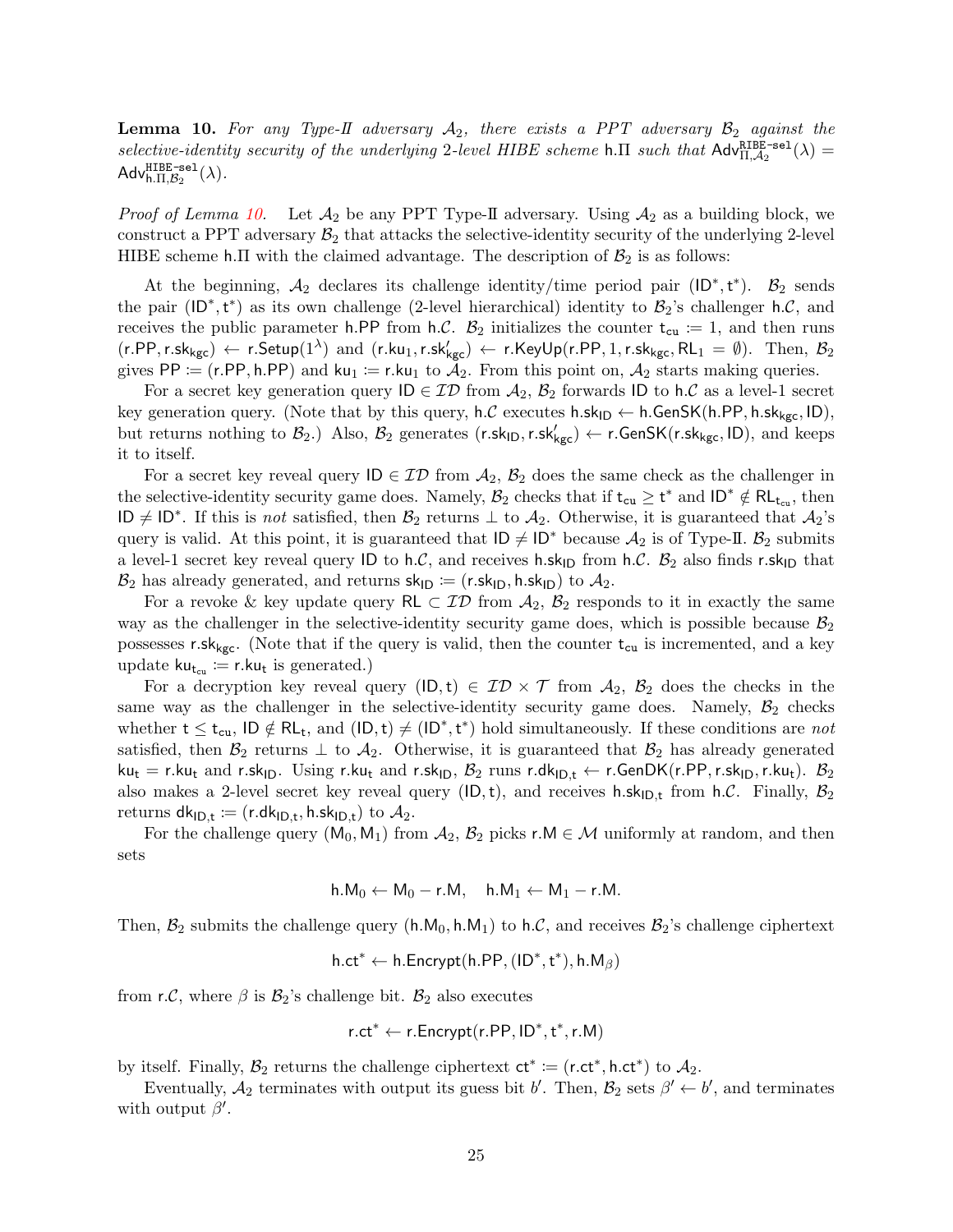**Lemma 10.** *For any Type-II adversary $\mathcal{A}_2$, there exists a PPT adversary $\mathcal{B}_2$ against the selective-identity security of the underlying 2-level HIBE scheme $\mathsf{h}.\Pi$ such that $\mathsf{Adv}^{\mathtt{RIBE\text{-}sel}}_{\Pi,\mathcal{A}_2}(\lambda) = \mathsf{Adv}^{\mathtt{HIBE\text{-}sel}}_{\mathsf{h}.\Pi,\mathcal{B}_2}(\lambda)$.*

*Proof of Lemma 10.* Let $\mathcal{A}_2$ be any PPT Type-II adversary. Using $\mathcal{A}_2$ as a building block, we construct a PPT adversary $\mathcal{B}_2$ that attacks the selective-identity security of the underlying 2-level HIBE scheme $\mathsf{h}.\Pi$ with the claimed advantage. The description of $\mathcal{B}_2$ is as follows:

At the beginning, $\mathcal{A}_2$ declares its challenge identity/time period pair $(\mathsf{ID}^*, \mathsf{t}^*)$. $\mathcal{B}_2$ sends the pair $(\mathsf{ID}^*, \mathsf{t}^*)$ as its own challenge (2-level hierarchical) identity to $\mathcal{B}_2$'s challenger $\mathsf{h}.\mathcal{C}$, and receives the public parameter $\mathsf{h.PP}$ from $\mathsf{h}.\mathcal{C}$. $\mathcal{B}_2$ initializes the counter $\mathsf{t_{cu}} := 1$, and then runs $(\mathsf{r.PP}, \mathsf{r.sk_{kgc}}) \leftarrow \mathsf{r.Setup}(1^\lambda)$ and $(\mathsf{r.ku}_1, \mathsf{r.sk}'_{\mathsf{kgc}}) \leftarrow \mathsf{r.KeyUp}(\mathsf{r.PP}, 1, \mathsf{r.sk_{kgc}}, \mathsf{RL}_1 = \emptyset)$. Then, $\mathcal{B}_2$ gives $\mathsf{PP} := (\mathsf{r.PP}, \mathsf{h.PP})$ and $\mathsf{ku}_1 := \mathsf{r.ku}_1$ to $\mathcal{A}_2$. From this point on, $\mathcal{A}_2$ starts making queries.

For a secret key generation query $\mathsf{ID} \in \mathcal{ID}$ from $\mathcal{A}_2$, $\mathcal{B}_2$ forwards $\mathsf{ID}$ to $\mathsf{h}.\mathcal{C}$ as a level-1 secret key generation query. (Note that by this query, $\mathsf{h}.\mathcal{C}$ executes $\mathsf{h.sk_{ID}} \leftarrow \mathsf{h.GenSK}(\mathsf{h.PP}, \mathsf{h.sk_{kgc}}, \mathsf{ID})$, but returns nothing to $\mathcal{B}_2$.) Also, $\mathcal{B}_2$ generates $(\mathsf{r.sk_{ID}}, \mathsf{r.sk}'_{\mathsf{kgc}}) \leftarrow \mathsf{r.GenSK}(\mathsf{r.sk_{kgc}}, \mathsf{ID})$, and keeps it to itself.

For a secret key reveal query $\mathsf{ID} \in \mathcal{ID}$ from $\mathcal{A}_2$, $\mathcal{B}_2$ does the same check as the challenger in the selective-identity security game does. Namely, $\mathcal{B}_2$ checks that if $\mathsf{t_{cu}} \geq \mathsf{t}^*$ and $\mathsf{ID}^* \notin \mathsf{RL}_{\mathsf{t_{cu}}}$, then $\mathsf{ID} \neq \mathsf{ID}^*$. If this is *not* satisfied, then $\mathcal{B}_2$ returns $\perp$ to $\mathcal{A}_2$. Otherwise, it is guaranteed that $\mathcal{A}_2$'s query is valid. At this point, it is guaranteed that $\mathsf{ID} \neq \mathsf{ID}^*$ because $\mathcal{A}_2$ is of Type-II. $\mathcal{B}_2$ submits a level-1 secret key reveal query $\mathsf{ID}$ to $\mathsf{h}.\mathcal{C}$, and receives $\mathsf{h.sk_{ID}}$ from $\mathsf{h}.\mathcal{C}$. $\mathcal{B}_2$ also finds $\mathsf{r.sk_{ID}}$ that $\mathcal{B}_2$ has already generated, and returns $\mathsf{sk_{ID}} := (\mathsf{r.sk_{ID}}, \mathsf{h.sk_{ID}})$ to $\mathcal{A}_2$.

For a revoke & key update query $\mathsf{RL} \subset \mathcal{ID}$ from $\mathcal{A}_2$, $\mathcal{B}_2$ responds to it in exactly the same way as the challenger in the selective-identity security game does, which is possible because $\mathcal{B}_2$ possesses $\mathsf{r.sk_{kgc}}$. (Note that if the query is valid, then the counter $\mathsf{t_{cu}}$ is incremented, and a key update $\mathsf{ku}_{\mathsf{t_{cu}}} := \mathsf{r.ku_t}$ is generated.)

For a decryption key reveal query $(\mathsf{ID}, \mathsf{t}) \in \mathcal{ID} \times \mathcal{T}$ from $\mathcal{A}_2$, $\mathcal{B}_2$ does the checks in the same way as the challenger in the selective-identity security game does. Namely, $\mathcal{B}_2$ checks whether $\mathsf{t} \leq \mathsf{t_{cu}}$, $\mathsf{ID} \notin \mathsf{RL_t}$, and $(\mathsf{ID}, \mathsf{t}) \neq (\mathsf{ID}^*, \mathsf{t}^*)$ hold simultaneously. If these conditions are *not* satisfied, then $\mathcal{B}_2$ returns $\perp$ to $\mathcal{A}_2$. Otherwise, it is guaranteed that $\mathcal{B}_2$ has already generated $\mathsf{ku_t} = \mathsf{r.ku_t}$ and $\mathsf{r.sk_{ID}}$. Using $\mathsf{r.ku_t}$ and $\mathsf{r.sk_{ID}}$, $\mathcal{B}_2$ runs $\mathsf{r.dk_{ID,t}} \leftarrow \mathsf{r.GenDK}(\mathsf{r.PP}, \mathsf{r.sk_{ID}}, \mathsf{r.ku_t})$. $\mathcal{B}_2$ also makes a 2-level secret key reveal query $(\mathsf{ID}, \mathsf{t})$, and receives $\mathsf{h.sk_{ID,t}}$ from $\mathsf{h}.\mathcal{C}$. Finally, $\mathcal{B}_2$ returns $\mathsf{dk_{ID,t}} := (\mathsf{r.dk_{ID,t}}, \mathsf{h.sk_{ID,t}})$ to $\mathcal{A}_2$.

For the challenge query $(\mathsf{M}_0, \mathsf{M}_1)$ from $\mathcal{A}_2$, $\mathcal{B}_2$ picks $\mathsf{r.M} \in \mathcal{M}$ uniformly at random, and then sets

$$\mathsf{h.M}_0 \leftarrow \mathsf{M}_0 - \mathsf{r.M}, \quad \mathsf{h.M}_1 \leftarrow \mathsf{M}_1 - \mathsf{r.M}.$$

Then, $\mathcal{B}_2$ submits the challenge query $(\mathsf{h.M}_0, \mathsf{h.M}_1)$ to $\mathsf{h}.\mathcal{C}$, and receives $\mathcal{B}_2$'s challenge ciphertext

$$\mathsf{h.ct}^* \leftarrow \mathsf{h.Encrypt}(\mathsf{h.PP}, (\mathsf{ID}^*, \mathsf{t}^*), \mathsf{h.M}_\beta)$$

from $\mathsf{r}.\mathcal{C}$, where $\beta$ is $\mathcal{B}_2$'s challenge bit. $\mathcal{B}_2$ also executes

$$\mathsf{r.ct}^* \leftarrow \mathsf{r.Encrypt}(\mathsf{r.PP}, \mathsf{ID}^*, \mathsf{t}^*, \mathsf{r.M})$$

by itself. Finally, $\mathcal{B}_2$ returns the challenge ciphertext $\mathsf{ct}^* := (\mathsf{r.ct}^*, \mathsf{h.ct}^*)$ to $\mathcal{A}_2$.

Eventually, $\mathcal{A}_2$ terminates with output its guess bit $b'$. Then, $\mathcal{B}_2$ sets $\beta' \leftarrow b'$, and terminates with output $\beta'$.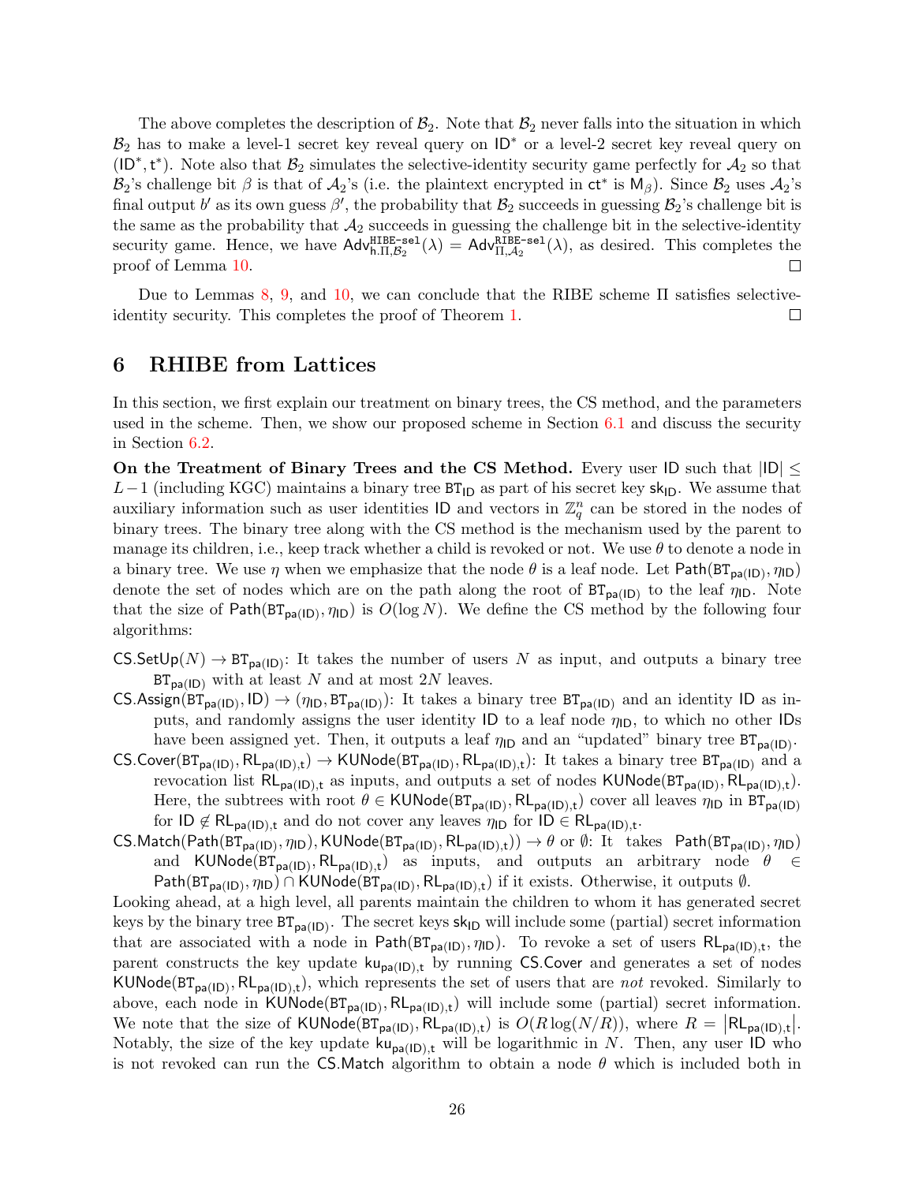The above completes the description of $\mathcal{B}_2$. Note that $\mathcal{B}_2$ never falls into the situation in which $\mathcal{B}_2$ has to make a level-1 secret key reveal query on $\mathsf{ID}^*$ or a level-2 secret key reveal query on $(\mathsf{ID}^*, \mathsf{t}^*)$. Note also that $\mathcal{B}_2$ simulates the selective-identity security game perfectly for $\mathcal{A}_2$ so that $\mathcal{B}_2$'s challenge bit $\beta$ is that of $\mathcal{A}_2$'s (i.e. the plaintext encrypted in $\mathsf{ct}^*$ is $\mathsf{M}_\beta$). Since $\mathcal{B}_2$ uses $\mathcal{A}_2$'s final output $b'$ as its own guess $\beta'$, the probability that $\mathcal{B}_2$ succeeds in guessing $\mathcal{B}_2$'s challenge bit is the same as the probability that $\mathcal{A}_2$ succeeds in guessing the challenge bit in the selective-identity security game. Hence, we have $\mathsf{Adv}^{\mathtt{HIBE\text{-}sel}}_{\mathsf{h}.\Pi,\mathcal{B}_2}(\lambda) = \mathsf{Adv}^{\mathtt{RIBE\text{-}sel}}_{\Pi,\mathcal{A}_2}(\lambda)$, as desired. This completes the proof of Lemma 10. □

Due to Lemmas 8, 9, and 10, we can conclude that the RIBE scheme $\Pi$ satisfies selective-identity security. This completes the proof of Theorem 1. □

## 6 RHIBE from Lattices

In this section, we first explain our treatment on binary trees, the CS method, and the parameters used in the scheme. Then, we show our proposed scheme in Section 6.1 and discuss the security in Section 6.2.

**On the Treatment of Binary Trees and the CS Method.** Every user $\mathsf{ID}$ such that $|\mathsf{ID}| \leq L-1$ (including KGC) maintains a binary tree $\mathtt{BT}_{\mathsf{ID}}$ as part of his secret key $\mathsf{sk}_{\mathsf{ID}}$. We assume that auxiliary information such as user identities $\mathsf{ID}$ and vectors in $\mathbb{Z}_q^n$ can be stored in the nodes of binary trees. The binary tree along with the CS method is the mechanism used by the parent to manage its children, i.e., keep track whether a child is revoked or not. We use $\theta$ to denote a node in a binary tree. We use $\eta$ when we emphasize that the node $\theta$ is a leaf node. Let $\mathsf{Path}(\mathtt{BT}_{\mathsf{pa(ID)}}, \eta_{\mathsf{ID}})$ denote the set of nodes which are on the path along the root of $\mathtt{BT}_{\mathsf{pa(ID)}}$ to the leaf $\eta_{\mathsf{ID}}$. Note that the size of $\mathsf{Path}(\mathtt{BT}_{\mathsf{pa(ID)}}, \eta_{\mathsf{ID}})$ is $O(\log N)$. We define the CS method by the following four algorithms:

- $\mathsf{CS.SetUp}(N) \to \mathtt{BT}_{\mathsf{pa(ID)}}$: It takes the number of users $N$ as input, and outputs a binary tree $\mathtt{BT}_{\mathsf{pa(ID)}}$ with at least $N$ and at most $2N$ leaves.
- $\mathsf{CS.Assign}(\mathtt{BT}_{\mathsf{pa(ID)}}, \mathsf{ID}) \to (\eta_{\mathsf{ID}}, \mathtt{BT}_{\mathsf{pa(ID)}})$: It takes a binary tree $\mathtt{BT}_{\mathsf{pa(ID)}}$ and an identity $\mathsf{ID}$ as inputs, and randomly assigns the user identity $\mathsf{ID}$ to a leaf node $\eta_{\mathsf{ID}}$, to which no other IDs have been assigned yet. Then, it outputs a leaf $\eta_{\mathsf{ID}}$ and an "updated" binary tree $\mathtt{BT}_{\mathsf{pa(ID)}}$.
- $\mathsf{CS.Cover}(\mathtt{BT}_{\mathsf{pa(ID)}}, \mathsf{RL}_{\mathsf{pa(ID)},\mathsf{t}}) \to \mathsf{KUNode}(\mathtt{BT}_{\mathsf{pa(ID)}}, \mathsf{RL}_{\mathsf{pa(ID)},\mathsf{t}})$: It takes a binary tree $\mathtt{BT}_{\mathsf{pa(ID)}}$ and a revocation list $\mathsf{RL}_{\mathsf{pa(ID)},\mathsf{t}}$ as inputs, and outputs a set of nodes $\mathsf{KUNode}(\mathtt{BT}_{\mathsf{pa(ID)}}, \mathsf{RL}_{\mathsf{pa(ID)},\mathsf{t}})$. Here, the subtrees with root $\theta \in \mathsf{KUNode}(\mathtt{BT}_{\mathsf{pa(ID)}}, \mathsf{RL}_{\mathsf{pa(ID)},\mathsf{t}})$ cover all leaves $\eta_{\mathsf{ID}}$ in $\mathtt{BT}_{\mathsf{pa(ID)}}$ for $\mathsf{ID} \notin \mathsf{RL}_{\mathsf{pa(ID)},\mathsf{t}}$ and do not cover any leaves $\eta_{\mathsf{ID}}$ for $\mathsf{ID} \in \mathsf{RL}_{\mathsf{pa(ID)},\mathsf{t}}$.
- $\mathsf{CS.Match}(\mathsf{Path}(\mathtt{BT}_{\mathsf{pa(ID)}}, \eta_{\mathsf{ID}}), \mathsf{KUNode}(\mathtt{BT}_{\mathsf{pa(ID)}}, \mathsf{RL}_{\mathsf{pa(ID)},\mathsf{t}})) \to \theta$ or $\emptyset$: It takes $\mathsf{Path}(\mathtt{BT}_{\mathsf{pa(ID)}}, \eta_{\mathsf{ID}})$ and $\mathsf{KUNode}(\mathtt{BT}_{\mathsf{pa(ID)}}, \mathsf{RL}_{\mathsf{pa(ID)},\mathsf{t}})$ as inputs, and outputs an arbitrary node $\theta \in \mathsf{Path}(\mathtt{BT}_{\mathsf{pa(ID)}}, \eta_{\mathsf{ID}}) \cap \mathsf{KUNode}(\mathtt{BT}_{\mathsf{pa(ID)}}, \mathsf{RL}_{\mathsf{pa(ID)},\mathsf{t}})$ if it exists. Otherwise, it outputs $\emptyset$.

Looking ahead, at a high level, all parents maintain the children to whom it has generated secret keys by the binary tree $\mathtt{BT}_{\mathsf{pa(ID)}}$. The secret keys $\mathsf{sk}_{\mathsf{ID}}$ will include some (partial) secret information that are associated with a node in $\mathsf{Path}(\mathtt{BT}_{\mathsf{pa(ID)}}, \eta_{\mathsf{ID}})$. To revoke a set of users $\mathsf{RL}_{\mathsf{pa(ID)},\mathsf{t}}$, the parent constructs the key update $\mathsf{ku}_{\mathsf{pa(ID)},\mathsf{t}}$ by running $\mathsf{CS.Cover}$ and generates a set of nodes $\mathsf{KUNode}(\mathtt{BT}_{\mathsf{pa(ID)}}, \mathsf{RL}_{\mathsf{pa(ID)},\mathsf{t}})$, which represents the set of users that are *not* revoked. Similarly to above, each node in $\mathsf{KUNode}(\mathtt{BT}_{\mathsf{pa(ID)}}, \mathsf{RL}_{\mathsf{pa(ID)},\mathsf{t}})$ will include some (partial) secret information. We note that the size of $\mathsf{KUNode}(\mathtt{BT}_{\mathsf{pa(ID)}}, \mathsf{RL}_{\mathsf{pa(ID)},\mathsf{t}})$ is $O(R\log(N/R))$, where $R = |\mathsf{RL}_{\mathsf{pa(ID)},\mathsf{t}}|$. Notably, the size of the key update $\mathsf{ku}_{\mathsf{pa(ID)},\mathsf{t}}$ will be logarithmic in $N$. Then, any user $\mathsf{ID}$ who is not revoked can run the $\mathsf{CS.Match}$ algorithm to obtain a node $\theta$ which is included both in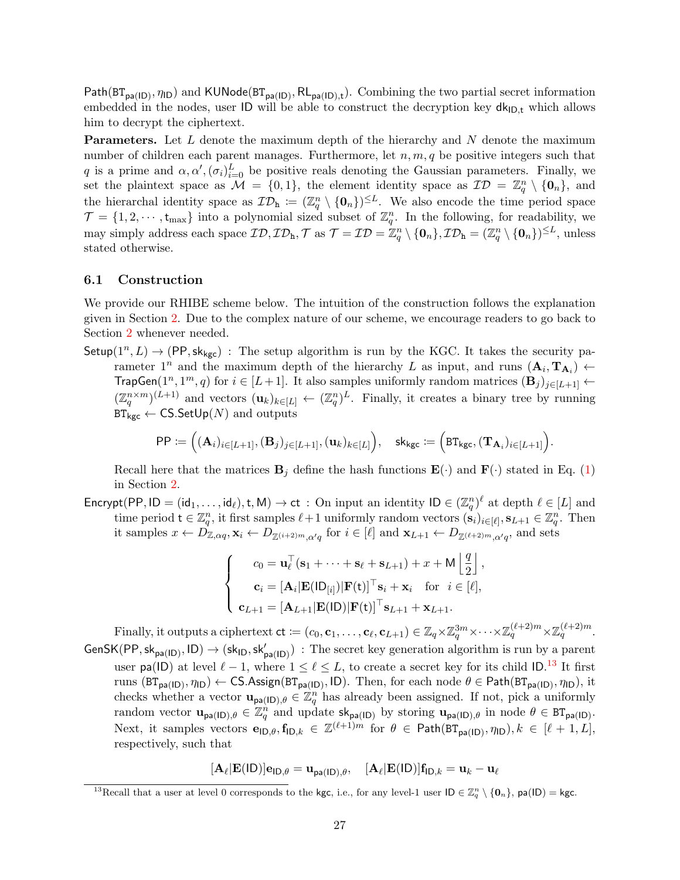$\mathsf{Path}(\mathsf{BT}_{\mathsf{pa}(\mathsf{ID})}, \eta_{\mathsf{ID}})$ and $\mathsf{KUNode}(\mathsf{BT}_{\mathsf{pa}(\mathsf{ID})}, \mathsf{RL}_{\mathsf{pa}(\mathsf{ID}),\mathsf{t}})$. Combining the two partial secret information embedded in the nodes, user $\mathsf{ID}$ will be able to construct the decryption key $\mathsf{dk}_{\mathsf{ID},\mathsf{t}}$ which allows him to decrypt the ciphertext.

**Parameters.** Let $L$ denote the maximum depth of the hierarchy and $N$ denote the maximum number of children each parent manages. Furthermore, let $n, m, q$ be positive integers such that $q$ is a prime and $\alpha, \alpha', (\sigma_i)_{i=0}^{L}$ be positive reals denoting the Gaussian parameters. Finally, we set the plaintext space as $\mathcal{M} = \{0, 1\}$, the element identity space as $\mathcal{ID} = \mathbb{Z}_q^n \setminus \{\mathbf{0}_n\}$, and the hierarchal identity space as $\mathcal{ID}_{\mathtt{h}} := (\mathbb{Z}_q^n \setminus \{\mathbf{0}_n\})^{\leq L}$. We also encode the time period space $\mathcal{T} = \{1, 2, \cdots, \mathsf{t}_{\max}\}$ into a polynomial sized subset of $\mathbb{Z}_q^n$. In the following, for readability, we may simply address each space $\mathcal{ID}, \mathcal{ID}_{\mathtt{h}}, \mathcal{T}$ as $\mathcal{T} = \mathcal{ID} = \mathbb{Z}_q^n \setminus \{\mathbf{0}_n\}, \mathcal{ID}_{\mathtt{h}} = (\mathbb{Z}_q^n \setminus \{\mathbf{0}_n\})^{\leq L}$, unless stated otherwise.

### 6.1 Construction

We provide our RHIBE scheme below. The intuition of the construction follows the explanation given in Section 2. Due to the complex nature of our scheme, we encourage readers to go back to Section 2 whenever needed.

$\mathsf{Setup}(1^n, L) \to (\mathsf{PP}, \mathsf{sk}_{\mathsf{kgc}})$ : The setup algorithm is run by the KGC. It takes the security parameter $1^n$ and the maximum depth of the hierarchy $L$ as input, and runs $(\mathbf{A}_i, \mathbf{T}_{\mathbf{A}_i}) \leftarrow \mathsf{TrapGen}(1^n, 1^m, q)$ for $i \in [L+1]$. It also samples uniformly random matrices $(\mathbf{B}_j)_{j \in [L+1]} \leftarrow (\mathbb{Z}_q^{n \times m})^{(L+1)}$ and vectors $(\mathbf{u}_k)_{k \in [L]} \leftarrow (\mathbb{Z}_q^n)^L$. Finally, it creates a binary tree by running $\mathsf{BT}_{\mathsf{kgc}} \leftarrow \mathsf{CS.SetUp}(N)$ and outputs

$$\mathsf{PP} := \Big( (\mathbf{A}_i)_{i \in [L+1]}, (\mathbf{B}_j)_{j \in [L+1]}, (\mathbf{u}_k)_{k \in [L]} \Big), \quad \mathsf{sk}_{\mathsf{kgc}} := \Big( \mathsf{BT}_{\mathsf{kgc}}, (\mathbf{T}_{\mathbf{A}_i})_{i \in [L+1]} \Big).$$

Recall here that the matrices $\mathbf{B}_j$ define the hash functions $\mathbf{E}(\cdot)$ and $\mathbf{F}(\cdot)$ stated in Eq. (1) in Section 2.

$\mathsf{Encrypt}(\mathsf{PP}, \mathsf{ID} = (\mathsf{id}_1, \ldots, \mathsf{id}_\ell), \mathsf{t}, \mathsf{M}) \to \mathsf{ct}$ : On input an identity $\mathsf{ID} \in (\mathbb{Z}_q^n)^\ell$ at depth $\ell \in [L]$ and time period $\mathsf{t} \in \mathbb{Z}_q^n$, it first samples $\ell+1$ uniformly random vectors $(\mathbf{s}_i)_{i \in [\ell]}, \mathbf{s}_{L+1} \in \mathbb{Z}_q^n$. Then it samples $x \leftarrow D_{\mathbb{Z}, \alpha q}, \mathbf{x}_i \leftarrow D_{\mathbb{Z}^{(i+2)m}, \alpha' q}$ for $i \in [\ell]$ and $\mathbf{x}_{L+1} \leftarrow D_{\mathbb{Z}^{(\ell+2)m}, \alpha' q}$, and sets

$$\begin{cases} c_0 = \mathbf{u}_\ell^\top (\mathbf{s}_1 + \cdots + \mathbf{s}_\ell + \mathbf{s}_{L+1}) + x + \mathsf{M} \left\lfloor \dfrac{q}{2} \right\rfloor, \\ \mathbf{c}_i = [\mathbf{A}_i | \mathbf{E}(\mathsf{ID}_{[i]}) | \mathbf{F}(\mathsf{t})]^\top \mathbf{s}_i + \mathbf{x}_i \quad \text{for} \quad i \in [\ell], \\ \mathbf{c}_{L+1} = [\mathbf{A}_{L+1} | \mathbf{E}(\mathsf{ID}) | \mathbf{F}(\mathsf{t})]^\top \mathbf{s}_{L+1} + \mathbf{x}_{L+1}. \end{cases}$$

Finally, it outputs a ciphertext $\mathsf{ct} := (c_0, \mathbf{c}_1, \ldots, \mathbf{c}_\ell, \mathbf{c}_{L+1}) \in \mathbb{Z}_q \times \mathbb{Z}_q^{3m} \times \cdots \times \mathbb{Z}_q^{(\ell+2)m} \times \mathbb{Z}_q^{(\ell+2)m}$.

$\mathsf{GenSK}(\mathsf{PP}, \mathsf{sk}_{\mathsf{pa}(\mathsf{ID})}, \mathsf{ID}) \to (\mathsf{sk}_{\mathsf{ID}}, \mathsf{sk}'_{\mathsf{pa}(\mathsf{ID})})$ : The secret key generation algorithm is run by a parent user $\mathsf{pa}(\mathsf{ID})$ at level $\ell - 1$, where $1 \leq \ell \leq L$, to create a secret key for its child $\mathsf{ID}$.[13] It first runs $(\mathsf{BT}_{\mathsf{pa}(\mathsf{ID})}, \eta_{\mathsf{ID}}) \leftarrow \mathsf{CS.Assign}(\mathsf{BT}_{\mathsf{pa}(\mathsf{ID})}, \mathsf{ID})$. Then, for each node $\theta \in \mathsf{Path}(\mathsf{BT}_{\mathsf{pa}(\mathsf{ID})}, \eta_{\mathsf{ID}})$, it checks whether a vector $\mathbf{u}_{\mathsf{pa}(\mathsf{ID}),\theta} \in \mathbb{Z}_q^n$ has already been assigned. If not, pick a uniformly random vector $\mathbf{u}_{\mathsf{pa}(\mathsf{ID}),\theta} \in \mathbb{Z}_q^n$ and update $\mathsf{sk}_{\mathsf{pa}(\mathsf{ID})}$ by storing $\mathbf{u}_{\mathsf{pa}(\mathsf{ID}),\theta}$ in node $\theta \in \mathsf{BT}_{\mathsf{pa}(\mathsf{ID})}$. Next, it samples vectors $\mathbf{e}_{\mathsf{ID},\theta}, \mathbf{f}_{\mathsf{ID},k} \in \mathbb{Z}^{(\ell+1)m}$ for $\theta \in \mathsf{Path}(\mathsf{BT}_{\mathsf{pa}(\mathsf{ID})}, \eta_{\mathsf{ID}}), k \in [\ell+1, L]$, respectively, such that

$$[\mathbf{A}_\ell | \mathbf{E}(\mathsf{ID})] \mathbf{e}_{\mathsf{ID},\theta} = \mathbf{u}_{\mathsf{pa}(\mathsf{ID}),\theta}, \quad [\mathbf{A}_\ell | \mathbf{E}(\mathsf{ID})] \mathbf{f}_{\mathsf{ID},k} = \mathbf{u}_k - \mathbf{u}_\ell$$

[13] Recall that a user at level 0 corresponds to the $\mathsf{kgc}$, i.e., for any level-1 user $\mathsf{ID} \in \mathbb{Z}_q^n \setminus \{\mathbf{0}_n\}$, $\mathsf{pa}(\mathsf{ID}) = \mathsf{kgc}$.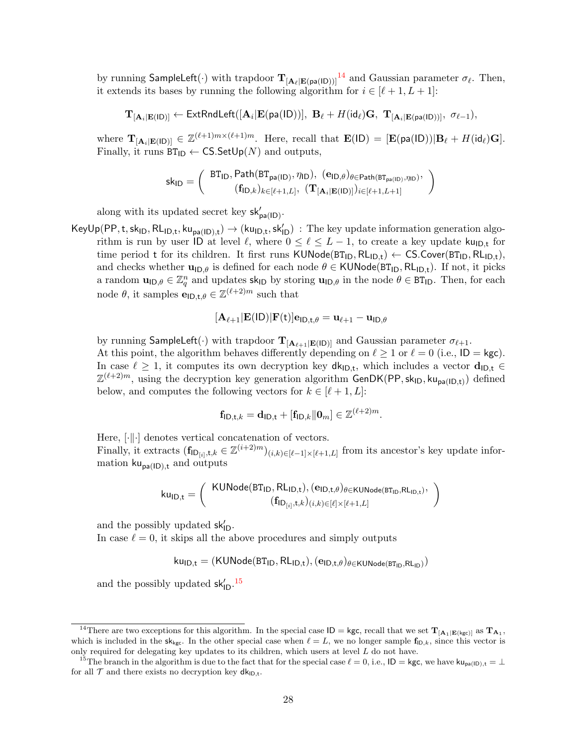by running $\mathsf{SampleLeft}(\cdot)$ with trapdoor $\mathbf{T}_{[\mathbf{A}_\ell|\mathbf{E}(\mathsf{pa}(\mathsf{ID}))]}$[14] and Gaussian parameter $\sigma_\ell$. Then, it extends its bases by running the following algorithm for $i \in [\ell+1, L+1]$:

$$\mathbf{T}_{[\mathbf{A}_i|\mathbf{E}(\mathsf{ID})]} \leftarrow \mathsf{ExtRndLeft}([\mathbf{A}_i|\mathbf{E}(\mathsf{pa}(\mathsf{ID}))],\ \mathbf{B}_\ell + H(\mathsf{id}_\ell)\mathbf{G},\ \mathbf{T}_{[\mathbf{A}_i|\mathbf{E}(\mathsf{pa}(\mathsf{ID}))]},\ \sigma_{\ell-1}),$$

where $\mathbf{T}_{[\mathbf{A}_i|\mathbf{E}(\mathsf{ID})]} \in \mathbb{Z}^{(\ell+1)m \times (\ell+1)m}$. Here, recall that $\mathbf{E}(\mathsf{ID}) = [\mathbf{E}(\mathsf{pa}(\mathsf{ID}))|\mathbf{B}_\ell + H(\mathsf{id}_\ell)\mathbf{G}]$. Finally, it runs $\mathtt{BT}_{\mathsf{ID}} \leftarrow \mathsf{CS.SetUp}(N)$ and outputs,

$$\mathsf{sk}_{\mathsf{ID}} = \left( \begin{array}{c} \mathtt{BT}_{\mathsf{ID}}, \mathsf{Path}(\mathtt{BT}_{\mathsf{pa}(\mathsf{ID})}, \eta_{\mathsf{ID}}),\ (\mathbf{e}_{\mathsf{ID},\theta})_{\theta \in \mathsf{Path}(\mathtt{BT}_{\mathsf{pa}(\mathsf{ID})}, \eta_{\mathsf{ID}})}, \\ (\mathbf{f}_{\mathsf{ID},k})_{k \in [\ell+1,L]},\ (\mathbf{T}_{[\mathbf{A}_i|\mathbf{E}(\mathsf{ID})]})_{i \in [\ell+1, L+1]} \end{array} \right)$$

along with its updated secret key $\mathsf{sk}'_{\mathsf{pa}(\mathsf{ID})}$.

$\mathsf{KeyUp}(\mathsf{PP}, \mathsf{t}, \mathsf{sk}_{\mathsf{ID}}, \mathsf{RL}_{\mathsf{ID},\mathsf{t}}, \mathsf{ku}_{\mathsf{pa}(\mathsf{ID}),\mathsf{t}}) \rightarrow (\mathsf{ku}_{\mathsf{ID},\mathsf{t}}, \mathsf{sk}'_{\mathsf{ID}})$ : The key update information generation algorithm is run by user $\mathsf{ID}$ at level $\ell$, where $0 \leq \ell \leq L-1$, to create a key update $\mathsf{ku}_{\mathsf{ID},\mathsf{t}}$ for time period $\mathsf{t}$ for its children. It first runs $\mathsf{KUNode}(\mathtt{BT}_{\mathsf{ID}}, \mathsf{RL}_{\mathsf{ID},\mathsf{t}}) \leftarrow \mathsf{CS.Cover}(\mathtt{BT}_{\mathsf{ID}}, \mathsf{RL}_{\mathsf{ID},\mathsf{t}})$, and checks whether $\mathbf{u}_{\mathsf{ID},\theta}$ is defined for each node $\theta \in \mathsf{KUNode}(\mathtt{BT}_{\mathsf{ID}}, \mathsf{RL}_{\mathsf{ID},\mathsf{t}})$. If not, it picks a random $\mathbf{u}_{\mathsf{ID},\theta} \in \mathbb{Z}_q^n$ and updates $\mathsf{sk}_{\mathsf{ID}}$ by storing $\mathbf{u}_{\mathsf{ID},\theta}$ in the node $\theta \in \mathtt{BT}_{\mathsf{ID}}$. Then, for each node $\theta$, it samples $\mathbf{e}_{\mathsf{ID},\mathsf{t},\theta} \in \mathbb{Z}^{(\ell+2)m}$ such that

$$[\mathbf{A}_{\ell+1}|\mathbf{E}(\mathsf{ID})|\mathbf{F}(\mathsf{t})]\mathbf{e}_{\mathsf{ID},\mathsf{t},\theta} = \mathbf{u}_{\ell+1} - \mathbf{u}_{\mathsf{ID},\theta}$$

by running $\mathsf{SampleLeft}(\cdot)$ with trapdoor $\mathbf{T}_{[\mathbf{A}_{\ell+1}|\mathbf{E}(\mathsf{ID})]}$ and Gaussian parameter $\sigma_{\ell+1}$.
At this point, the algorithm behaves differently depending on $\ell \geq 1$ or $\ell = 0$ (i.e., $\mathsf{ID} = \mathsf{kgc}$). In case $\ell \geq 1$, it computes its own decryption key $\mathsf{dk}_{\mathsf{ID},\mathsf{t}}$, which includes a vector $\mathbf{d}_{\mathsf{ID},\mathsf{t}} \in \mathbb{Z}^{(\ell+2)m}$, using the decryption key generation algorithm $\mathsf{GenDK}(\mathsf{PP}, \mathsf{sk}_{\mathsf{ID}}, \mathsf{ku}_{\mathsf{pa}(\mathsf{ID},\mathsf{t})})$ defined below, and computes the following vectors for $k \in [\ell+1, L]$:

$$\mathbf{f}_{\mathsf{ID},\mathsf{t},k} = \mathbf{d}_{\mathsf{ID},\mathsf{t}} + [\mathbf{f}_{\mathsf{ID},k}\|\mathbf{0}_m] \in \mathbb{Z}^{(\ell+2)m}.$$

Here, $[\cdot\|\cdot]$ denotes vertical concatenation of vectors.
Finally, it extracts $(\mathbf{f}_{\mathsf{ID}_{[i]},\mathsf{t},k} \in \mathbb{Z}^{(i+2)m})_{(i,k) \in [\ell-1] \times [\ell+1,L]}$ from its ancestor's key update information $\mathsf{ku}_{\mathsf{pa}(\mathsf{ID}),\mathsf{t}}$ and outputs

$$\mathsf{ku}_{\mathsf{ID},\mathsf{t}} = \left( \begin{array}{c} \mathsf{KUNode}(\mathtt{BT}_{\mathsf{ID}}, \mathsf{RL}_{\mathsf{ID},\mathsf{t}}), (\mathbf{e}_{\mathsf{ID},\mathsf{t},\theta})_{\theta \in \mathsf{KUNode}(\mathtt{BT}_{\mathsf{ID}}, \mathsf{RL}_{\mathsf{ID},\mathsf{t}})}, \\ (\mathbf{f}_{\mathsf{ID}_{[i]},\mathsf{t},k})_{(i,k) \in [\ell] \times [\ell+1,L]} \end{array} \right)$$

and the possibly updated $\mathsf{sk}'_{\mathsf{ID}}$.
In case $\ell = 0$, it skips all the above procedures and simply outputs

$$\mathsf{ku}_{\mathsf{ID},\mathsf{t}} = (\mathsf{KUNode}(\mathtt{BT}_{\mathsf{ID}}, \mathsf{RL}_{\mathsf{ID},\mathsf{t}}), (\mathbf{e}_{\mathsf{ID},\mathsf{t},\theta})_{\theta \in \mathsf{KUNode}(\mathtt{BT}_{\mathsf{ID}}, \mathsf{RL}_{\mathsf{ID}})})$$

and the possibly updated $\mathsf{sk}'_{\mathsf{ID}}$.[15]

---

[14] There are two exceptions for this algorithm. In the special case $\mathsf{ID} = \mathsf{kgc}$, recall that we set $\mathbf{T}_{[\mathbf{A}_1|\mathbf{E}(\mathsf{kgc})]}$ as $\mathbf{T}_{\mathbf{A}_1}$, which is included in the $\mathsf{sk}_{\mathsf{kgc}}$. In the other special case when $\ell = L$, we no longer sample $\mathbf{f}_{\mathsf{ID},k}$, since this vector is only required for delegating key updates to its children, which users at level $L$ do not have.

[15] The branch in the algorithm is due to the fact that for the special case $\ell = 0$, i.e., $\mathsf{ID} = \mathsf{kgc}$, we have $\mathsf{ku}_{\mathsf{pa}(\mathsf{ID}),\mathsf{t}} = \perp$ for all $\mathcal{T}$ and there exists no decryption key $\mathsf{dk}_{\mathsf{ID},\mathsf{t}}$.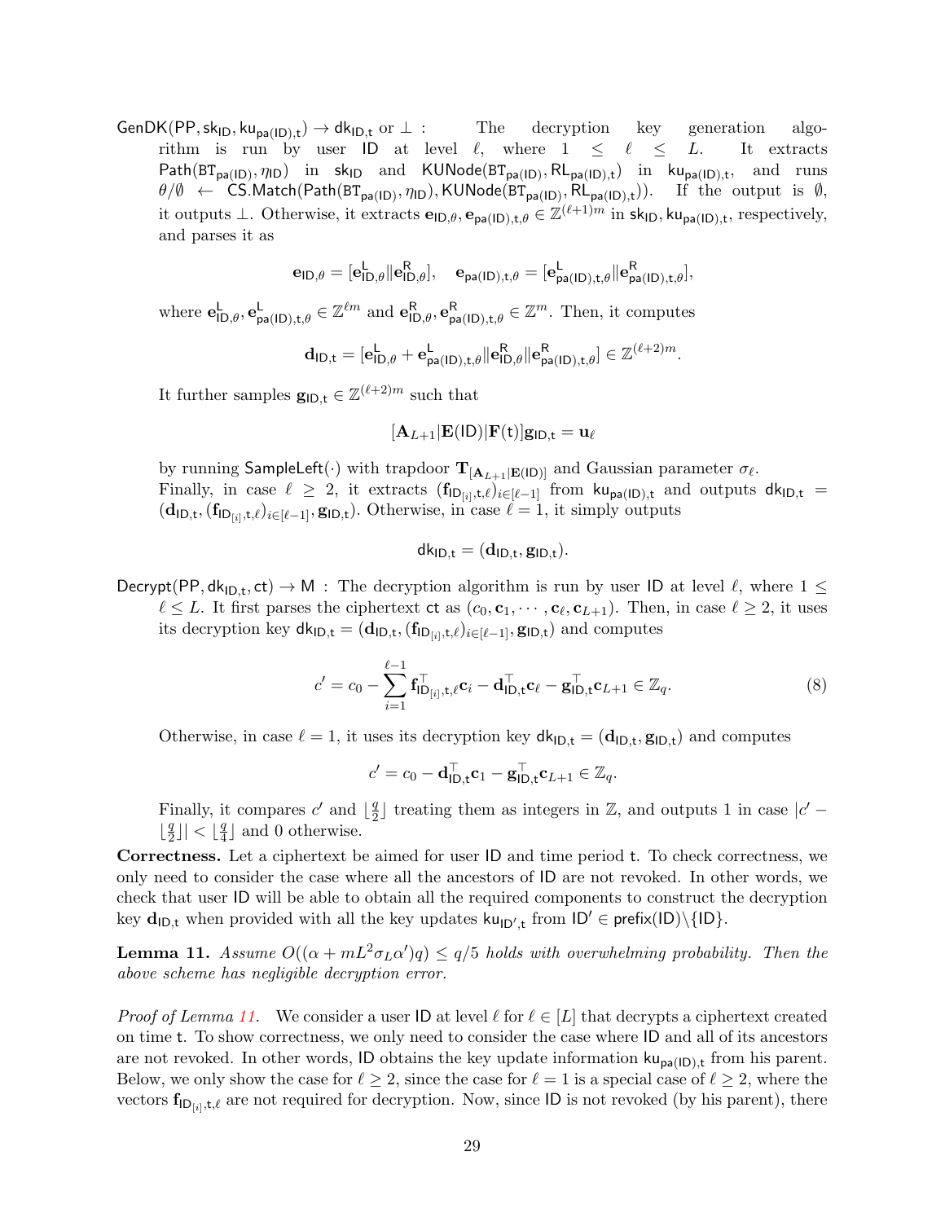$\mathsf{GenDK}(\mathsf{PP}, \mathsf{sk}_{\mathsf{ID}}, \mathsf{ku}_{\mathsf{pa(ID)},\mathsf{t}}) \to \mathsf{dk}_{\mathsf{ID},\mathsf{t}}$ or $\perp$ : The decryption key generation algorithm is run by user $\mathsf{ID}$ at level $\ell$, where $1 \leq \ell \leq L$. It extracts $\mathsf{Path}(\mathsf{BT}_{\mathsf{pa(ID)}}, \eta_{\mathsf{ID}})$ in $\mathsf{sk}_{\mathsf{ID}}$ and $\mathsf{KUNode}(\mathsf{BT}_{\mathsf{pa(ID)}}, \mathsf{RL}_{\mathsf{pa(ID)},\mathsf{t}})$ in $\mathsf{ku}_{\mathsf{pa(ID)},\mathsf{t}}$, and runs $\theta/\emptyset \leftarrow \mathsf{CS.Match}(\mathsf{Path}(\mathsf{BT}_{\mathsf{pa(ID)}}, \eta_{\mathsf{ID}}), \mathsf{KUNode}(\mathsf{BT}_{\mathsf{pa(ID)}}, \mathsf{RL}_{\mathsf{pa(ID)},\mathsf{t}}))$. If the output is $\emptyset$, it outputs $\perp$. Otherwise, it extracts $\mathbf{e}_{\mathsf{ID},\theta}, \mathbf{e}_{\mathsf{pa(ID)},\mathsf{t},\theta} \in \mathbb{Z}^{(\ell+1)m}$ in $\mathsf{sk}_{\mathsf{ID}}, \mathsf{ku}_{\mathsf{pa(ID)},\mathsf{t}}$, respectively, and parses it as

$$\mathbf{e}_{\mathsf{ID},\theta} = [\mathbf{e}^{\mathsf{L}}_{\mathsf{ID},\theta} \| \mathbf{e}^{\mathsf{R}}_{\mathsf{ID},\theta}], \quad \mathbf{e}_{\mathsf{pa(ID)},\mathsf{t},\theta} = [\mathbf{e}^{\mathsf{L}}_{\mathsf{pa(ID)},\mathsf{t},\theta} \| \mathbf{e}^{\mathsf{R}}_{\mathsf{pa(ID)},\mathsf{t},\theta}],$$

where $\mathbf{e}^{\mathsf{L}}_{\mathsf{ID},\theta}, \mathbf{e}^{\mathsf{L}}_{\mathsf{pa(ID)},\mathsf{t},\theta} \in \mathbb{Z}^{\ell m}$ and $\mathbf{e}^{\mathsf{R}}_{\mathsf{ID},\theta}, \mathbf{e}^{\mathsf{R}}_{\mathsf{pa(ID)},\mathsf{t},\theta} \in \mathbb{Z}^{m}$. Then, it computes

$$\mathbf{d}_{\mathsf{ID},\mathsf{t}} = [\mathbf{e}^{\mathsf{L}}_{\mathsf{ID},\theta} + \mathbf{e}^{\mathsf{L}}_{\mathsf{pa(ID)},\mathsf{t},\theta} \| \mathbf{e}^{\mathsf{R}}_{\mathsf{ID},\theta} \| \mathbf{e}^{\mathsf{R}}_{\mathsf{pa(ID)},\mathsf{t},\theta}] \in \mathbb{Z}^{(\ell+2)m}.$$

It further samples $\mathbf{g}_{\mathsf{ID},\mathsf{t}} \in \mathbb{Z}^{(\ell+2)m}$ such that

$$[\mathbf{A}_{L+1} | \mathbf{E}(\mathsf{ID}) | \mathbf{F}(\mathsf{t})]\mathbf{g}_{\mathsf{ID},\mathsf{t}} = \mathbf{u}_{\ell}$$

by running $\mathsf{SampleLeft}(\cdot)$ with trapdoor $\mathbf{T}_{[\mathbf{A}_{L+1}|\mathbf{E}(\mathsf{ID})]}$ and Gaussian parameter $\sigma_\ell$.
Finally, in case $\ell \geq 2$, it extracts $(\mathbf{f}_{\mathsf{ID}_{[i]},\mathsf{t},\ell})_{i\in[\ell-1]}$ from $\mathsf{ku}_{\mathsf{pa(ID)},\mathsf{t}}$ and outputs $\mathsf{dk}_{\mathsf{ID},\mathsf{t}} = (\mathbf{d}_{\mathsf{ID},\mathsf{t}}, (\mathbf{f}_{\mathsf{ID}_{[i]},\mathsf{t},\ell})_{i\in[\ell-1]}, \mathbf{g}_{\mathsf{ID},\mathsf{t}})$. Otherwise, in case $\ell = 1$, it simply outputs

$$\mathsf{dk}_{\mathsf{ID},\mathsf{t}} = (\mathbf{d}_{\mathsf{ID},\mathsf{t}}, \mathbf{g}_{\mathsf{ID},\mathsf{t}}).$$

$\mathsf{Decrypt}(\mathsf{PP}, \mathsf{dk}_{\mathsf{ID},\mathsf{t}}, \mathsf{ct}) \to \mathsf{M}$ : The decryption algorithm is run by user $\mathsf{ID}$ at level $\ell$, where $1 \leq \ell \leq L$. It first parses the ciphertext $\mathsf{ct}$ as $(c_0, \mathbf{c}_1, \cdots, \mathbf{c}_\ell, \mathbf{c}_{L+1})$. Then, in case $\ell \geq 2$, it uses its decryption key $\mathsf{dk}_{\mathsf{ID},\mathsf{t}} = (\mathbf{d}_{\mathsf{ID},\mathsf{t}}, (\mathbf{f}_{\mathsf{ID}_{[i]},\mathsf{t},\ell})_{i\in[\ell-1]}, \mathbf{g}_{\mathsf{ID},\mathsf{t}})$ and computes

$$c' = c_0 - \sum_{i=1}^{\ell-1} \mathbf{f}^{\top}_{\mathsf{ID}_{[i]},\mathsf{t},\ell}\mathbf{c}_i - \mathbf{d}^{\top}_{\mathsf{ID},\mathsf{t}}\mathbf{c}_\ell - \mathbf{g}^{\top}_{\mathsf{ID},\mathsf{t}}\mathbf{c}_{L+1} \in \mathbb{Z}_q. \tag{8}$$

Otherwise, in case $\ell = 1$, it uses its decryption key $\mathsf{dk}_{\mathsf{ID},\mathsf{t}} = (\mathbf{d}_{\mathsf{ID},\mathsf{t}}, \mathbf{g}_{\mathsf{ID},\mathsf{t}})$ and computes

$$c' = c_0 - \mathbf{d}^{\top}_{\mathsf{ID},\mathsf{t}}\mathbf{c}_1 - \mathbf{g}^{\top}_{\mathsf{ID},\mathsf{t}}\mathbf{c}_{L+1} \in \mathbb{Z}_q.$$

Finally, it compares $c'$ and $\lfloor \frac{q}{2} \rfloor$ treating them as integers in $\mathbb{Z}$, and outputs 1 in case $|c' - \lfloor \frac{q}{2} \rfloor| < \lfloor \frac{q}{4} \rfloor$ and 0 otherwise.

**Correctness.** Let a ciphertext be aimed for user $\mathsf{ID}$ and time period $\mathsf{t}$. To check correctness, we only need to consider the case where all the ancestors of $\mathsf{ID}$ are not revoked. In other words, we check that user $\mathsf{ID}$ will be able to obtain all the required components to construct the decryption key $\mathbf{d}_{\mathsf{ID},\mathsf{t}}$ when provided with all the key updates $\mathsf{ku}_{\mathsf{ID}',\mathsf{t}}$ from $\mathsf{ID}' \in \mathsf{prefix}(\mathsf{ID})\backslash\{\mathsf{ID}\}$.

**Lemma 11.** *Assume $O((\alpha + mL^2\sigma_L\alpha')q) \leq q/5$ holds with overwhelming probability. Then the above scheme has negligible decryption error.*

*Proof of Lemma 11.* We consider a user $\mathsf{ID}$ at level $\ell$ for $\ell \in [L]$ that decrypts a ciphertext created on time $\mathsf{t}$. To show correctness, we only need to consider the case where $\mathsf{ID}$ and all of its ancestors are not revoked. In other words, $\mathsf{ID}$ obtains the key update information $\mathsf{ku}_{\mathsf{pa(ID)},\mathsf{t}}$ from his parent. Below, we only show the case for $\ell \geq 2$, since the case for $\ell = 1$ is a special case of $\ell \geq 2$, where the vectors $\mathbf{f}_{\mathsf{ID}_{[i]},\mathsf{t},\ell}$ are not required for decryption. Now, since $\mathsf{ID}$ is not revoked (by his parent), there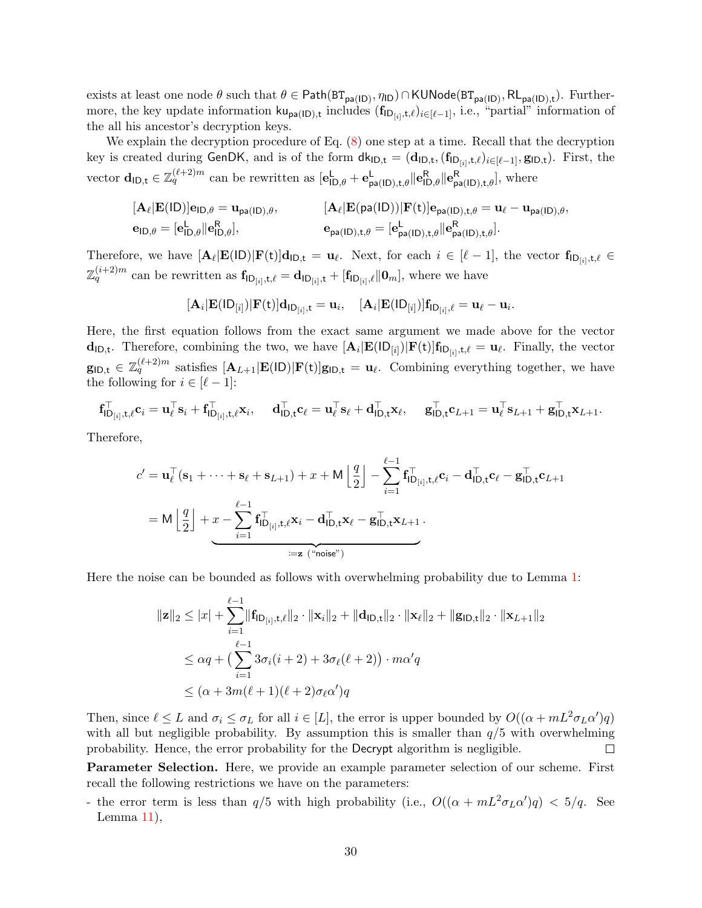exists at least one node $\theta$ such that $\theta \in \mathsf{Path}(\mathsf{BT}_{\mathsf{pa(ID)}}, \eta_{\mathsf{ID}}) \cap \mathsf{KUNode}(\mathsf{BT}_{\mathsf{pa(ID)}}, \mathsf{RL}_{\mathsf{pa(ID)},\mathsf{t}})$. Furthermore, the key update information $\mathsf{ku}_{\mathsf{pa(ID)},\mathsf{t}}$ includes $(\mathbf{f}_{\mathsf{ID}_{[i]},\mathsf{t},\ell})_{i\in[\ell-1]}$, i.e., "partial" information of the all his ancestor's decryption keys.

We explain the decryption procedure of Eq. (8) one step at a time. Recall that the decryption key is created during $\mathsf{GenDK}$, and is of the form $\mathsf{dk}_{\mathsf{ID},\mathsf{t}} = (\mathbf{d}_{\mathsf{ID},\mathsf{t}}, (\mathbf{f}_{\mathsf{ID}_{[i]},\mathsf{t},\ell})_{i\in[\ell-1]}, \mathbf{g}_{\mathsf{ID},\mathsf{t}})$. First, the vector $\mathbf{d}_{\mathsf{ID},\mathsf{t}} \in \mathbb{Z}_q^{(\ell+2)m}$ can be rewritten as $[\mathbf{e}^{\mathsf{L}}_{\mathsf{ID},\theta} + \mathbf{e}^{\mathsf{L}}_{\mathsf{pa(ID)},\mathsf{t},\theta} \| \mathbf{e}^{\mathsf{R}}_{\mathsf{ID},\theta} \| \mathbf{e}^{\mathsf{R}}_{\mathsf{pa(ID)},\mathsf{t},\theta}]$, where

$$
\begin{aligned}
&[\mathbf{A}_\ell | \mathbf{E}(\mathsf{ID})]\mathbf{e}_{\mathsf{ID},\theta} = \mathbf{u}_{\mathsf{pa(ID)},\theta}, \qquad && [\mathbf{A}_\ell | \mathbf{E}(\mathsf{pa(ID)}) | \mathbf{F}(\mathsf{t})]\mathbf{e}_{\mathsf{pa(ID)},\mathsf{t},\theta} = \mathbf{u}_\ell - \mathbf{u}_{\mathsf{pa(ID)},\theta}, \\
&\mathbf{e}_{\mathsf{ID},\theta} = [\mathbf{e}^{\mathsf{L}}_{\mathsf{ID},\theta} \| \mathbf{e}^{\mathsf{R}}_{\mathsf{ID},\theta}], && \mathbf{e}_{\mathsf{pa(ID)},\mathsf{t},\theta} = [\mathbf{e}^{\mathsf{L}}_{\mathsf{pa(ID)},\mathsf{t},\theta} \| \mathbf{e}^{\mathsf{R}}_{\mathsf{pa(ID)},\mathsf{t},\theta}].
\end{aligned}
$$

Therefore, we have $[\mathbf{A}_\ell | \mathbf{E}(\mathsf{ID}) | \mathbf{F}(\mathsf{t})]\mathbf{d}_{\mathsf{ID},\mathsf{t}} = \mathbf{u}_\ell$. Next, for each $i \in [\ell-1]$, the vector $\mathbf{f}_{\mathsf{ID}_{[i]},\mathsf{t},\ell} \in \mathbb{Z}_q^{(i+2)m}$ can be rewritten as $\mathbf{f}_{\mathsf{ID}_{[i]},\mathsf{t},\ell} = \mathbf{d}_{\mathsf{ID}_{[i]},\mathsf{t}} + [\mathbf{f}_{\mathsf{ID}_{[i]},\ell} \| \mathbf{0}_m]$, where we have

$$
[\mathbf{A}_i | \mathbf{E}(\mathsf{ID}_{[i]}) | \mathbf{F}(\mathsf{t})]\mathbf{d}_{\mathsf{ID}_{[i]},\mathsf{t}} = \mathbf{u}_i, \quad [\mathbf{A}_i | \mathbf{E}(\mathsf{ID}_{[i]})]\mathbf{f}_{\mathsf{ID}_{[i]},\ell} = \mathbf{u}_\ell - \mathbf{u}_i.
$$

Here, the first equation follows from the exact same argument we made above for the vector $\mathbf{d}_{\mathsf{ID},\mathsf{t}}$. Therefore, combining the two, we have $[\mathbf{A}_i | \mathbf{E}(\mathsf{ID}_{[i]}) | \mathbf{F}(\mathsf{t})]\mathbf{f}_{\mathsf{ID}_{[i]},\mathsf{t},\ell} = \mathbf{u}_\ell$. Finally, the vector $\mathbf{g}_{\mathsf{ID},\mathsf{t}} \in \mathbb{Z}_q^{(\ell+2)m}$ satisfies $[\mathbf{A}_{L+1} | \mathbf{E}(\mathsf{ID}) | \mathbf{F}(\mathsf{t})]\mathbf{g}_{\mathsf{ID},\mathsf{t}} = \mathbf{u}_\ell$. Combining everything together, we have the following for $i \in [\ell-1]$:

$$
\mathbf{f}^\top_{\mathsf{ID}_{[i]},\mathsf{t},\ell}\mathbf{c}_i = \mathbf{u}_\ell^\top \mathbf{s}_i + \mathbf{f}^\top_{\mathsf{ID}_{[i]},\mathsf{t},\ell}\mathbf{x}_i, \quad \mathbf{d}^\top_{\mathsf{ID},\mathsf{t}}\mathbf{c}_\ell = \mathbf{u}_\ell^\top \mathbf{s}_\ell + \mathbf{d}^\top_{\mathsf{ID},\mathsf{t}}\mathbf{x}_\ell, \quad \mathbf{g}^\top_{\mathsf{ID},\mathsf{t}}\mathbf{c}_{L+1} = \mathbf{u}_\ell^\top \mathbf{s}_{L+1} + \mathbf{g}^\top_{\mathsf{ID},\mathsf{t}}\mathbf{x}_{L+1}.
$$

Therefore,

$$
\begin{aligned}
c' &= \mathbf{u}_\ell^\top(\mathbf{s}_1 + \cdots + \mathbf{s}_\ell + \mathbf{s}_{L+1}) + x + \mathsf{M}\left\lfloor \frac{q}{2} \right\rfloor - \sum_{i=1}^{\ell-1} \mathbf{f}^\top_{\mathsf{ID}_{[i]},\mathsf{t},\ell}\mathbf{c}_i - \mathbf{d}^\top_{\mathsf{ID},\mathsf{t}}\mathbf{c}_\ell - \mathbf{g}^\top_{\mathsf{ID},\mathsf{t}}\mathbf{c}_{L+1} \\
&= \mathsf{M}\left\lfloor \frac{q}{2} \right\rfloor + \underbrace{x - \sum_{i=1}^{\ell-1} \mathbf{f}^\top_{\mathsf{ID}_{[i]},\mathsf{t},\ell}\mathbf{x}_i - \mathbf{d}^\top_{\mathsf{ID},\mathsf{t}}\mathbf{x}_\ell - \mathbf{g}^\top_{\mathsf{ID},\mathsf{t}}\mathbf{x}_{L+1}}_{:=\mathbf{z}\ (\text{"noise"})}.
\end{aligned}
$$

Here the noise can be bounded as follows with overwhelming probability due to Lemma 1:

$$
\begin{aligned}
\|\mathbf{z}\|_2 &\le |x| + \sum_{i=1}^{\ell-1} \|\mathbf{f}_{\mathsf{ID}_{[i]},\mathsf{t},\ell}\|_2 \cdot \|\mathbf{x}_i\|_2 + \|\mathbf{d}_{\mathsf{ID},\mathsf{t}}\|_2 \cdot \|\mathbf{x}_\ell\|_2 + \|\mathbf{g}_{\mathsf{ID},\mathsf{t}}\|_2 \cdot \|\mathbf{x}_{L+1}\|_2 \\
&\le \alpha q + \Big(\sum_{i=1}^{\ell-1} 3\sigma_i(i+2) + 3\sigma_\ell(\ell+2)\Big) \cdot m\alpha' q \\
&\le (\alpha + 3m(\ell+1)(\ell+2)\sigma_\ell\alpha')q
\end{aligned}
$$

Then, since $\ell \le L$ and $\sigma_i \le \sigma_L$ for all $i \in [L]$, the error is upper bounded by $O((\alpha + mL^2\sigma_L\alpha')q)$ with all but negligible probability. By assumption this is smaller than $q/5$ with overwhelming probability. Hence, the error probability for the $\mathsf{Decrypt}$ algorithm is negligible. ◻

**Parameter Selection.** Here, we provide an example parameter selection of our scheme. First recall the following restrictions we have on the parameters:

- the error term is less than $q/5$ with high probability (i.e., $O((\alpha + mL^2\sigma_L\alpha')q) < 5/q$. See Lemma 11),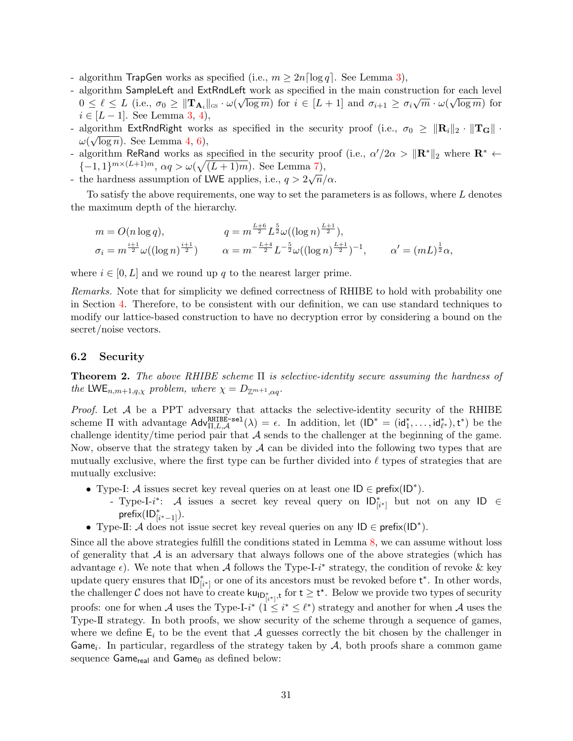- algorithm $\mathsf{TrapGen}$ works as specified (i.e., $m \geq 2n\lceil \log q \rceil$. See Lemma 3),
- algorithm $\mathsf{SampleLeft}$ and $\mathsf{ExtRndLeft}$ work as specified in the main construction for each level $0 \leq \ell \leq L$ (i.e., $\sigma_0 \geq \|\mathbf{T}_{\mathbf{A}_i}\|_{\text{GS}} \cdot \omega(\sqrt{\log m})$ for $i \in [L+1]$ and $\sigma_{i+1} \geq \sigma_i \sqrt{m} \cdot \omega(\sqrt{\log m})$ for $i \in [L-1]$. See Lemma 3, 4),
- algorithm $\mathsf{ExtRndRight}$ works as specified in the security proof (i.e., $\sigma_0 \geq \|\mathbf{R}_i\|_2 \cdot \|\mathbf{T}_{\mathbf{G}}\| \cdot \omega(\sqrt{\log n})$. See Lemma 4, 6),
- algorithm $\mathsf{ReRand}$ works as specified in the security proof (i.e., $\alpha'/2\alpha > \|\mathbf{R}^*\|_2$ where $\mathbf{R}^* \leftarrow \{-1, 1\}^{m \times (L+1)m}$, $\alpha q > \omega(\sqrt{(L+1)m})$. See Lemma 7),
- the hardness assumption of $\mathsf{LWE}$ applies, i.e., $q > 2\sqrt{n}/\alpha$.

To satisfy the above requirements, one way to set the parameters is as follows, where $L$ denotes the maximum depth of the hierarchy.

$$m = O(n \log q), \qquad q = m^{\frac{L+6}{2}} L^{\frac{5}{2}} \omega((\log n)^{\frac{L+1}{2}}),$$

$$\sigma_i = m^{\frac{i+1}{2}} \omega((\log n)^{\frac{i+1}{2}}) \qquad \alpha = m^{-\frac{L+4}{2}} L^{-\frac{5}{2}} \omega((\log n)^{\frac{L+1}{2}})^{-1}, \qquad \alpha' = (mL)^{\frac{1}{2}} \alpha,$$

where $i \in [0, L]$ and we round up $q$ to the nearest larger prime.

*Remarks.* Note that for simplicity we defined correctness of RHIBE to hold with probability one in Section 4. Therefore, to be consistent with our definition, we can use standard techniques to modify our lattice-based construction to have no decryption error by considering a bound on the secret/noise vectors.

### 6.2 Security

**Theorem 2.** *The above RHIBE scheme $\Pi$ is selective-identity secure assuming the hardness of the $\mathsf{LWE}_{n,m+1,q,\chi}$ problem, where $\chi = D_{\mathbb{Z}^{m+1},\alpha q}$.*

*Proof.* Let $\mathcal{A}$ be a PPT adversary that attacks the selective-identity security of the RHIBE scheme $\Pi$ with advantage $\mathsf{Adv}^{\mathtt{RHIBE\text{-}sel}}_{\Pi,L,\mathcal{A}}(\lambda) = \epsilon$. In addition, let $(\mathsf{ID}^* = (\mathsf{id}^*_1, \ldots, \mathsf{id}^*_{\ell^*}), \mathsf{t}^*)$ be the challenge identity/time period pair that $\mathcal{A}$ sends to the challenger at the beginning of the game. Now, observe that the strategy taken by $\mathcal{A}$ can be divided into the following two types that are mutually exclusive, where the first type can be further divided into $\ell$ types of strategies that are mutually exclusive:

- Type-I: $\mathcal{A}$ issues secret key reveal queries on at least one $\mathsf{ID} \in \mathsf{prefix}(\mathsf{ID}^*)$.
  - Type-I-$i^*$: $\mathcal{A}$ issues a secret key reveal query on $\mathsf{ID}^*_{[i^*]}$ but not on any $\mathsf{ID} \in \mathsf{prefix}(\mathsf{ID}^*_{[i^*-1]})$.
- Type-II: $\mathcal{A}$ does not issue secret key reveal queries on any $\mathsf{ID} \in \mathsf{prefix}(\mathsf{ID}^*)$.

Since all the above strategies fulfill the conditions stated in Lemma 8, we can assume without loss of generality that $\mathcal{A}$ is an adversary that always follows one of the above strategies (which has advantage $\epsilon$). We note that when $\mathcal{A}$ follows the Type-I-$i^*$ strategy, the condition of revoke & key update query ensures that $\mathsf{ID}^*_{[i^*]}$ or one of its ancestors must be revoked before $\mathsf{t}^*$. In other words, the challenger $\mathcal{C}$ does not have to create $\mathsf{ku}_{\mathsf{ID}^*_{[i^*]},\mathsf{t}}$ for $\mathsf{t} \geq \mathsf{t}^\star$. Below we provide two types of security proofs: one for when $\mathcal{A}$ uses the Type-I-$i^*$ ($1 \leq i^* \leq \ell^*$) strategy and another for when $\mathcal{A}$ uses the Type-II strategy. In both proofs, we show security of the scheme through a sequence of games, where we define $\mathsf{E}_i$ to be the event that $\mathcal{A}$ guesses correctly the bit chosen by the challenger in $\mathsf{Game}_i$. In particular, regardless of the strategy taken by $\mathcal{A}$, both proofs share a common game sequence $\mathsf{Game}_{\mathsf{real}}$ and $\mathsf{Game}_0$ as defined below: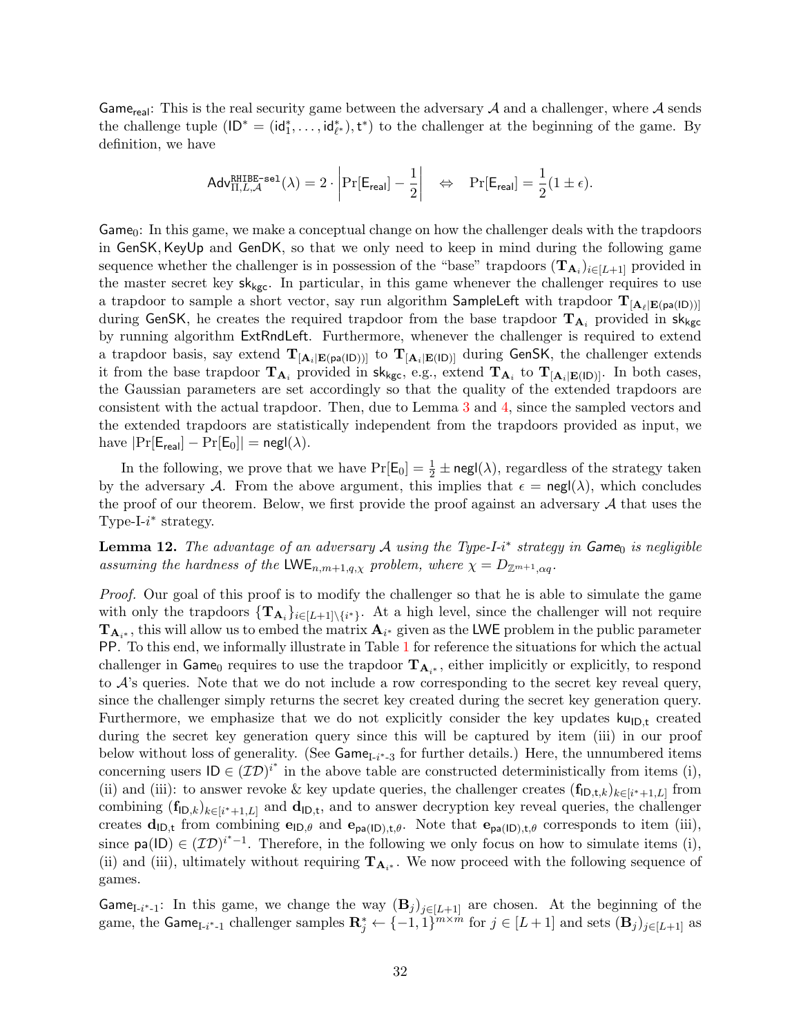$\mathsf{Game}_{\mathsf{real}}$: This is the real security game between the adversary $\mathcal{A}$ and a challenger, where $\mathcal{A}$ sends the challenge tuple $(\mathsf{ID}^* = (\mathsf{id}_1^*, \dots, \mathsf{id}_{\ell^*}^*), \mathsf{t}^*)$ to the challenger at the beginning of the game. By definition, we have

$$\mathsf{Adv}_{\Pi,L,\mathcal{A}}^{\mathtt{RHIBE\text{-}sel}}(\lambda) = 2 \cdot \left| \Pr[\mathsf{E}_{\mathsf{real}}] - \frac{1}{2} \right| \quad \Leftrightarrow \quad \Pr[\mathsf{E}_{\mathsf{real}}] = \frac{1}{2}(1 \pm \epsilon).$$

$\mathsf{Game}_0$: In this game, we make a conceptual change on how the challenger deals with the trapdoors in $\mathsf{GenSK}, \mathsf{KeyUp}$ and $\mathsf{GenDK}$, so that we only need to keep in mind during the following game sequence whether the challenger is in possession of the "base" trapdoors $(\mathbf{T}_{\mathbf{A}_i})_{i \in [L+1]}$ provided in the master secret key $\mathsf{sk}_{\mathsf{kgc}}$. In particular, in this game whenever the challenger requires to use a trapdoor to sample a short vector, say run algorithm $\mathsf{SampleLeft}$ with trapdoor $\mathbf{T}_{[\mathbf{A}_\ell | \mathbf{E}(\mathsf{pa}(\mathsf{ID}))]}$ during $\mathsf{GenSK}$, he creates the required trapdoor from the base trapdoor $\mathbf{T}_{\mathbf{A}_i}$ provided in $\mathsf{sk}_{\mathsf{kgc}}$ by running algorithm $\mathsf{ExtRndLeft}$. Furthermore, whenever the challenger is required to extend a trapdoor basis, say extend $\mathbf{T}_{[\mathbf{A}_i | \mathbf{E}(\mathsf{pa}(\mathsf{ID}))]}$ to $\mathbf{T}_{[\mathbf{A}_i | \mathbf{E}(\mathsf{ID})]}$ during $\mathsf{GenSK}$, the challenger extends it from the base trapdoor $\mathbf{T}_{\mathbf{A}_i}$ provided in $\mathsf{sk}_{\mathsf{kgc}}$, e.g., extend $\mathbf{T}_{\mathbf{A}_i}$ to $\mathbf{T}_{[\mathbf{A}_i | \mathbf{E}(\mathsf{ID})]}$. In both cases, the Gaussian parameters are set accordingly so that the quality of the extended trapdoors are consistent with the actual trapdoor. Then, due to Lemma 3 and 4, since the sampled vectors and the extended trapdoors are statistically independent from the trapdoors provided as input, we have $|\Pr[\mathsf{E}_{\mathsf{real}}] - \Pr[\mathsf{E}_0]| = \mathsf{negl}(\lambda)$.

In the following, we prove that we have $\Pr[\mathsf{E}_0] = \frac{1}{2} \pm \mathsf{negl}(\lambda)$, regardless of the strategy taken by the adversary $\mathcal{A}$. From the above argument, this implies that $\epsilon = \mathsf{negl}(\lambda)$, which concludes the proof of our theorem. Below, we first provide the proof against an adversary $\mathcal{A}$ that uses the Type-I-$i^*$ strategy.

**Lemma 12.** *The advantage of an adversary $\mathcal{A}$ using the Type-I-$i^*$ strategy in $\mathsf{Game}_0$ is negligible assuming the hardness of the $\mathsf{LWE}_{n,m+1,q,\chi}$ problem, where $\chi = D_{\mathbb{Z}^{m+1}, \alpha q}$.*

*Proof.* Our goal of this proof is to modify the challenger so that he is able to simulate the game with only the trapdoors $\{\mathbf{T}_{\mathbf{A}_i}\}_{i \in [L+1] \setminus \{i^*\}}$. At a high level, since the challenger will not require $\mathbf{T}_{\mathbf{A}_{i^*}}$, this will allow us to embed the matrix $\mathbf{A}_{i^*}$ given as the $\mathsf{LWE}$ problem in the public parameter $\mathsf{PP}$. To this end, we informally illustrate in Table 1 for reference the situations for which the actual challenger in $\mathsf{Game}_0$ requires to use the trapdoor $\mathbf{T}_{\mathbf{A}_{i^*}}$, either implicitly or explicitly, to respond to $\mathcal{A}$'s queries. Note that we do not include a row corresponding to the secret key reveal query, since the challenger simply returns the secret key created during the secret key generation query. Furthermore, we emphasize that we do not explicitly consider the key updates $\mathsf{ku}_{\mathsf{ID},\mathsf{t}}$ created during the secret key generation query since this will be captured by item (iii) in our proof below without loss of generality. (See $\mathsf{Game}_{\text{I-}i^*\text{-}3}$ for further details.) Here, the unnumbered items concerning users $\mathsf{ID} \in (\mathcal{ID})^{i^*}$ in the above table are constructed deterministically from items (i), (ii) and (iii): to answer revoke & key update queries, the challenger creates $(\mathbf{f}_{\mathsf{ID},\mathsf{t},k})_{k \in [i^*+1, L]}$ from combining $(\mathbf{f}_{\mathsf{ID},k})_{k \in [i^*+1, L]}$ and $\mathbf{d}_{\mathsf{ID},\mathsf{t}}$, and to answer decryption key reveal queries, the challenger creates $\mathbf{d}_{\mathsf{ID},\mathsf{t}}$ from combining $\mathbf{e}_{\mathsf{ID},\theta}$ and $\mathbf{e}_{\mathsf{pa}(\mathsf{ID}),\mathsf{t},\theta}$. Note that $\mathbf{e}_{\mathsf{pa}(\mathsf{ID}),\mathsf{t},\theta}$ corresponds to item (iii), since $\mathsf{pa}(\mathsf{ID}) \in (\mathcal{ID})^{i^*-1}$. Therefore, in the following we only focus on how to simulate items (i), (ii) and (iii), ultimately without requiring $\mathbf{T}_{\mathbf{A}_{i^*}}$. We now proceed with the following sequence of games.

$\mathsf{Game}_{\text{I-}i^*\text{-}1}$: In this game, we change the way $(\mathbf{B}_j)_{j \in [L+1]}$ are chosen. At the beginning of the game, the $\mathsf{Game}_{\text{I-}i^*\text{-}1}$ challenger samples $\mathbf{R}_j^* \leftarrow \{-1, 1\}^{m \times m}$ for $j \in [L+1]$ and sets $(\mathbf{B}_j)_{j \in [L+1]}$ as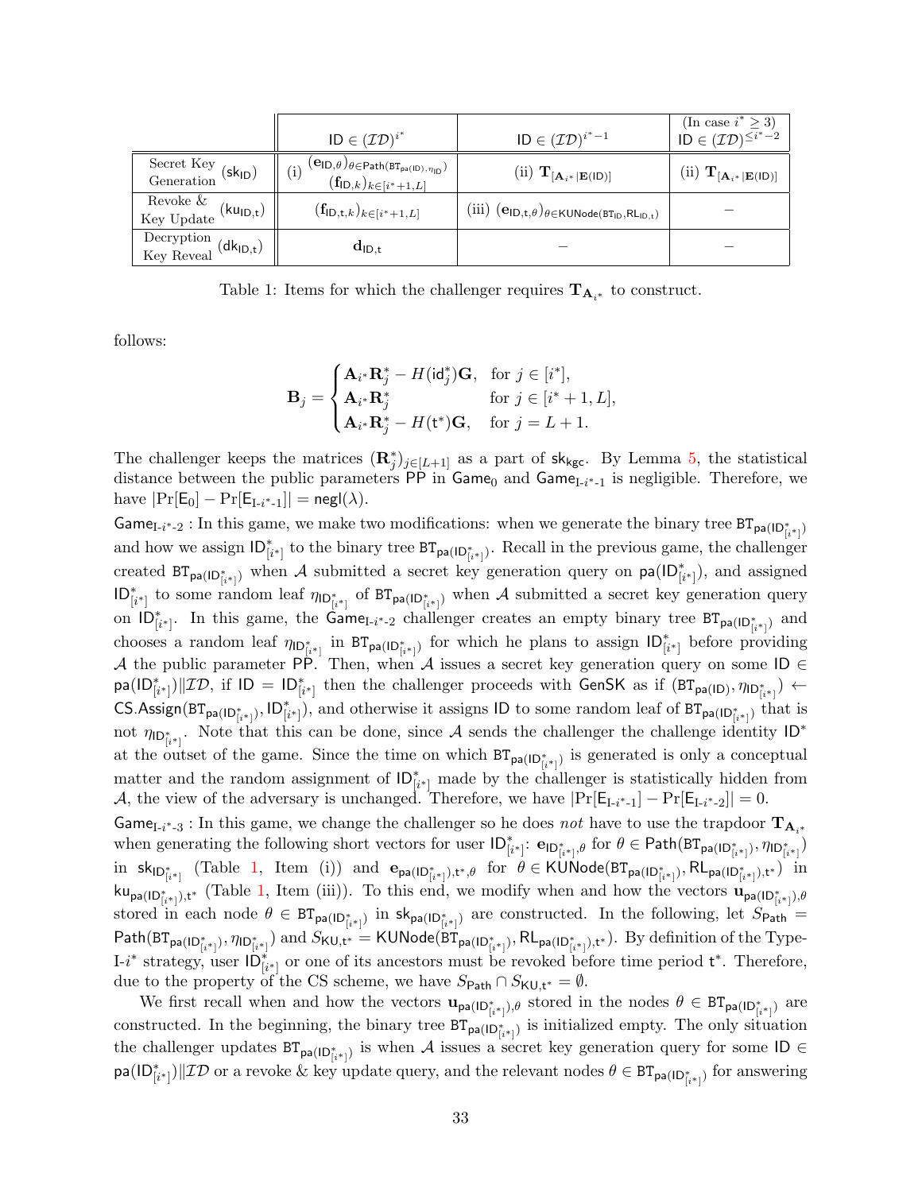|  | $\mathsf{ID} \in (\mathcal{ID})^{i^*}$ | $\mathsf{ID} \in (\mathcal{ID})^{i^*-1}$ | (In case $i^* \geq 3$) $\mathsf{ID} \in (\mathcal{ID})^{\leq i^*-2}$ |
|---|---|---|---|
| Secret Key Generation $(\mathsf{sk}_{\mathsf{ID}})$ | (i) $(\mathbf{e}_{\mathsf{ID},\theta})_{\theta \in \mathsf{Path}(\mathtt{BT}_{\mathsf{pa}(\mathsf{ID})}, \eta_{\mathsf{ID}})}$ $(\mathbf{f}_{\mathsf{ID},k})_{k \in [i^*+1, L]}$ | (ii) $\mathbf{T}_{[\mathbf{A}_{i^*} \mid \mathbf{E}(\mathsf{ID})]}$ | (ii) $\mathbf{T}_{[\mathbf{A}_{i^*} \mid \mathbf{E}(\mathsf{ID})]}$ |
| Revoke & Key Update $(\mathsf{ku}_{\mathsf{ID},\mathsf{t}})$ | $(\mathbf{f}_{\mathsf{ID},\mathsf{t},k})_{k \in [i^*+1, L]}$ | (iii) $(\mathbf{e}_{\mathsf{ID},\mathsf{t},\theta})_{\theta \in \mathsf{KUNode}(\mathtt{BT}_{\mathsf{ID}}, \mathsf{RL}_{\mathsf{ID},\mathsf{t}})}$ | $-$ |
| Decryption Key Reveal $(\mathsf{dk}_{\mathsf{ID},\mathsf{t}})$ | $\mathbf{d}_{\mathsf{ID},\mathsf{t}}$ | $-$ | $-$ |

Table 1: Items for which the challenger requires $\mathbf{T}_{\mathbf{A}_{i^*}}$ to construct.

follows:

$$
\mathbf{B}_j = \begin{cases} \mathbf{A}_{i^*}\mathbf{R}_j^* - H(\mathsf{id}_j^*)\mathbf{G}, & \text{for } j \in [i^*], \\ \mathbf{A}_{i^*}\mathbf{R}_j^* & \text{for } j \in [i^*+1, L], \\ \mathbf{A}_{i^*}\mathbf{R}_j^* - H(\mathsf{t}^*)\mathbf{G}, & \text{for } j = L+1. \end{cases}
$$

The challenger keeps the matrices $(\mathbf{R}_j^*)_{j \in [L+1]}$ as a part of $\mathsf{sk}_{\mathsf{kgc}}$. By Lemma 5, the statistical distance between the public parameters $\mathsf{PP}$ in $\mathsf{Game}_0$ and $\mathsf{Game}_{\text{I-}i^*\text{-}1}$ is negligible. Therefore, we have $|\Pr[\mathsf{E}_0] - \Pr[\mathsf{E}_{\text{I-}i^*\text{-}1}]| = \mathsf{negl}(\lambda)$.

$\mathsf{Game}_{\text{I-}i^*\text{-}2}$ : In this game, we make two modifications: when we generate the binary tree $\mathtt{BT}_{\mathsf{pa}(\mathsf{ID}^*_{[i^*]})}$ and how we assign $\mathsf{ID}^*_{[i^*]}$ to the binary tree $\mathtt{BT}_{\mathsf{pa}(\mathsf{ID}^*_{[i^*]})}$. Recall in the previous game, the challenger created $\mathtt{BT}_{\mathsf{pa}(\mathsf{ID}^*_{[i^*]})}$ when $\mathcal{A}$ submitted a secret key generation query on $\mathsf{pa}(\mathsf{ID}^*_{[i^*]})$, and assigned $\mathsf{ID}^*_{[i^*]}$ to some random leaf $\eta_{\mathsf{ID}^*_{[i^*]}}$ of $\mathtt{BT}_{\mathsf{pa}(\mathsf{ID}^*_{[i^*]})}$ when $\mathcal{A}$ submitted a secret key generation query on $\mathsf{ID}^*_{[i^*]}$. In this game, the $\mathsf{Game}_{\text{I-}i^*\text{-}2}$ challenger creates an empty binary tree $\mathtt{BT}_{\mathsf{pa}(\mathsf{ID}^*_{[i^*]})}$ and chooses a random leaf $\eta_{\mathsf{ID}^*_{[i^*]}}$ in $\mathtt{BT}_{\mathsf{pa}(\mathsf{ID}^*_{[i^*]})}$ for which he plans to assign $\mathsf{ID}^*_{[i^*]}$ before providing $\mathcal{A}$ the public parameter $\mathsf{PP}$. Then, when $\mathcal{A}$ issues a secret key generation query on some $\mathsf{ID} \in \mathsf{pa}(\mathsf{ID}^*_{[i^*]}) \| \mathcal{ID}$, if $\mathsf{ID} = \mathsf{ID}^*_{[i^*]}$ then the challenger proceeds with $\mathsf{GenSK}$ as if $(\mathtt{BT}_{\mathsf{pa}(\mathsf{ID})}, \eta_{\mathsf{ID}^*_{[i^*]}}) \leftarrow \mathsf{CS.Assign}(\mathtt{BT}_{\mathsf{pa}(\mathsf{ID}^*_{[i^*]})}, \mathsf{ID}^*_{[i^*]})$, and otherwise it assigns $\mathsf{ID}$ to some random leaf of $\mathtt{BT}_{\mathsf{pa}(\mathsf{ID}^*_{[i^*]})}$ that is not $\eta_{\mathsf{ID}^*_{[i^*]}}$. Note that this can be done, since $\mathcal{A}$ sends the challenger the challenge identity $\mathsf{ID}^*$ at the outset of the game. Since the time on which $\mathtt{BT}_{\mathsf{pa}(\mathsf{ID}^*_{[i^*]})}$ is generated is only a conceptual matter and the random assignment of $\mathsf{ID}^*_{[i^*]}$ made by the challenger is statistically hidden from $\mathcal{A}$, the view of the adversary is unchanged. Therefore, we have $|\Pr[\mathsf{E}_{\text{I-}i^*\text{-}1}] - \Pr[\mathsf{E}_{\text{I-}i^*\text{-}2}]| = 0$.

$\mathsf{Game}_{\text{I-}i^*\text{-}3}$ : In this game, we change the challenger so he does *not* have to use the trapdoor $\mathbf{T}_{\mathbf{A}_{i^*}}$ when generating the following short vectors for user $\mathsf{ID}^*_{[i^*]}$: $\mathbf{e}_{\mathsf{ID}^*_{[i^*]},\theta}$ for $\theta \in \mathsf{Path}(\mathtt{BT}_{\mathsf{pa}(\mathsf{ID}^*_{[i^*]})}, \eta_{\mathsf{ID}^*_{[i^*]}})$ in $\mathsf{sk}_{\mathsf{ID}^*_{[i^*]}}$ (Table 1, Item (i)) and $\mathbf{e}_{\mathsf{pa}(\mathsf{ID}^*_{[i^*]}),\mathsf{t}^*,\theta}$ for $\theta \in \mathsf{KUNode}(\mathtt{BT}_{\mathsf{pa}(\mathsf{ID}^*_{[i^*]})}, \mathsf{RL}_{\mathsf{pa}(\mathsf{ID}^*_{[i^*]}),\mathsf{t}^*})$ in $\mathsf{ku}_{\mathsf{pa}(\mathsf{ID}^*_{[i^*]}),\mathsf{t}^*}$ (Table 1, Item (iii)). To this end, we modify when and how the vectors $\mathbf{u}_{\mathsf{pa}(\mathsf{ID}^*_{[i^*]}),\theta}$ stored in each node $\theta \in \mathtt{BT}_{\mathsf{pa}(\mathsf{ID}^*_{[i^*]})}$ in $\mathsf{sk}_{\mathsf{pa}(\mathsf{ID}^*_{[i^*]})}$ are constructed. In the following, let $S_{\mathsf{Path}} = \mathsf{Path}(\mathtt{BT}_{\mathsf{pa}(\mathsf{ID}^*_{[i^*]})}, \eta_{\mathsf{ID}^*_{[i^*]}})$ and $S_{\mathsf{KU},\mathsf{t}^*} = \mathsf{KUNode}(\mathtt{BT}_{\mathsf{pa}(\mathsf{ID}^*_{[i^*]})}, \mathsf{RL}_{\mathsf{pa}(\mathsf{ID}^*_{[i^*]}),\mathsf{t}^*})$. By definition of the Type-I-$i^*$ strategy, user $\mathsf{ID}^*_{[i^*]}$ or one of its ancestors must be revoked before time period $\mathsf{t}^*$. Therefore, due to the property of the CS scheme, we have $S_{\mathsf{Path}} \cap S_{\mathsf{KU},\mathsf{t}^*} = \emptyset$.

We first recall when and how the vectors $\mathbf{u}_{\mathsf{pa}(\mathsf{ID}^*_{[i^*]}),\theta}$ stored in the nodes $\theta \in \mathtt{BT}_{\mathsf{pa}(\mathsf{ID}^*_{[i^*]})}$ are constructed. In the beginning, the binary tree $\mathtt{BT}_{\mathsf{pa}(\mathsf{ID}^*_{[i^*]})}$ is initialized empty. The only situation the challenger updates $\mathtt{BT}_{\mathsf{pa}(\mathsf{ID}^*_{[i^*]})}$ is when $\mathcal{A}$ issues a secret key generation query for some $\mathsf{ID} \in \mathsf{pa}(\mathsf{ID}^*_{[i^*]}) \| \mathcal{ID}$ or a revoke & key update query, and the relevant nodes $\theta \in \mathtt{BT}_{\mathsf{pa}(\mathsf{ID}^*_{[i^*]})}$ for answering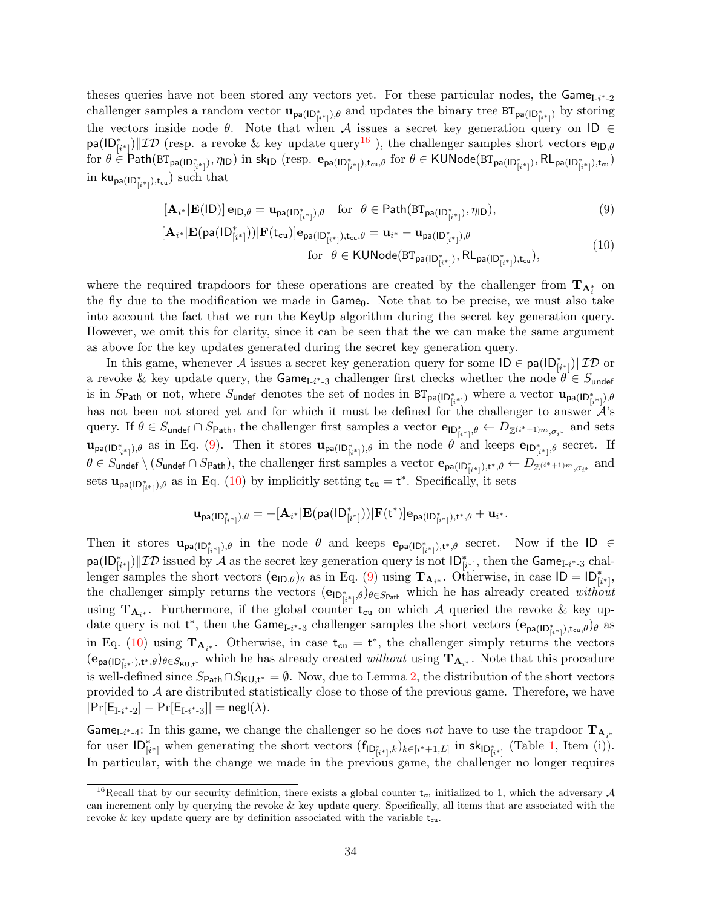theses queries have not been stored any vectors yet. For these particular nodes, the $\mathsf{Game}_{\text{I-}i^*\text{-}2}$ challenger samples a random vector $\mathbf{u}_{\mathsf{pa}(\mathsf{ID}^*_{[i^*]}),\theta}$ and updates the binary tree $\mathsf{BT}_{\mathsf{pa}(\mathsf{ID}^*_{[i^*]})}$ by storing the vectors inside node $\theta$. Note that when $\mathcal{A}$ issues a secret key generation query on $\mathsf{ID} \in \mathsf{pa}(\mathsf{ID}^*_{[i^*]})\|\mathcal{ID}$ (resp. a revoke & key update query[16] ), the challenger samples short vectors $\mathbf{e}_{\mathsf{ID},\theta}$ for $\theta \in \mathsf{Path}(\mathsf{BT}_{\mathsf{pa}(\mathsf{ID}^*_{[i^*]})}, \eta_{\mathsf{ID}})$ in $\mathsf{sk}_{\mathsf{ID}}$ (resp. $\mathbf{e}_{\mathsf{pa}(\mathsf{ID}^*_{[i^*]}),\mathsf{t_{cu}},\theta}$ for $\theta \in \mathsf{KUNode}(\mathsf{BT}_{\mathsf{pa}(\mathsf{ID}^*_{[i^*]})}, \mathsf{RL}_{\mathsf{pa}(\mathsf{ID}^*_{[i^*]}),\mathsf{t_{cu}}})$ in $\mathsf{ku}_{\mathsf{pa}(\mathsf{ID}^*_{[i^*]}),\mathsf{t_{cu}}}$) such that

$$[\mathbf{A}_{i^*}|\mathbf{E}(\mathsf{ID})]\,\mathbf{e}_{\mathsf{ID},\theta} = \mathbf{u}_{\mathsf{pa}(\mathsf{ID}^*_{[i^*]}),\theta} \quad \text{for} \quad \theta \in \mathsf{Path}(\mathsf{BT}_{\mathsf{pa}(\mathsf{ID}^*_{[i^*]})}, \eta_{\mathsf{ID}}), \tag{9}$$

$$\begin{aligned}[\mathbf{A}_{i^*}|\mathbf{E}(\mathsf{pa}(\mathsf{ID}^*_{[i^*]}))|\mathbf{F}(\mathsf{t_{cu}})]\mathbf{e}_{\mathsf{pa}(\mathsf{ID}^*_{[i^*]}),\mathsf{t_{cu}},\theta} &= \mathbf{u}_{i^*} - \mathbf{u}_{\mathsf{pa}(\mathsf{ID}^*_{[i^*]}),\theta} \\ &\text{for} \quad \theta \in \mathsf{KUNode}(\mathsf{BT}_{\mathsf{pa}(\mathsf{ID}^*_{[i^*]})}, \mathsf{RL}_{\mathsf{pa}(\mathsf{ID}^*_{[i^*]}),\mathsf{t_{cu}}}),\end{aligned} \tag{10}$$

where the required trapdoors for these operations are created by the challenger from $\mathbf{T}_{\mathbf{A}^*_i}$ on the fly due to the modification we made in $\mathsf{Game}_0$. Note that to be precise, we must also take into account the fact that we run the $\mathsf{KeyUp}$ algorithm during the secret key generation query. However, we omit this for clarity, since it can be seen that the we can make the same argument as above for the key updates generated during the secret key generation query.

In this game, whenever $\mathcal{A}$ issues a secret key generation query for some $\mathsf{ID} \in \mathsf{pa}(\mathsf{ID}^*_{[i^*]})\|\mathcal{ID}$ or a revoke & key update query, the $\mathsf{Game}_{\text{I-}i^*\text{-}3}$ challenger first checks whether the node $\theta \in S_{\mathsf{undef}}$ is in $S_{\mathsf{Path}}$ or not, where $S_{\mathsf{undef}}$ denotes the set of nodes in $\mathsf{BT}_{\mathsf{pa}(\mathsf{ID}^*_{[i^*]})}$ where a vector $\mathbf{u}_{\mathsf{pa}(\mathsf{ID}^*_{[i^*]}),\theta}$ has not been not stored yet and for which it must be defined for the challenger to answer $\mathcal{A}$'s query. If $\theta \in S_{\mathsf{undef}} \cap S_{\mathsf{Path}}$, the challenger first samples a vector $\mathbf{e}_{\mathsf{ID}^*_{[i^*]},\theta} \leftarrow D_{\mathbb{Z}^{(i^*+1)m},\sigma_{i^*}}$ and sets $\mathbf{u}_{\mathsf{pa}(\mathsf{ID}^*_{[i^*]}),\theta}$ as in Eq. (9). Then it stores $\mathbf{u}_{\mathsf{pa}(\mathsf{ID}^*_{[i^*]}),\theta}$ in the node $\theta$ and keeps $\mathbf{e}_{\mathsf{ID}^*_{[i^*]},\theta}$ secret. If $\theta \in S_{\mathsf{undef}} \setminus (S_{\mathsf{undef}} \cap S_{\mathsf{Path}})$, the challenger first samples a vector $\mathbf{e}_{\mathsf{pa}(\mathsf{ID}^*_{[i^*]}),\mathsf{t}^*,\theta} \leftarrow D_{\mathbb{Z}^{(i^*+1)m},\sigma_{i^*}}$ and sets $\mathbf{u}_{\mathsf{pa}(\mathsf{ID}^*_{[i^*]}),\theta}$ as in Eq. (10) by implicitly setting $\mathsf{t_{cu}} = \mathsf{t}^*$. Specifically, it sets

$$\mathbf{u}_{\mathsf{pa}(\mathsf{ID}^*_{[i^*]}),\theta} = -[\mathbf{A}_{i^*}|\mathbf{E}(\mathsf{pa}(\mathsf{ID}^*_{[i^*]}))|\mathbf{F}(\mathsf{t}^*)]\mathbf{e}_{\mathsf{pa}(\mathsf{ID}^*_{[i^*]}),\mathsf{t}^*,\theta} + \mathbf{u}_{i^*}.$$

Then it stores $\mathbf{u}_{\mathsf{pa}(\mathsf{ID}^*_{[i^*]}),\theta}$ in the node $\theta$ and keeps $\mathbf{e}_{\mathsf{pa}(\mathsf{ID}^*_{[i^*]}),\mathsf{t}^*,\theta}$ secret. Now if the $\mathsf{ID} \in \mathsf{pa}(\mathsf{ID}^*_{[i^*]})\|\mathcal{ID}$ issued by $\mathcal{A}$ as the secret key generation query is not $\mathsf{ID}^*_{[i^*]}$, then the $\mathsf{Game}_{\text{I-}i^*\text{-}3}$ challenger samples the short vectors $(\mathbf{e}_{\mathsf{ID},\theta})_\theta$ as in Eq. (9) using $\mathbf{T}_{\mathbf{A}_{i^*}}$. Otherwise, in case $\mathsf{ID} = \mathsf{ID}^*_{[i^*]}$, the challenger simply returns the vectors $(\mathbf{e}_{\mathsf{ID}^*_{[i^*]},\theta})_{\theta \in S_{\mathsf{Path}}}$ which he has already created *without* using $\mathbf{T}_{\mathbf{A}_{i^*}}$. Furthermore, if the global counter $\mathsf{t_{cu}}$ on which $\mathcal{A}$ queried the revoke & key update query is not $\mathsf{t}^*$, then the $\mathsf{Game}_{\text{I-}i^*\text{-}3}$ challenger samples the short vectors $(\mathbf{e}_{\mathsf{pa}(\mathsf{ID}^*_{[i^*]}),\mathsf{t_{cu}},\theta})_\theta$ as in Eq. (10) using $\mathbf{T}_{\mathbf{A}_{i^*}}$. Otherwise, in case $\mathsf{t_{cu}} = \mathsf{t}^*$, the challenger simply returns the vectors $(\mathbf{e}_{\mathsf{pa}(\mathsf{ID}^*_{[i^*]}),\mathsf{t}^*,\theta})_{\theta \in S_{\mathsf{KU},\mathsf{t}^*}}$ which he has already created *without* using $\mathbf{T}_{\mathbf{A}_{i^*}}$. Note that this procedure is well-defined since $S_{\mathsf{Path}} \cap S_{\mathsf{KU},\mathsf{t}^*} = \emptyset$. Now, due to Lemma 2, the distribution of the short vectors provided to $\mathcal{A}$ are distributed statistically close to those of the previous game. Therefore, we have $|\Pr[\mathsf{E}_{\text{I-}i^*\text{-}2}] - \Pr[\mathsf{E}_{\text{I-}i^*\text{-}3}]| = \mathsf{negl}(\lambda)$.

$\mathsf{Game}_{\text{I-}i^*\text{-}4}$: In this game, we change the challenger so he does *not* have to use the trapdoor $\mathbf{T}_{\mathbf{A}_{i^*}}$ for user $\mathsf{ID}^*_{[i^*]}$ when generating the short vectors $(\mathbf{f}_{\mathsf{ID}^*_{[i^*]},k})_{k \in [i^*+1,L]}$ in $\mathsf{sk}_{\mathsf{ID}^*_{[i^*]}}$ (Table 1, Item (i)). In particular, with the change we made in the previous game, the challenger no longer requires

[16] Recall that by our security definition, there exists a global counter $\mathsf{t_{cu}}$ initialized to 1, which the adversary $\mathcal{A}$ can increment only by querying the revoke & key update query. Specifically, all items that are associated with the revoke & key update query are by definition associated with the variable $\mathsf{t_{cu}}$.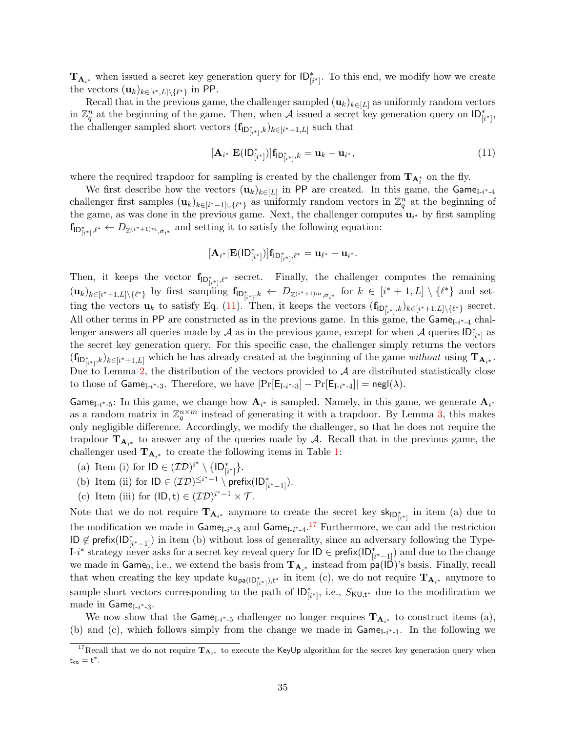$\mathbf{T}_{\mathbf{A}_{i^*}}$ when issued a secret key generation query for $\mathsf{ID}^*_{[i^*]}$. To this end, we modify how we create the vectors $(\mathbf{u}_k)_{k\in[i^*,L]\setminus\{\ell^*\}}$ in $\mathsf{PP}$.

Recall that in the previous game, the challenger sampled $(\mathbf{u}_k)_{k\in[L]}$ as uniformly random vectors in $\mathbb{Z}_q^n$ at the beginning of the game. Then, when $\mathcal{A}$ issued a secret key generation query on $\mathsf{ID}^*_{[i^*]}$, the challenger sampled short vectors $(\mathbf{f}_{\mathsf{ID}^*_{[i^*]},k})_{k\in[i^*+1,L]}$ such that

$$[\mathbf{A}_{i^*}|\mathbf{E}(\mathsf{ID}^*_{[i^*]})]\mathbf{f}_{\mathsf{ID}^*_{[i^*]},k} = \mathbf{u}_k - \mathbf{u}_{i^*}, \tag{11}$$

where the required trapdoor for sampling is created by the challenger from $\mathbf{T}_{\mathbf{A}^*_i}$ on the fly.

We first describe how the vectors $(\mathbf{u}_k)_{k\in[L]}$ in $\mathsf{PP}$ are created. In this game, the $\mathsf{Game}_{\text{I-}i^*\text{-}4}$ challenger first samples $(\mathbf{u}_k)_{k\in[i^*-1]\cup\{\ell^*\}}$ as uniformly random vectors in $\mathbb{Z}_q^n$ at the beginning of the game, as was done in the previous game. Next, the challenger computes $\mathbf{u}_{i^*}$ by first sampling $\mathbf{f}_{\mathsf{ID}^*_{[i^*]},\ell^*} \leftarrow D_{\mathbb{Z}^{(i^*+1)m},\sigma_{i^*}}$ and setting it to satisfy the following equation:

$$[\mathbf{A}_{i^*}|\mathbf{E}(\mathsf{ID}^*_{[i^*]})]\mathbf{f}_{\mathsf{ID}^*_{[i^*]},\ell^*} = \mathbf{u}_{\ell^*} - \mathbf{u}_{i^*}.$$

Then, it keeps the vector $\mathbf{f}_{\mathsf{ID}^*_{[i^*]},\ell^*}$ secret. Finally, the challenger computes the remaining $(\mathbf{u}_k)_{k\in[i^*+1,L]\setminus\{\ell^*\}}$ by first sampling $\mathbf{f}_{\mathsf{ID}^*_{[i^*]},k} \leftarrow D_{\mathbb{Z}^{(i^*+1)m},\sigma_{i^*}}$ for $k \in [i^*+1, L] \setminus \{\ell^*\}$ and setting the vectors $\mathbf{u}_k$ to satisfy Eq. (11). Then, it keeps the vectors $(\mathbf{f}_{\mathsf{ID}^*_{[i^*]},k})_{k\in[i^*+1,L]\setminus\{\ell^*\}}$ secret. All other terms in $\mathsf{PP}$ are constructed as in the previous game. In this game, the $\mathsf{Game}_{\text{I-}i^*\text{-}4}$ challenger answers all queries made by $\mathcal{A}$ as in the previous game, except for when $\mathcal{A}$ queries $\mathsf{ID}^*_{[i^*]}$ as the secret key generation query. For this specific case, the challenger simply returns the vectors $(\mathbf{f}_{\mathsf{ID}^*_{[i^*]},k})_{k\in[i^*+1,L]}$ which he has already created at the beginning of the game *without* using $\mathbf{T}_{\mathbf{A}_{i^*}}$. Due to Lemma 2, the distribution of the vectors provided to $\mathcal{A}$ are distributed statistically close to those of $\mathsf{Game}_{\text{I-}i^*\text{-}3}$. Therefore, we have $|\Pr[\mathsf{E}_{\text{I-}i^*\text{-}3}] - \Pr[\mathsf{E}_{\text{I-}i^*\text{-}4}]| = \mathsf{negl}(\lambda)$.

$\mathsf{Game}_{\text{I-}i^*\text{-}5}$: In this game, we change how $\mathbf{A}_{i^*}$ is sampled. Namely, in this game, we generate $\mathbf{A}_{i^*}$ as a random matrix in $\mathbb{Z}_q^{n\times m}$ instead of generating it with a trapdoor. By Lemma 3, this makes only negligible difference. Accordingly, we modify the challenger, so that he does not require the trapdoor $\mathbf{T}_{\mathbf{A}_{i^*}}$ to answer any of the queries made by $\mathcal{A}$. Recall that in the previous game, the challenger used $\mathbf{T}_{\mathbf{A}_{i^*}}$ to create the following items in Table 1:

(a) Item (i) for $\mathsf{ID} \in (\mathcal{ID})^{i^*} \setminus \{\mathsf{ID}^*_{[i^*]}\}$.

(b) Item (ii) for $\mathsf{ID} \in (\mathcal{ID})^{\le i^*-1} \setminus \mathsf{prefix}(\mathsf{ID}^*_{[i^*-1]})$.

(c) Item (iii) for $(\mathsf{ID}, \mathsf{t}) \in (\mathcal{ID})^{i^*-1} \times \mathcal{T}$.

Note that we do not require $\mathbf{T}_{\mathbf{A}_{i^*}}$ anymore to create the secret key $\mathsf{sk}_{\mathsf{ID}^*_{[i^*]}}$ in item (a) due to the modification we made in $\mathsf{Game}_{\text{I-}i^*\text{-}3}$ and $\mathsf{Game}_{\text{I-}i^*\text{-}4}$.[17] Furthermore, we can add the restriction $\mathsf{ID} \notin \mathsf{prefix}(\mathsf{ID}^*_{[i^*-1]})$ in item (b) without loss of generality, since an adversary following the Type-I-$i^*$ strategy never asks for a secret key reveal query for $\mathsf{ID} \in \mathsf{prefix}(\mathsf{ID}^*_{[i^*-1]})$ and due to the change we made in $\mathsf{Game}_0$, i.e., we extend the basis from $\mathbf{T}_{\mathbf{A}_{i^*}}$ instead from $\mathsf{pa}(\mathsf{ID})$'s basis. Finally, recall that when creating the key update $\mathsf{ku}_{\mathsf{pa}(\mathsf{ID}^*_{[i^*]}),\mathsf{t}^*}$ in item (c), we do not require $\mathbf{T}_{\mathbf{A}_{i^*}}$ anymore to sample short vectors corresponding to the path of $\mathsf{ID}^*_{[i^*]}$, i.e., $S_{\mathsf{KU},\mathsf{t}^*}$ due to the modification we made in $\mathsf{Game}_{\text{I-}i^*\text{-}3}$.

We now show that the $\mathsf{Game}_{\text{I-}i^*\text{-}5}$ challenger no longer requires $\mathbf{T}_{\mathbf{A}_{i^*}}$ to construct items (a), (b) and (c), which follows simply from the change we made in $\mathsf{Game}_{\text{I-}i^*\text{-}1}$. In the following we

---

[17] Recall that we do not require $\mathbf{T}_{\mathbf{A}_{i^*}}$ to execute the $\mathsf{KeyUp}$ algorithm for the secret key generation query when $\mathsf{t}_{\mathsf{cu}} = \mathsf{t}^*$.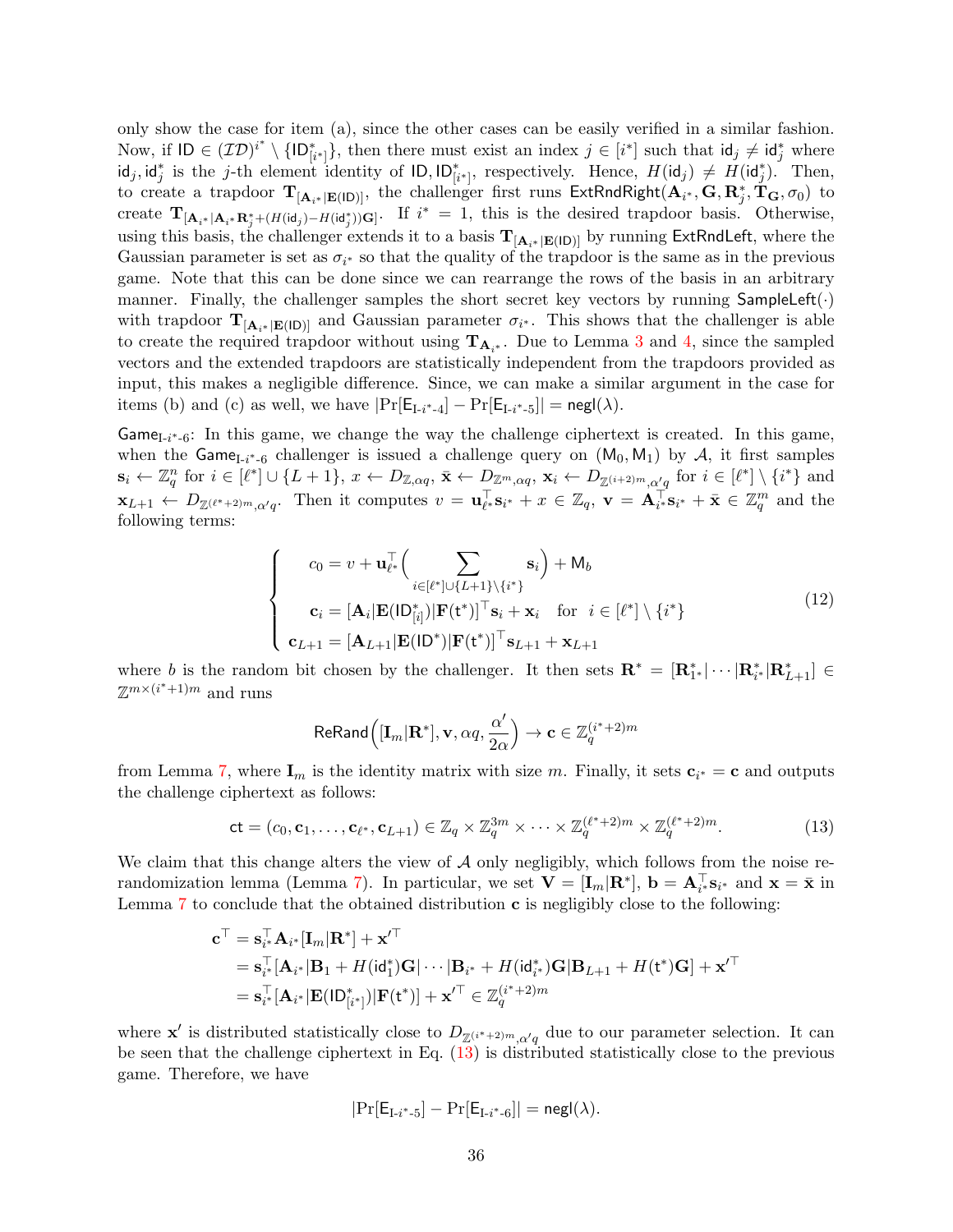only show the case for item (a), since the other cases can be easily verified in a similar fashion. Now, if $\mathsf{ID} \in (\mathcal{ID})^{i^*} \setminus \{\mathsf{ID}^*_{[i^*]}\}$, then there must exist an index $j \in [i^*]$ such that $\mathsf{id}_j \neq \mathsf{id}^*_j$ where $\mathsf{id}_j, \mathsf{id}^*_j$ is the $j$-th element identity of $\mathsf{ID}, \mathsf{ID}^*_{[i^*]}$, respectively. Hence, $H(\mathsf{id}_j) \neq H(\mathsf{id}^*_j)$. Then, to create a trapdoor $\mathbf{T}_{[\mathbf{A}_{i^*}|\mathbf{E}(\mathsf{ID})]}$, the challenger first runs $\mathsf{ExtRndRight}(\mathbf{A}_{i^*}, \mathbf{G}, \mathbf{R}^*_j, \mathbf{T}_\mathbf{G}, \sigma_0)$ to create $\mathbf{T}_{[\mathbf{A}_{i^*}|\mathbf{A}_{i^*}\mathbf{R}^*_j + (H(\mathsf{id}_j) - H(\mathsf{id}^*_j))\mathbf{G}]}$. If $i^* = 1$, this is the desired trapdoor basis. Otherwise, using this basis, the challenger extends it to a basis $\mathbf{T}_{[\mathbf{A}_{i^*}|\mathbf{E}(\mathsf{ID})]}$ by running $\mathsf{ExtRndLeft}$, where the Gaussian parameter is set as $\sigma_{i^*}$ so that the quality of the trapdoor is the same as in the previous game. Note that this can be done since we can rearrange the rows of the basis in an arbitrary manner. Finally, the challenger samples the short secret key vectors by running $\mathsf{SampleLeft}(\cdot)$ with trapdoor $\mathbf{T}_{[\mathbf{A}_{i^*}|\mathbf{E}(\mathsf{ID})]}$ and Gaussian parameter $\sigma_{i^*}$. This shows that the challenger is able to create the required trapdoor without using $\mathbf{T}_{\mathbf{A}_{i^*}}$. Due to Lemma 3 and 4, since the sampled vectors and the extended trapdoors are statistically independent from the trapdoors provided as input, this makes a negligible difference. Since, we can make a similar argument in the case for items (b) and (c) as well, we have $|\Pr[\mathsf{E}_{\text{I-}i^*\text{-}4}] - \Pr[\mathsf{E}_{\text{I-}i^*\text{-}5}]| = \mathsf{negl}(\lambda)$.

$\mathsf{Game}_{\text{I-}i^*\text{-}6}$: In this game, we change the way the challenge ciphertext is created. In this game, when the $\mathsf{Game}_{\text{I-}i^*\text{-}6}$ challenger is issued a challenge query on $(\mathsf{M}_0, \mathsf{M}_1)$ by $\mathcal{A}$, it first samples $\mathbf{s}_i \leftarrow \mathbb{Z}_q^n$ for $i \in [\ell^*] \cup \{L+1\}$, $x \leftarrow D_{\mathbb{Z},\alpha q}$, $\bar{\mathbf{x}} \leftarrow D_{\mathbb{Z}^m,\alpha q}$, $\mathbf{x}_i \leftarrow D_{\mathbb{Z}^{(i+2)m},\alpha' q}$ for $i \in [\ell^*] \setminus \{i^*\}$ and $\mathbf{x}_{L+1} \leftarrow D_{\mathbb{Z}^{(\ell^*+2)m},\alpha' q}$. Then it computes $v = \mathbf{u}_{\ell^*}^\top \mathbf{s}_{i^*} + x \in \mathbb{Z}_q$, $\mathbf{v} = \mathbf{A}_{i^*}^\top \mathbf{s}_{i^*} + \bar{\mathbf{x}} \in \mathbb{Z}_q^m$ and the following terms:

$$
\begin{cases}
\quad c_0 = v + \mathbf{u}_{\ell^*}^\top \Big( \displaystyle\sum_{i \in [\ell^*] \cup \{L+1\} \setminus \{i^*\}} \mathbf{s}_i \Big) + \mathsf{M}_b \\
\quad \mathbf{c}_i = [\mathbf{A}_i | \mathbf{E}(\mathsf{ID}^*_{[i]}) | \mathbf{F}(\mathsf{t}^*)]^\top \mathbf{s}_i + \mathbf{x}_i \quad \text{for} \quad i \in [\ell^*] \setminus \{i^*\} \\
\mathbf{c}_{L+1} = [\mathbf{A}_{L+1} | \mathbf{E}(\mathsf{ID}^*) | \mathbf{F}(\mathsf{t}^*)]^\top \mathbf{s}_{L+1} + \mathbf{x}_{L+1}
\end{cases}
\tag{12}
$$

where $b$ is the random bit chosen by the challenger. It then sets $\mathbf{R}^* = [\mathbf{R}^*_{1^*} | \cdots | \mathbf{R}^*_{i^*} | \mathbf{R}^*_{L+1}] \in \mathbb{Z}^{m \times (i^*+1)m}$ and runs

$$
\mathsf{ReRand}\Big( [\mathbf{I}_m | \mathbf{R}^*], \mathbf{v}, \alpha q, \frac{\alpha'}{2\alpha} \Big) \to \mathbf{c} \in \mathbb{Z}_q^{(i^*+2)m}
$$

from Lemma 7, where $\mathbf{I}_m$ is the identity matrix with size $m$. Finally, it sets $\mathbf{c}_{i^*} = \mathbf{c}$ and outputs the challenge ciphertext as follows:

$$
\mathsf{ct} = (c_0, \mathbf{c}_1, \ldots, \mathbf{c}_{\ell^*}, \mathbf{c}_{L+1}) \in \mathbb{Z}_q \times \mathbb{Z}_q^{3m} \times \cdots \times \mathbb{Z}_q^{(\ell^*+2)m} \times \mathbb{Z}_q^{(\ell^*+2)m}. \tag{13}
$$

We claim that this change alters the view of $\mathcal{A}$ only negligibly, which follows from the noise rerandomization lemma (Lemma 7). In particular, we set $\mathbf{V} = [\mathbf{I}_m | \mathbf{R}^*]$, $\mathbf{b} = \mathbf{A}_{i^*}^\top \mathbf{s}_{i^*}$ and $\mathbf{x} = \bar{\mathbf{x}}$ in Lemma 7 to conclude that the obtained distribution $\mathbf{c}$ is negligibly close to the following:

$$
\begin{aligned}
\mathbf{c}^\top &= \mathbf{s}_{i^*}^\top \mathbf{A}_{i^*} [\mathbf{I}_m | \mathbf{R}^*] + \mathbf{x}'^\top \\
&= \mathbf{s}_{i^*}^\top [\mathbf{A}_{i^*} | \mathbf{B}_1 + H(\mathsf{id}^*_1)\mathbf{G} | \cdots | \mathbf{B}_{i^*} + H(\mathsf{id}^*_{i^*})\mathbf{G} | \mathbf{B}_{L+1} + H(\mathsf{t}^*)\mathbf{G}] + \mathbf{x}'^\top \\
&= \mathbf{s}_{i^*}^\top [\mathbf{A}_{i^*} | \mathbf{E}(\mathsf{ID}^*_{[i^*]}) | \mathbf{F}(\mathsf{t}^*)] + \mathbf{x}'^\top \in \mathbb{Z}_q^{(i^*+2)m}
\end{aligned}
$$

where $\mathbf{x}'$ is distributed statistically close to $D_{\mathbb{Z}^{(i^*+2)m},\alpha' q}$ due to our parameter selection. It can be seen that the challenge ciphertext in Eq. (13) is distributed statistically close to the previous game. Therefore, we have

$$
|\Pr[\mathsf{E}_{\text{I-}i^*\text{-}5}] - \Pr[\mathsf{E}_{\text{I-}i^*\text{-}6}]| = \mathsf{negl}(\lambda).
$$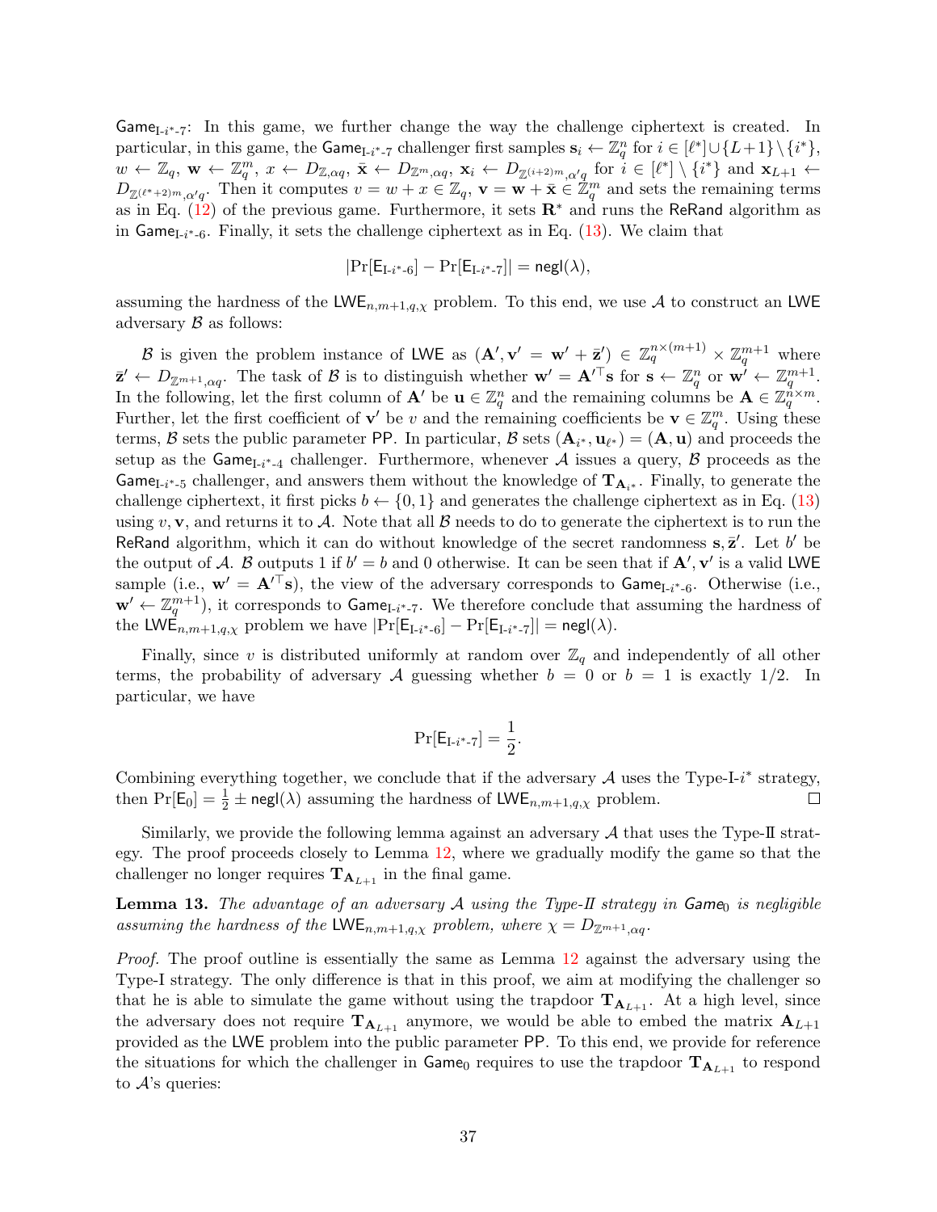$\mathsf{Game}_{\text{I-}i^*\text{-}7}$: In this game, we further change the way the challenge ciphertext is created. In particular, in this game, the $\mathsf{Game}_{\text{I-}i^*\text{-}7}$ challenger first samples $\mathbf{s}_i \leftarrow \mathbb{Z}_q^n$ for $i \in [\ell^*] \cup \{L+1\} \setminus \{i^*\}$, $w \leftarrow \mathbb{Z}_q$, $\mathbf{w} \leftarrow \mathbb{Z}_q^m$, $x \leftarrow D_{\mathbb{Z},\alpha q}$, $\bar{\mathbf{x}} \leftarrow D_{\mathbb{Z}^m,\alpha q}$, $\mathbf{x}_i \leftarrow D_{\mathbb{Z}^{(i+2)m},\alpha' q}$ for $i \in [\ell^*] \setminus \{i^*\}$ and $\mathbf{x}_{L+1} \leftarrow D_{\mathbb{Z}^{(\ell^*+2)m},\alpha' q}$. Then it computes $v = w + x \in \mathbb{Z}_q$, $\mathbf{v} = \mathbf{w} + \bar{\mathbf{x}} \in \mathbb{Z}_q^m$ and sets the remaining terms as in Eq. (12) of the previous game. Furthermore, it sets $\mathbf{R}^*$ and runs the $\mathsf{ReRand}$ algorithm as in $\mathsf{Game}_{\text{I-}i^*\text{-}6}$. Finally, it sets the challenge ciphertext as in Eq. (13). We claim that

$$|\Pr[\mathsf{E}_{\text{I-}i^*\text{-}6}] - \Pr[\mathsf{E}_{\text{I-}i^*\text{-}7}]| = \mathsf{negl}(\lambda),$$

assuming the hardness of the $\mathsf{LWE}_{n,m+1,q,\chi}$ problem. To this end, we use $\mathcal{A}$ to construct an $\mathsf{LWE}$ adversary $\mathcal{B}$ as follows:

$\mathcal{B}$ is given the problem instance of $\mathsf{LWE}$ as $(\mathbf{A}', \mathbf{v}' = \mathbf{w}' + \bar{\mathbf{z}}') \in \mathbb{Z}_q^{n\times(m+1)} \times \mathbb{Z}_q^{m+1}$ where $\bar{\mathbf{z}}' \leftarrow D_{\mathbb{Z}^{m+1},\alpha q}$. The task of $\mathcal{B}$ is to distinguish whether $\mathbf{w}' = \mathbf{A}'^{\top}\mathbf{s}$ for $\mathbf{s} \leftarrow \mathbb{Z}_q^n$ or $\mathbf{w}' \leftarrow \mathbb{Z}_q^{m+1}$. In the following, let the first column of $\mathbf{A}'$ be $\mathbf{u} \in \mathbb{Z}_q^n$ and the remaining columns be $\mathbf{A} \in \mathbb{Z}_q^{n\times m}$. Further, let the first coefficient of $\mathbf{v}'$ be $v$ and the remaining coefficients be $\mathbf{v} \in \mathbb{Z}_q^m$. Using these terms, $\mathcal{B}$ sets the public parameter $\mathsf{PP}$. In particular, $\mathcal{B}$ sets $(\mathbf{A}_{i^*}, \mathbf{u}_{\ell^*}) = (\mathbf{A}, \mathbf{u})$ and proceeds the setup as the $\mathsf{Game}_{\text{I-}i^*\text{-}4}$ challenger. Furthermore, whenever $\mathcal{A}$ issues a query, $\mathcal{B}$ proceeds as the $\mathsf{Game}_{\text{I-}i^*\text{-}5}$ challenger, and answers them without the knowledge of $\mathbf{T}_{\mathbf{A}_{i^*}}$. Finally, to generate the challenge ciphertext, it first picks $b \leftarrow \{0,1\}$ and generates the challenge ciphertext as in Eq. (13) using $v, \mathbf{v}$, and returns it to $\mathcal{A}$. Note that all $\mathcal{B}$ needs to do to generate the ciphertext is to run the $\mathsf{ReRand}$ algorithm, which it can do without knowledge of the secret randomness $\mathbf{s}, \bar{\mathbf{z}}'$. Let $b'$ be the output of $\mathcal{A}$. $\mathcal{B}$ outputs 1 if $b' = b$ and 0 otherwise. It can be seen that if $\mathbf{A}', \mathbf{v}'$ is a valid $\mathsf{LWE}$ sample (i.e., $\mathbf{w}' = \mathbf{A}'^{\top}\mathbf{s}$), the view of the adversary corresponds to $\mathsf{Game}_{\text{I-}i^*\text{-}6}$. Otherwise (i.e., $\mathbf{w}' \leftarrow \mathbb{Z}_q^{m+1}$), it corresponds to $\mathsf{Game}_{\text{I-}i^*\text{-}7}$. We therefore conclude that assuming the hardness of the $\mathsf{LWE}_{n,m+1,q,\chi}$ problem we have $|\Pr[\mathsf{E}_{\text{I-}i^*\text{-}6}] - \Pr[\mathsf{E}_{\text{I-}i^*\text{-}7}]| = \mathsf{negl}(\lambda)$.

Finally, since $v$ is distributed uniformly at random over $\mathbb{Z}_q$ and independently of all other terms, the probability of adversary $\mathcal{A}$ guessing whether $b = 0$ or $b = 1$ is exactly $1/2$. In particular, we have

$$\Pr[\mathsf{E}_{\text{I-}i^*\text{-}7}] = \frac{1}{2}.$$

Combining everything together, we conclude that if the adversary $\mathcal{A}$ uses the Type-I-$i^*$ strategy, then $\Pr[\mathsf{E}_0] = \frac{1}{2} \pm \mathsf{negl}(\lambda)$ assuming the hardness of $\mathsf{LWE}_{n,m+1,q,\chi}$ problem. □

Similarly, we provide the following lemma against an adversary $\mathcal{A}$ that uses the Type-II strategy. The proof proceeds closely to Lemma 12, where we gradually modify the game so that the challenger no longer requires $\mathbf{T}_{\mathbf{A}_{L+1}}$ in the final game.

**Lemma 13.** *The advantage of an adversary $\mathcal{A}$ using the Type-II strategy in $\mathsf{Game}_0$ is negligible assuming the hardness of the $\mathsf{LWE}_{n,m+1,q,\chi}$ problem, where $\chi = D_{\mathbb{Z}^{m+1},\alpha q}$.*

*Proof.* The proof outline is essentially the same as Lemma 12 against the adversary using the Type-I strategy. The only difference is that in this proof, we aim at modifying the challenger so that he is able to simulate the game without using the trapdoor $\mathbf{T}_{\mathbf{A}_{L+1}}$. At a high level, since the adversary does not require $\mathbf{T}_{\mathbf{A}_{L+1}}$ anymore, we would be able to embed the matrix $\mathbf{A}_{L+1}$ provided as the $\mathsf{LWE}$ problem into the public parameter $\mathsf{PP}$. To this end, we provide for reference the situations for which the challenger in $\mathsf{Game}_0$ requires to use the trapdoor $\mathbf{T}_{\mathbf{A}_{L+1}}$ to respond to $\mathcal{A}$'s queries: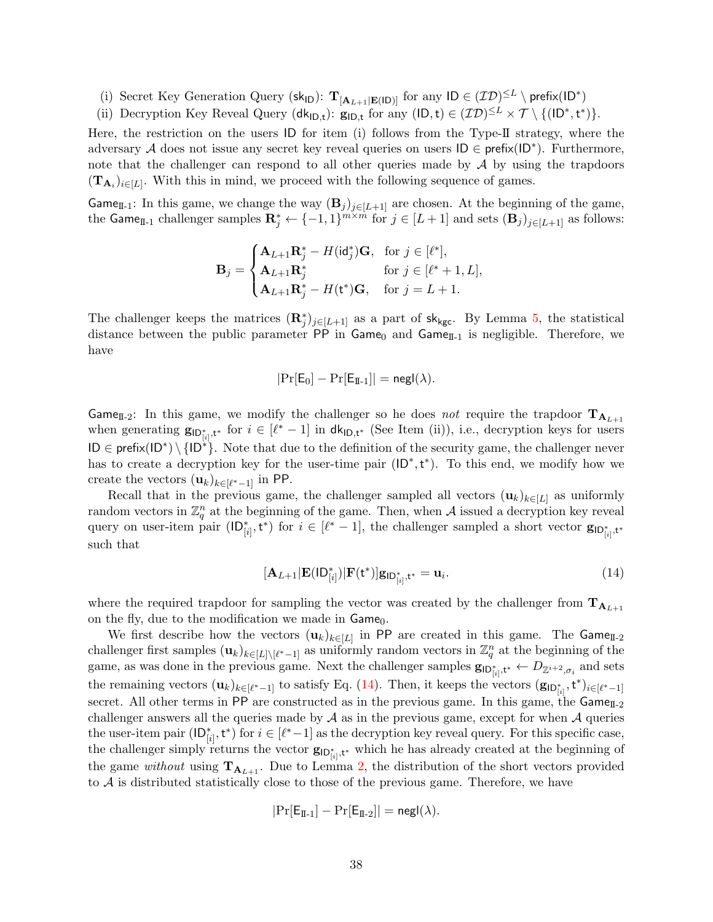(i) Secret Key Generation Query ($\mathsf{sk}_{\mathsf{ID}}$): $\mathbf{T}_{[\mathbf{A}_{L+1}|\mathbf{E}(\mathsf{ID})]}$ for any $\mathsf{ID} \in (\mathcal{ID})^{\leq L} \setminus \mathsf{prefix}(\mathsf{ID}^*)$

(ii) Decryption Key Reveal Query ($\mathsf{dk}_{\mathsf{ID},\mathsf{t}}$): $\mathbf{g}_{\mathsf{ID},\mathsf{t}}$ for any $(\mathsf{ID}, \mathsf{t}) \in (\mathcal{ID})^{\leq L} \times \mathcal{T} \setminus \{(\mathsf{ID}^*, \mathsf{t}^*)\}$.

Here, the restriction on the users $\mathsf{ID}$ for item (i) follows from the Type-II strategy, where the adversary $\mathcal{A}$ does not issue any secret key reveal queries on users $\mathsf{ID} \in \mathsf{prefix}(\mathsf{ID}^*)$. Furthermore, note that the challenger can respond to all other queries made by $\mathcal{A}$ by using the trapdoors $(\mathbf{T}_{\mathbf{A}_i})_{i\in[L]}$. With this in mind, we proceed with the following sequence of games.

$\mathsf{Game}_{\text{II-1}}$: In this game, we change the way $(\mathbf{B}_j)_{j\in[L+1]}$ are chosen. At the beginning of the game, the $\mathsf{Game}_{\text{II-1}}$ challenger samples $\mathbf{R}_j^* \leftarrow \{-1, 1\}^{m\times m}$ for $j \in [L+1]$ and sets $(\mathbf{B}_j)_{j\in[L+1]}$ as follows:

$$\mathbf{B}_j = \begin{cases} \mathbf{A}_{L+1}\mathbf{R}_j^* - H(\mathsf{id}_j^*)\mathbf{G}, & \text{for } j \in [\ell^*], \\ \mathbf{A}_{L+1}\mathbf{R}_j^* & \text{for } j \in [\ell^* + 1, L], \\ \mathbf{A}_{L+1}\mathbf{R}_j^* - H(\mathsf{t}^*)\mathbf{G}, & \text{for } j = L + 1. \end{cases}$$

The challenger keeps the matrices $(\mathbf{R}_j^*)_{j\in[L+1]}$ as a part of $\mathsf{sk}_{\mathsf{kgc}}$. By Lemma 5, the statistical distance between the public parameter $\mathsf{PP}$ in $\mathsf{Game}_0$ and $\mathsf{Game}_{\text{II-1}}$ is negligible. Therefore, we have

$$|\Pr[\mathsf{E}_0] - \Pr[\mathsf{E}_{\text{II-1}}]| = \mathsf{negl}(\lambda).$$

$\mathsf{Game}_{\text{II-2}}$: In this game, we modify the challenger so he does *not* require the trapdoor $\mathbf{T}_{\mathbf{A}_{L+1}}$ when generating $\mathbf{g}_{\mathsf{ID}^*_{[i]},\mathsf{t}^*}$ for $i \in [\ell^* - 1]$ in $\mathsf{dk}_{\mathsf{ID},\mathsf{t}^*}$ (See Item (ii)), i.e., decryption keys for users $\mathsf{ID} \in \mathsf{prefix}(\mathsf{ID}^*) \setminus \{\mathsf{ID}^*\}$. Note that due to the definition of the security game, the challenger never has to create a decryption key for the user-time pair $(\mathsf{ID}^*, \mathsf{t}^*)$. To this end, we modify how we create the vectors $(\mathbf{u}_k)_{k\in[\ell^*-1]}$ in $\mathsf{PP}$.

Recall that in the previous game, the challenger sampled all vectors $(\mathbf{u}_k)_{k\in[L]}$ as uniformly random vectors in $\mathbb{Z}_q^n$ at the beginning of the game. Then, when $\mathcal{A}$ issued a decryption key reveal query on user-item pair $(\mathsf{ID}^*_{[i]}, \mathsf{t}^*)$ for $i \in [\ell^* - 1]$, the challenger sampled a short vector $\mathbf{g}_{\mathsf{ID}^*_{[i]},\mathsf{t}^*}$ such that

$$[\mathbf{A}_{L+1}|\mathbf{E}(\mathsf{ID}^*_{[i]})|\mathbf{F}(\mathsf{t}^*)]\mathbf{g}_{\mathsf{ID}^*_{[i]},\mathsf{t}^*} = \mathbf{u}_i. \tag{14}$$

where the required trapdoor for sampling the vector was created by the challenger from $\mathbf{T}_{\mathbf{A}_{L+1}}$ on the fly, due to the modification we made in $\mathsf{Game}_0$.

We first describe how the vectors $(\mathbf{u}_k)_{k\in[L]}$ in $\mathsf{PP}$ are created in this game. The $\mathsf{Game}_{\text{II-2}}$ challenger first samples $(\mathbf{u}_k)_{k\in[L]\setminus[\ell^*-1]}$ as uniformly random vectors in $\mathbb{Z}_q^n$ at the beginning of the game, as was done in the previous game. Next the challenger samples $\mathbf{g}_{\mathsf{ID}^*_{[i]},\mathsf{t}^*} \leftarrow D_{\mathbb{Z}^{i+2},\sigma_i}$ and sets the remaining vectors $(\mathbf{u}_k)_{k\in[\ell^*-1]}$ to satisfy Eq. (14). Then, it keeps the vectors $(\mathbf{g}_{\mathsf{ID}^*_{[i]}}, \mathsf{t}^*)_{i\in[\ell^*-1]}$ secret. All other terms in $\mathsf{PP}$ are constructed as in the previous game. In this game, the $\mathsf{Game}_{\text{II-2}}$ challenger answers all the queries made by $\mathcal{A}$ as in the previous game, except for when $\mathcal{A}$ queries the user-item pair $(\mathsf{ID}^*_{[i]}, \mathsf{t}^*)$ for $i \in [\ell^*-1]$ as the decryption key reveal query. For this specific case, the challenger simply returns the vector $\mathbf{g}_{\mathsf{ID}^*_{[i]},\mathsf{t}^*}$ which he has already created at the beginning of the game *without* using $\mathbf{T}_{\mathbf{A}_{L+1}}$. Due to Lemma 2, the distribution of the short vectors provided to $\mathcal{A}$ is distributed statistically close to those of the previous game. Therefore, we have

$$|\Pr[\mathsf{E}_{\text{II-1}}] - \Pr[\mathsf{E}_{\text{II-2}}]| = \mathsf{negl}(\lambda).$$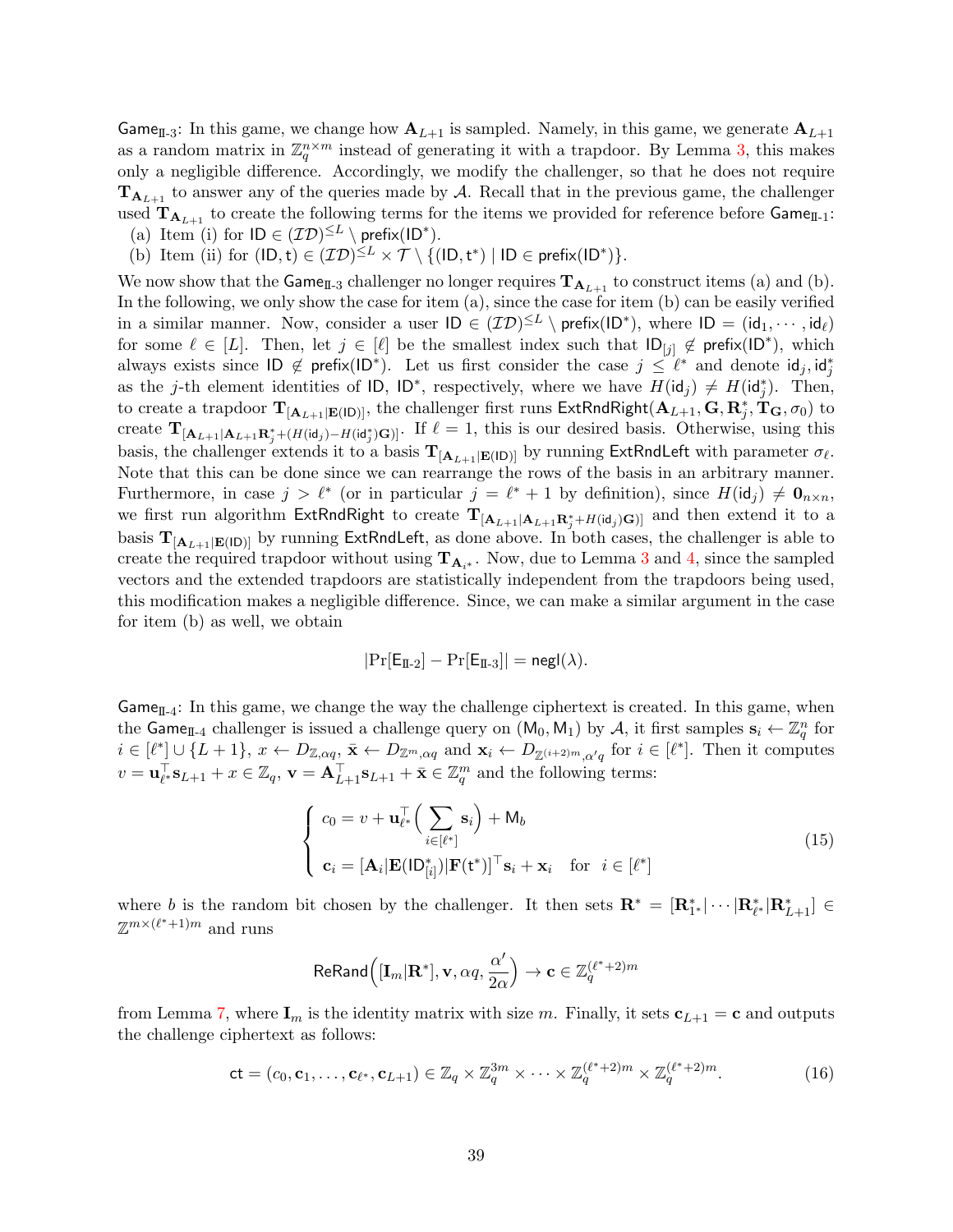$\mathsf{Game}_{\text{II-3}}$: In this game, we change how $\mathbf{A}_{L+1}$ is sampled. Namely, in this game, we generate $\mathbf{A}_{L+1}$ as a random matrix in $\mathbb{Z}_q^{n\times m}$ instead of generating it with a trapdoor. By Lemma 3, this makes only a negligible difference. Accordingly, we modify the challenger, so that he does not require $\mathbf{T}_{\mathbf{A}_{L+1}}$ to answer any of the queries made by $\mathcal{A}$. Recall that in the previous game, the challenger used $\mathbf{T}_{\mathbf{A}_{L+1}}$ to create the following terms for the items we provided for reference before $\mathsf{Game}_{\text{II-1}}$:

(a) Item (i) for $\mathsf{ID} \in (\mathcal{ID})^{\le L} \setminus \mathsf{prefix}(\mathsf{ID}^*)$.

(b) Item (ii) for $(\mathsf{ID}, \mathsf{t}) \in (\mathcal{ID})^{\le L} \times \mathcal{T} \setminus \{(\mathsf{ID}, \mathsf{t}^*) \mid \mathsf{ID} \in \mathsf{prefix}(\mathsf{ID}^*)\}$.

We now show that the $\mathsf{Game}_{\text{II-3}}$ challenger no longer requires $\mathbf{T}_{\mathbf{A}_{L+1}}$ to construct items (a) and (b). In the following, we only show the case for item (a), since the case for item (b) can be easily verified in a similar manner. Now, consider a user $\mathsf{ID} \in (\mathcal{ID})^{\le L} \setminus \mathsf{prefix}(\mathsf{ID}^*)$, where $\mathsf{ID} = (\mathsf{id}_1, \cdots, \mathsf{id}_\ell)$ for some $\ell \in [L]$. Then, let $j \in [\ell]$ be the smallest index such that $\mathsf{ID}_{[j]} \notin \mathsf{prefix}(\mathsf{ID}^*)$, which always exists since $\mathsf{ID} \notin \mathsf{prefix}(\mathsf{ID}^*)$. Let us first consider the case $j \le \ell^*$ and denote $\mathsf{id}_j, \mathsf{id}_j^*$ as the $j$-th element identities of $\mathsf{ID}$, $\mathsf{ID}^*$, respectively, where we have $H(\mathsf{id}_j) \ne H(\mathsf{id}_j^*)$. Then, to create a trapdoor $\mathbf{T}_{[\mathbf{A}_{L+1}|\mathbf{E}(\mathsf{ID})]}$, the challenger first runs $\mathsf{ExtRndRight}(\mathbf{A}_{L+1}, \mathbf{G}, \mathbf{R}_j^*, \mathbf{T}_\mathbf{G}, \sigma_0)$ to create $\mathbf{T}_{[\mathbf{A}_{L+1}|\mathbf{A}_{L+1}\mathbf{R}_j^* + (H(\mathsf{id}_j) - H(\mathsf{id}_j^*))\mathbf{G})]}$. If $\ell = 1$, this is our desired basis. Otherwise, using this basis, the challenger extends it to a basis $\mathbf{T}_{[\mathbf{A}_{L+1}|\mathbf{E}(\mathsf{ID})]}$ by running $\mathsf{ExtRndLeft}$ with parameter $\sigma_\ell$. Note that this can be done since we can rearrange the rows of the basis in an arbitrary manner. Furthermore, in case $j > \ell^*$ (or in particular $j = \ell^* + 1$ by definition), since $H(\mathsf{id}_j) \ne \mathbf{0}_{n\times n}$, we first run algorithm $\mathsf{ExtRndRight}$ to create $\mathbf{T}_{[\mathbf{A}_{L+1}|\mathbf{A}_{L+1}\mathbf{R}_j^* + H(\mathsf{id}_j)\mathbf{G})]}$ and then extend it to a basis $\mathbf{T}_{[\mathbf{A}_{L+1}|\mathbf{E}(\mathsf{ID})]}$ by running $\mathsf{ExtRndLeft}$, as done above. In both cases, the challenger is able to create the required trapdoor without using $\mathbf{T}_{\mathbf{A}_{i^*}}$. Now, due to Lemma 3 and 4, since the sampled vectors and the extended trapdoors are statistically independent from the trapdoors being used, this modification makes a negligible difference. Since, we can make a similar argument in the case for item (b) as well, we obtain

$$|\Pr[\mathsf{E}_{\text{II-2}}] - \Pr[\mathsf{E}_{\text{II-3}}]| = \mathsf{negl}(\lambda).$$

$\mathsf{Game}_{\text{II-4}}$: In this game, we change the way the challenge ciphertext is created. In this game, when the $\mathsf{Game}_{\text{II-4}}$ challenger is issued a challenge query on $(\mathsf{M}_0, \mathsf{M}_1)$ by $\mathcal{A}$, it first samples $\mathbf{s}_i \leftarrow \mathbb{Z}_q^n$ for $i \in [\ell^*] \cup \{L+1\}$, $x \leftarrow D_{\mathbb{Z},\alpha q}$, $\bar{\mathbf{x}} \leftarrow D_{\mathbb{Z}^m,\alpha q}$ and $\mathbf{x}_i \leftarrow D_{\mathbb{Z}^{(i+2)m},\alpha' q}$ for $i \in [\ell^*]$. Then it computes $v = \mathbf{u}_{\ell^*}^\top \mathbf{s}_{L+1} + x \in \mathbb{Z}_q$, $\mathbf{v} = \mathbf{A}_{L+1}^\top \mathbf{s}_{L+1} + \bar{\mathbf{x}} \in \mathbb{Z}_q^m$ and the following terms:

$$\begin{cases} c_0 = v + \mathbf{u}_{\ell^*}^\top \Big( \sum\limits_{i\in[\ell^*]} \mathbf{s}_i \Big) + \mathsf{M}_b \\ \mathbf{c}_i = [\mathbf{A}_i|\mathbf{E}(\mathsf{ID}_{[i]}^*)|\mathbf{F}(\mathsf{t}^*)]^\top \mathbf{s}_i + \mathbf{x}_i \quad \text{for} \quad i \in [\ell^*] \end{cases} \tag{15}$$

where $b$ is the random bit chosen by the challenger. It then sets $\mathbf{R}^* = [\mathbf{R}_{1^*}^*|\cdots|\mathbf{R}_{\ell^*}^*|\mathbf{R}_{L+1}^*] \in \mathbb{Z}^{m\times(\ell^*+1)m}$ and runs

$$\mathsf{ReRand}\Big([\mathbf{I}_m|\mathbf{R}^*], \mathbf{v}, \alpha q, \frac{\alpha'}{2\alpha}\Big) \to \mathbf{c} \in \mathbb{Z}_q^{(\ell^*+2)m}$$

from Lemma 7, where $\mathbf{I}_m$ is the identity matrix with size $m$. Finally, it sets $\mathbf{c}_{L+1} = \mathbf{c}$ and outputs the challenge ciphertext as follows:

$$\mathsf{ct} = (c_0, \mathbf{c}_1, \ldots, \mathbf{c}_{\ell^*}, \mathbf{c}_{L+1}) \in \mathbb{Z}_q \times \mathbb{Z}_q^{3m} \times \cdots \times \mathbb{Z}_q^{(\ell^*+2)m} \times \mathbb{Z}_q^{(\ell^*+2)m}. \tag{16}$$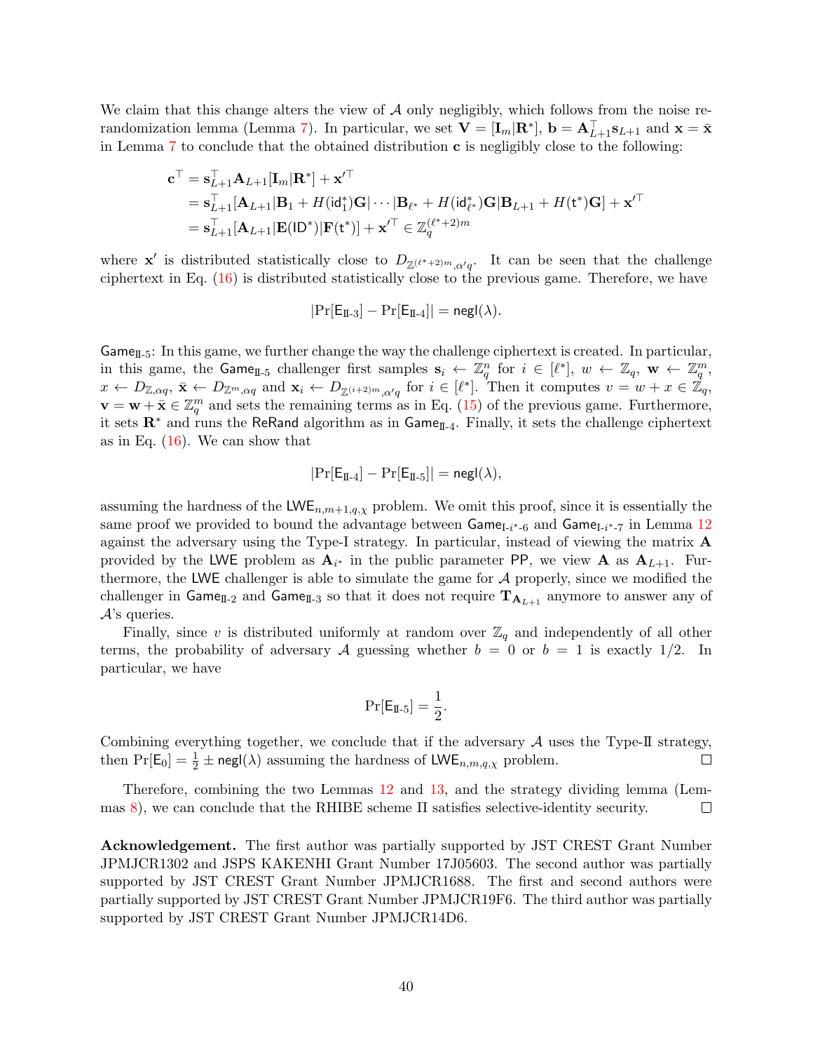We claim that this change alters the view of $\mathcal{A}$ only negligibly, which follows from the noise re-randomization lemma (Lemma 7). In particular, we set $\mathbf{V} = [\mathbf{I}_m | \mathbf{R}^*]$, $\mathbf{b} = \mathbf{A}_{L+1}^\top \mathbf{s}_{L+1}$ and $\mathbf{x} = \bar{\mathbf{x}}$ in Lemma 7 to conclude that the obtained distribution $\mathbf{c}$ is negligibly close to the following:

$$
\begin{aligned}
\mathbf{c}^\top &= \mathbf{s}_{L+1}^\top \mathbf{A}_{L+1}[\mathbf{I}_m | \mathbf{R}^*] + \mathbf{x}'^\top \\
&= \mathbf{s}_{L+1}^\top [\mathbf{A}_{L+1} | \mathbf{B}_1 + H(\mathsf{id}_1^*)\mathbf{G} | \cdots | \mathbf{B}_{\ell^*} + H(\mathsf{id}_{\ell^*}^*)\mathbf{G} | \mathbf{B}_{L+1} + H(\mathsf{t}^*)\mathbf{G}] + \mathbf{x}'^\top \\
&= \mathbf{s}_{L+1}^\top [\mathbf{A}_{L+1} | \mathbf{E}(\mathsf{ID}^*) | \mathbf{F}(\mathsf{t}^*)] + \mathbf{x}'^\top \in \mathbb{Z}_q^{(\ell^*+2)m}
\end{aligned}
$$

where $\mathbf{x}'$ is distributed statistically close to $D_{\mathbb{Z}^{(\ell^*+2)m}, \alpha' q}$. It can be seen that the challenge ciphertext in Eq. (16) is distributed statistically close to the previous game. Therefore, we have

$$
|\Pr[\mathsf{E}_{\mathrm{II}\text{-}3}] - \Pr[\mathsf{E}_{\mathrm{II}\text{-}4}]| = \mathsf{negl}(\lambda).
$$

$\mathsf{Game}_{\mathrm{II}\text{-}5}$: In this game, we further change the way the challenge ciphertext is created. In particular, in this game, the $\mathsf{Game}_{\mathrm{II}\text{-}5}$ challenger first samples $\mathbf{s}_i \leftarrow \mathbb{Z}_q^n$ for $i \in [\ell^*]$, $w \leftarrow \mathbb{Z}_q$, $\mathbf{w} \leftarrow \mathbb{Z}_q^m$, $x \leftarrow D_{\mathbb{Z}, \alpha q}$, $\bar{\mathbf{x}} \leftarrow D_{\mathbb{Z}^m, \alpha q}$ and $\mathbf{x}_i \leftarrow D_{\mathbb{Z}^{(i+2)m}, \alpha' q}$ for $i \in [\ell^*]$. Then it computes $v = w + x \in \mathbb{Z}_q$, $\mathbf{v} = \mathbf{w} + \bar{\mathbf{x}} \in \mathbb{Z}_q^m$ and sets the remaining terms as in Eq. (15) of the previous game. Furthermore, it sets $\mathbf{R}^*$ and runs the $\mathsf{ReRand}$ algorithm as in $\mathsf{Game}_{\mathrm{II}\text{-}4}$. Finally, it sets the challenge ciphertext as in Eq. (16). We can show that

$$
|\Pr[\mathsf{E}_{\mathrm{II}\text{-}4}] - \Pr[\mathsf{E}_{\mathrm{II}\text{-}5}]| = \mathsf{negl}(\lambda),
$$

assuming the hardness of the $\mathsf{LWE}_{n,m+1,q,\chi}$ problem. We omit this proof, since it is essentially the same proof we provided to bound the advantage between $\mathsf{Game}_{\mathrm{I}\text{-}i^*\text{-}6}$ and $\mathsf{Game}_{\mathrm{I}\text{-}i^*\text{-}7}$ in Lemma 12 against the adversary using the Type-I strategy. In particular, instead of viewing the matrix $\mathbf{A}$ provided by the $\mathsf{LWE}$ problem as $\mathbf{A}_{i^*}$ in the public parameter $\mathsf{PP}$, we view $\mathbf{A}$ as $\mathbf{A}_{L+1}$. Furthermore, the $\mathsf{LWE}$ challenger is able to simulate the game for $\mathcal{A}$ properly, since we modified the challenger in $\mathsf{Game}_{\mathrm{II}\text{-}2}$ and $\mathsf{Game}_{\mathrm{II}\text{-}3}$ so that it does not require $\mathbf{T}_{\mathbf{A}_{L+1}}$ anymore to answer any of $\mathcal{A}$'s queries.

Finally, since $v$ is distributed uniformly at random over $\mathbb{Z}_q$ and independently of all other terms, the probability of adversary $\mathcal{A}$ guessing whether $b = 0$ or $b = 1$ is exactly $1/2$. In particular, we have

$$
\Pr[\mathsf{E}_{\mathrm{II}\text{-}5}] = \frac{1}{2}.
$$

Combining everything together, we conclude that if the adversary $\mathcal{A}$ uses the Type-II strategy, then $\Pr[\mathsf{E}_0] = \frac{1}{2} \pm \mathsf{negl}(\lambda)$ assuming the hardness of $\mathsf{LWE}_{n,m,q,\chi}$ problem. ◻

Therefore, combining the two Lemmas 12 and 13, and the strategy dividing lemma (Lemmas 8), we can conclude that the RHIBE scheme $\Pi$ satisfies selective-identity security. ◻

**Acknowledgement.** The first author was partially supported by JST CREST Grant Number JPMJCR1302 and JSPS KAKENHI Grant Number 17J05603. The second author was partially supported by JST CREST Grant Number JPMJCR1688. The first and second authors were partially supported by JST CREST Grant Number JPMJCR19F6. The third author was partially supported by JST CREST Grant Number JPMJCR14D6.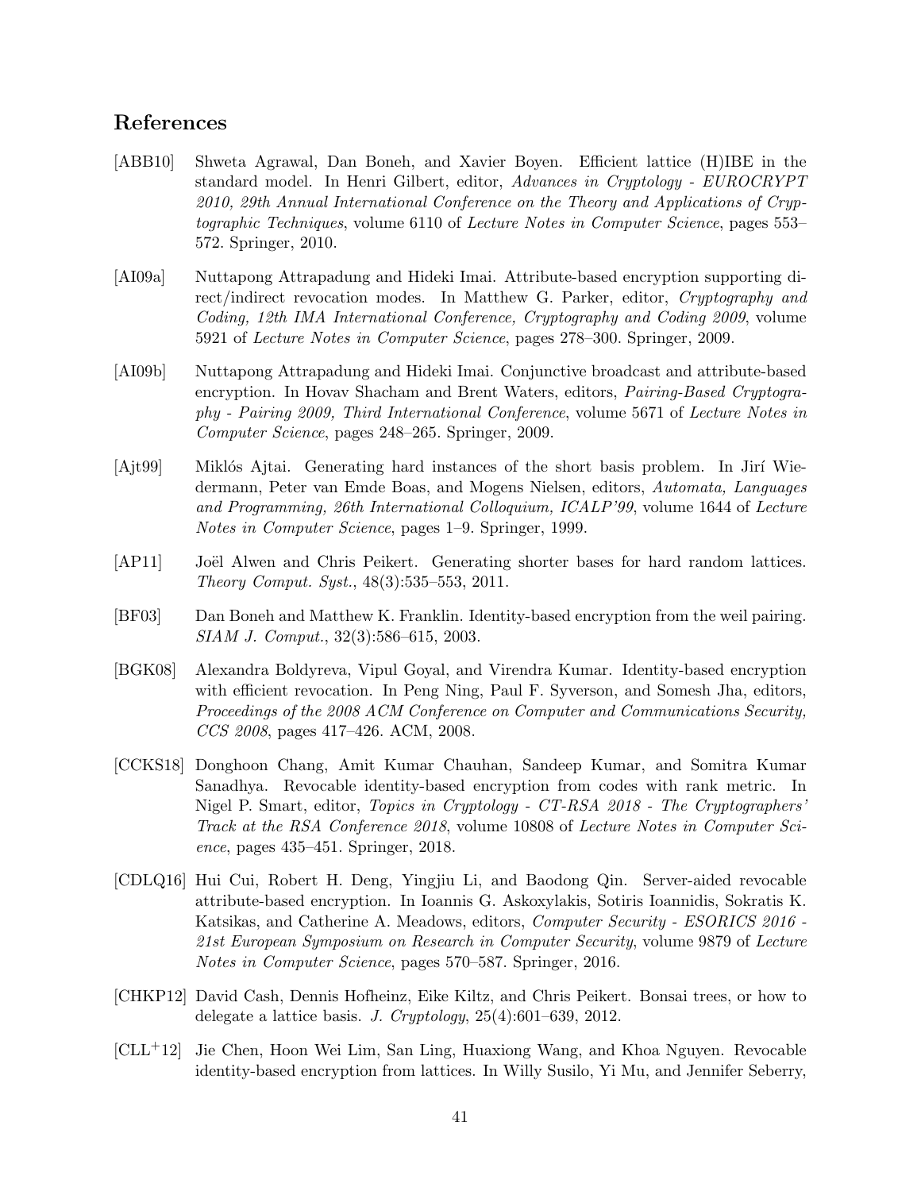## References

[ABB10] Shweta Agrawal, Dan Boneh, and Xavier Boyen. Efficient lattice (H)IBE in the standard model. In Henri Gilbert, editor, *Advances in Cryptology - EUROCRYPT 2010, 29th Annual International Conference on the Theory and Applications of Cryptographic Techniques*, volume 6110 of *Lecture Notes in Computer Science*, pages 553–572. Springer, 2010.

[AI09a] Nuttapong Attrapadung and Hideki Imai. Attribute-based encryption supporting direct/indirect revocation modes. In Matthew G. Parker, editor, *Cryptography and Coding, 12th IMA International Conference, Cryptography and Coding 2009*, volume 5921 of *Lecture Notes in Computer Science*, pages 278–300. Springer, 2009.

[AI09b] Nuttapong Attrapadung and Hideki Imai. Conjunctive broadcast and attribute-based encryption. In Hovav Shacham and Brent Waters, editors, *Pairing-Based Cryptography - Pairing 2009, Third International Conference*, volume 5671 of *Lecture Notes in Computer Science*, pages 248–265. Springer, 2009.

[Ajt99] Miklós Ajtai. Generating hard instances of the short basis problem. In Jirí Wiedermann, Peter van Emde Boas, and Mogens Nielsen, editors, *Automata, Languages and Programming, 26th International Colloquium, ICALP'99*, volume 1644 of *Lecture Notes in Computer Science*, pages 1–9. Springer, 1999.

[AP11] Joël Alwen and Chris Peikert. Generating shorter bases for hard random lattices. *Theory Comput. Syst.*, 48(3):535–553, 2011.

[BF03] Dan Boneh and Matthew K. Franklin. Identity-based encryption from the weil pairing. *SIAM J. Comput.*, 32(3):586–615, 2003.

[BGK08] Alexandra Boldyreva, Vipul Goyal, and Virendra Kumar. Identity-based encryption with efficient revocation. In Peng Ning, Paul F. Syverson, and Somesh Jha, editors, *Proceedings of the 2008 ACM Conference on Computer and Communications Security, CCS 2008*, pages 417–426. ACM, 2008.

[CCKS18] Donghoon Chang, Amit Kumar Chauhan, Sandeep Kumar, and Somitra Kumar Sanadhya. Revocable identity-based encryption from codes with rank metric. In Nigel P. Smart, editor, *Topics in Cryptology - CT-RSA 2018 - The Cryptographers' Track at the RSA Conference 2018*, volume 10808 of *Lecture Notes in Computer Science*, pages 435–451. Springer, 2018.

[CDLQ16] Hui Cui, Robert H. Deng, Yingjiu Li, and Baodong Qin. Server-aided revocable attribute-based encryption. In Ioannis G. Askoxylakis, Sotiris Ioannidis, Sokratis K. Katsikas, and Catherine A. Meadows, editors, *Computer Security - ESORICS 2016 - 21st European Symposium on Research in Computer Security*, volume 9879 of *Lecture Notes in Computer Science*, pages 570–587. Springer, 2016.

[CHKP12] David Cash, Dennis Hofheinz, Eike Kiltz, and Chris Peikert. Bonsai trees, or how to delegate a lattice basis. *J. Cryptology*, 25(4):601–639, 2012.

[CLL+12] Jie Chen, Hoon Wei Lim, San Ling, Huaxiong Wang, and Khoa Nguyen. Revocable identity-based encryption from lattices. In Willy Susilo, Yi Mu, and Jennifer Seberry,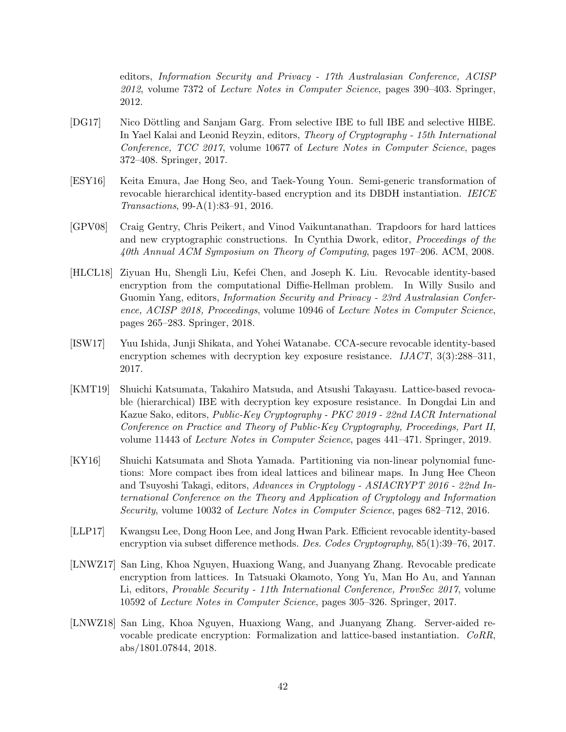editors, *Information Security and Privacy - 17th Australasian Conference, ACISP 2012*, volume 7372 of *Lecture Notes in Computer Science*, pages 390–403. Springer, 2012.

[DG17] Nico Döttling and Sanjam Garg. From selective IBE to full IBE and selective HIBE. In Yael Kalai and Leonid Reyzin, editors, *Theory of Cryptography - 15th International Conference, TCC 2017*, volume 10677 of *Lecture Notes in Computer Science*, pages 372–408. Springer, 2017.

[ESY16] Keita Emura, Jae Hong Seo, and Taek-Young Youn. Semi-generic transformation of revocable hierarchical identity-based encryption and its DBDH instantiation. *IEICE Transactions*, 99-A(1):83–91, 2016.

[GPV08] Craig Gentry, Chris Peikert, and Vinod Vaikuntanathan. Trapdoors for hard lattices and new cryptographic constructions. In Cynthia Dwork, editor, *Proceedings of the 40th Annual ACM Symposium on Theory of Computing*, pages 197–206. ACM, 2008.

[HLCL18] Ziyuan Hu, Shengli Liu, Kefei Chen, and Joseph K. Liu. Revocable identity-based encryption from the computational Diffie-Hellman problem. In Willy Susilo and Guomin Yang, editors, *Information Security and Privacy - 23rd Australasian Conference, ACISP 2018, Proceedings*, volume 10946 of *Lecture Notes in Computer Science*, pages 265–283. Springer, 2018.

[ISW17] Yuu Ishida, Junji Shikata, and Yohei Watanabe. CCA-secure revocable identity-based encryption schemes with decryption key exposure resistance. *IJACT*, 3(3):288–311, 2017.

[KMT19] Shuichi Katsumata, Takahiro Matsuda, and Atsushi Takayasu. Lattice-based revocable (hierarchical) IBE with decryption key exposure resistance. In Dongdai Lin and Kazue Sako, editors, *Public-Key Cryptography - PKC 2019 - 22nd IACR International Conference on Practice and Theory of Public-Key Cryptography, Proceedings, Part II*, volume 11443 of *Lecture Notes in Computer Science*, pages 441–471. Springer, 2019.

[KY16] Shuichi Katsumata and Shota Yamada. Partitioning via non-linear polynomial functions: More compact ibes from ideal lattices and bilinear maps. In Jung Hee Cheon and Tsuyoshi Takagi, editors, *Advances in Cryptology - ASIACRYPT 2016 - 22nd International Conference on the Theory and Application of Cryptology and Information Security*, volume 10032 of *Lecture Notes in Computer Science*, pages 682–712, 2016.

[LLP17] Kwangsu Lee, Dong Hoon Lee, and Jong Hwan Park. Efficient revocable identity-based encryption via subset difference methods. *Des. Codes Cryptography*, 85(1):39–76, 2017.

[LNWZ17] San Ling, Khoa Nguyen, Huaxiong Wang, and Juanyang Zhang. Revocable predicate encryption from lattices. In Tatsuaki Okamoto, Yong Yu, Man Ho Au, and Yannan Li, editors, *Provable Security - 11th International Conference, ProvSec 2017*, volume 10592 of *Lecture Notes in Computer Science*, pages 305–326. Springer, 2017.

[LNWZ18] San Ling, Khoa Nguyen, Huaxiong Wang, and Juanyang Zhang. Server-aided revocable predicate encryption: Formalization and lattice-based instantiation. *CoRR*, abs/1801.07844, 2018.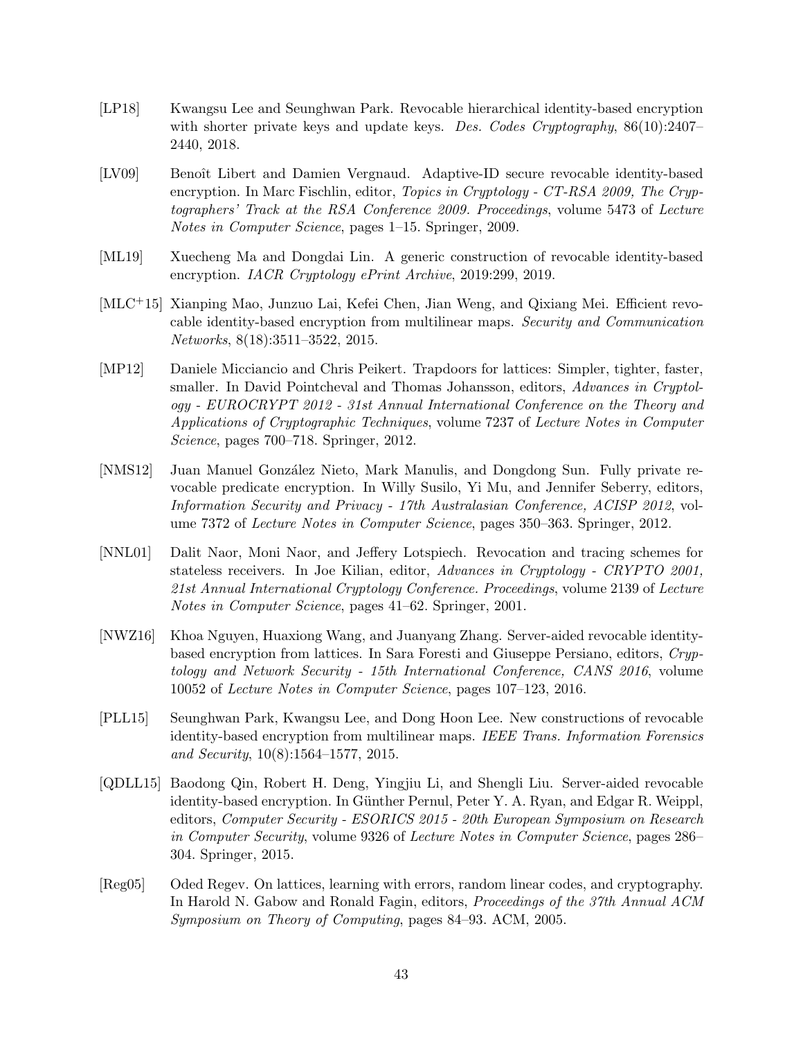[LP18] Kwangsu Lee and Seunghwan Park. Revocable hierarchical identity-based encryption with shorter private keys and update keys. *Des. Codes Cryptography*, 86(10):2407–2440, 2018.

[LV09] Benoît Libert and Damien Vergnaud. Adaptive-ID secure revocable identity-based encryption. In Marc Fischlin, editor, *Topics in Cryptology - CT-RSA 2009, The Cryptographers' Track at the RSA Conference 2009. Proceedings*, volume 5473 of *Lecture Notes in Computer Science*, pages 1–15. Springer, 2009.

[ML19] Xuecheng Ma and Dongdai Lin. A generic construction of revocable identity-based encryption. *IACR Cryptology ePrint Archive*, 2019:299, 2019.

[MLC+15] Xianping Mao, Junzuo Lai, Kefei Chen, Jian Weng, and Qixiang Mei. Efficient revocable identity-based encryption from multilinear maps. *Security and Communication Networks*, 8(18):3511–3522, 2015.

[MP12] Daniele Micciancio and Chris Peikert. Trapdoors for lattices: Simpler, tighter, faster, smaller. In David Pointcheval and Thomas Johansson, editors, *Advances in Cryptology - EUROCRYPT 2012 - 31st Annual International Conference on the Theory and Applications of Cryptographic Techniques*, volume 7237 of *Lecture Notes in Computer Science*, pages 700–718. Springer, 2012.

[NMS12] Juan Manuel González Nieto, Mark Manulis, and Dongdong Sun. Fully private revocable predicate encryption. In Willy Susilo, Yi Mu, and Jennifer Seberry, editors, *Information Security and Privacy - 17th Australasian Conference, ACISP 2012*, volume 7372 of *Lecture Notes in Computer Science*, pages 350–363. Springer, 2012.

[NNL01] Dalit Naor, Moni Naor, and Jeffery Lotspiech. Revocation and tracing schemes for stateless receivers. In Joe Kilian, editor, *Advances in Cryptology - CRYPTO 2001, 21st Annual International Cryptology Conference. Proceedings*, volume 2139 of *Lecture Notes in Computer Science*, pages 41–62. Springer, 2001.

[NWZ16] Khoa Nguyen, Huaxiong Wang, and Juanyang Zhang. Server-aided revocable identity-based encryption from lattices. In Sara Foresti and Giuseppe Persiano, editors, *Cryptology and Network Security - 15th International Conference, CANS 2016*, volume 10052 of *Lecture Notes in Computer Science*, pages 107–123, 2016.

[PLL15] Seunghwan Park, Kwangsu Lee, and Dong Hoon Lee. New constructions of revocable identity-based encryption from multilinear maps. *IEEE Trans. Information Forensics and Security*, 10(8):1564–1577, 2015.

[QDLL15] Baodong Qin, Robert H. Deng, Yingjiu Li, and Shengli Liu. Server-aided revocable identity-based encryption. In Günther Pernul, Peter Y. A. Ryan, and Edgar R. Weippl, editors, *Computer Security - ESORICS 2015 - 20th European Symposium on Research in Computer Security*, volume 9326 of *Lecture Notes in Computer Science*, pages 286–304. Springer, 2015.

[Reg05] Oded Regev. On lattices, learning with errors, random linear codes, and cryptography. In Harold N. Gabow and Ronald Fagin, editors, *Proceedings of the 37th Annual ACM Symposium on Theory of Computing*, pages 84–93. ACM, 2005.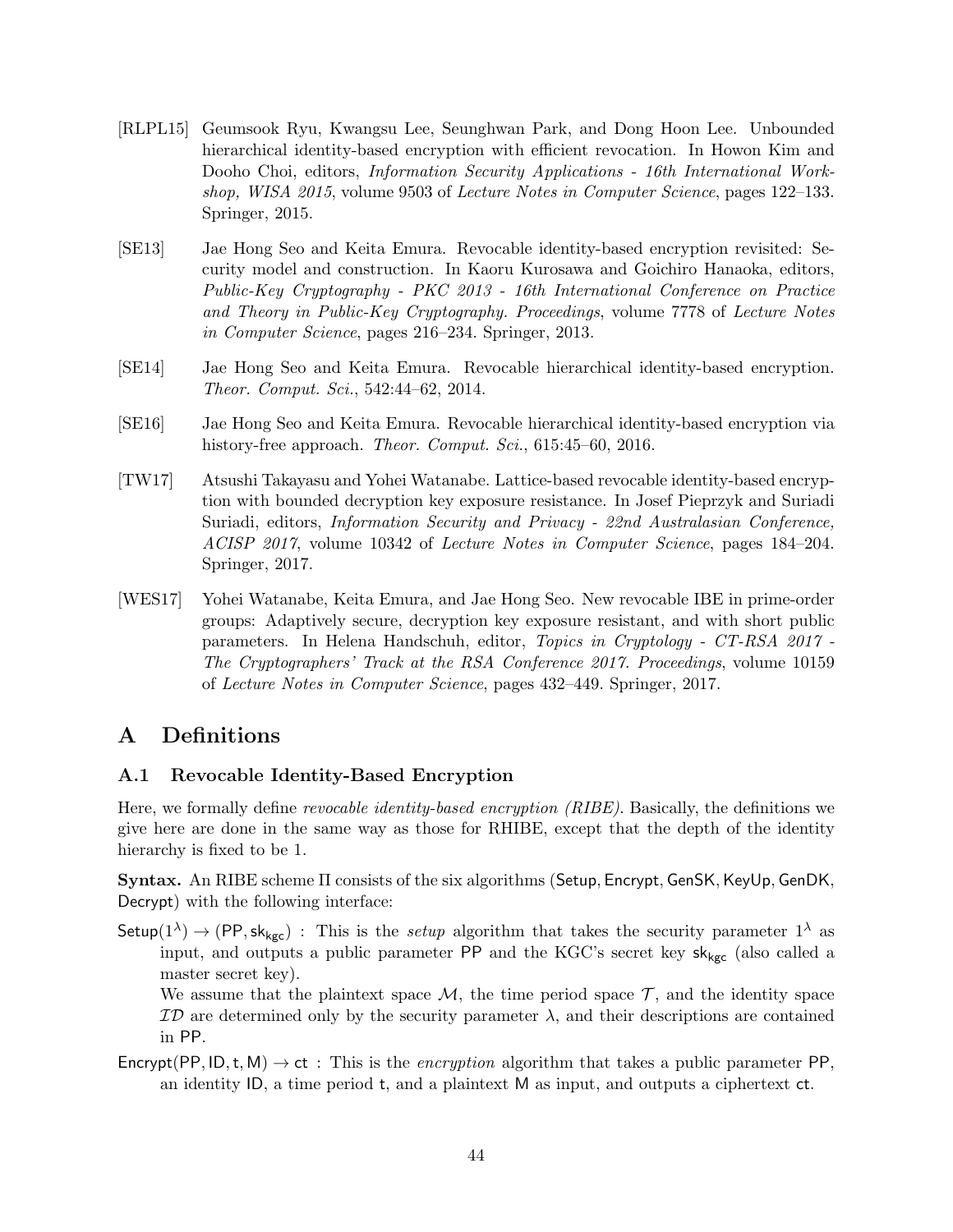[RLPL15] Geumsook Ryu, Kwangsu Lee, Seunghwan Park, and Dong Hoon Lee. Unbounded hierarchical identity-based encryption with efficient revocation. In Howon Kim and Dooho Choi, editors, *Information Security Applications - 16th International Workshop, WISA 2015*, volume 9503 of *Lecture Notes in Computer Science*, pages 122–133. Springer, 2015.

[SE13] Jae Hong Seo and Keita Emura. Revocable identity-based encryption revisited: Security model and construction. In Kaoru Kurosawa and Goichiro Hanaoka, editors, *Public-Key Cryptography - PKC 2013 - 16th International Conference on Practice and Theory in Public-Key Cryptography. Proceedings*, volume 7778 of *Lecture Notes in Computer Science*, pages 216–234. Springer, 2013.

[SE14] Jae Hong Seo and Keita Emura. Revocable hierarchical identity-based encryption. *Theor. Comput. Sci.*, 542:44–62, 2014.

[SE16] Jae Hong Seo and Keita Emura. Revocable hierarchical identity-based encryption via history-free approach. *Theor. Comput. Sci.*, 615:45–60, 2016.

[TW17] Atsushi Takayasu and Yohei Watanabe. Lattice-based revocable identity-based encryption with bounded decryption key exposure resistance. In Josef Pieprzyk and Suriadi Suriadi, editors, *Information Security and Privacy - 22nd Australasian Conference, ACISP 2017*, volume 10342 of *Lecture Notes in Computer Science*, pages 184–204. Springer, 2017.

[WES17] Yohei Watanabe, Keita Emura, and Jae Hong Seo. New revocable IBE in prime-order groups: Adaptively secure, decryption key exposure resistant, and with short public parameters. In Helena Handschuh, editor, *Topics in Cryptology - CT-RSA 2017 - The Cryptographers' Track at the RSA Conference 2017. Proceedings*, volume 10159 of *Lecture Notes in Computer Science*, pages 432–449. Springer, 2017.

# A Definitions

## A.1 Revocable Identity-Based Encryption

Here, we formally define *revocable identity-based encryption (RIBE)*. Basically, the definitions we give here are done in the same way as those for RHIBE, except that the depth of the identity hierarchy is fixed to be 1.

**Syntax.** An RIBE scheme $\Pi$ consists of the six algorithms ($\mathsf{Setup}, \mathsf{Encrypt}, \mathsf{GenSK}, \mathsf{KeyUp}, \mathsf{GenDK}, \mathsf{Decrypt}$) with the following interface:

$\mathsf{Setup}(1^\lambda) \rightarrow (\mathsf{PP}, \mathsf{sk}_{\mathsf{kgc}})$ : This is the *setup* algorithm that takes the security parameter $1^\lambda$ as input, and outputs a public parameter $\mathsf{PP}$ and the KGC's secret key $\mathsf{sk}_{\mathsf{kgc}}$ (also called a master secret key).

We assume that the plaintext space $\mathcal{M}$, the time period space $\mathcal{T}$, and the identity space $\mathcal{ID}$ are determined only by the security parameter $\lambda$, and their descriptions are contained in $\mathsf{PP}$.

$\mathsf{Encrypt}(\mathsf{PP}, \mathsf{ID}, \mathsf{t}, \mathsf{M}) \rightarrow \mathsf{ct}$ : This is the *encryption* algorithm that takes a public parameter $\mathsf{PP}$, an identity $\mathsf{ID}$, a time period $\mathsf{t}$, and a plaintext $\mathsf{M}$ as input, and outputs a ciphertext $\mathsf{ct}$.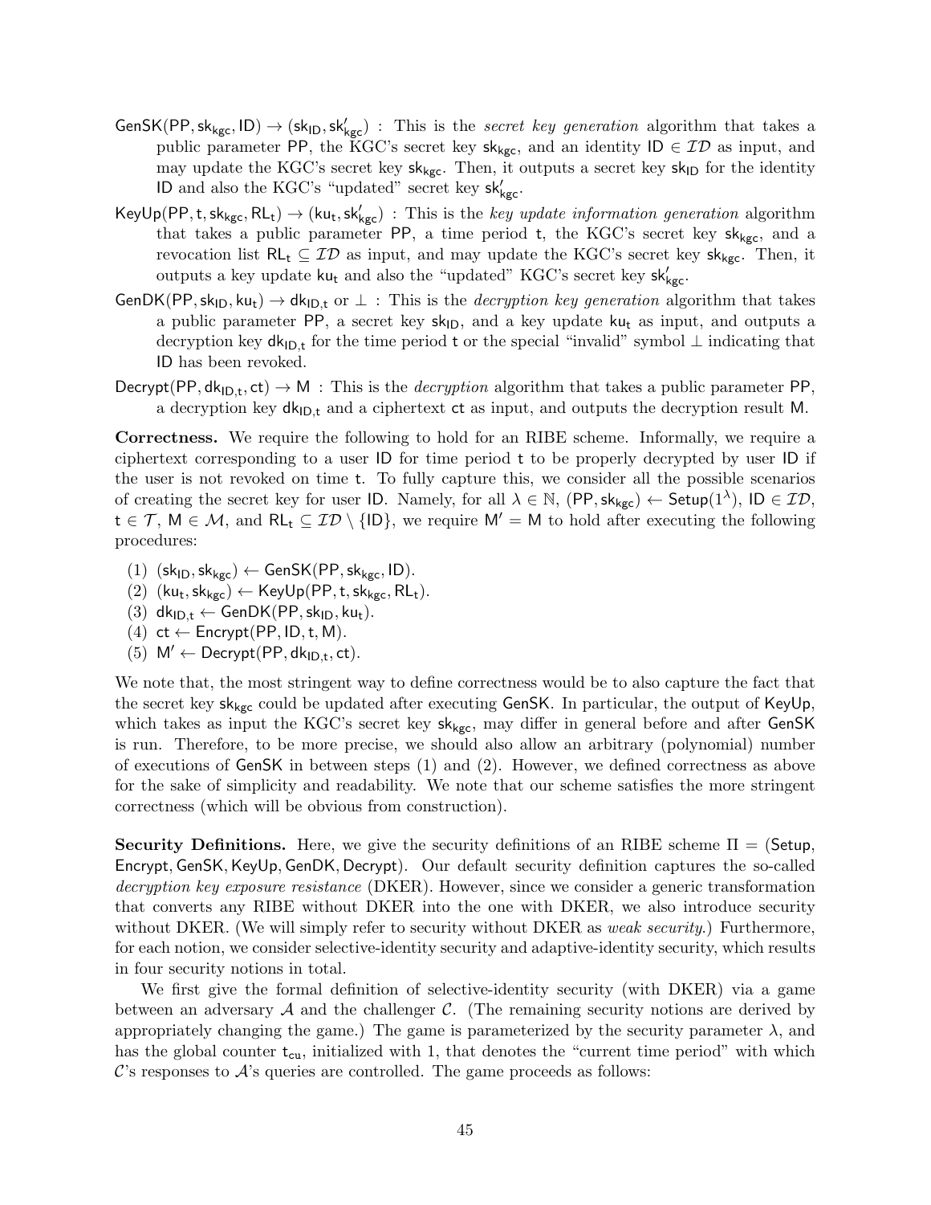$\mathsf{GenSK}(\mathsf{PP}, \mathsf{sk_{kgc}}, \mathsf{ID}) \rightarrow (\mathsf{sk_{ID}}, \mathsf{sk'_{kgc}})$ : This is the *secret key generation* algorithm that takes a public parameter $\mathsf{PP}$, the KGC's secret key $\mathsf{sk_{kgc}}$, and an identity $\mathsf{ID} \in \mathcal{ID}$ as input, and may update the KGC's secret key $\mathsf{sk_{kgc}}$. Then, it outputs a secret key $\mathsf{sk_{ID}}$ for the identity $\mathsf{ID}$ and also the KGC's "updated" secret key $\mathsf{sk'_{kgc}}$.

$\mathsf{KeyUp}(\mathsf{PP}, \mathsf{t}, \mathsf{sk_{kgc}}, \mathsf{RL_t}) \rightarrow (\mathsf{ku_t}, \mathsf{sk'_{kgc}})$ : This is the *key update information generation* algorithm that takes a public parameter $\mathsf{PP}$, a time period $\mathsf{t}$, the KGC's secret key $\mathsf{sk_{kgc}}$, and a revocation list $\mathsf{RL_t} \subseteq \mathcal{ID}$ as input, and may update the KGC's secret key $\mathsf{sk_{kgc}}$. Then, it outputs a key update $\mathsf{ku_t}$ and also the "updated" KGC's secret key $\mathsf{sk'_{kgc}}$.

$\mathsf{GenDK}(\mathsf{PP}, \mathsf{sk_{ID}}, \mathsf{ku_t}) \rightarrow \mathsf{dk_{ID,t}}$ or $\perp$ : This is the *decryption key generation* algorithm that takes a public parameter $\mathsf{PP}$, a secret key $\mathsf{sk_{ID}}$, and a key update $\mathsf{ku_t}$ as input, and outputs a decryption key $\mathsf{dk_{ID,t}}$ for the time period $\mathsf{t}$ or the special "invalid" symbol $\perp$ indicating that $\mathsf{ID}$ has been revoked.

$\mathsf{Decrypt}(\mathsf{PP}, \mathsf{dk_{ID,t}}, \mathsf{ct}) \rightarrow \mathsf{M}$ : This is the *decryption* algorithm that takes a public parameter $\mathsf{PP}$, a decryption key $\mathsf{dk_{ID,t}}$ and a ciphertext $\mathsf{ct}$ as input, and outputs the decryption result $\mathsf{M}$.

**Correctness.** We require the following to hold for an RIBE scheme. Informally, we require a ciphertext corresponding to a user $\mathsf{ID}$ for time period $\mathsf{t}$ to be properly decrypted by user $\mathsf{ID}$ if the user is not revoked on time $\mathsf{t}$. To fully capture this, we consider all the possible scenarios of creating the secret key for user $\mathsf{ID}$. Namely, for all $\lambda \in \mathbb{N}$, $(\mathsf{PP}, \mathsf{sk_{kgc}}) \leftarrow \mathsf{Setup}(1^\lambda)$, $\mathsf{ID} \in \mathcal{ID}$, $\mathsf{t} \in \mathcal{T}$, $\mathsf{M} \in \mathcal{M}$, and $\mathsf{RL_t} \subseteq \mathcal{ID} \setminus \{\mathsf{ID}\}$, we require $\mathsf{M}' = \mathsf{M}$ to hold after executing the following procedures:

(1) $(\mathsf{sk_{ID}}, \mathsf{sk_{kgc}}) \leftarrow \mathsf{GenSK}(\mathsf{PP}, \mathsf{sk_{kgc}}, \mathsf{ID})$.
(2) $(\mathsf{ku_t}, \mathsf{sk_{kgc}}) \leftarrow \mathsf{KeyUp}(\mathsf{PP}, \mathsf{t}, \mathsf{sk_{kgc}}, \mathsf{RL_t})$.
(3) $\mathsf{dk_{ID,t}} \leftarrow \mathsf{GenDK}(\mathsf{PP}, \mathsf{sk_{ID}}, \mathsf{ku_t})$.
(4) $\mathsf{ct} \leftarrow \mathsf{Encrypt}(\mathsf{PP}, \mathsf{ID}, \mathsf{t}, \mathsf{M})$.
(5) $\mathsf{M}' \leftarrow \mathsf{Decrypt}(\mathsf{PP}, \mathsf{dk_{ID,t}}, \mathsf{ct})$.

We note that, the most stringent way to define correctness would be to also capture the fact that the secret key $\mathsf{sk_{kgc}}$ could be updated after executing $\mathsf{GenSK}$. In particular, the output of $\mathsf{KeyUp}$, which takes as input the KGC's secret key $\mathsf{sk_{kgc}}$, may differ in general before and after $\mathsf{GenSK}$ is run. Therefore, to be more precise, we should also allow an arbitrary (polynomial) number of executions of $\mathsf{GenSK}$ in between steps (1) and (2). However, we defined correctness as above for the sake of simplicity and readability. We note that our scheme satisfies the more stringent correctness (which will be obvious from construction).

**Security Definitions.** Here, we give the security definitions of an RIBE scheme $\Pi = (\mathsf{Setup}, \mathsf{Encrypt}, \mathsf{GenSK}, \mathsf{KeyUp}, \mathsf{GenDK}, \mathsf{Decrypt})$. Our default security definition captures the so-called *decryption key exposure resistance* (DKER). However, since we consider a generic transformation that converts any RIBE without DKER into the one with DKER, we also introduce security without DKER. (We will simply refer to security without DKER as *weak security*.) Furthermore, for each notion, we consider selective-identity security and adaptive-identity security, which results in four security notions in total.

We first give the formal definition of selective-identity security (with DKER) via a game between an adversary $\mathcal{A}$ and the challenger $\mathcal{C}$. (The remaining security notions are derived by appropriately changing the game.) The game is parameterized by the security parameter $\lambda$, and has the global counter $\mathsf{t_{cu}}$, initialized with 1, that denotes the "current time period" with which $\mathcal{C}$'s responses to $\mathcal{A}$'s queries are controlled. The game proceeds as follows: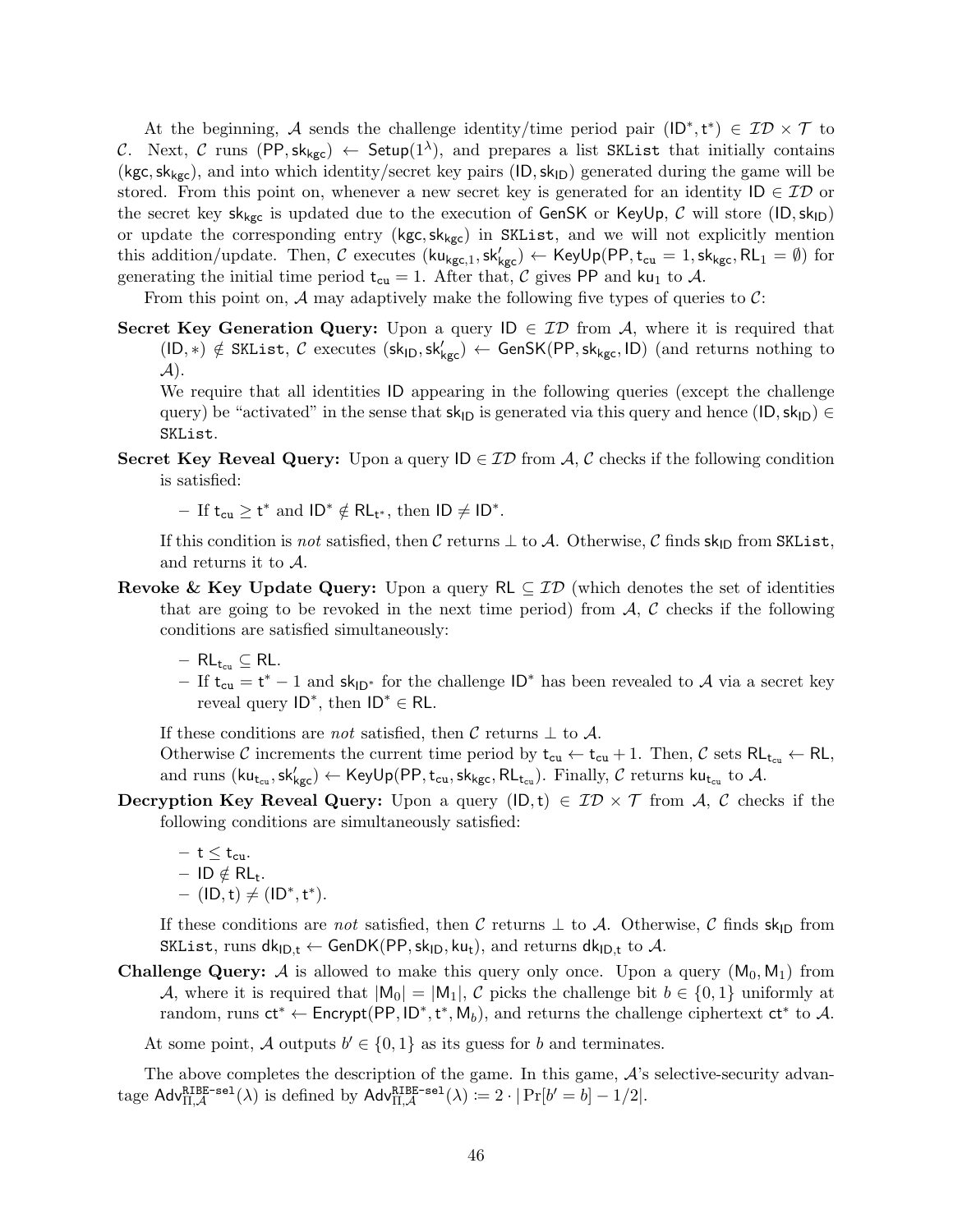At the beginning, $\mathcal{A}$ sends the challenge identity/time period pair $(\mathsf{ID}^*, \mathsf{t}^*) \in \mathcal{ID} \times \mathcal{T}$ to $\mathcal{C}$. Next, $\mathcal{C}$ runs $(\mathsf{PP}, \mathsf{sk}_{\mathsf{kgc}}) \leftarrow \mathsf{Setup}(1^\lambda)$, and prepares a list $\mathtt{SKList}$ that initially contains $(\mathsf{kgc}, \mathsf{sk}_{\mathsf{kgc}})$, and into which identity/secret key pairs $(\mathsf{ID}, \mathsf{sk}_{\mathsf{ID}})$ generated during the game will be stored. From this point on, whenever a new secret key is generated for an identity $\mathsf{ID} \in \mathcal{ID}$ or the secret key $\mathsf{sk}_{\mathsf{kgc}}$ is updated due to the execution of $\mathsf{GenSK}$ or $\mathsf{KeyUp}$, $\mathcal{C}$ will store $(\mathsf{ID}, \mathsf{sk}_{\mathsf{ID}})$ or update the corresponding entry $(\mathsf{kgc}, \mathsf{sk}_{\mathsf{kgc}})$ in $\mathtt{SKList}$, and we will not explicitly mention this addition/update. Then, $\mathcal{C}$ executes $(\mathsf{ku}_{\mathsf{kgc},1}, \mathsf{sk}'_{\mathsf{kgc}}) \leftarrow \mathsf{KeyUp}(\mathsf{PP}, \mathsf{t}_{\mathsf{cu}} = 1, \mathsf{sk}_{\mathsf{kgc}}, \mathsf{RL}_1 = \emptyset)$ for generating the initial time period $\mathsf{t}_{\mathsf{cu}} = 1$. After that, $\mathcal{C}$ gives $\mathsf{PP}$ and $\mathsf{ku}_1$ to $\mathcal{A}$.

From this point on, $\mathcal{A}$ may adaptively make the following five types of queries to $\mathcal{C}$:

**Secret Key Generation Query:** Upon a query $\mathsf{ID} \in \mathcal{ID}$ from $\mathcal{A}$, where it is required that $(\mathsf{ID}, *) \notin \mathtt{SKList}$, $\mathcal{C}$ executes $(\mathsf{sk}_{\mathsf{ID}}, \mathsf{sk}'_{\mathsf{kgc}}) \leftarrow \mathsf{GenSK}(\mathsf{PP}, \mathsf{sk}_{\mathsf{kgc}}, \mathsf{ID})$ (and returns nothing to $\mathcal{A}$).

We require that all identities $\mathsf{ID}$ appearing in the following queries (except the challenge query) be "activated" in the sense that $\mathsf{sk}_{\mathsf{ID}}$ is generated via this query and hence $(\mathsf{ID}, \mathsf{sk}_{\mathsf{ID}}) \in \mathtt{SKList}$.

**Secret Key Reveal Query:** Upon a query $\mathsf{ID} \in \mathcal{ID}$ from $\mathcal{A}$, $\mathcal{C}$ checks if the following condition is satisfied:

- If $\mathsf{t}_{\mathsf{cu}} \geq \mathsf{t}^*$ and $\mathsf{ID}^* \notin \mathsf{RL}_{\mathsf{t}^*}$, then $\mathsf{ID} \neq \mathsf{ID}^*$.

If this condition is *not* satisfied, then $\mathcal{C}$ returns $\perp$ to $\mathcal{A}$. Otherwise, $\mathcal{C}$ finds $\mathsf{sk}_{\mathsf{ID}}$ from $\mathtt{SKList}$, and returns it to $\mathcal{A}$.

**Revoke & Key Update Query:** Upon a query $\mathsf{RL} \subseteq \mathcal{ID}$ (which denotes the set of identities that are going to be revoked in the next time period) from $\mathcal{A}$, $\mathcal{C}$ checks if the following conditions are satisfied simultaneously:

- $\mathsf{RL}_{\mathsf{t}_{\mathsf{cu}}} \subseteq \mathsf{RL}$.
- If $\mathsf{t}_{\mathsf{cu}} = \mathsf{t}^* - 1$ and $\mathsf{sk}_{\mathsf{ID}^*}$ for the challenge $\mathsf{ID}^*$ has been revealed to $\mathcal{A}$ via a secret key reveal query $\mathsf{ID}^*$, then $\mathsf{ID}^* \in \mathsf{RL}$.

If these conditions are *not* satisfied, then $\mathcal{C}$ returns $\perp$ to $\mathcal{A}$.
Otherwise $\mathcal{C}$ increments the current time period by $\mathsf{t}_{\mathsf{cu}} \leftarrow \mathsf{t}_{\mathsf{cu}} + 1$. Then, $\mathcal{C}$ sets $\mathsf{RL}_{\mathsf{t}_{\mathsf{cu}}} \leftarrow \mathsf{RL}$, and runs $(\mathsf{ku}_{\mathsf{t}_{\mathsf{cu}}}, \mathsf{sk}'_{\mathsf{kgc}}) \leftarrow \mathsf{KeyUp}(\mathsf{PP}, \mathsf{t}_{\mathsf{cu}}, \mathsf{sk}_{\mathsf{kgc}}, \mathsf{RL}_{\mathsf{t}_{\mathsf{cu}}})$. Finally, $\mathcal{C}$ returns $\mathsf{ku}_{\mathsf{t}_{\mathsf{cu}}}$ to $\mathcal{A}$.

**Decryption Key Reveal Query:** Upon a query $(\mathsf{ID}, \mathsf{t}) \in \mathcal{ID} \times \mathcal{T}$ from $\mathcal{A}$, $\mathcal{C}$ checks if the following conditions are simultaneously satisfied:

- $\mathsf{t} \leq \mathsf{t}_{\mathsf{cu}}$.
- $\mathsf{ID} \notin \mathsf{RL}_{\mathsf{t}}$.
- $(\mathsf{ID}, \mathsf{t}) \neq (\mathsf{ID}^*, \mathsf{t}^*)$.

If these conditions are *not* satisfied, then $\mathcal{C}$ returns $\perp$ to $\mathcal{A}$. Otherwise, $\mathcal{C}$ finds $\mathsf{sk}_{\mathsf{ID}}$ from $\mathtt{SKList}$, runs $\mathsf{dk}_{\mathsf{ID},\mathsf{t}} \leftarrow \mathsf{GenDK}(\mathsf{PP}, \mathsf{sk}_{\mathsf{ID}}, \mathsf{ku}_{\mathsf{t}})$, and returns $\mathsf{dk}_{\mathsf{ID},\mathsf{t}}$ to $\mathcal{A}$.

**Challenge Query:** $\mathcal{A}$ is allowed to make this query only once. Upon a query $(\mathsf{M}_0, \mathsf{M}_1)$ from $\mathcal{A}$, where it is required that $|\mathsf{M}_0| = |\mathsf{M}_1|$, $\mathcal{C}$ picks the challenge bit $b \in \{0, 1\}$ uniformly at random, runs $\mathsf{ct}^* \leftarrow \mathsf{Encrypt}(\mathsf{PP}, \mathsf{ID}^*, \mathsf{t}^*, \mathsf{M}_b)$, and returns the challenge ciphertext $\mathsf{ct}^*$ to $\mathcal{A}$.

At some point, $\mathcal{A}$ outputs $b' \in \{0, 1\}$ as its guess for $b$ and terminates.

The above completes the description of the game. In this game, $\mathcal{A}$'s selective-security advantage $\mathsf{Adv}^{\mathtt{RIBE\text{-}sel}}_{\Pi,\mathcal{A}}(\lambda)$ is defined by $\mathsf{Adv}^{\mathtt{RIBE\text{-}sel}}_{\Pi,\mathcal{A}}(\lambda) := 2 \cdot |\Pr[b' = b] - 1/2|$.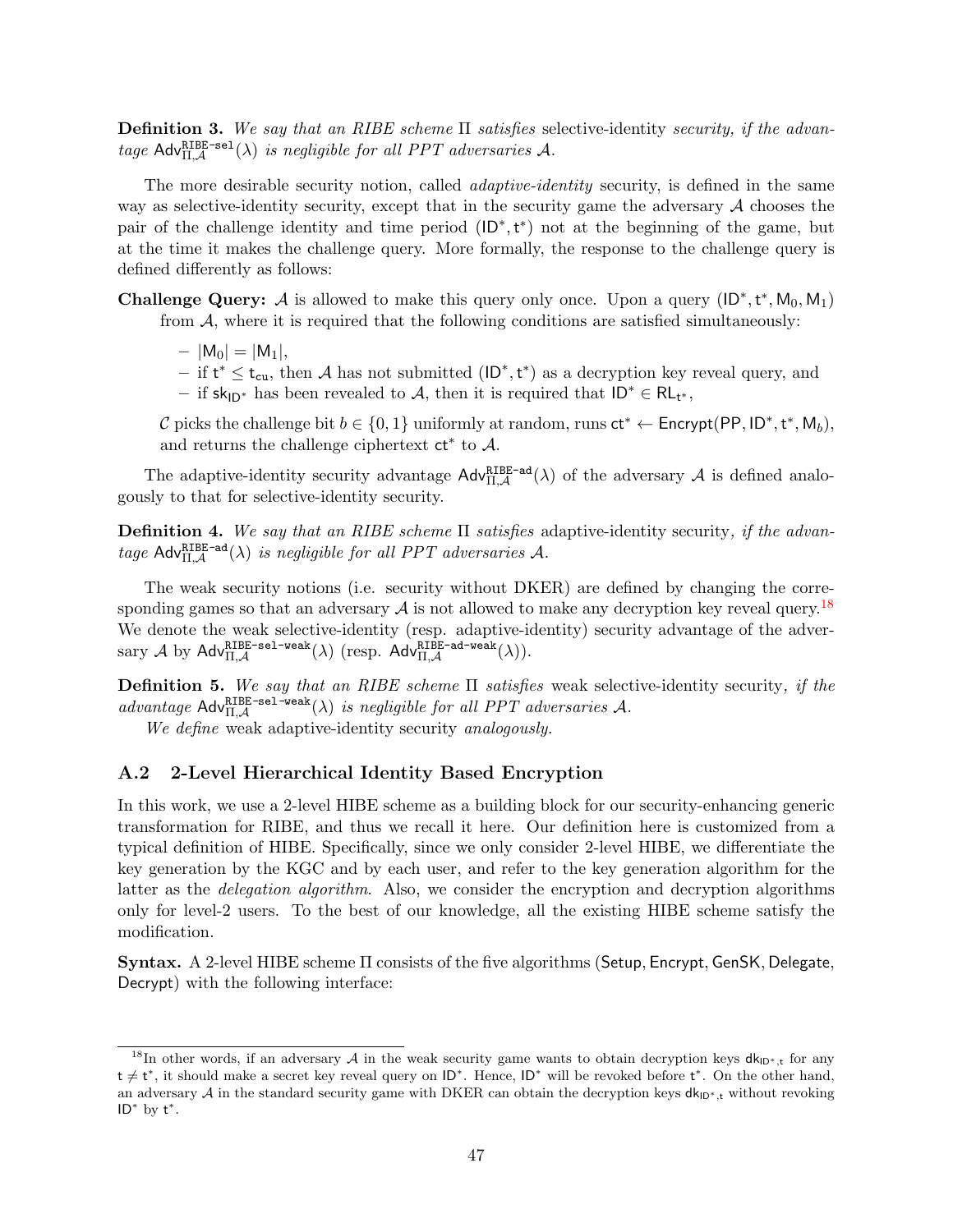**Definition 3.** *We say that an RIBE scheme* $\Pi$ *satisfies* selective-identity *security, if the advantage* $\mathsf{Adv}^{\mathtt{RIBE\text{-}sel}}_{\Pi,\mathcal{A}}(\lambda)$ *is negligible for all PPT adversaries* $\mathcal{A}$.

The more desirable security notion, called *adaptive-identity* security, is defined in the same way as selective-identity security, except that in the security game the adversary $\mathcal{A}$ chooses the pair of the challenge identity and time period $(\mathsf{ID}^*, \mathsf{t}^*)$ not at the beginning of the game, but at the time it makes the challenge query. More formally, the response to the challenge query is defined differently as follows:

**Challenge Query:** $\mathcal{A}$ is allowed to make this query only once. Upon a query $(\mathsf{ID}^*, \mathsf{t}^*, \mathsf{M}_0, \mathsf{M}_1)$ from $\mathcal{A}$, where it is required that the following conditions are satisfied simultaneously:

- $|\mathsf{M}_0| = |\mathsf{M}_1|$,
- if $\mathsf{t}^* \le \mathsf{t}_{\mathsf{cu}}$, then $\mathcal{A}$ has not submitted $(\mathsf{ID}^*, \mathsf{t}^*)$ as a decryption key reveal query, and
- if $\mathsf{sk}_{\mathsf{ID}^*}$ has been revealed to $\mathcal{A}$, then it is required that $\mathsf{ID}^* \in \mathsf{RL}_{\mathsf{t}^*}$,

$\mathcal{C}$ picks the challenge bit $b \in \{0,1\}$ uniformly at random, runs $\mathsf{ct}^* \leftarrow \mathsf{Encrypt}(\mathsf{PP}, \mathsf{ID}^*, \mathsf{t}^*, \mathsf{M}_b)$, and returns the challenge ciphertext $\mathsf{ct}^*$ to $\mathcal{A}$.

The adaptive-identity security advantage $\mathsf{Adv}^{\mathtt{RIBE\text{-}ad}}_{\Pi,\mathcal{A}}(\lambda)$ of the adversary $\mathcal{A}$ is defined analogously to that for selective-identity security.

**Definition 4.** *We say that an RIBE scheme* $\Pi$ *satisfies* adaptive-identity security*, if the advantage* $\mathsf{Adv}^{\mathtt{RIBE\text{-}ad}}_{\Pi,\mathcal{A}}(\lambda)$ *is negligible for all PPT adversaries* $\mathcal{A}$.

The weak security notions (i.e. security without DKER) are defined by changing the corresponding games so that an adversary $\mathcal{A}$ is not allowed to make any decryption key reveal query.[18] We denote the weak selective-identity (resp. adaptive-identity) security advantage of the adversary $\mathcal{A}$ by $\mathsf{Adv}^{\mathtt{RIBE\text{-}sel\text{-}weak}}_{\Pi,\mathcal{A}}(\lambda)$ (resp. $\mathsf{Adv}^{\mathtt{RIBE\text{-}ad\text{-}weak}}_{\Pi,\mathcal{A}}(\lambda)$).

**Definition 5.** *We say that an RIBE scheme* $\Pi$ *satisfies* weak selective-identity security*, if the advantage* $\mathsf{Adv}^{\mathtt{RIBE\text{-}sel\text{-}weak}}_{\Pi,\mathcal{A}}(\lambda)$ *is negligible for all PPT adversaries* $\mathcal{A}$.

*We define* weak adaptive-identity security *analogously.*

### A.2 2-Level Hierarchical Identity Based Encryption

In this work, we use a 2-level HIBE scheme as a building block for our security-enhancing generic transformation for RIBE, and thus we recall it here. Our definition here is customized from a typical definition of HIBE. Specifically, since we only consider 2-level HIBE, we differentiate the key generation by the KGC and by each user, and refer to the key generation algorithm for the latter as the *delegation algorithm*. Also, we consider the encryption and decryption algorithms only for level-2 users. To the best of our knowledge, all the existing HIBE scheme satisfy the modification.

**Syntax.** A 2-level HIBE scheme $\Pi$ consists of the five algorithms ($\mathsf{Setup}, \mathsf{Encrypt}, \mathsf{GenSK}, \mathsf{Delegate}, \mathsf{Decrypt}$) with the following interface:

---

[18] In other words, if an adversary $\mathcal{A}$ in the weak security game wants to obtain decryption keys $\mathsf{dk}_{\mathsf{ID}^*,\mathsf{t}}$ for any $\mathsf{t} \neq \mathsf{t}^*$, it should make a secret key reveal query on $\mathsf{ID}^*$. Hence, $\mathsf{ID}^*$ will be revoked before $\mathsf{t}^*$. On the other hand, an adversary $\mathcal{A}$ in the standard security game with DKER can obtain the decryption keys $\mathsf{dk}_{\mathsf{ID}^*,\mathsf{t}}$ without revoking $\mathsf{ID}^*$ by $\mathsf{t}^*$.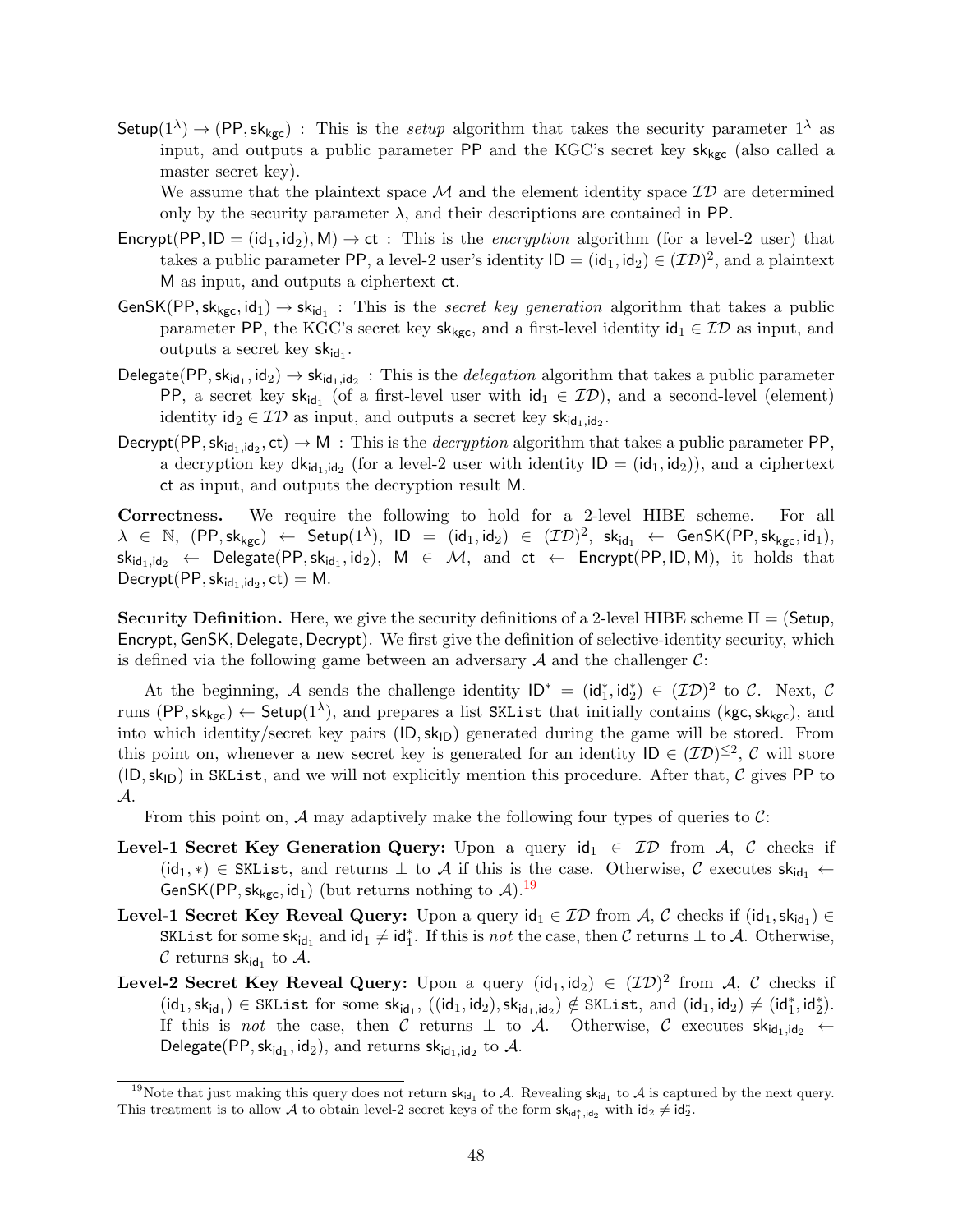$\mathsf{Setup}(1^\lambda) \to (\mathsf{PP}, \mathsf{sk}_{\mathsf{kgc}})$ : This is the *setup* algorithm that takes the security parameter $1^\lambda$ as input, and outputs a public parameter $\mathsf{PP}$ and the KGC's secret key $\mathsf{sk}_{\mathsf{kgc}}$ (also called a master secret key).

We assume that the plaintext space $\mathcal{M}$ and the element identity space $\mathcal{ID}$ are determined only by the security parameter $\lambda$, and their descriptions are contained in $\mathsf{PP}$.

$\mathsf{Encrypt}(\mathsf{PP}, \mathsf{ID} = (\mathsf{id}_1, \mathsf{id}_2), \mathsf{M}) \to \mathsf{ct}$ : This is the *encryption* algorithm (for a level-2 user) that takes a public parameter $\mathsf{PP}$, a level-2 user's identity $\mathsf{ID} = (\mathsf{id}_1, \mathsf{id}_2) \in (\mathcal{ID})^2$, and a plaintext $\mathsf{M}$ as input, and outputs a ciphertext $\mathsf{ct}$.

$\mathsf{GenSK}(\mathsf{PP}, \mathsf{sk}_{\mathsf{kgc}}, \mathsf{id}_1) \to \mathsf{sk}_{\mathsf{id}_1}$ : This is the *secret key generation* algorithm that takes a public parameter $\mathsf{PP}$, the KGC's secret key $\mathsf{sk}_{\mathsf{kgc}}$, and a first-level identity $\mathsf{id}_1 \in \mathcal{ID}$ as input, and outputs a secret key $\mathsf{sk}_{\mathsf{id}_1}$.

$\mathsf{Delegate}(\mathsf{PP}, \mathsf{sk}_{\mathsf{id}_1}, \mathsf{id}_2) \to \mathsf{sk}_{\mathsf{id}_1, \mathsf{id}_2}$ : This is the *delegation* algorithm that takes a public parameter $\mathsf{PP}$, a secret key $\mathsf{sk}_{\mathsf{id}_1}$ (of a first-level user with $\mathsf{id}_1 \in \mathcal{ID}$), and a second-level (element) identity $\mathsf{id}_2 \in \mathcal{ID}$ as input, and outputs a secret key $\mathsf{sk}_{\mathsf{id}_1, \mathsf{id}_2}$.

$\mathsf{Decrypt}(\mathsf{PP}, \mathsf{sk}_{\mathsf{id}_1, \mathsf{id}_2}, \mathsf{ct}) \to \mathsf{M}$ : This is the *decryption* algorithm that takes a public parameter $\mathsf{PP}$, a decryption key $\mathsf{dk}_{\mathsf{id}_1, \mathsf{id}_2}$ (for a level-2 user with identity $\mathsf{ID} = (\mathsf{id}_1, \mathsf{id}_2)$), and a ciphertext $\mathsf{ct}$ as input, and outputs the decryption result $\mathsf{M}$.

**Correctness.** We require the following to hold for a 2-level HIBE scheme. For all $\lambda \in \mathbb{N}$, $(\mathsf{PP}, \mathsf{sk}_{\mathsf{kgc}}) \leftarrow \mathsf{Setup}(1^\lambda)$, $\mathsf{ID} = (\mathsf{id}_1, \mathsf{id}_2) \in (\mathcal{ID})^2$, $\mathsf{sk}_{\mathsf{id}_1} \leftarrow \mathsf{GenSK}(\mathsf{PP}, \mathsf{sk}_{\mathsf{kgc}}, \mathsf{id}_1)$, $\mathsf{sk}_{\mathsf{id}_1, \mathsf{id}_2} \leftarrow \mathsf{Delegate}(\mathsf{PP}, \mathsf{sk}_{\mathsf{id}_1}, \mathsf{id}_2)$, $\mathsf{M} \in \mathcal{M}$, and $\mathsf{ct} \leftarrow \mathsf{Encrypt}(\mathsf{PP}, \mathsf{ID}, \mathsf{M})$, it holds that $\mathsf{Decrypt}(\mathsf{PP}, \mathsf{sk}_{\mathsf{id}_1, \mathsf{id}_2}, \mathsf{ct}) = \mathsf{M}$.

**Security Definition.** Here, we give the security definitions of a 2-level HIBE scheme $\Pi = (\mathsf{Setup}, \mathsf{Encrypt}, \mathsf{GenSK}, \mathsf{Delegate}, \mathsf{Decrypt})$. We first give the definition of selective-identity security, which is defined via the following game between an adversary $\mathcal{A}$ and the challenger $\mathcal{C}$:

At the beginning, $\mathcal{A}$ sends the challenge identity $\mathsf{ID}^* = (\mathsf{id}_1^*, \mathsf{id}_2^*) \in (\mathcal{ID})^2$ to $\mathcal{C}$. Next, $\mathcal{C}$ runs $(\mathsf{PP}, \mathsf{sk}_{\mathsf{kgc}}) \leftarrow \mathsf{Setup}(1^\lambda)$, and prepares a list $\mathtt{SKList}$ that initially contains $(\mathsf{kgc}, \mathsf{sk}_{\mathsf{kgc}})$, and into which identity/secret key pairs $(\mathsf{ID}, \mathsf{sk}_{\mathsf{ID}})$ generated during the game will be stored. From this point on, whenever a new secret key is generated for an identity $\mathsf{ID} \in (\mathcal{ID})^{\le 2}$, $\mathcal{C}$ will store $(\mathsf{ID}, \mathsf{sk}_{\mathsf{ID}})$ in $\mathtt{SKList}$, and we will not explicitly mention this procedure. After that, $\mathcal{C}$ gives $\mathsf{PP}$ to $\mathcal{A}$.

From this point on, $\mathcal{A}$ may adaptively make the following four types of queries to $\mathcal{C}$:

**Level-1 Secret Key Generation Query:** Upon a query $\mathsf{id}_1 \in \mathcal{ID}$ from $\mathcal{A}$, $\mathcal{C}$ checks if $(\mathsf{id}_1, *) \in \mathtt{SKList}$, and returns $\perp$ to $\mathcal{A}$ if this is the case. Otherwise, $\mathcal{C}$ executes $\mathsf{sk}_{\mathsf{id}_1} \leftarrow \mathsf{GenSK}(\mathsf{PP}, \mathsf{sk}_{\mathsf{kgc}}, \mathsf{id}_1)$ (but returns nothing to $\mathcal{A}$).[19]

**Level-1 Secret Key Reveal Query:** Upon a query $\mathsf{id}_1 \in \mathcal{ID}$ from $\mathcal{A}$, $\mathcal{C}$ checks if $(\mathsf{id}_1, \mathsf{sk}_{\mathsf{id}_1}) \in \mathtt{SKList}$ for some $\mathsf{sk}_{\mathsf{id}_1}$ and $\mathsf{id}_1 \neq \mathsf{id}_1^*$. If this is *not* the case, then $\mathcal{C}$ returns $\perp$ to $\mathcal{A}$. Otherwise, $\mathcal{C}$ returns $\mathsf{sk}_{\mathsf{id}_1}$ to $\mathcal{A}$.

**Level-2 Secret Key Reveal Query:** Upon a query $(\mathsf{id}_1, \mathsf{id}_2) \in (\mathcal{ID})^2$ from $\mathcal{A}$, $\mathcal{C}$ checks if $(\mathsf{id}_1, \mathsf{sk}_{\mathsf{id}_1}) \in \mathtt{SKList}$ for some $\mathsf{sk}_{\mathsf{id}_1}$, $((\mathsf{id}_1, \mathsf{id}_2), \mathsf{sk}_{\mathsf{id}_1, \mathsf{id}_2}) \notin \mathtt{SKList}$, and $(\mathsf{id}_1, \mathsf{id}_2) \neq (\mathsf{id}_1^*, \mathsf{id}_2^*)$. If this is *not* the case, then $\mathcal{C}$ returns $\perp$ to $\mathcal{A}$. Otherwise, $\mathcal{C}$ executes $\mathsf{sk}_{\mathsf{id}_1, \mathsf{id}_2} \leftarrow \mathsf{Delegate}(\mathsf{PP}, \mathsf{sk}_{\mathsf{id}_1}, \mathsf{id}_2)$, and returns $\mathsf{sk}_{\mathsf{id}_1, \mathsf{id}_2}$ to $\mathcal{A}$.

[19] Note that just making this query does not return $\mathsf{sk}_{\mathsf{id}_1}$ to $\mathcal{A}$. Revealing $\mathsf{sk}_{\mathsf{id}_1}$ to $\mathcal{A}$ is captured by the next query. This treatment is to allow $\mathcal{A}$ to obtain level-2 secret keys of the form $\mathsf{sk}_{\mathsf{id}_1^*, \mathsf{id}_2}$ with $\mathsf{id}_2 \neq \mathsf{id}_2^*$.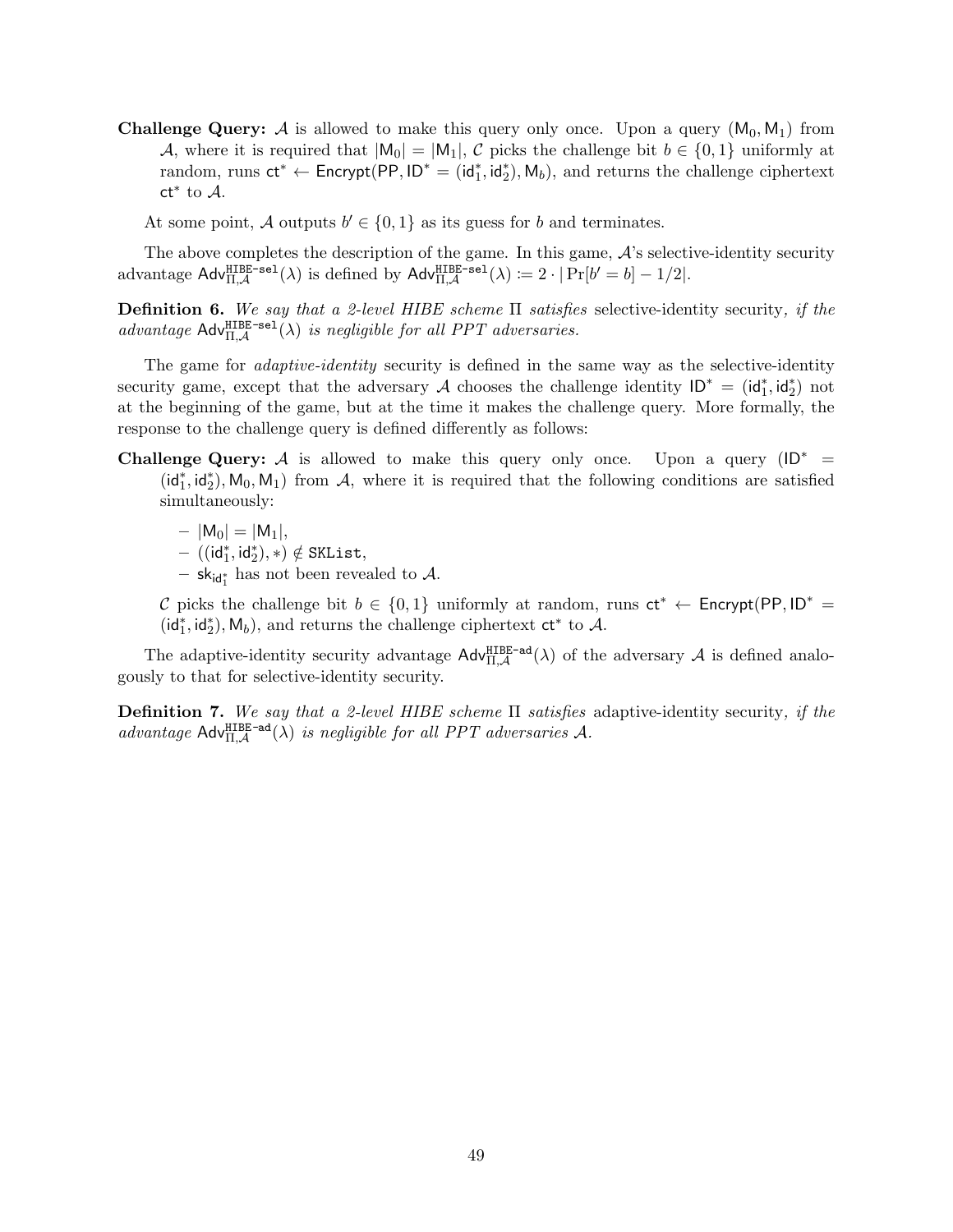**Challenge Query:** $\mathcal{A}$ is allowed to make this query only once. Upon a query $(\mathsf{M}_0, \mathsf{M}_1)$ from $\mathcal{A}$, where it is required that $|\mathsf{M}_0| = |\mathsf{M}_1|$, $\mathcal{C}$ picks the challenge bit $b \in \{0, 1\}$ uniformly at random, runs $\mathsf{ct}^* \leftarrow \mathsf{Encrypt}(\mathsf{PP}, \mathsf{ID}^* = (\mathsf{id}_1^*, \mathsf{id}_2^*), \mathsf{M}_b)$, and returns the challenge ciphertext $\mathsf{ct}^*$ to $\mathcal{A}$.

At some point, $\mathcal{A}$ outputs $b' \in \{0, 1\}$ as its guess for $b$ and terminates.

The above completes the description of the game. In this game, $\mathcal{A}$'s selective-identity security advantage $\mathsf{Adv}^{\mathtt{HIBE\text{-}sel}}_{\Pi,\mathcal{A}}(\lambda)$ is defined by $\mathsf{Adv}^{\mathtt{HIBE\text{-}sel}}_{\Pi,\mathcal{A}}(\lambda) := 2 \cdot |\Pr[b' = b] - 1/2|$.

**Definition 6.** *We say that a 2-level HIBE scheme* $\Pi$ *satisfies* selective-identity security*, if the advantage* $\mathsf{Adv}^{\mathtt{HIBE\text{-}sel}}_{\Pi,\mathcal{A}}(\lambda)$ *is negligible for all PPT adversaries.*

The game for *adaptive-identity* security is defined in the same way as the selective-identity security game, except that the adversary $\mathcal{A}$ chooses the challenge identity $\mathsf{ID}^* = (\mathsf{id}_1^*, \mathsf{id}_2^*)$ not at the beginning of the game, but at the time it makes the challenge query. More formally, the response to the challenge query is defined differently as follows:

**Challenge Query:** $\mathcal{A}$ is allowed to make this query only once. Upon a query $(\mathsf{ID}^* = (\mathsf{id}_1^*, \mathsf{id}_2^*), \mathsf{M}_0, \mathsf{M}_1)$ from $\mathcal{A}$, where it is required that the following conditions are satisfied simultaneously:

- $|\mathsf{M}_0| = |\mathsf{M}_1|$,
- $((\mathsf{id}_1^*, \mathsf{id}_2^*), *) \notin \mathtt{SKList}$,
- $\mathsf{sk}_{\mathsf{id}_1^*}$ has not been revealed to $\mathcal{A}$.

$\mathcal{C}$ picks the challenge bit $b \in \{0, 1\}$ uniformly at random, runs $\mathsf{ct}^* \leftarrow \mathsf{Encrypt}(\mathsf{PP}, \mathsf{ID}^* = (\mathsf{id}_1^*, \mathsf{id}_2^*), \mathsf{M}_b)$, and returns the challenge ciphertext $\mathsf{ct}^*$ to $\mathcal{A}$.

The adaptive-identity security advantage $\mathsf{Adv}^{\mathtt{HIBE\text{-}ad}}_{\Pi,\mathcal{A}}(\lambda)$ of the adversary $\mathcal{A}$ is defined analogously to that for selective-identity security.

**Definition 7.** *We say that a 2-level HIBE scheme* $\Pi$ *satisfies* adaptive-identity security*, if the advantage* $\mathsf{Adv}^{\mathtt{HIBE\text{-}ad}}_{\Pi,\mathcal{A}}(\lambda)$ *is negligible for all PPT adversaries* $\mathcal{A}$*.*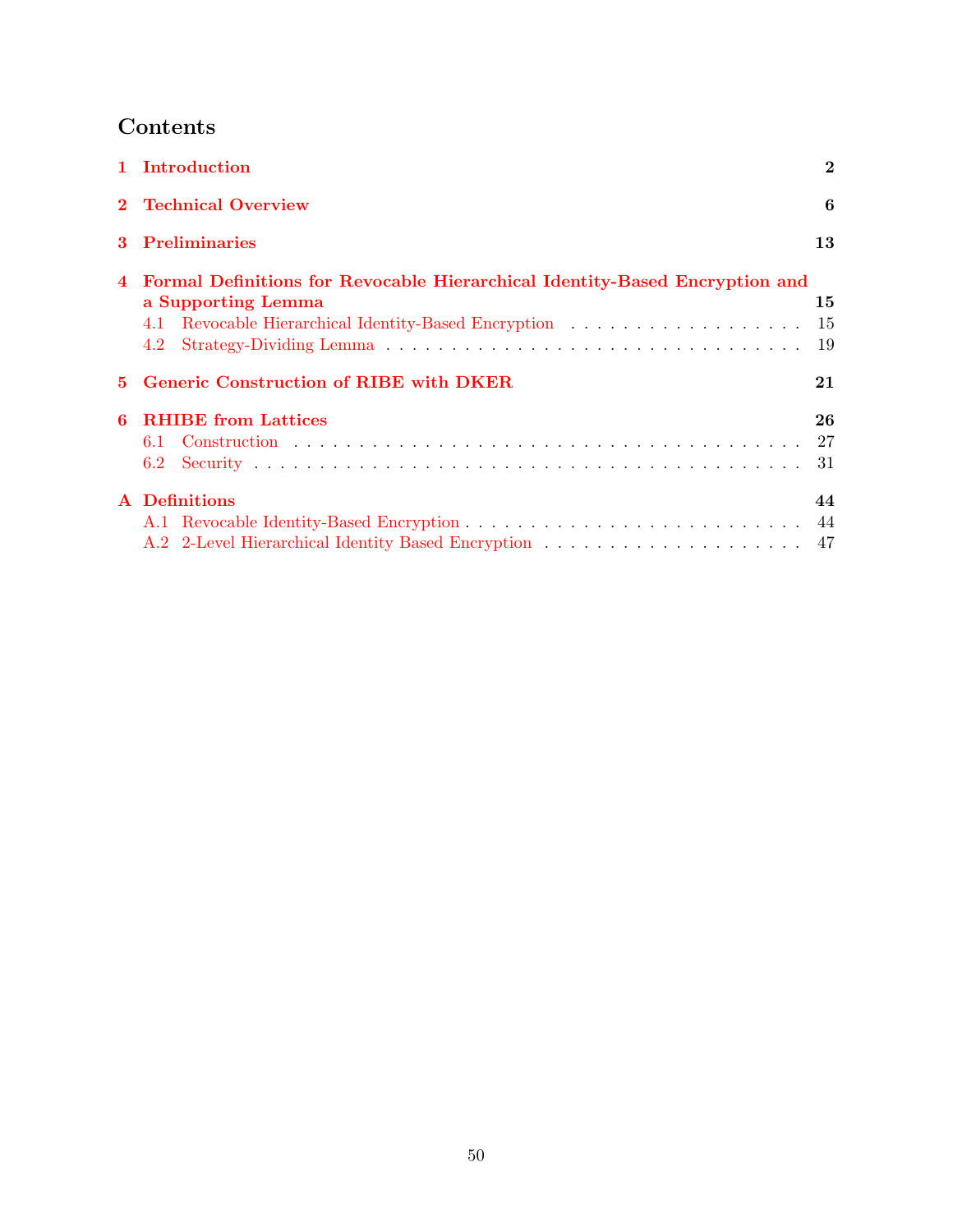# Contents

**1 Introduction** **2**

**2 Technical Overview** **6**

**3 Preliminaries** **13**

**4 Formal Definitions for Revocable Hierarchical Identity-Based Encryption and a Supporting Lemma** **15**

- 4.1 Revocable Hierarchical Identity-Based Encryption . . . . . . . . . . . . . . . . . . . 15
- 4.2 Strategy-Dividing Lemma . . . . . . . . . . . . . . . . . . . . . . . . . . . . . . . . . . 19

**5 Generic Construction of RIBE with DKER** **21**

**6 RHIBE from Lattices** **26**

- 6.1 Construction . . . . . . . . . . . . . . . . . . . . . . . . . . . . . . . . . . . . . . . . . 27
- 6.2 Security . . . . . . . . . . . . . . . . . . . . . . . . . . . . . . . . . . . . . . . . . . . 31

**A Definitions** **44**

- A.1 Revocable Identity-Based Encryption . . . . . . . . . . . . . . . . . . . . . . . . . . . 44
- A.2 2-Level Hierarchical Identity Based Encryption . . . . . . . . . . . . . . . . . . . . . 47